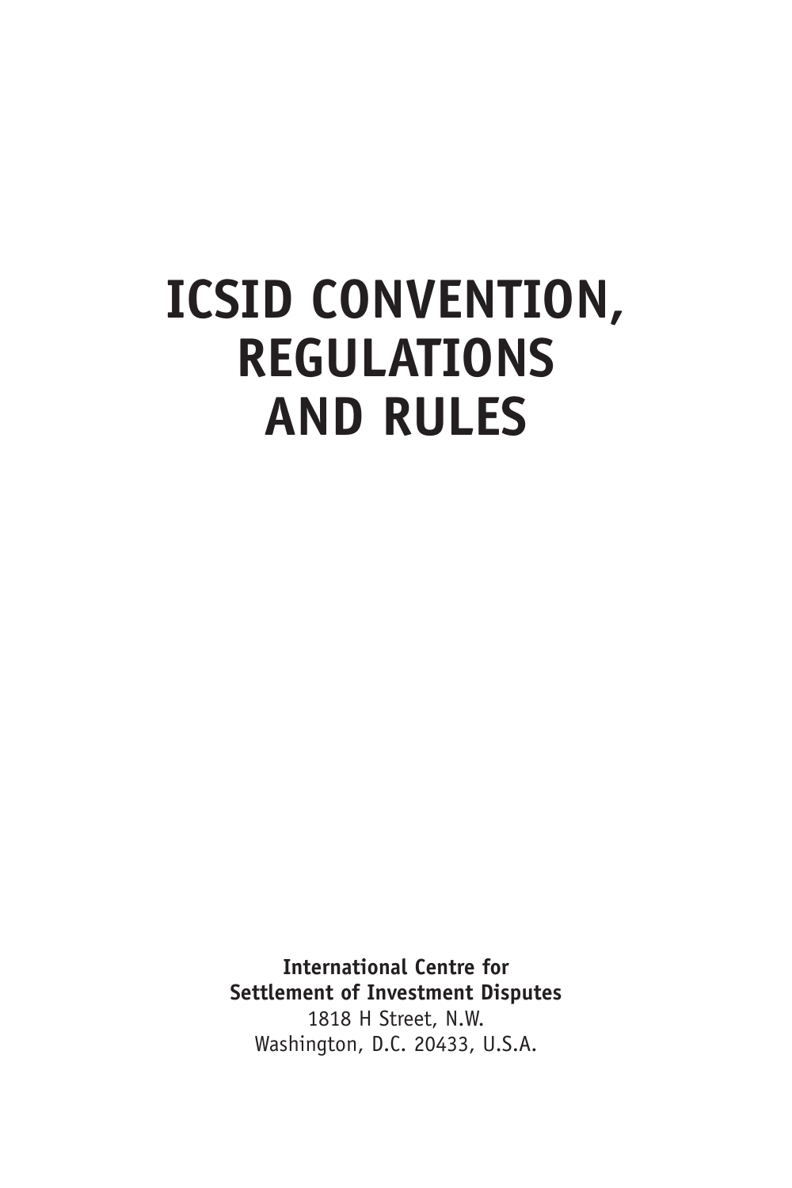# ICSID CONVENTION, REGULATIONS AND RULES

**International Centre for Settlement of Investment Disputes**
1818 H Street, N.W.
Washington, D.C. 20433, U.S.A.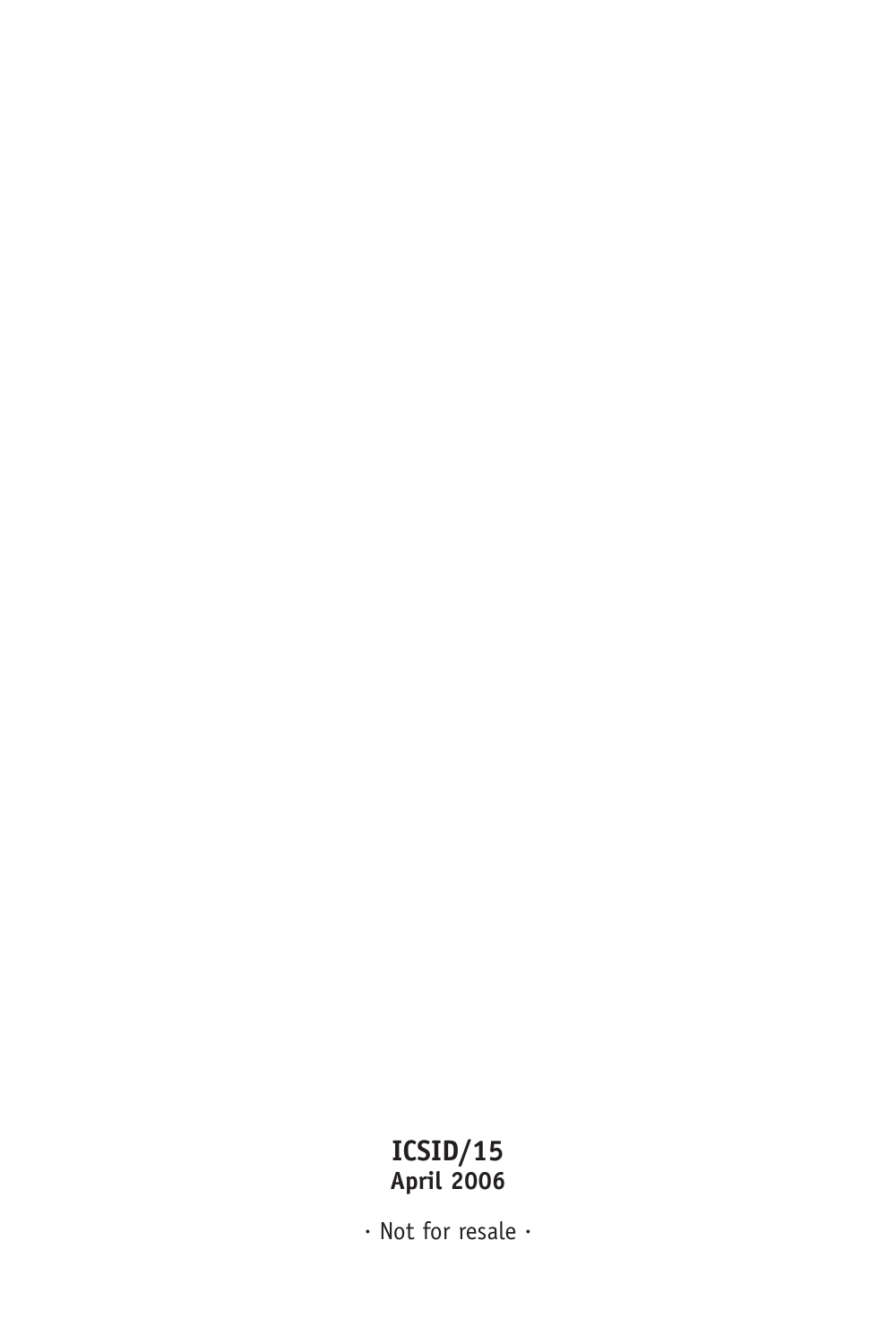**ICSID/15**
**April 2006**

· Not for resale ·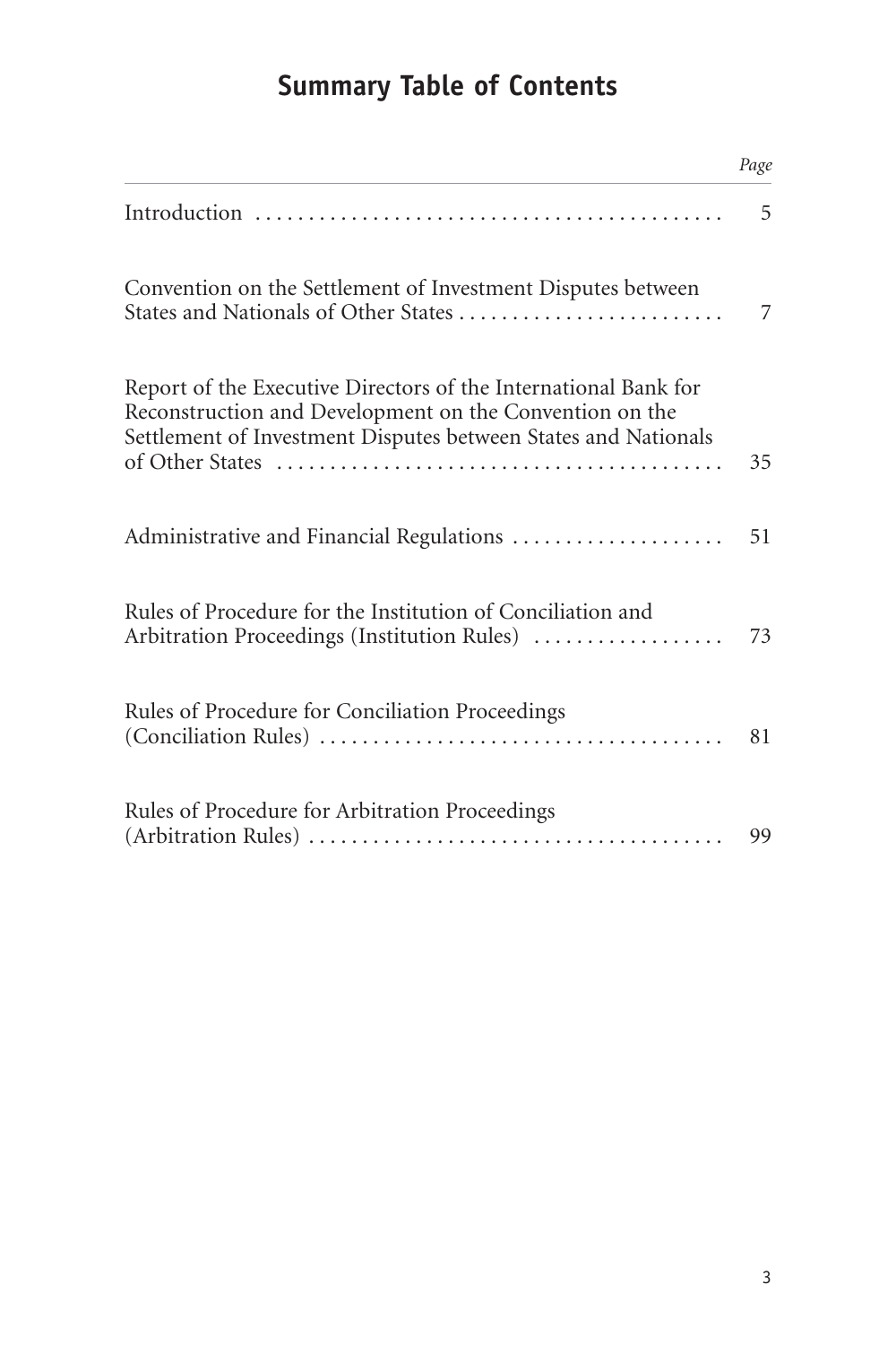# Summary Table of Contents

| | *Page* |
|---|---|
| Introduction | 5 |
| Convention on the Settlement of Investment Disputes between States and Nationals of Other States | 7 |
| Report of the Executive Directors of the International Bank for Reconstruction and Development on the Convention on the Settlement of Investment Disputes between States and Nationals of Other States | 35 |
| Administrative and Financial Regulations | 51 |
| Rules of Procedure for the Institution of Conciliation and Arbitration Proceedings (Institution Rules) | 73 |
| Rules of Procedure for Conciliation Proceedings (Conciliation Rules) | 81 |
| Rules of Procedure for Arbitration Proceedings (Arbitration Rules) | 99 |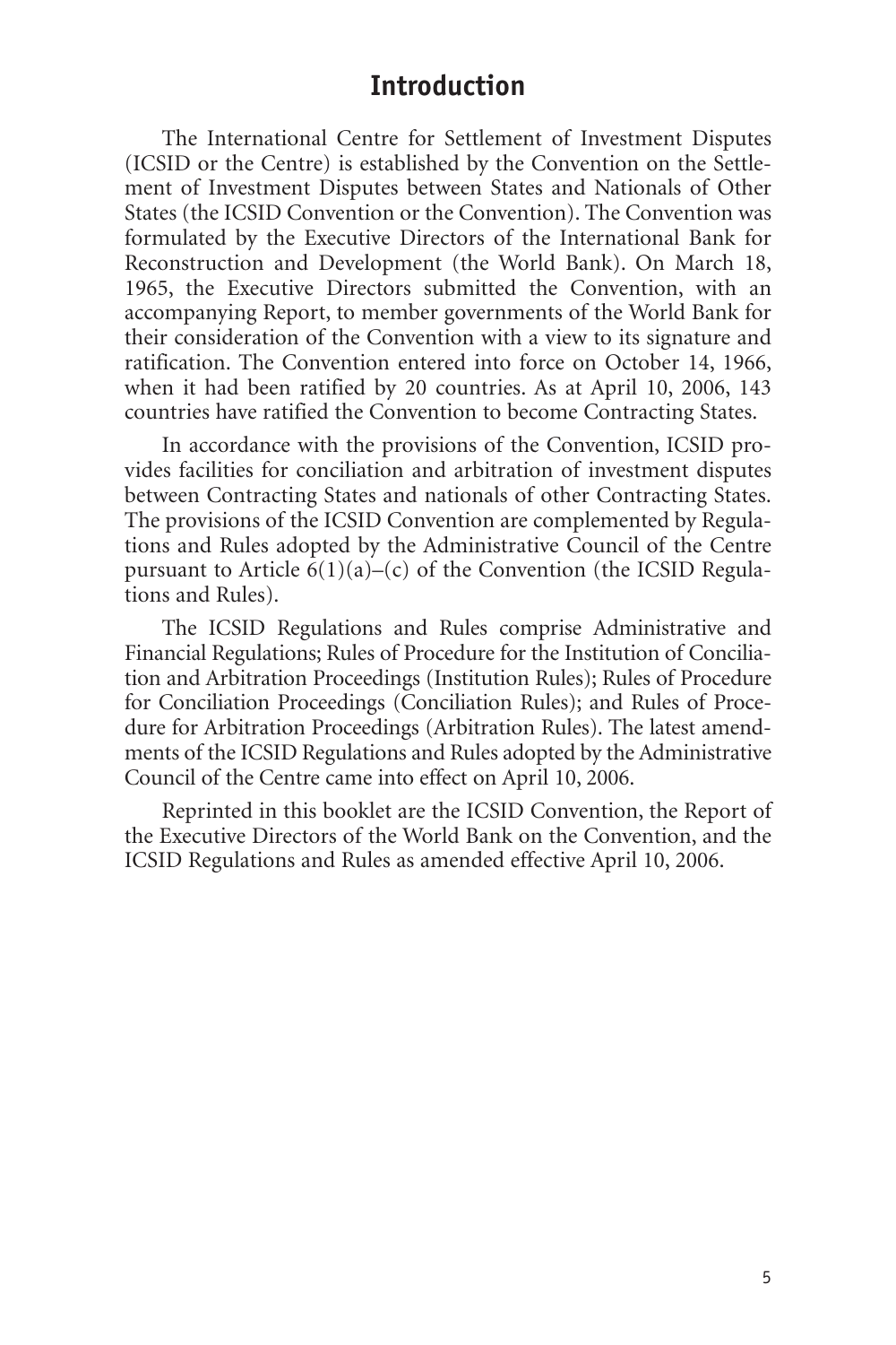# Introduction

The International Centre for Settlement of Investment Disputes (ICSID or the Centre) is established by the Convention on the Settlement of Investment Disputes between States and Nationals of Other States (the ICSID Convention or the Convention). The Convention was formulated by the Executive Directors of the International Bank for Reconstruction and Development (the World Bank). On March 18, 1965, the Executive Directors submitted the Convention, with an accompanying Report, to member governments of the World Bank for their consideration of the Convention with a view to its signature and ratification. The Convention entered into force on October 14, 1966, when it had been ratified by 20 countries. As at April 10, 2006, 143 countries have ratified the Convention to become Contracting States.

In accordance with the provisions of the Convention, ICSID provides facilities for conciliation and arbitration of investment disputes between Contracting States and nationals of other Contracting States. The provisions of the ICSID Convention are complemented by Regulations and Rules adopted by the Administrative Council of the Centre pursuant to Article 6(1)(a)–(c) of the Convention (the ICSID Regulations and Rules).

The ICSID Regulations and Rules comprise Administrative and Financial Regulations; Rules of Procedure for the Institution of Conciliation and Arbitration Proceedings (Institution Rules); Rules of Procedure for Conciliation Proceedings (Conciliation Rules); and Rules of Procedure for Arbitration Proceedings (Arbitration Rules). The latest amendments of the ICSID Regulations and Rules adopted by the Administrative Council of the Centre came into effect on April 10, 2006.

Reprinted in this booklet are the ICSID Convention, the Report of the Executive Directors of the World Bank on the Convention, and the ICSID Regulations and Rules as amended effective April 10, 2006.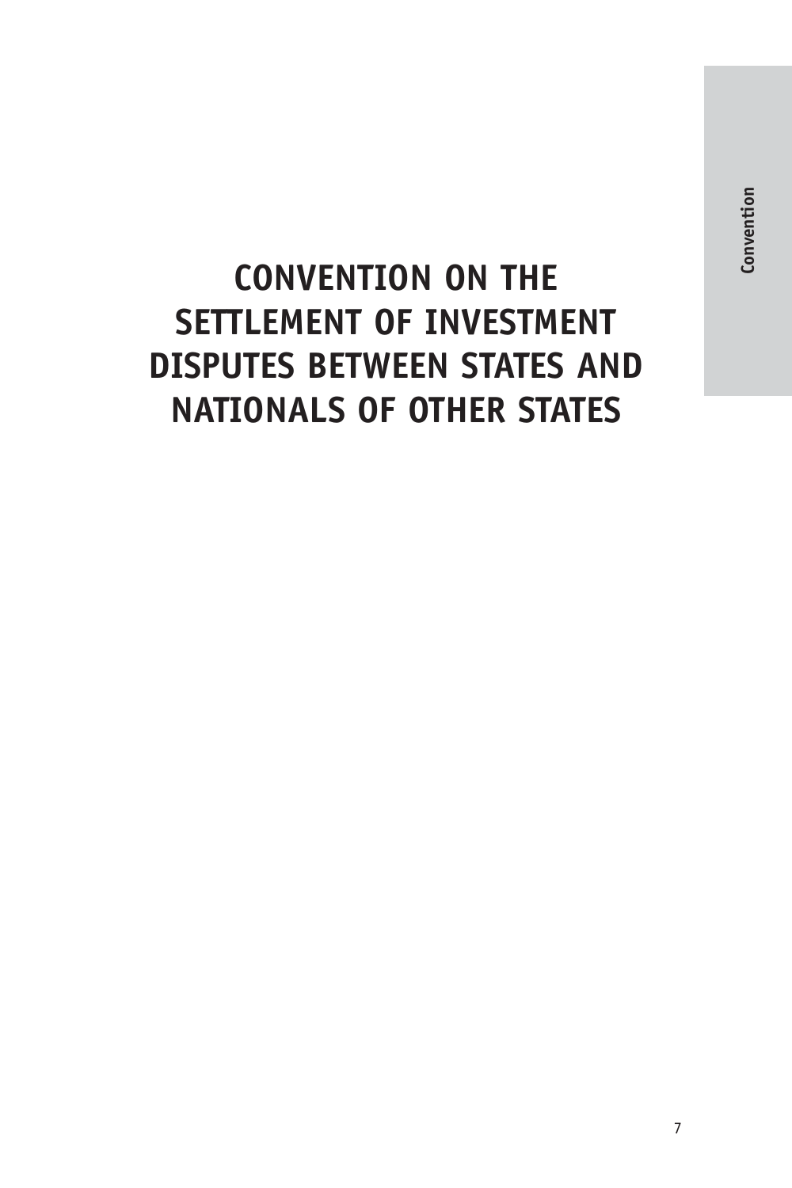# CONVENTION ON THE SETTLEMENT OF INVESTMENT DISPUTES BETWEEN STATES AND NATIONALS OF OTHER STATES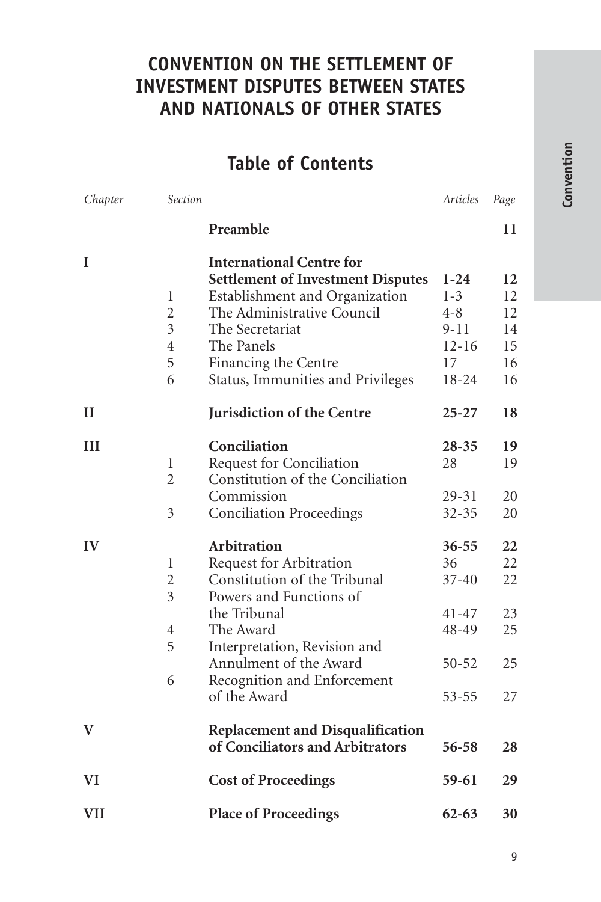# CONVENTION ON THE SETTLEMENT OF INVESTMENT DISPUTES BETWEEN STATES AND NATIONALS OF OTHER STATES

## Table of Contents

| *Chapter* | *Section* | | *Articles* | *Page* |
|---|---|---|---|---|
| | | **Preamble** | | **11** |
| **I** | | **International Centre for Settlement of Investment Disputes** | **1-24** | **12** |
| | 1 | Establishment and Organization | 1-3 | 12 |
| | 2 | The Administrative Council | 4-8 | 12 |
| | 3 | The Secretariat | 9-11 | 14 |
| | 4 | The Panels | 12-16 | 15 |
| | 5 | Financing the Centre | 17 | 16 |
| | 6 | Status, Immunities and Privileges | 18-24 | 16 |
| **II** | | **Jurisdiction of the Centre** | **25-27** | **18** |
| **III** | | **Conciliation** | **28-35** | **19** |
| | 1 | Request for Conciliation | 28 | 19 |
| | 2 | Constitution of the Conciliation Commission | 29-31 | 20 |
| | 3 | Conciliation Proceedings | 32-35 | 20 |
| **IV** | | **Arbitration** | **36-55** | **22** |
| | 1 | Request for Arbitration | 36 | 22 |
| | 2 | Constitution of the Tribunal | 37-40 | 22 |
| | 3 | Powers and Functions of the Tribunal | 41-47 | 23 |
| | 4 | The Award | 48-49 | 25 |
| | 5 | Interpretation, Revision and Annulment of the Award | 50-52 | 25 |
| | 6 | Recognition and Enforcement of the Award | 53-55 | 27 |
| **V** | | **Replacement and Disqualification of Conciliators and Arbitrators** | **56-58** | **28** |
| **VI** | | **Cost of Proceedings** | **59-61** | **29** |
| **VII** | | **Place of Proceedings** | **62-63** | **30** |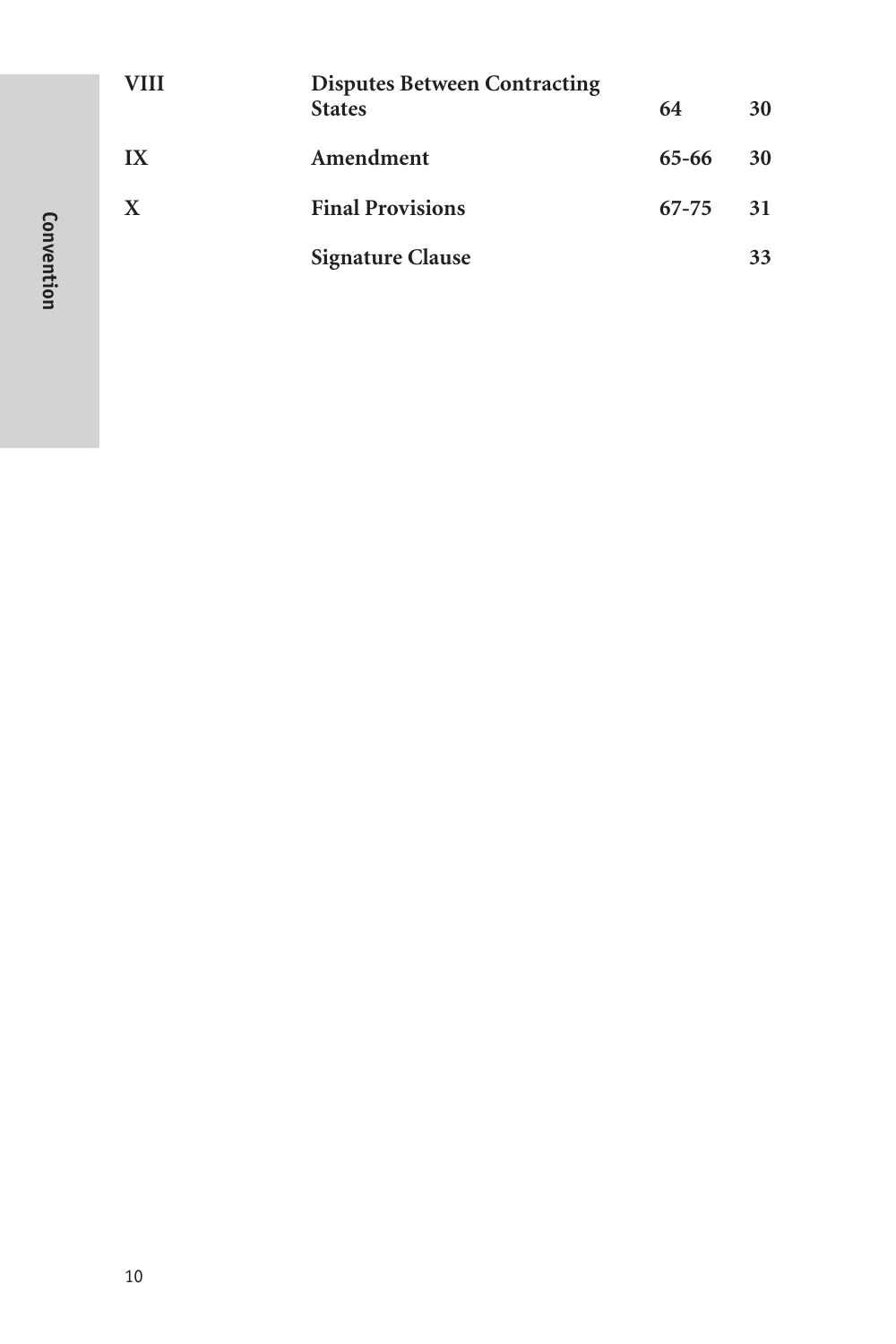| | | | |
|---|---|---|---|
| **VIII** | **Disputes Between Contracting States** | **64** | **30** |
| **IX** | **Amendment** | **65-66** | **30** |
| **X** | **Final Provisions** | **67-75** | **31** |
| | **Signature Clause** | | **33** |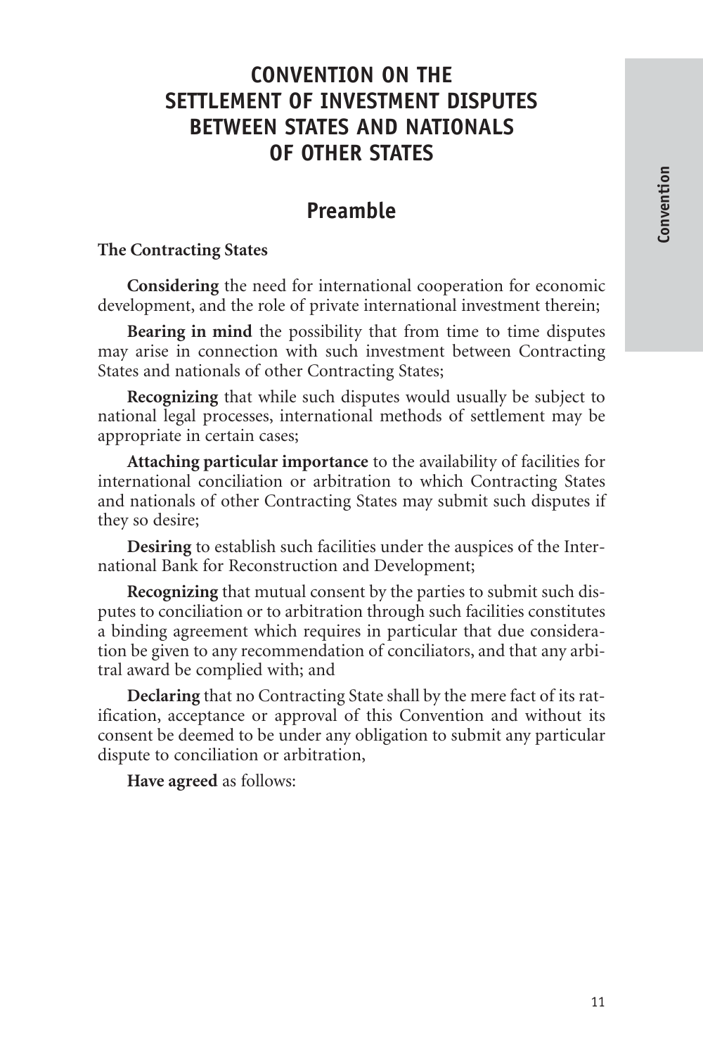# CONVENTION ON THE SETTLEMENT OF INVESTMENT DISPUTES BETWEEN STATES AND NATIONALS OF OTHER STATES

## Preamble

**The Contracting States**

**Considering** the need for international cooperation for economic development, and the role of private international investment therein;

**Bearing in mind** the possibility that from time to time disputes may arise in connection with such investment between Contracting States and nationals of other Contracting States;

**Recognizing** that while such disputes would usually be subject to national legal processes, international methods of settlement may be appropriate in certain cases;

**Attaching particular importance** to the availability of facilities for international conciliation or arbitration to which Contracting States and nationals of other Contracting States may submit such disputes if they so desire;

**Desiring** to establish such facilities under the auspices of the International Bank for Reconstruction and Development;

**Recognizing** that mutual consent by the parties to submit such disputes to conciliation or to arbitration through such facilities constitutes a binding agreement which requires in particular that due consideration be given to any recommendation of conciliators, and that any arbitral award be complied with; and

**Declaring** that no Contracting State shall by the mere fact of its ratification, acceptance or approval of this Convention and without its consent be deemed to be under any obligation to submit any particular dispute to conciliation or arbitration,

**Have agreed** as follows: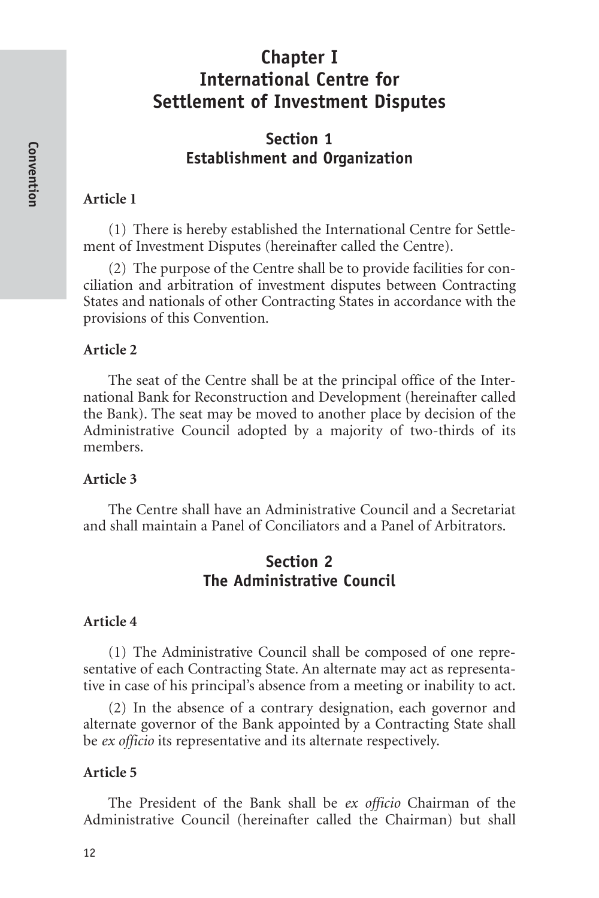# Chapter I
# International Centre for Settlement of Investment Disputes

## Section 1
## Establishment and Organization

**Article 1**

(1) There is hereby established the International Centre for Settlement of Investment Disputes (hereinafter called the Centre).

(2) The purpose of the Centre shall be to provide facilities for conciliation and arbitration of investment disputes between Contracting States and nationals of other Contracting States in accordance with the provisions of this Convention.

**Article 2**

The seat of the Centre shall be at the principal office of the International Bank for Reconstruction and Development (hereinafter called the Bank). The seat may be moved to another place by decision of the Administrative Council adopted by a majority of two-thirds of its members.

**Article 3**

The Centre shall have an Administrative Council and a Secretariat and shall maintain a Panel of Conciliators and a Panel of Arbitrators.

## Section 2
## The Administrative Council

**Article 4**

(1) The Administrative Council shall be composed of one representative of each Contracting State. An alternate may act as representative in case of his principal's absence from a meeting or inability to act.

(2) In the absence of a contrary designation, each governor and alternate governor of the Bank appointed by a Contracting State shall be *ex officio* its representative and its alternate respectively.

**Article 5**

The President of the Bank shall be *ex officio* Chairman of the Administrative Council (hereinafter called the Chairman) but shall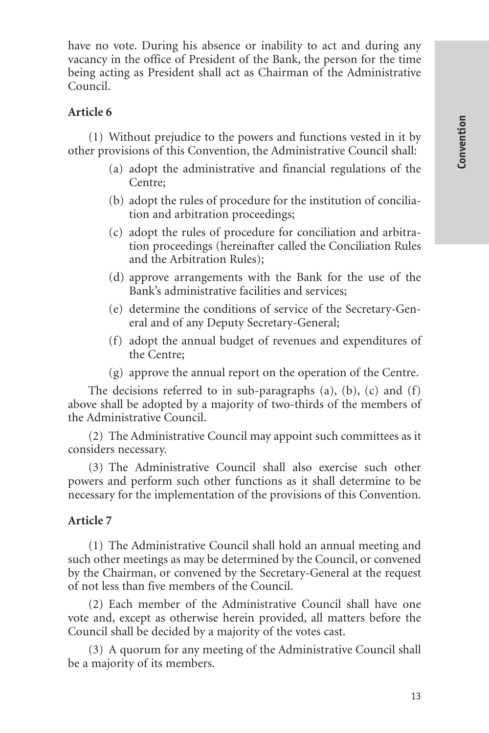have no vote. During his absence or inability to act and during any vacancy in the office of President of the Bank, the person for the time being acting as President shall act as Chairman of the Administrative Council.

**Article 6**

(1) Without prejudice to the powers and functions vested in it by other provisions of this Convention, the Administrative Council shall:

(a) adopt the administrative and financial regulations of the Centre;

(b) adopt the rules of procedure for the institution of conciliation and arbitration proceedings;

(c) adopt the rules of procedure for conciliation and arbitration proceedings (hereinafter called the Conciliation Rules and the Arbitration Rules);

(d) approve arrangements with the Bank for the use of the Bank's administrative facilities and services;

(e) determine the conditions of service of the Secretary-General and of any Deputy Secretary-General;

(f) adopt the annual budget of revenues and expenditures of the Centre;

(g) approve the annual report on the operation of the Centre.

The decisions referred to in sub-paragraphs (a), (b), (c) and (f) above shall be adopted by a majority of two-thirds of the members of the Administrative Council.

(2) The Administrative Council may appoint such committees as it considers necessary.

(3) The Administrative Council shall also exercise such other powers and perform such other functions as it shall determine to be necessary for the implementation of the provisions of this Convention.

**Article 7**

(1) The Administrative Council shall hold an annual meeting and such other meetings as may be determined by the Council, or convened by the Chairman, or convened by the Secretary-General at the request of not less than five members of the Council.

(2) Each member of the Administrative Council shall have one vote and, except as otherwise herein provided, all matters before the Council shall be decided by a majority of the votes cast.

(3) A quorum for any meeting of the Administrative Council shall be a majority of its members.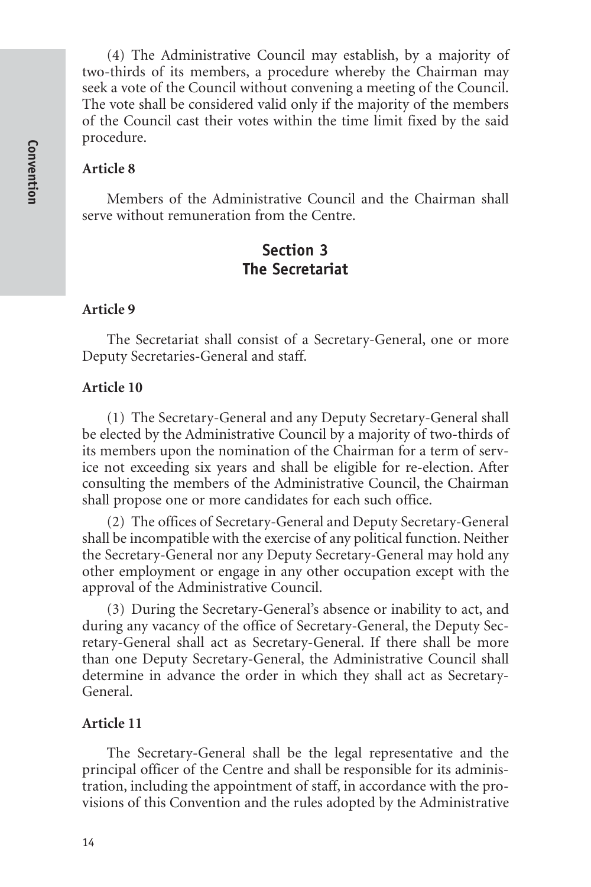(4) The Administrative Council may establish, by a majority of two-thirds of its members, a procedure whereby the Chairman may seek a vote of the Council without convening a meeting of the Council. The vote shall be considered valid only if the majority of the members of the Council cast their votes within the time limit fixed by the said procedure.

**Article 8**

Members of the Administrative Council and the Chairman shall serve without remuneration from the Centre.

## Section 3
## The Secretariat

**Article 9**

The Secretariat shall consist of a Secretary-General, one or more Deputy Secretaries-General and staff.

**Article 10**

(1) The Secretary-General and any Deputy Secretary-General shall be elected by the Administrative Council by a majority of two-thirds of its members upon the nomination of the Chairman for a term of service not exceeding six years and shall be eligible for re-election. After consulting the members of the Administrative Council, the Chairman shall propose one or more candidates for each such office.

(2) The offices of Secretary-General and Deputy Secretary-General shall be incompatible with the exercise of any political function. Neither the Secretary-General nor any Deputy Secretary-General may hold any other employment or engage in any other occupation except with the approval of the Administrative Council.

(3) During the Secretary-General's absence or inability to act, and during any vacancy of the office of Secretary-General, the Deputy Secretary-General shall act as Secretary-General. If there shall be more than one Deputy Secretary-General, the Administrative Council shall determine in advance the order in which they shall act as Secretary-General.

**Article 11**

The Secretary-General shall be the legal representative and the principal officer of the Centre and shall be responsible for its administration, including the appointment of staff, in accordance with the provisions of this Convention and the rules adopted by the Administrative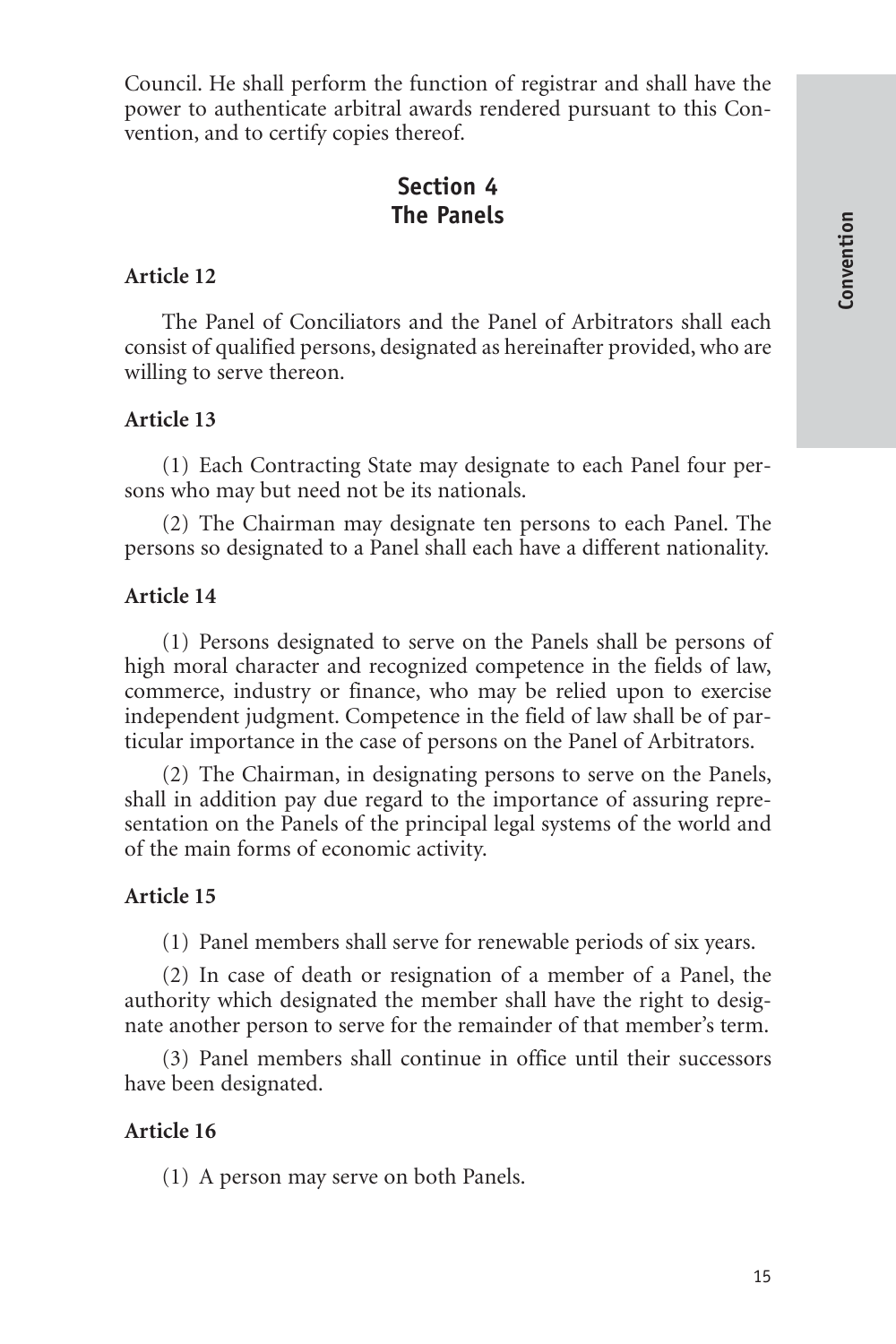Council. He shall perform the function of registrar and shall have the power to authenticate arbitral awards rendered pursuant to this Convention, and to certify copies thereof.

## Section 4
## The Panels

**Article 12**

The Panel of Conciliators and the Panel of Arbitrators shall each consist of qualified persons, designated as hereinafter provided, who are willing to serve thereon.

**Article 13**

(1) Each Contracting State may designate to each Panel four persons who may but need not be its nationals.

(2) The Chairman may designate ten persons to each Panel. The persons so designated to a Panel shall each have a different nationality.

**Article 14**

(1) Persons designated to serve on the Panels shall be persons of high moral character and recognized competence in the fields of law, commerce, industry or finance, who may be relied upon to exercise independent judgment. Competence in the field of law shall be of particular importance in the case of persons on the Panel of Arbitrators.

(2) The Chairman, in designating persons to serve on the Panels, shall in addition pay due regard to the importance of assuring representation on the Panels of the principal legal systems of the world and of the main forms of economic activity.

**Article 15**

(1) Panel members shall serve for renewable periods of six years.

(2) In case of death or resignation of a member of a Panel, the authority which designated the member shall have the right to designate another person to serve for the remainder of that member's term.

(3) Panel members shall continue in office until their successors have been designated.

**Article 16**

(1) A person may serve on both Panels.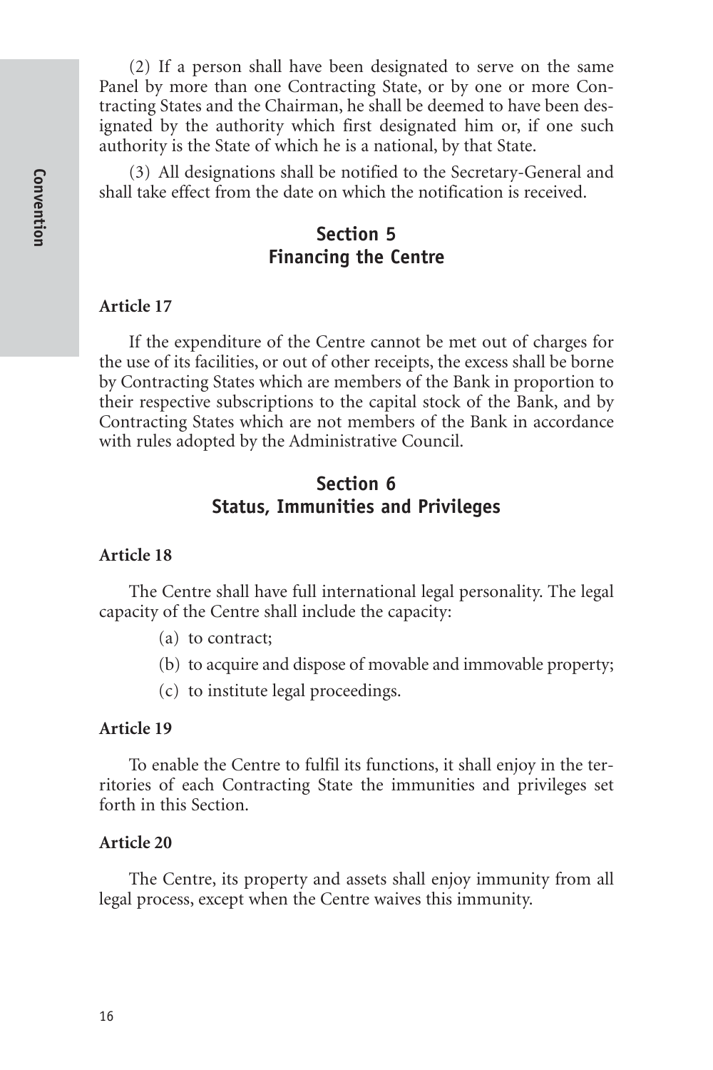(2) If a person shall have been designated to serve on the same Panel by more than one Contracting State, or by one or more Contracting States and the Chairman, he shall be deemed to have been designated by the authority which first designated him or, if one such authority is the State of which he is a national, by that State.

(3) All designations shall be notified to the Secretary-General and shall take effect from the date on which the notification is received.

## Section 5
## Financing the Centre

**Article 17**

If the expenditure of the Centre cannot be met out of charges for the use of its facilities, or out of other receipts, the excess shall be borne by Contracting States which are members of the Bank in proportion to their respective subscriptions to the capital stock of the Bank, and by Contracting States which are not members of the Bank in accordance with rules adopted by the Administrative Council.

## Section 6
## Status, Immunities and Privileges

**Article 18**

The Centre shall have full international legal personality. The legal capacity of the Centre shall include the capacity:

(a) to contract;

(b) to acquire and dispose of movable and immovable property;

(c) to institute legal proceedings.

**Article 19**

To enable the Centre to fulfil its functions, it shall enjoy in the territories of each Contracting State the immunities and privileges set forth in this Section.

**Article 20**

The Centre, its property and assets shall enjoy immunity from all legal process, except when the Centre waives this immunity.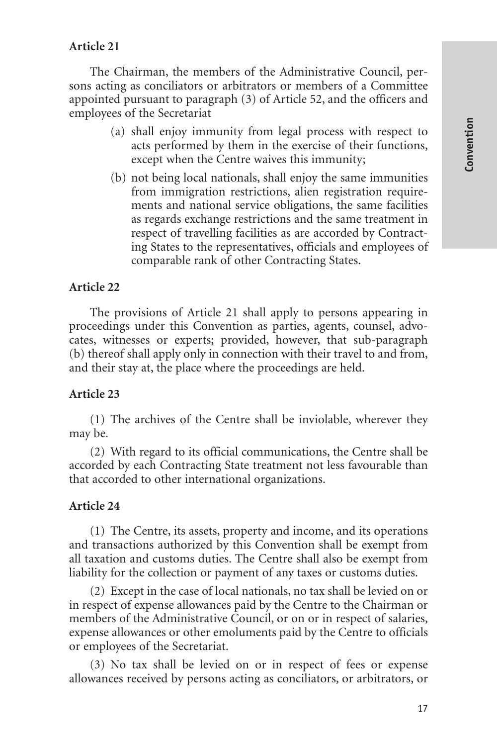### Article 21

The Chairman, the members of the Administrative Council, persons acting as conciliators or arbitrators or members of a Committee appointed pursuant to paragraph (3) of Article 52, and the officers and employees of the Secretariat

(a) shall enjoy immunity from legal process with respect to acts performed by them in the exercise of their functions, except when the Centre waives this immunity;

(b) not being local nationals, shall enjoy the same immunities from immigration restrictions, alien registration requirements and national service obligations, the same facilities as regards exchange restrictions and the same treatment in respect of travelling facilities as are accorded by Contracting States to the representatives, officials and employees of comparable rank of other Contracting States.

### Article 22

The provisions of Article 21 shall apply to persons appearing in proceedings under this Convention as parties, agents, counsel, advocates, witnesses or experts; provided, however, that sub-paragraph (b) thereof shall apply only in connection with their travel to and from, and their stay at, the place where the proceedings are held.

### Article 23

(1) The archives of the Centre shall be inviolable, wherever they may be.

(2) With regard to its official communications, the Centre shall be accorded by each Contracting State treatment not less favourable than that accorded to other international organizations.

### Article 24

(1) The Centre, its assets, property and income, and its operations and transactions authorized by this Convention shall be exempt from all taxation and customs duties. The Centre shall also be exempt from liability for the collection or payment of any taxes or customs duties.

(2) Except in the case of local nationals, no tax shall be levied on or in respect of expense allowances paid by the Centre to the Chairman or members of the Administrative Council, or on or in respect of salaries, expense allowances or other emoluments paid by the Centre to officials or employees of the Secretariat.

(3) No tax shall be levied on or in respect of fees or expense allowances received by persons acting as conciliators, or arbitrators, or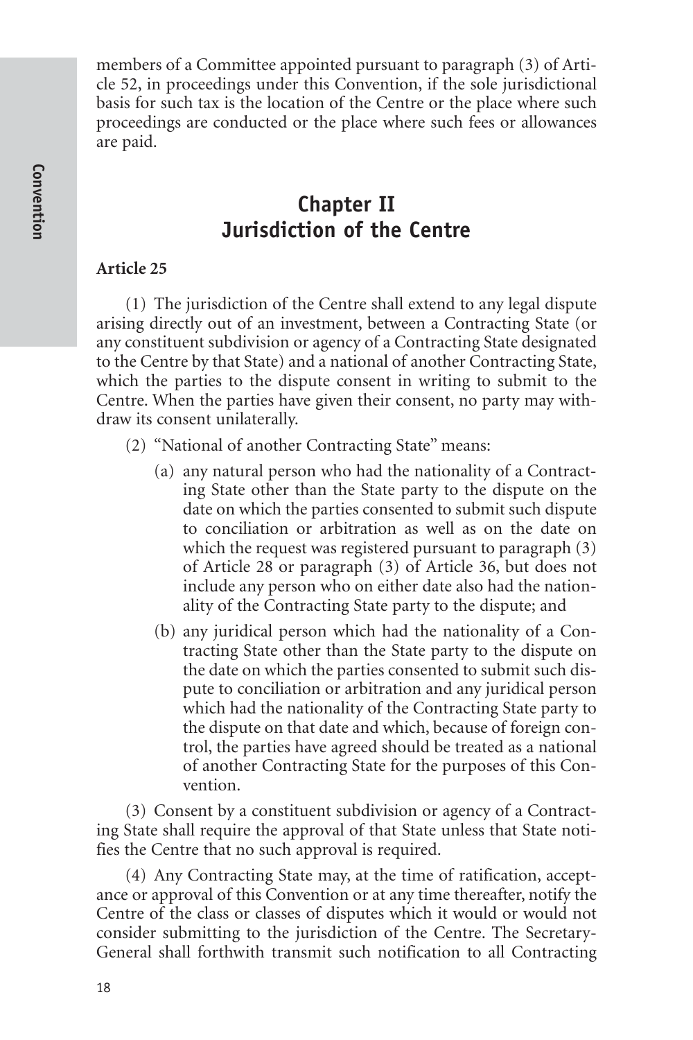members of a Committee appointed pursuant to paragraph (3) of Article 52, in proceedings under this Convention, if the sole jurisdictional basis for such tax is the location of the Centre or the place where such proceedings are conducted or the place where such fees or allowances are paid.

## Chapter II
## Jurisdiction of the Centre

### Article 25

(1) The jurisdiction of the Centre shall extend to any legal dispute arising directly out of an investment, between a Contracting State (or any constituent subdivision or agency of a Contracting State designated to the Centre by that State) and a national of another Contracting State, which the parties to the dispute consent in writing to submit to the Centre. When the parties have given their consent, no party may withdraw its consent unilaterally.

(2) "National of another Contracting State" means:

(a) any natural person who had the nationality of a Contracting State other than the State party to the dispute on the date on which the parties consented to submit such dispute to conciliation or arbitration as well as on the date on which the request was registered pursuant to paragraph (3) of Article 28 or paragraph (3) of Article 36, but does not include any person who on either date also had the nationality of the Contracting State party to the dispute; and

(b) any juridical person which had the nationality of a Contracting State other than the State party to the dispute on the date on which the parties consented to submit such dispute to conciliation or arbitration and any juridical person which had the nationality of the Contracting State party to the dispute on that date and which, because of foreign control, the parties have agreed should be treated as a national of another Contracting State for the purposes of this Convention.

(3) Consent by a constituent subdivision or agency of a Contracting State shall require the approval of that State unless that State notifies the Centre that no such approval is required.

(4) Any Contracting State may, at the time of ratification, acceptance or approval of this Convention or at any time thereafter, notify the Centre of the class or classes of disputes which it would or would not consider submitting to the jurisdiction of the Centre. The Secretary-General shall forthwith transmit such notification to all Contracting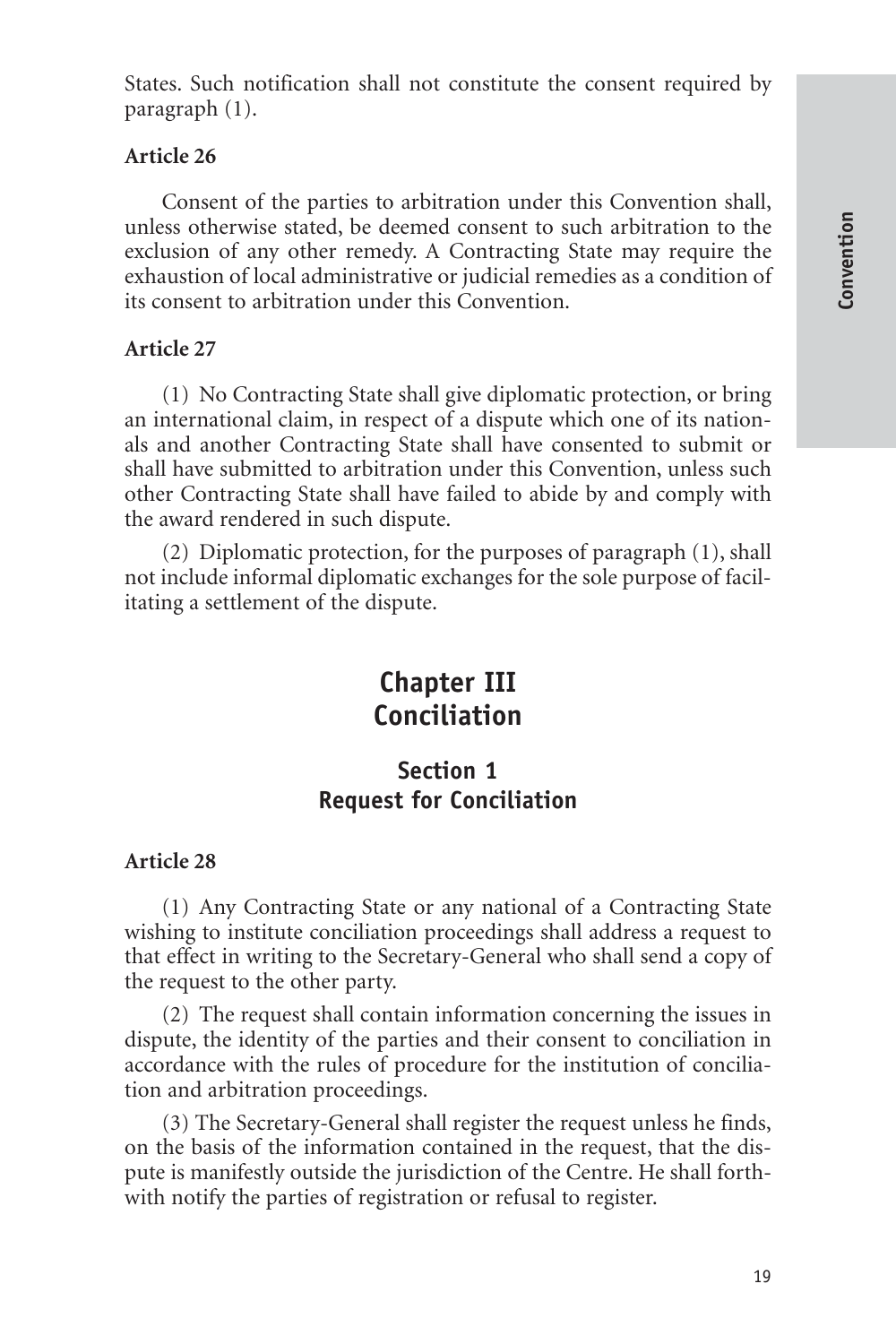States. Such notification shall not constitute the consent required by paragraph (1).

**Article 26**

Consent of the parties to arbitration under this Convention shall, unless otherwise stated, be deemed consent to such arbitration to the exclusion of any other remedy. A Contracting State may require the exhaustion of local administrative or judicial remedies as a condition of its consent to arbitration under this Convention.

**Article 27**

(1) No Contracting State shall give diplomatic protection, or bring an international claim, in respect of a dispute which one of its nationals and another Contracting State shall have consented to submit or shall have submitted to arbitration under this Convention, unless such other Contracting State shall have failed to abide by and comply with the award rendered in such dispute.

(2) Diplomatic protection, for the purposes of paragraph (1), shall not include informal diplomatic exchanges for the sole purpose of facilitating a settlement of the dispute.

# Chapter III
# Conciliation

## Section 1
## Request for Conciliation

**Article 28**

(1) Any Contracting State or any national of a Contracting State wishing to institute conciliation proceedings shall address a request to that effect in writing to the Secretary-General who shall send a copy of the request to the other party.

(2) The request shall contain information concerning the issues in dispute, the identity of the parties and their consent to conciliation in accordance with the rules of procedure for the institution of conciliation and arbitration proceedings.

(3) The Secretary-General shall register the request unless he finds, on the basis of the information contained in the request, that the dispute is manifestly outside the jurisdiction of the Centre. He shall forthwith notify the parties of registration or refusal to register.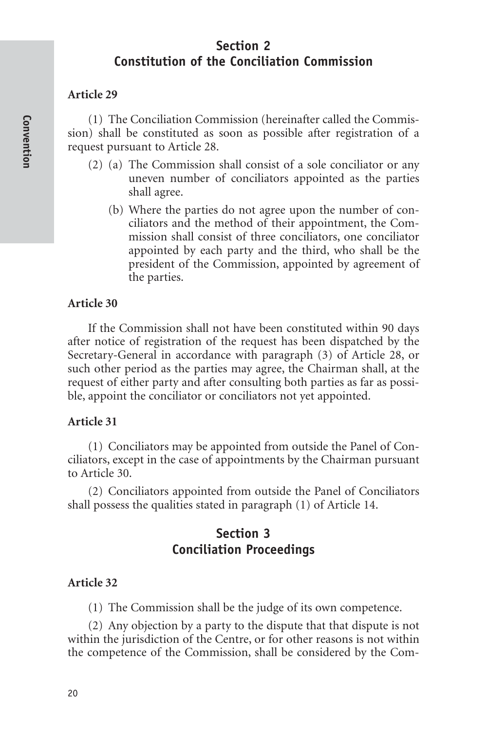## Section 2
## Constitution of the Conciliation Commission

**Article 29**

(1) The Conciliation Commission (hereinafter called the Commission) shall be constituted as soon as possible after registration of a request pursuant to Article 28.

(2) (a) The Commission shall consist of a sole conciliator or any uneven number of conciliators appointed as the parties shall agree.

(b) Where the parties do not agree upon the number of conciliators and the method of their appointment, the Commission shall consist of three conciliators, one conciliator appointed by each party and the third, who shall be the president of the Commission, appointed by agreement of the parties.

**Article 30**

If the Commission shall not have been constituted within 90 days after notice of registration of the request has been dispatched by the Secretary-General in accordance with paragraph (3) of Article 28, or such other period as the parties may agree, the Chairman shall, at the request of either party and after consulting both parties as far as possible, appoint the conciliator or conciliators not yet appointed.

**Article 31**

(1) Conciliators may be appointed from outside the Panel of Conciliators, except in the case of appointments by the Chairman pursuant to Article 30.

(2) Conciliators appointed from outside the Panel of Conciliators shall possess the qualities stated in paragraph (1) of Article 14.

## Section 3
## Conciliation Proceedings

**Article 32**

(1) The Commission shall be the judge of its own competence.

(2) Any objection by a party to the dispute that that dispute is not within the jurisdiction of the Centre, or for other reasons is not within the competence of the Commission, shall be considered by the Com-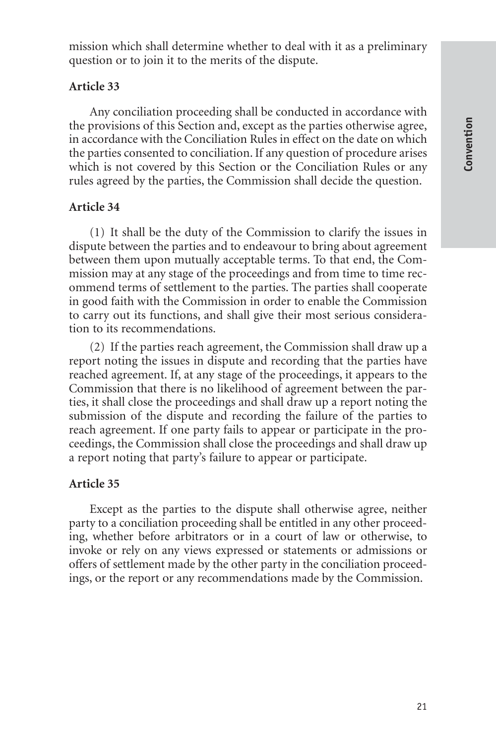mission which shall determine whether to deal with it as a preliminary question or to join it to the merits of the dispute.

### Article 33

Any conciliation proceeding shall be conducted in accordance with the provisions of this Section and, except as the parties otherwise agree, in accordance with the Conciliation Rules in effect on the date on which the parties consented to conciliation. If any question of procedure arises which is not covered by this Section or the Conciliation Rules or any rules agreed by the parties, the Commission shall decide the question.

### Article 34

(1) It shall be the duty of the Commission to clarify the issues in dispute between the parties and to endeavour to bring about agreement between them upon mutually acceptable terms. To that end, the Commission may at any stage of the proceedings and from time to time recommend terms of settlement to the parties. The parties shall cooperate in good faith with the Commission in order to enable the Commission to carry out its functions, and shall give their most serious consideration to its recommendations.

(2) If the parties reach agreement, the Commission shall draw up a report noting the issues in dispute and recording that the parties have reached agreement. If, at any stage of the proceedings, it appears to the Commission that there is no likelihood of agreement between the parties, it shall close the proceedings and shall draw up a report noting the submission of the dispute and recording the failure of the parties to reach agreement. If one party fails to appear or participate in the proceedings, the Commission shall close the proceedings and shall draw up a report noting that party's failure to appear or participate.

### Article 35

Except as the parties to the dispute shall otherwise agree, neither party to a conciliation proceeding shall be entitled in any other proceeding, whether before arbitrators or in a court of law or otherwise, to invoke or rely on any views expressed or statements or admissions or offers of settlement made by the other party in the conciliation proceedings, or the report or any recommendations made by the Commission.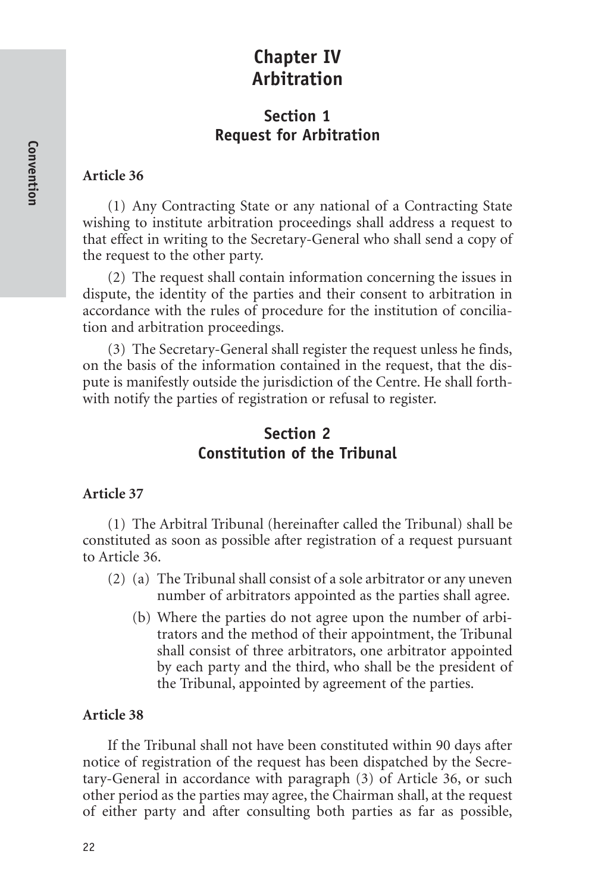# Chapter IV
# Arbitration

## Section 1
## Request for Arbitration

**Article 36**

(1) Any Contracting State or any national of a Contracting State wishing to institute arbitration proceedings shall address a request to that effect in writing to the Secretary-General who shall send a copy of the request to the other party.

(2) The request shall contain information concerning the issues in dispute, the identity of the parties and their consent to arbitration in accordance with the rules of procedure for the institution of conciliation and arbitration proceedings.

(3) The Secretary-General shall register the request unless he finds, on the basis of the information contained in the request, that the dispute is manifestly outside the jurisdiction of the Centre. He shall forthwith notify the parties of registration or refusal to register.

## Section 2
## Constitution of the Tribunal

**Article 37**

(1) The Arbitral Tribunal (hereinafter called the Tribunal) shall be constituted as soon as possible after registration of a request pursuant to Article 36.

(2) (a) The Tribunal shall consist of a sole arbitrator or any uneven number of arbitrators appointed as the parties shall agree.

(b) Where the parties do not agree upon the number of arbitrators and the method of their appointment, the Tribunal shall consist of three arbitrators, one arbitrator appointed by each party and the third, who shall be the president of the Tribunal, appointed by agreement of the parties.

**Article 38**

If the Tribunal shall not have been constituted within 90 days after notice of registration of the request has been dispatched by the Secretary-General in accordance with paragraph (3) of Article 36, or such other period as the parties may agree, the Chairman shall, at the request of either party and after consulting both parties as far as possible,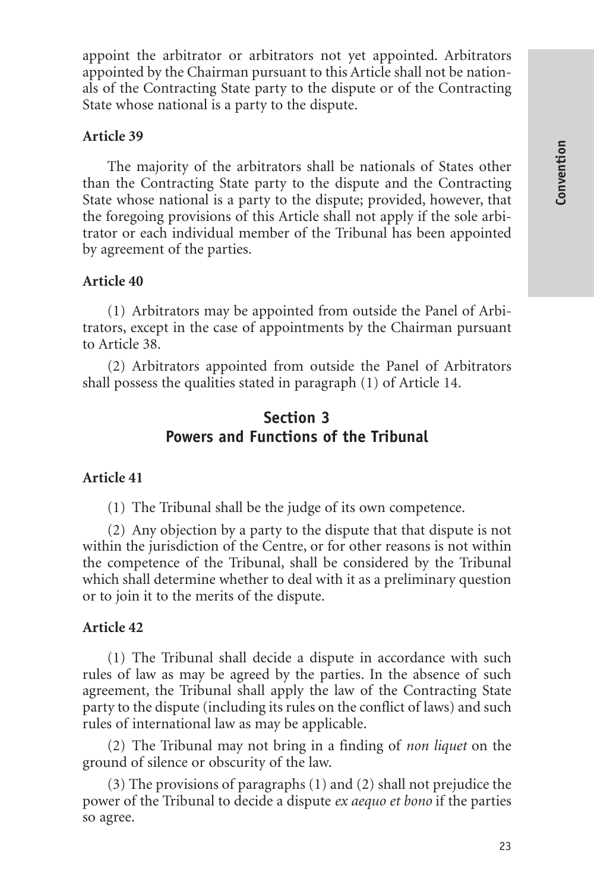appoint the arbitrator or arbitrators not yet appointed. Arbitrators appointed by the Chairman pursuant to this Article shall not be nationals of the Contracting State party to the dispute or of the Contracting State whose national is a party to the dispute.

**Article 39**

The majority of the arbitrators shall be nationals of States other than the Contracting State party to the dispute and the Contracting State whose national is a party to the dispute; provided, however, that the foregoing provisions of this Article shall not apply if the sole arbitrator or each individual member of the Tribunal has been appointed by agreement of the parties.

**Article 40**

(1) Arbitrators may be appointed from outside the Panel of Arbitrators, except in the case of appointments by the Chairman pursuant to Article 38.

(2) Arbitrators appointed from outside the Panel of Arbitrators shall possess the qualities stated in paragraph (1) of Article 14.

## Section 3
## Powers and Functions of the Tribunal

**Article 41**

(1) The Tribunal shall be the judge of its own competence.

(2) Any objection by a party to the dispute that that dispute is not within the jurisdiction of the Centre, or for other reasons is not within the competence of the Tribunal, shall be considered by the Tribunal which shall determine whether to deal with it as a preliminary question or to join it to the merits of the dispute.

**Article 42**

(1) The Tribunal shall decide a dispute in accordance with such rules of law as may be agreed by the parties. In the absence of such agreement, the Tribunal shall apply the law of the Contracting State party to the dispute (including its rules on the conflict of laws) and such rules of international law as may be applicable.

(2) The Tribunal may not bring in a finding of *non liquet* on the ground of silence or obscurity of the law.

(3) The provisions of paragraphs (1) and (2) shall not prejudice the power of the Tribunal to decide a dispute *ex aequo et bono* if the parties so agree.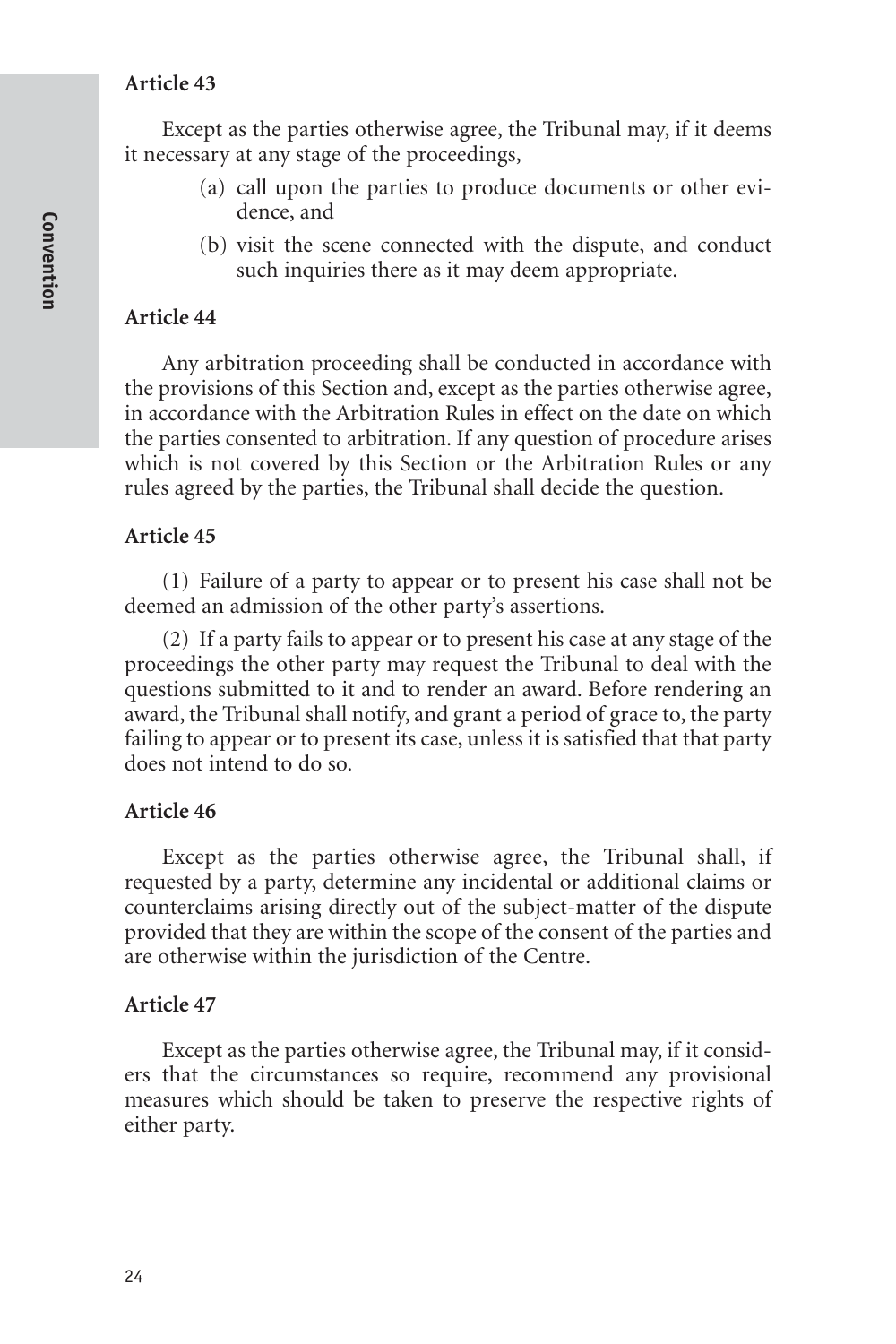### Article 43

Except as the parties otherwise agree, the Tribunal may, if it deems it necessary at any stage of the proceedings,

(a) call upon the parties to produce documents or other evidence, and

(b) visit the scene connected with the dispute, and conduct such inquiries there as it may deem appropriate.

### Article 44

Any arbitration proceeding shall be conducted in accordance with the provisions of this Section and, except as the parties otherwise agree, in accordance with the Arbitration Rules in effect on the date on which the parties consented to arbitration. If any question of procedure arises which is not covered by this Section or the Arbitration Rules or any rules agreed by the parties, the Tribunal shall decide the question.

### Article 45

(1) Failure of a party to appear or to present his case shall not be deemed an admission of the other party's assertions.

(2) If a party fails to appear or to present his case at any stage of the proceedings the other party may request the Tribunal to deal with the questions submitted to it and to render an award. Before rendering an award, the Tribunal shall notify, and grant a period of grace to, the party failing to appear or to present its case, unless it is satisfied that that party does not intend to do so.

### Article 46

Except as the parties otherwise agree, the Tribunal shall, if requested by a party, determine any incidental or additional claims or counterclaims arising directly out of the subject-matter of the dispute provided that they are within the scope of the consent of the parties and are otherwise within the jurisdiction of the Centre.

### Article 47

Except as the parties otherwise agree, the Tribunal may, if it considers that the circumstances so require, recommend any provisional measures which should be taken to preserve the respective rights of either party.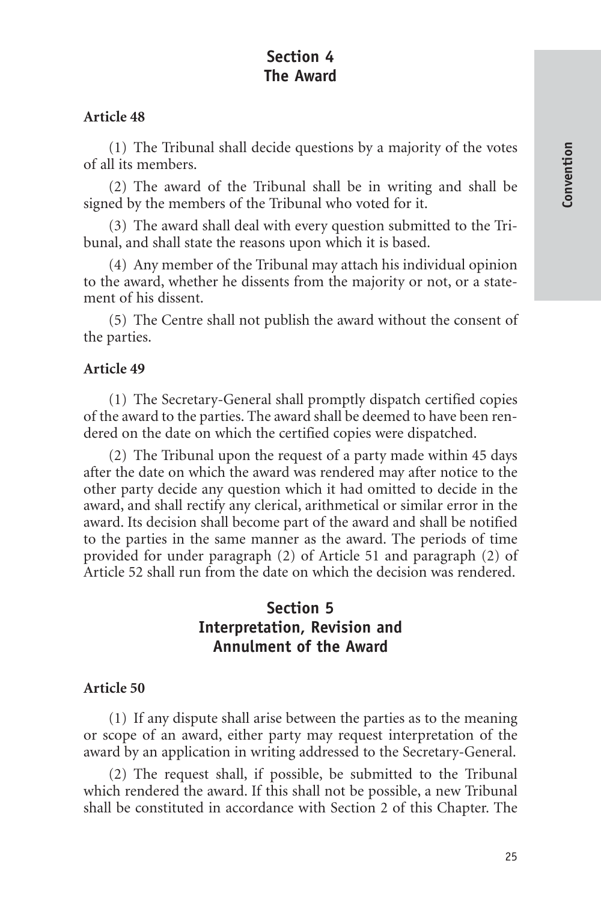## Section 4
## The Award

**Article 48**

(1) The Tribunal shall decide questions by a majority of the votes of all its members.

(2) The award of the Tribunal shall be in writing and shall be signed by the members of the Tribunal who voted for it.

(3) The award shall deal with every question submitted to the Tribunal, and shall state the reasons upon which it is based.

(4) Any member of the Tribunal may attach his individual opinion to the award, whether he dissents from the majority or not, or a statement of his dissent.

(5) The Centre shall not publish the award without the consent of the parties.

**Article 49**

(1) The Secretary-General shall promptly dispatch certified copies of the award to the parties. The award shall be deemed to have been rendered on the date on which the certified copies were dispatched.

(2) The Tribunal upon the request of a party made within 45 days after the date on which the award was rendered may after notice to the other party decide any question which it had omitted to decide in the award, and shall rectify any clerical, arithmetical or similar error in the award. Its decision shall become part of the award and shall be notified to the parties in the same manner as the award. The periods of time provided for under paragraph (2) of Article 51 and paragraph (2) of Article 52 shall run from the date on which the decision was rendered.

## Section 5
## Interpretation, Revision and Annulment of the Award

**Article 50**

(1) If any dispute shall arise between the parties as to the meaning or scope of an award, either party may request interpretation of the award by an application in writing addressed to the Secretary-General.

(2) The request shall, if possible, be submitted to the Tribunal which rendered the award. If this shall not be possible, a new Tribunal shall be constituted in accordance with Section 2 of this Chapter. The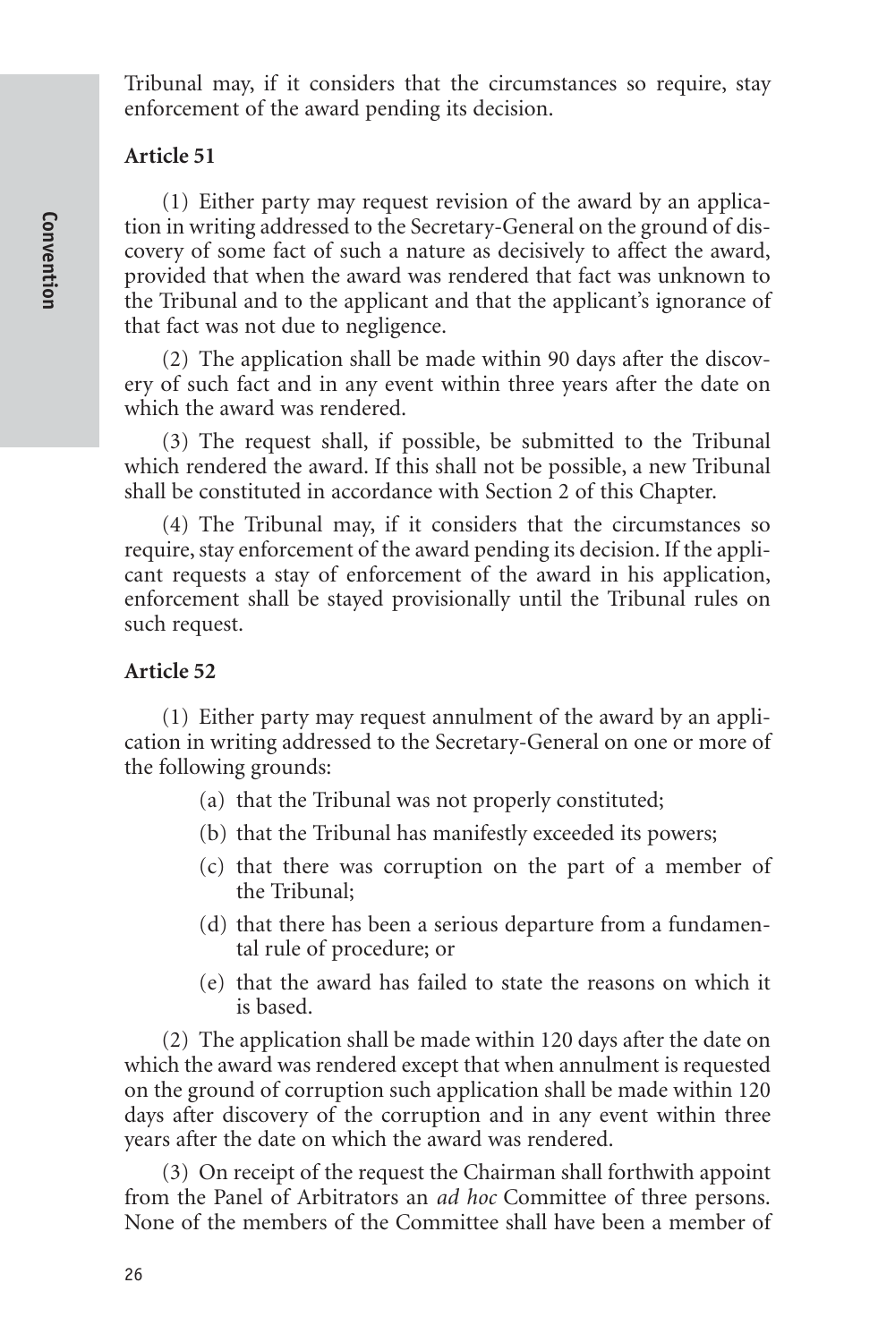Tribunal may, if it considers that the circumstances so require, stay enforcement of the award pending its decision.

### Article 51

(1) Either party may request revision of the award by an application in writing addressed to the Secretary-General on the ground of discovery of some fact of such a nature as decisively to affect the award, provided that when the award was rendered that fact was unknown to the Tribunal and to the applicant and that the applicant's ignorance of that fact was not due to negligence.

(2) The application shall be made within 90 days after the discovery of such fact and in any event within three years after the date on which the award was rendered.

(3) The request shall, if possible, be submitted to the Tribunal which rendered the award. If this shall not be possible, a new Tribunal shall be constituted in accordance with Section 2 of this Chapter.

(4) The Tribunal may, if it considers that the circumstances so require, stay enforcement of the award pending its decision. If the applicant requests a stay of enforcement of the award in his application, enforcement shall be stayed provisionally until the Tribunal rules on such request.

### Article 52

(1) Either party may request annulment of the award by an application in writing addressed to the Secretary-General on one or more of the following grounds:

- (a) that the Tribunal was not properly constituted;
- (b) that the Tribunal has manifestly exceeded its powers;
- (c) that there was corruption on the part of a member of the Tribunal;
- (d) that there has been a serious departure from a fundamental rule of procedure; or
- (e) that the award has failed to state the reasons on which it is based.

(2) The application shall be made within 120 days after the date on which the award was rendered except that when annulment is requested on the ground of corruption such application shall be made within 120 days after discovery of the corruption and in any event within three years after the date on which the award was rendered.

(3) On receipt of the request the Chairman shall forthwith appoint from the Panel of Arbitrators an *ad hoc* Committee of three persons. None of the members of the Committee shall have been a member of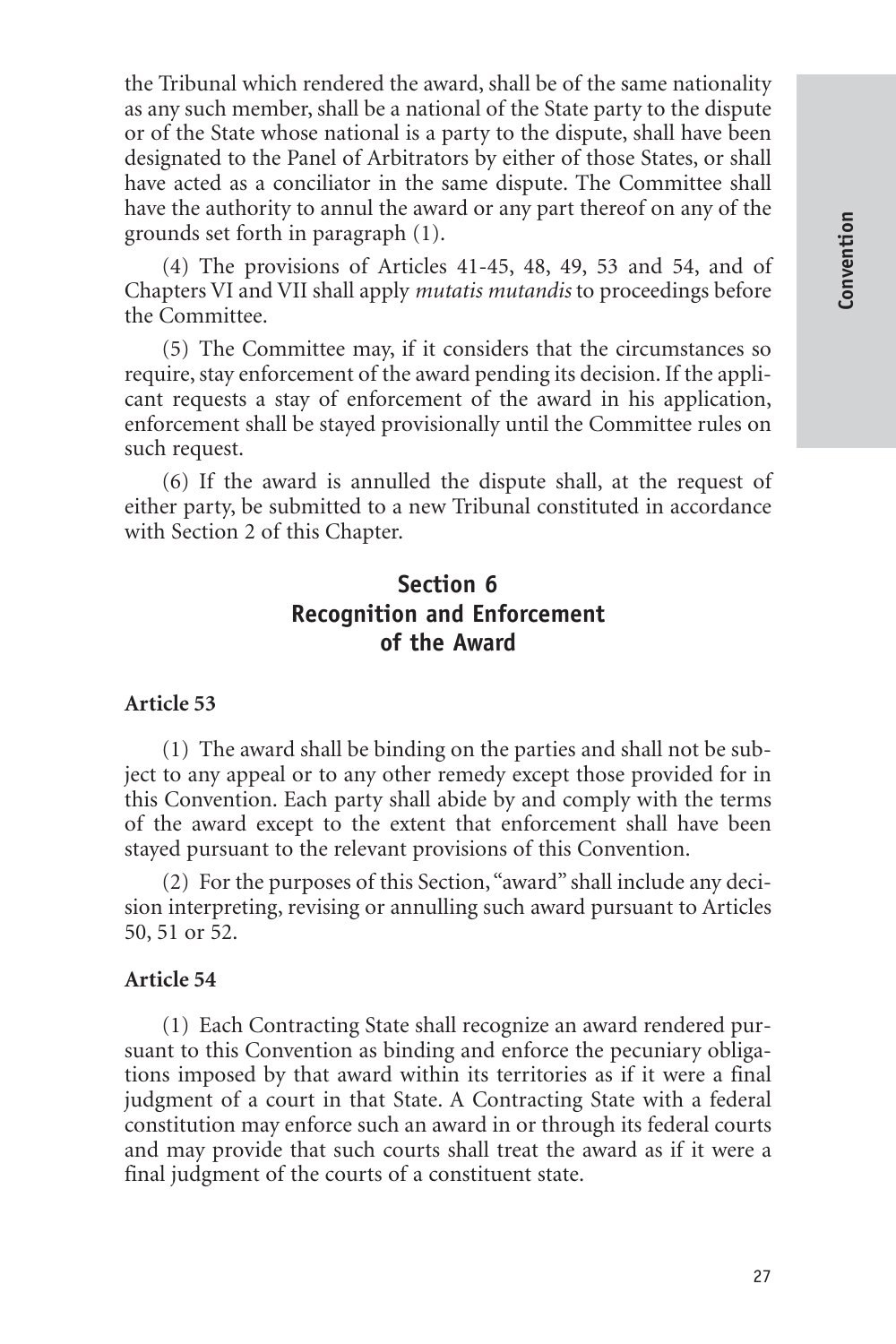the Tribunal which rendered the award, shall be of the same nationality as any such member, shall be a national of the State party to the dispute or of the State whose national is a party to the dispute, shall have been designated to the Panel of Arbitrators by either of those States, or shall have acted as a conciliator in the same dispute. The Committee shall have the authority to annul the award or any part thereof on any of the grounds set forth in paragraph (1).

(4) The provisions of Articles 41-45, 48, 49, 53 and 54, and of Chapters VI and VII shall apply *mutatis mutandis* to proceedings before the Committee.

(5) The Committee may, if it considers that the circumstances so require, stay enforcement of the award pending its decision. If the applicant requests a stay of enforcement of the award in his application, enforcement shall be stayed provisionally until the Committee rules on such request.

(6) If the award is annulled the dispute shall, at the request of either party, be submitted to a new Tribunal constituted in accordance with Section 2 of this Chapter.

## Section 6
## Recognition and Enforcement of the Award

### Article 53

(1) The award shall be binding on the parties and shall not be subject to any appeal or to any other remedy except those provided for in this Convention. Each party shall abide by and comply with the terms of the award except to the extent that enforcement shall have been stayed pursuant to the relevant provisions of this Convention.

(2) For the purposes of this Section, "award" shall include any decision interpreting, revising or annulling such award pursuant to Articles 50, 51 or 52.

### Article 54

(1) Each Contracting State shall recognize an award rendered pursuant to this Convention as binding and enforce the pecuniary obligations imposed by that award within its territories as if it were a final judgment of a court in that State. A Contracting State with a federal constitution may enforce such an award in or through its federal courts and may provide that such courts shall treat the award as if it were a final judgment of the courts of a constituent state.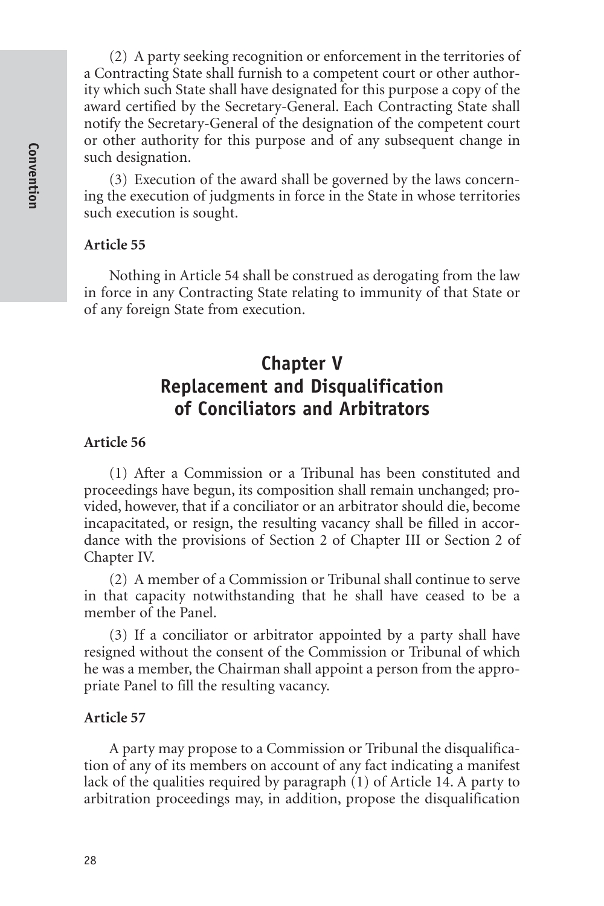(2) A party seeking recognition or enforcement in the territories of a Contracting State shall furnish to a competent court or other authority which such State shall have designated for this purpose a copy of the award certified by the Secretary-General. Each Contracting State shall notify the Secretary-General of the designation of the competent court or other authority for this purpose and of any subsequent change in such designation.

(3) Execution of the award shall be governed by the laws concerning the execution of judgments in force in the State in whose territories such execution is sought.

**Article 55**

Nothing in Article 54 shall be construed as derogating from the law in force in any Contracting State relating to immunity of that State or of any foreign State from execution.

## Chapter V
## Replacement and Disqualification of Conciliators and Arbitrators

**Article 56**

(1) After a Commission or a Tribunal has been constituted and proceedings have begun, its composition shall remain unchanged; provided, however, that if a conciliator or an arbitrator should die, become incapacitated, or resign, the resulting vacancy shall be filled in accordance with the provisions of Section 2 of Chapter III or Section 2 of Chapter IV.

(2) A member of a Commission or Tribunal shall continue to serve in that capacity notwithstanding that he shall have ceased to be a member of the Panel.

(3) If a conciliator or arbitrator appointed by a party shall have resigned without the consent of the Commission or Tribunal of which he was a member, the Chairman shall appoint a person from the appropriate Panel to fill the resulting vacancy.

**Article 57**

A party may propose to a Commission or Tribunal the disqualification of any of its members on account of any fact indicating a manifest lack of the qualities required by paragraph (1) of Article 14. A party to arbitration proceedings may, in addition, propose the disqualification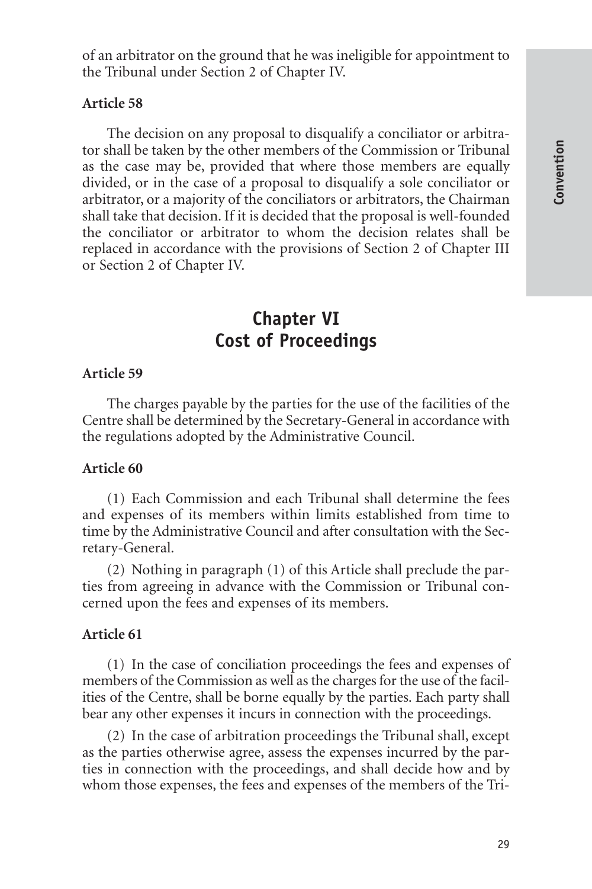of an arbitrator on the ground that he was ineligible for appointment to the Tribunal under Section 2 of Chapter IV.

**Article 58**

The decision on any proposal to disqualify a conciliator or arbitrator shall be taken by the other members of the Commission or Tribunal as the case may be, provided that where those members are equally divided, or in the case of a proposal to disqualify a sole conciliator or arbitrator, or a majority of the conciliators or arbitrators, the Chairman shall take that decision. If it is decided that the proposal is well-founded the conciliator or arbitrator to whom the decision relates shall be replaced in accordance with the provisions of Section 2 of Chapter III or Section 2 of Chapter IV.

## Chapter VI
## Cost of Proceedings

**Article 59**

The charges payable by the parties for the use of the facilities of the Centre shall be determined by the Secretary-General in accordance with the regulations adopted by the Administrative Council.

**Article 60**

(1) Each Commission and each Tribunal shall determine the fees and expenses of its members within limits established from time to time by the Administrative Council and after consultation with the Secretary-General.

(2) Nothing in paragraph (1) of this Article shall preclude the parties from agreeing in advance with the Commission or Tribunal concerned upon the fees and expenses of its members.

**Article 61**

(1) In the case of conciliation proceedings the fees and expenses of members of the Commission as well as the charges for the use of the facilities of the Centre, shall be borne equally by the parties. Each party shall bear any other expenses it incurs in connection with the proceedings.

(2) In the case of arbitration proceedings the Tribunal shall, except as the parties otherwise agree, assess the expenses incurred by the parties in connection with the proceedings, and shall decide how and by whom those expenses, the fees and expenses of the members of the Tri-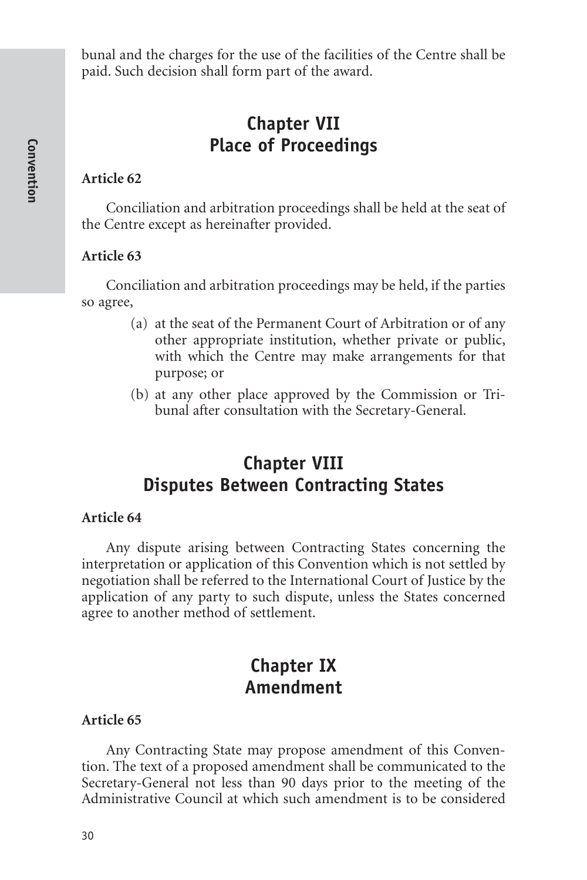bunal and the charges for the use of the facilities of the Centre shall be paid. Such decision shall form part of the award.

## Chapter VII
## Place of Proceedings

**Article 62**

Conciliation and arbitration proceedings shall be held at the seat of the Centre except as hereinafter provided.

**Article 63**

Conciliation and arbitration proceedings may be held, if the parties so agree,

(a) at the seat of the Permanent Court of Arbitration or of any other appropriate institution, whether private or public, with which the Centre may make arrangements for that purpose; or

(b) at any other place approved by the Commission or Tribunal after consultation with the Secretary-General.

## Chapter VIII
## Disputes Between Contracting States

**Article 64**

Any dispute arising between Contracting States concerning the interpretation or application of this Convention which is not settled by negotiation shall be referred to the International Court of Justice by the application of any party to such dispute, unless the States concerned agree to another method of settlement.

## Chapter IX
## Amendment

**Article 65**

Any Contracting State may propose amendment of this Convention. The text of a proposed amendment shall be communicated to the Secretary-General not less than 90 days prior to the meeting of the Administrative Council at which such amendment is to be considered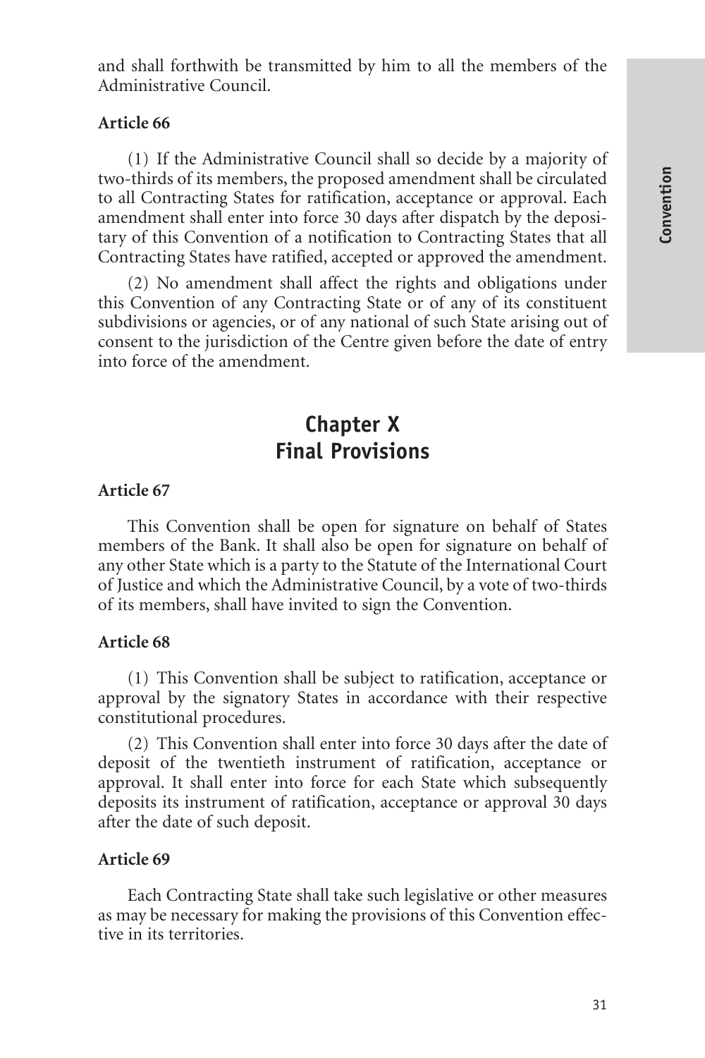and shall forthwith be transmitted by him to all the members of the Administrative Council.

**Article 66**

(1) If the Administrative Council shall so decide by a majority of two-thirds of its members, the proposed amendment shall be circulated to all Contracting States for ratification, acceptance or approval. Each amendment shall enter into force 30 days after dispatch by the depositary of this Convention of a notification to Contracting States that all Contracting States have ratified, accepted or approved the amendment.

(2) No amendment shall affect the rights and obligations under this Convention of any Contracting State or of any of its constituent subdivisions or agencies, or of any national of such State arising out of consent to the jurisdiction of the Centre given before the date of entry into force of the amendment.

## Chapter X
## Final Provisions

**Article 67**

This Convention shall be open for signature on behalf of States members of the Bank. It shall also be open for signature on behalf of any other State which is a party to the Statute of the International Court of Justice and which the Administrative Council, by a vote of two-thirds of its members, shall have invited to sign the Convention.

**Article 68**

(1) This Convention shall be subject to ratification, acceptance or approval by the signatory States in accordance with their respective constitutional procedures.

(2) This Convention shall enter into force 30 days after the date of deposit of the twentieth instrument of ratification, acceptance or approval. It shall enter into force for each State which subsequently deposits its instrument of ratification, acceptance or approval 30 days after the date of such deposit.

**Article 69**

Each Contracting State shall take such legislative or other measures as may be necessary for making the provisions of this Convention effective in its territories.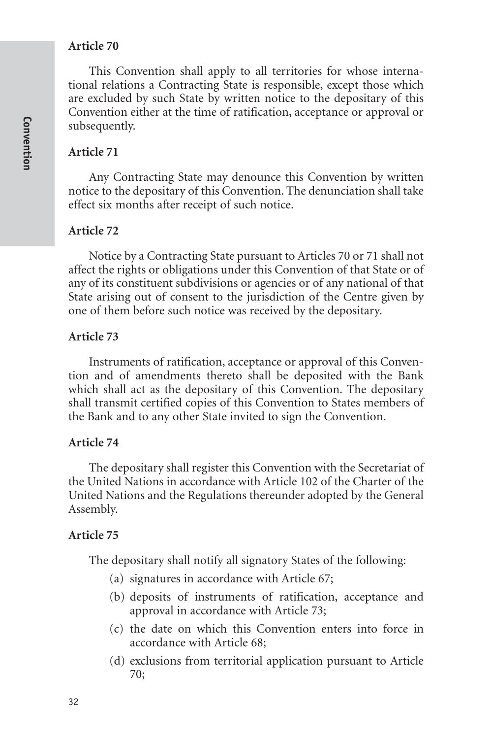**Article 70**

This Convention shall apply to all territories for whose international relations a Contracting State is responsible, except those which are excluded by such State by written notice to the depositary of this Convention either at the time of ratification, acceptance or approval or subsequently.

**Article 71**

Any Contracting State may denounce this Convention by written notice to the depositary of this Convention. The denunciation shall take effect six months after receipt of such notice.

**Article 72**

Notice by a Contracting State pursuant to Articles 70 or 71 shall not affect the rights or obligations under this Convention of that State or of any of its constituent subdivisions or agencies or of any national of that State arising out of consent to the jurisdiction of the Centre given by one of them before such notice was received by the depositary.

**Article 73**

Instruments of ratification, acceptance or approval of this Convention and of amendments thereto shall be deposited with the Bank which shall act as the depositary of this Convention. The depositary shall transmit certified copies of this Convention to States members of the Bank and to any other State invited to sign the Convention.

**Article 74**

The depositary shall register this Convention with the Secretariat of the United Nations in accordance with Article 102 of the Charter of the United Nations and the Regulations thereunder adopted by the General Assembly.

**Article 75**

The depositary shall notify all signatory States of the following:

(a) signatures in accordance with Article 67;

(b) deposits of instruments of ratification, acceptance and approval in accordance with Article 73;

(c) the date on which this Convention enters into force in accordance with Article 68;

(d) exclusions from territorial application pursuant to Article 70;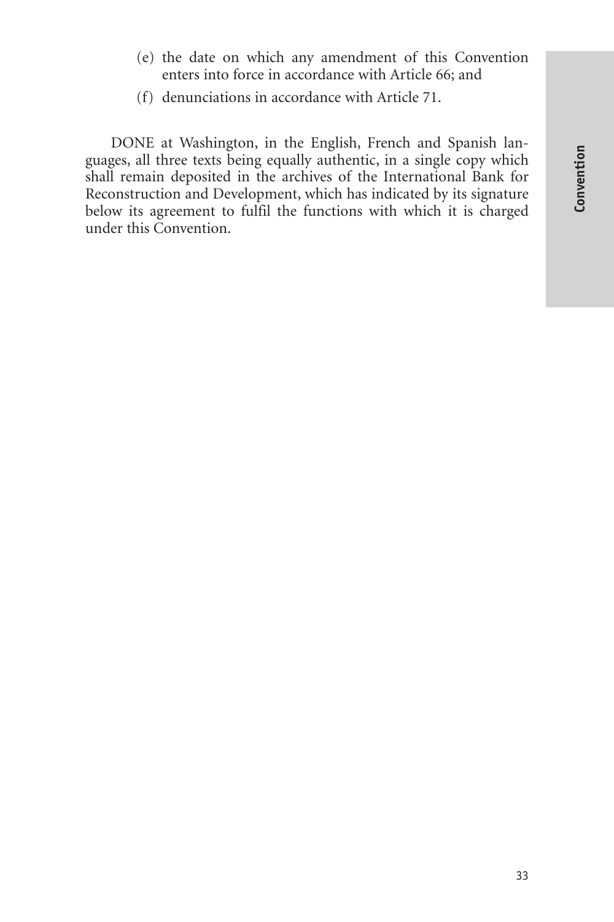(e) the date on which any amendment of this Convention enters into force in accordance with Article 66; and

(f) denunciations in accordance with Article 71.

DONE at Washington, in the English, French and Spanish languages, all three texts being equally authentic, in a single copy which shall remain deposited in the archives of the International Bank for Reconstruction and Development, which has indicated by its signature below its agreement to fulfil the functions with which it is charged under this Convention.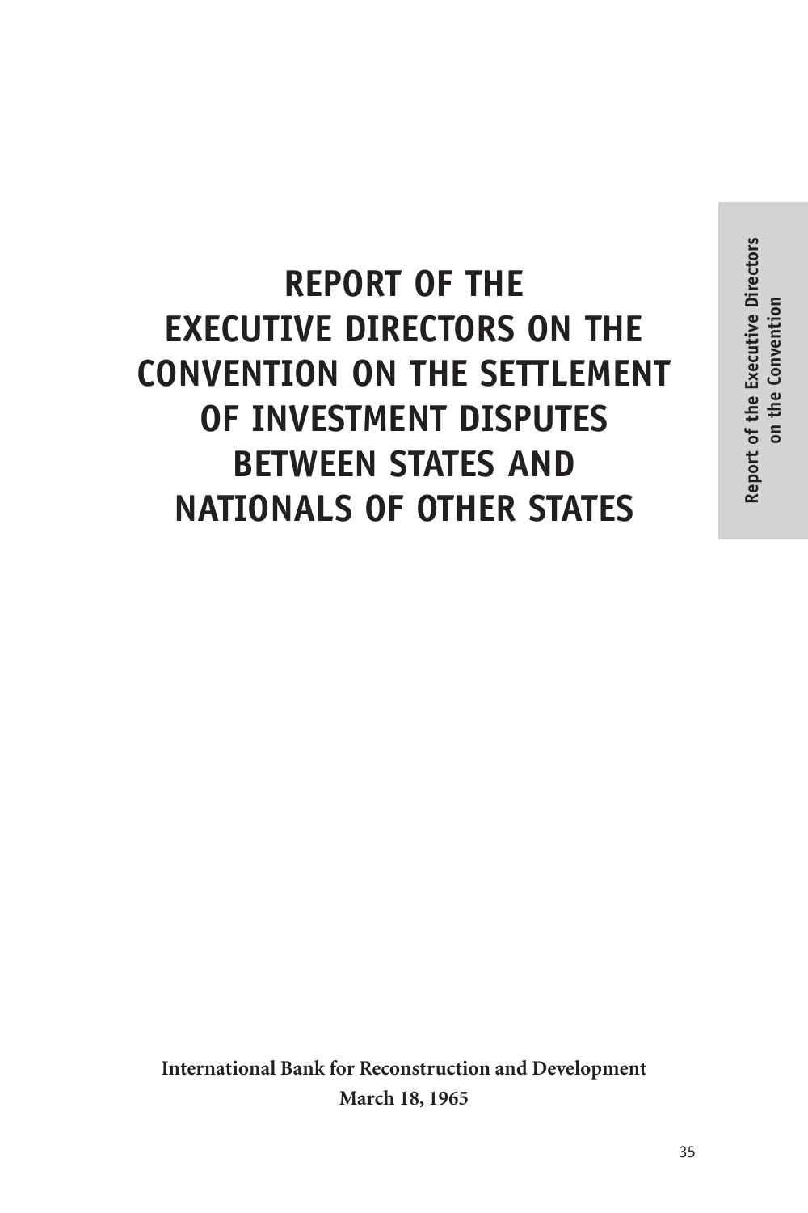# REPORT OF THE EXECUTIVE DIRECTORS ON THE CONVENTION ON THE SETTLEMENT OF INVESTMENT DISPUTES BETWEEN STATES AND NATIONALS OF OTHER STATES

**International Bank for Reconstruction and Development**
**March 18, 1965**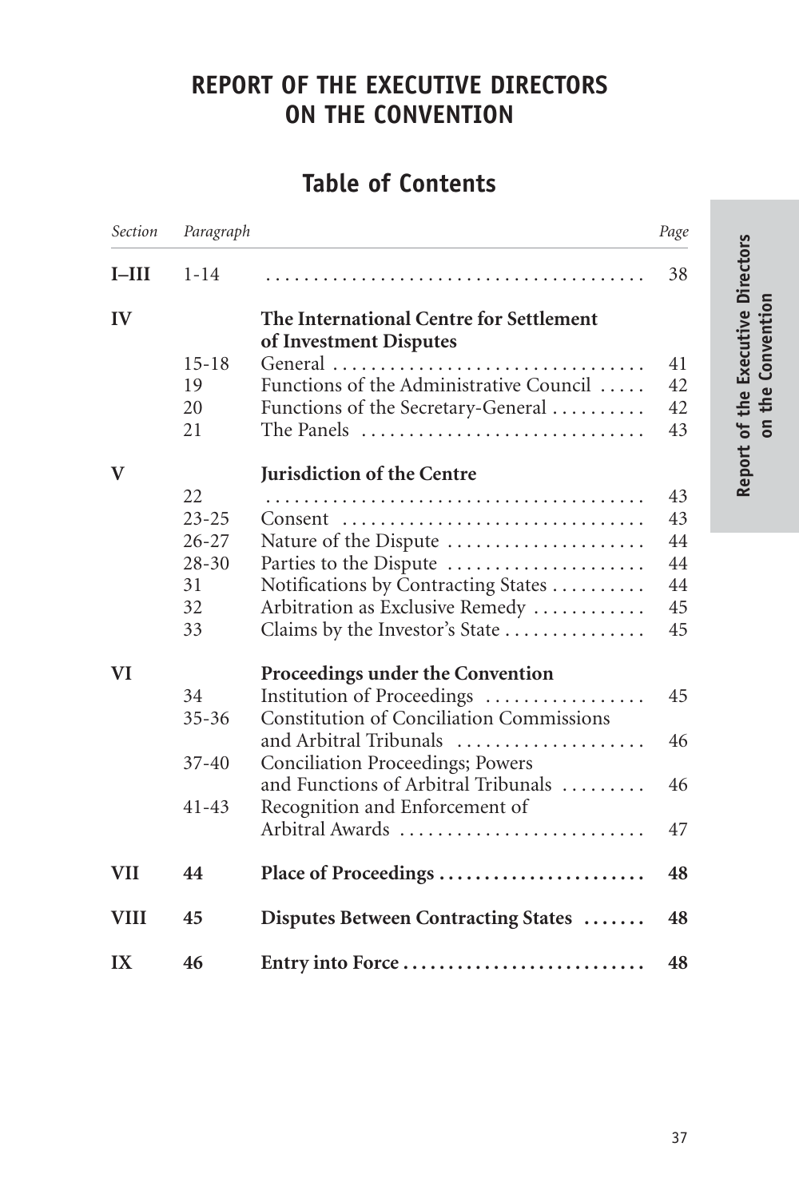# REPORT OF THE EXECUTIVE DIRECTORS ON THE CONVENTION

## Table of Contents

| *Section* | *Paragraph* | | *Page* |
|---|---|---|---|
| **I–III** | 1-14 | | 38 |
| **IV** | | **The International Centre for Settlement of Investment Disputes** | |
| | 15-18 | General | 41 |
| | 19 | Functions of the Administrative Council | 42 |
| | 20 | Functions of the Secretary-General | 42 |
| | 21 | The Panels | 43 |
| **V** | | **Jurisdiction of the Centre** | |
| | 22 | | 43 |
| | 23-25 | Consent | 43 |
| | 26-27 | Nature of the Dispute | 44 |
| | 28-30 | Parties to the Dispute | 44 |
| | 31 | Notifications by Contracting States | 44 |
| | 32 | Arbitration as Exclusive Remedy | 45 |
| | 33 | Claims by the Investor's State | 45 |
| **VI** | | **Proceedings under the Convention** | |
| | 34 | Institution of Proceedings | 45 |
| | 35-36 | Constitution of Conciliation Commissions and Arbitral Tribunals | 46 |
| | 37-40 | Conciliation Proceedings; Powers and Functions of Arbitral Tribunals | 46 |
| | 41-43 | Recognition and Enforcement of Arbitral Awards | 47 |
| **VII** | **44** | **Place of Proceedings** | **48** |
| **VIII** | **45** | **Disputes Between Contracting States** | **48** |
| **IX** | **46** | **Entry into Force** | **48** |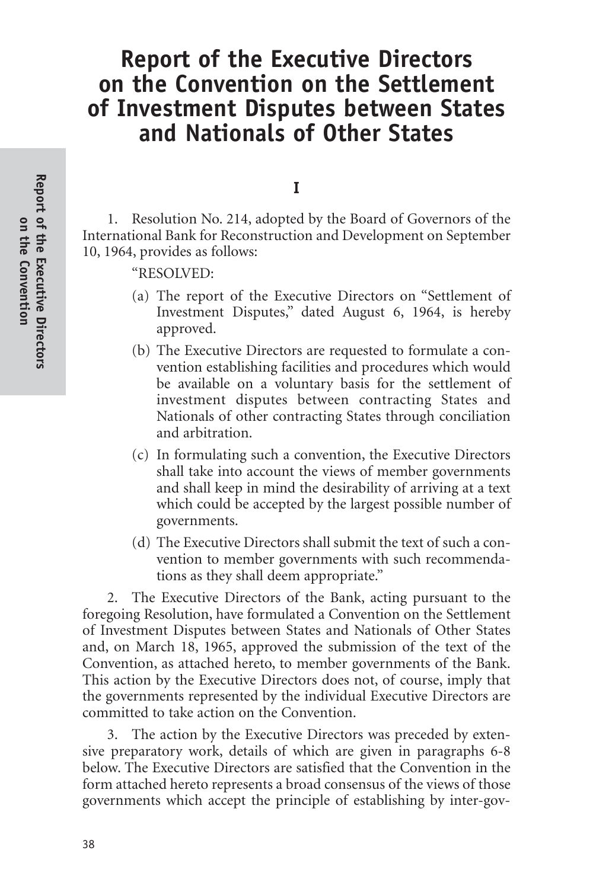# Report of the Executive Directors on the Convention on the Settlement of Investment Disputes between States and Nationals of Other States

## I

1. Resolution No. 214, adopted by the Board of Governors of the International Bank for Reconstruction and Development on September 10, 1964, provides as follows:

"RESOLVED:

(a) The report of the Executive Directors on "Settlement of Investment Disputes," dated August 6, 1964, is hereby approved.

(b) The Executive Directors are requested to formulate a convention establishing facilities and procedures which would be available on a voluntary basis for the settlement of investment disputes between contracting States and Nationals of other contracting States through conciliation and arbitration.

(c) In formulating such a convention, the Executive Directors shall take into account the views of member governments and shall keep in mind the desirability of arriving at a text which could be accepted by the largest possible number of governments.

(d) The Executive Directors shall submit the text of such a convention to member governments with such recommendations as they shall deem appropriate."

2. The Executive Directors of the Bank, acting pursuant to the foregoing Resolution, have formulated a Convention on the Settlement of Investment Disputes between States and Nationals of Other States and, on March 18, 1965, approved the submission of the text of the Convention, as attached hereto, to member governments of the Bank. This action by the Executive Directors does not, of course, imply that the governments represented by the individual Executive Directors are committed to take action on the Convention.

3. The action by the Executive Directors was preceded by extensive preparatory work, details of which are given in paragraphs 6-8 below. The Executive Directors are satisfied that the Convention in the form attached hereto represents a broad consensus of the views of those governments which accept the principle of establishing by inter-gov-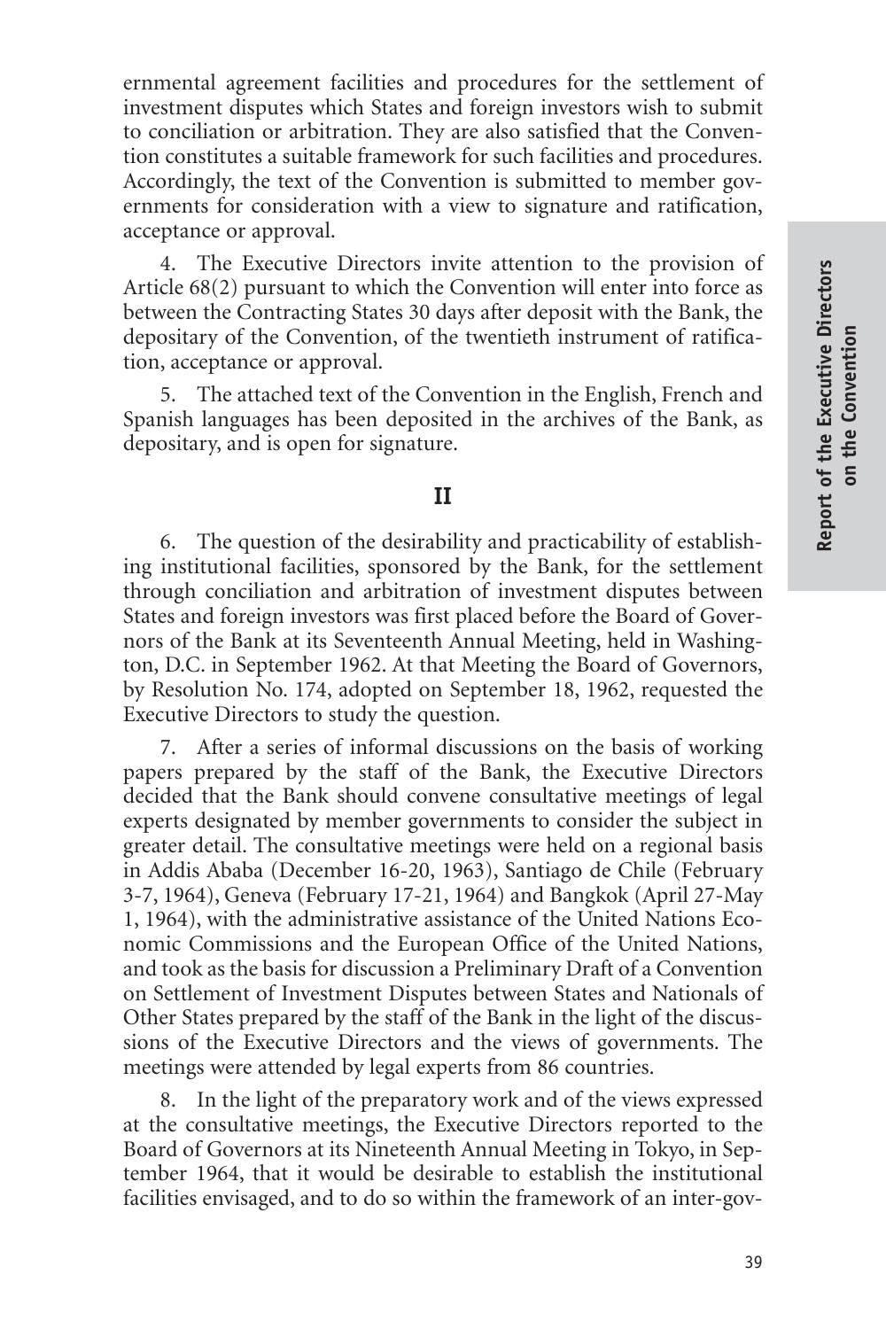ernmental agreement facilities and procedures for the settlement of investment disputes which States and foreign investors wish to submit to conciliation or arbitration. They are also satisfied that the Convention constitutes a suitable framework for such facilities and procedures. Accordingly, the text of the Convention is submitted to member governments for consideration with a view to signature and ratification, acceptance or approval.

4. The Executive Directors invite attention to the provision of Article 68(2) pursuant to which the Convention will enter into force as between the Contracting States 30 days after deposit with the Bank, the depositary of the Convention, of the twentieth instrument of ratification, acceptance or approval.

5. The attached text of the Convention in the English, French and Spanish languages has been deposited in the archives of the Bank, as depositary, and is open for signature.

## II

6. The question of the desirability and practicability of establishing institutional facilities, sponsored by the Bank, for the settlement through conciliation and arbitration of investment disputes between States and foreign investors was first placed before the Board of Governors of the Bank at its Seventeenth Annual Meeting, held in Washington, D.C. in September 1962. At that Meeting the Board of Governors, by Resolution No. 174, adopted on September 18, 1962, requested the Executive Directors to study the question.

7. After a series of informal discussions on the basis of working papers prepared by the staff of the Bank, the Executive Directors decided that the Bank should convene consultative meetings of legal experts designated by member governments to consider the subject in greater detail. The consultative meetings were held on a regional basis in Addis Ababa (December 16-20, 1963), Santiago de Chile (February 3-7, 1964), Geneva (February 17-21, 1964) and Bangkok (April 27-May 1, 1964), with the administrative assistance of the United Nations Economic Commissions and the European Office of the United Nations, and took as the basis for discussion a Preliminary Draft of a Convention on Settlement of Investment Disputes between States and Nationals of Other States prepared by the staff of the Bank in the light of the discussions of the Executive Directors and the views of governments. The meetings were attended by legal experts from 86 countries.

8. In the light of the preparatory work and of the views expressed at the consultative meetings, the Executive Directors reported to the Board of Governors at its Nineteenth Annual Meeting in Tokyo, in September 1964, that it would be desirable to establish the institutional facilities envisaged, and to do so within the framework of an inter-gov-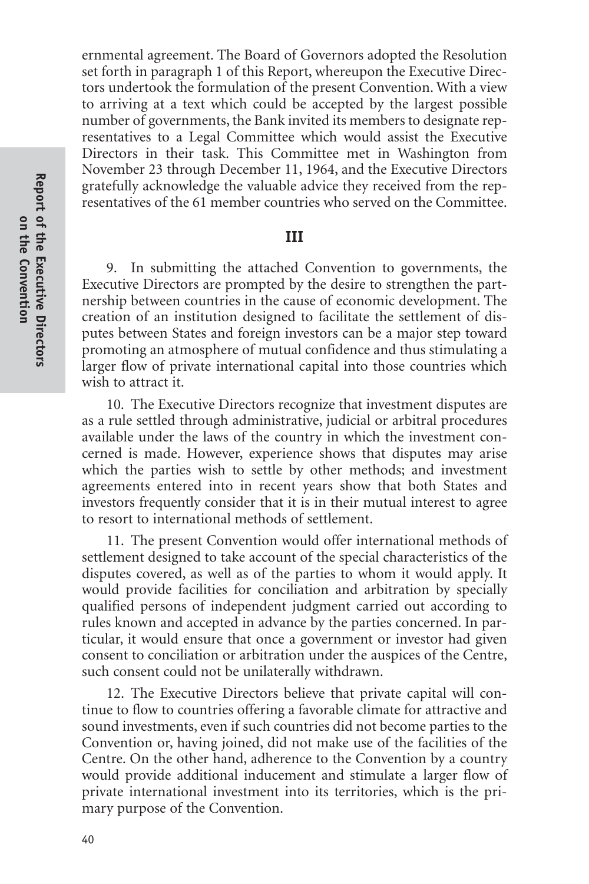ernmental agreement. The Board of Governors adopted the Resolution set forth in paragraph 1 of this Report, whereupon the Executive Directors undertook the formulation of the present Convention. With a view to arriving at a text which could be accepted by the largest possible number of governments, the Bank invited its members to designate representatives to a Legal Committee which would assist the Executive Directors in their task. This Committee met in Washington from November 23 through December 11, 1964, and the Executive Directors gratefully acknowledge the valuable advice they received from the representatives of the 61 member countries who served on the Committee.

## III

9. In submitting the attached Convention to governments, the Executive Directors are prompted by the desire to strengthen the partnership between countries in the cause of economic development. The creation of an institution designed to facilitate the settlement of disputes between States and foreign investors can be a major step toward promoting an atmosphere of mutual confidence and thus stimulating a larger flow of private international capital into those countries which wish to attract it.

10. The Executive Directors recognize that investment disputes are as a rule settled through administrative, judicial or arbitral procedures available under the laws of the country in which the investment concerned is made. However, experience shows that disputes may arise which the parties wish to settle by other methods; and investment agreements entered into in recent years show that both States and investors frequently consider that it is in their mutual interest to agree to resort to international methods of settlement.

11. The present Convention would offer international methods of settlement designed to take account of the special characteristics of the disputes covered, as well as of the parties to whom it would apply. It would provide facilities for conciliation and arbitration by specially qualified persons of independent judgment carried out according to rules known and accepted in advance by the parties concerned. In particular, it would ensure that once a government or investor had given consent to conciliation or arbitration under the auspices of the Centre, such consent could not be unilaterally withdrawn.

12. The Executive Directors believe that private capital will continue to flow to countries offering a favorable climate for attractive and sound investments, even if such countries did not become parties to the Convention or, having joined, did not make use of the facilities of the Centre. On the other hand, adherence to the Convention by a country would provide additional inducement and stimulate a larger flow of private international investment into its territories, which is the primary purpose of the Convention.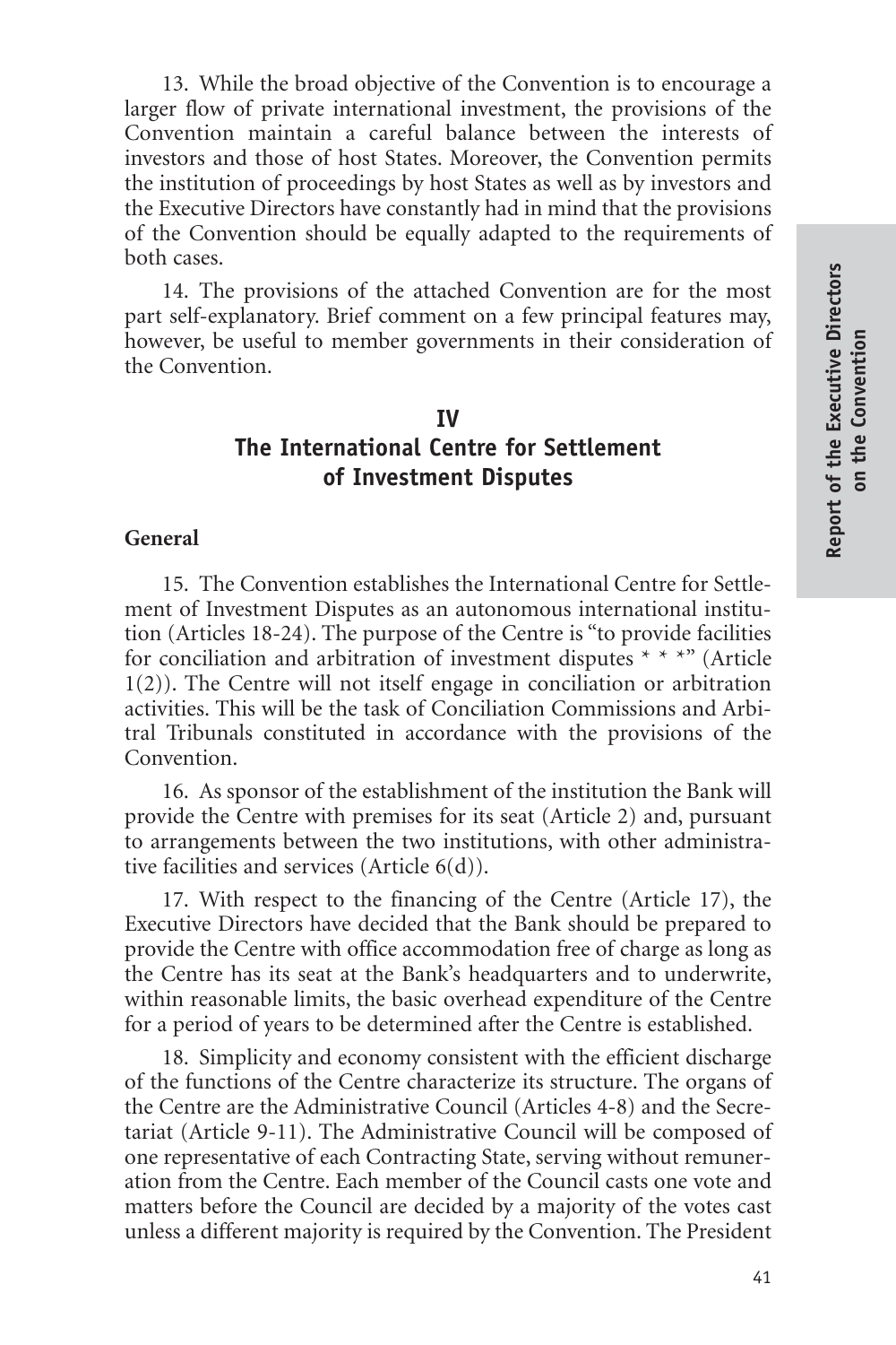13. While the broad objective of the Convention is to encourage a larger flow of private international investment, the provisions of the Convention maintain a careful balance between the interests of investors and those of host States. Moreover, the Convention permits the institution of proceedings by host States as well as by investors and the Executive Directors have constantly had in mind that the provisions of the Convention should be equally adapted to the requirements of both cases.

14. The provisions of the attached Convention are for the most part self-explanatory. Brief comment on a few principal features may, however, be useful to member governments in their consideration of the Convention.

## IV
## The International Centre for Settlement of Investment Disputes

### General

15. The Convention establishes the International Centre for Settlement of Investment Disputes as an autonomous international institution (Articles 18-24). The purpose of the Centre is "to provide facilities for conciliation and arbitration of investment disputes * * *" (Article 1(2)). The Centre will not itself engage in conciliation or arbitration activities. This will be the task of Conciliation Commissions and Arbitral Tribunals constituted in accordance with the provisions of the Convention.

16. As sponsor of the establishment of the institution the Bank will provide the Centre with premises for its seat (Article 2) and, pursuant to arrangements between the two institutions, with other administrative facilities and services (Article 6(d)).

17. With respect to the financing of the Centre (Article 17), the Executive Directors have decided that the Bank should be prepared to provide the Centre with office accommodation free of charge as long as the Centre has its seat at the Bank's headquarters and to underwrite, within reasonable limits, the basic overhead expenditure of the Centre for a period of years to be determined after the Centre is established.

18. Simplicity and economy consistent with the efficient discharge of the functions of the Centre characterize its structure. The organs of the Centre are the Administrative Council (Articles 4-8) and the Secretariat (Article 9-11). The Administrative Council will be composed of one representative of each Contracting State, serving without remuneration from the Centre. Each member of the Council casts one vote and matters before the Council are decided by a majority of the votes cast unless a different majority is required by the Convention. The President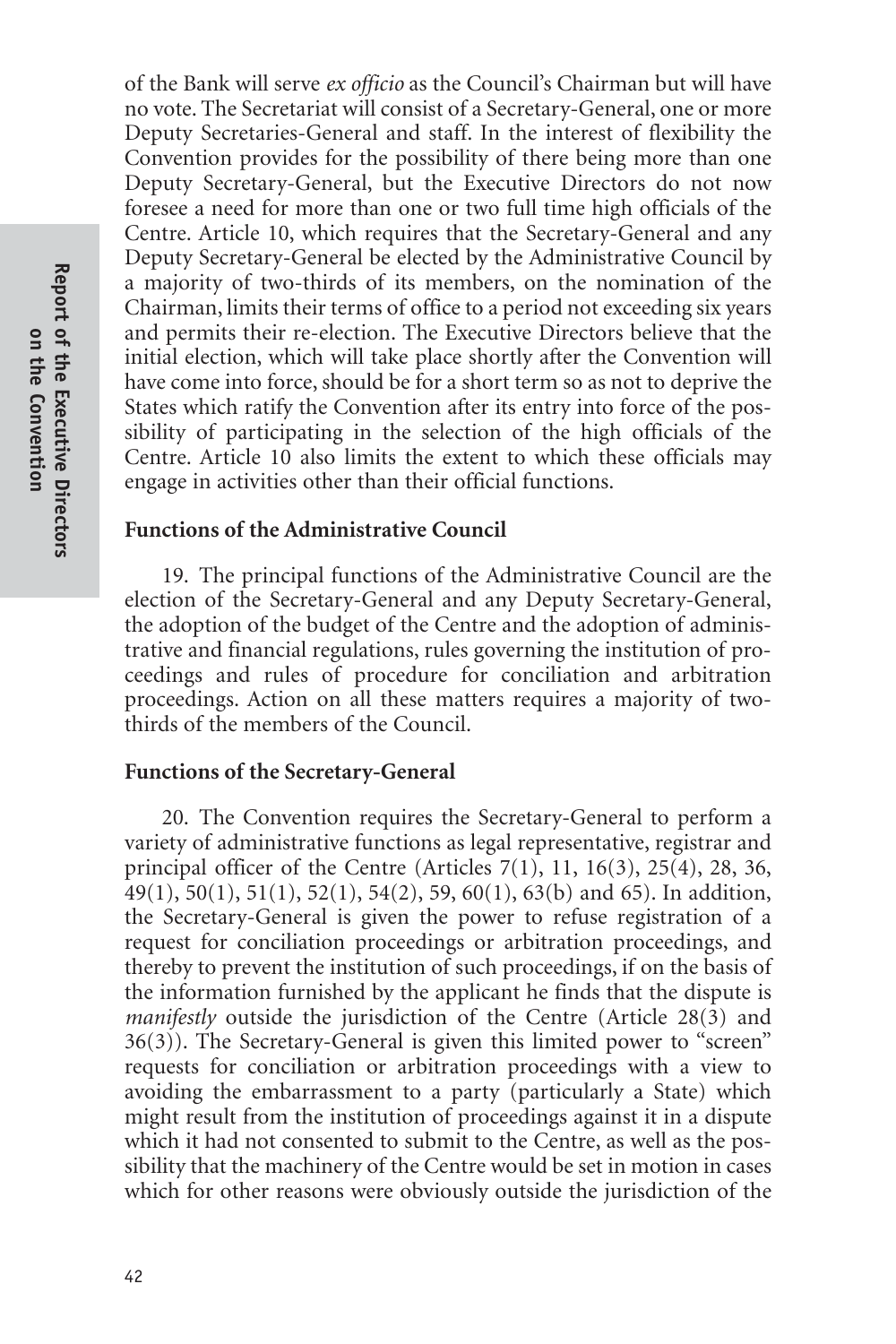of the Bank will serve *ex officio* as the Council's Chairman but will have no vote. The Secretariat will consist of a Secretary-General, one or more Deputy Secretaries-General and staff. In the interest of flexibility the Convention provides for the possibility of there being more than one Deputy Secretary-General, but the Executive Directors do not now foresee a need for more than one or two full time high officials of the Centre. Article 10, which requires that the Secretary-General and any Deputy Secretary-General be elected by the Administrative Council by a majority of two-thirds of its members, on the nomination of the Chairman, limits their terms of office to a period not exceeding six years and permits their re-election. The Executive Directors believe that the initial election, which will take place shortly after the Convention will have come into force, should be for a short term so as not to deprive the States which ratify the Convention after its entry into force of the possibility of participating in the selection of the high officials of the Centre. Article 10 also limits the extent to which these officials may engage in activities other than their official functions.

### Functions of the Administrative Council

19. The principal functions of the Administrative Council are the election of the Secretary-General and any Deputy Secretary-General, the adoption of the budget of the Centre and the adoption of administrative and financial regulations, rules governing the institution of proceedings and rules of procedure for conciliation and arbitration proceedings. Action on all these matters requires a majority of two-thirds of the members of the Council.

### Functions of the Secretary-General

20. The Convention requires the Secretary-General to perform a variety of administrative functions as legal representative, registrar and principal officer of the Centre (Articles 7(1), 11, 16(3), 25(4), 28, 36, 49(1), 50(1), 51(1), 52(1), 54(2), 59, 60(1), 63(b) and 65). In addition, the Secretary-General is given the power to refuse registration of a request for conciliation proceedings or arbitration proceedings, and thereby to prevent the institution of such proceedings, if on the basis of the information furnished by the applicant he finds that the dispute is *manifestly* outside the jurisdiction of the Centre (Article 28(3) and 36(3)). The Secretary-General is given this limited power to "screen" requests for conciliation or arbitration proceedings with a view to avoiding the embarrassment to a party (particularly a State) which might result from the institution of proceedings against it in a dispute which it had not consented to submit to the Centre, as well as the possibility that the machinery of the Centre would be set in motion in cases which for other reasons were obviously outside the jurisdiction of the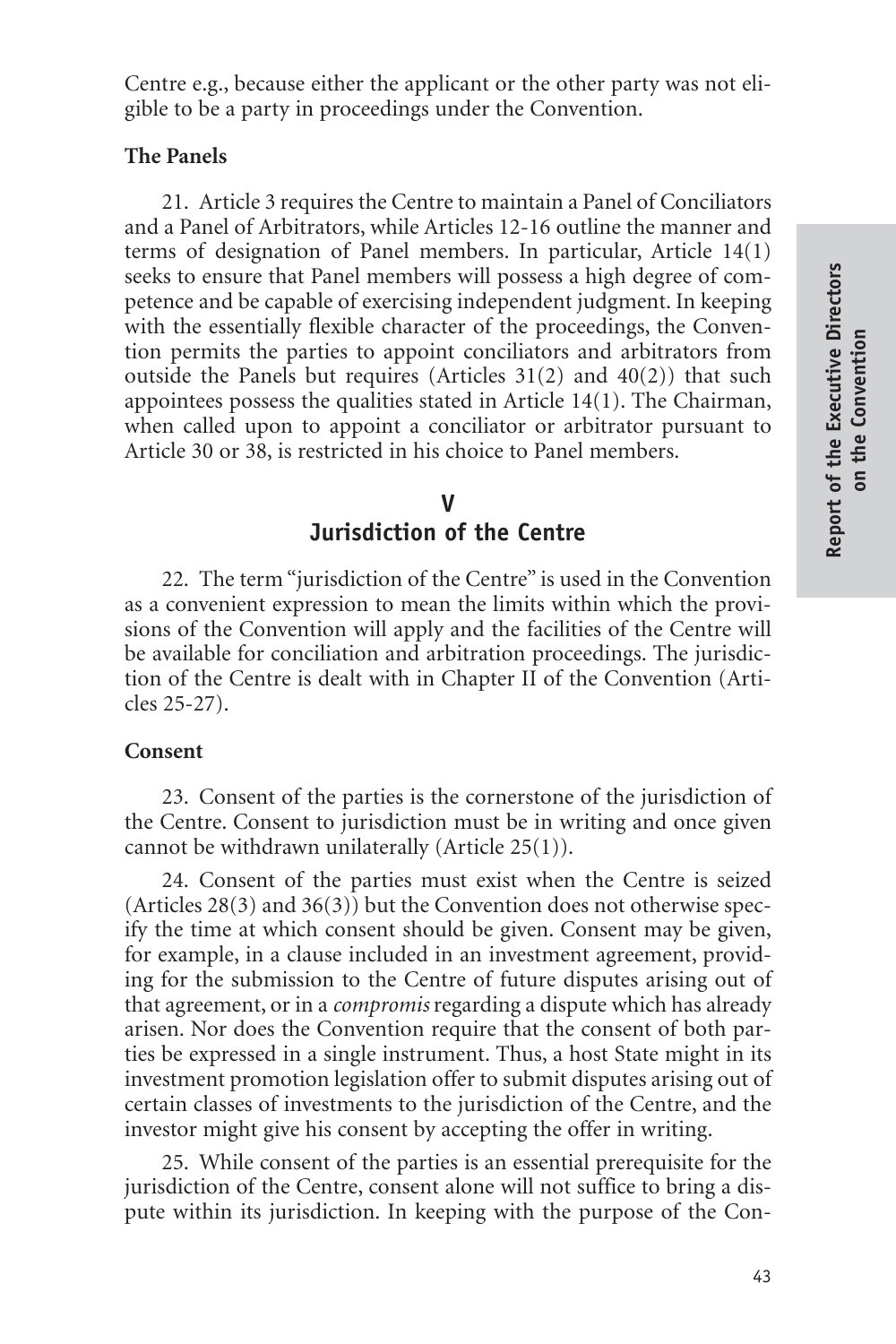Centre e.g., because either the applicant or the other party was not eligible to be a party in proceedings under the Convention.

### The Panels

21. Article 3 requires the Centre to maintain a Panel of Conciliators and a Panel of Arbitrators, while Articles 12-16 outline the manner and terms of designation of Panel members. In particular, Article 14(1) seeks to ensure that Panel members will possess a high degree of competence and be capable of exercising independent judgment. In keeping with the essentially flexible character of the proceedings, the Convention permits the parties to appoint conciliators and arbitrators from outside the Panels but requires (Articles 31(2) and 40(2)) that such appointees possess the qualities stated in Article 14(1). The Chairman, when called upon to appoint a conciliator or arbitrator pursuant to Article 30 or 38, is restricted in his choice to Panel members.

## V
## Jurisdiction of the Centre

22. The term "jurisdiction of the Centre" is used in the Convention as a convenient expression to mean the limits within which the provisions of the Convention will apply and the facilities of the Centre will be available for conciliation and arbitration proceedings. The jurisdiction of the Centre is dealt with in Chapter II of the Convention (Articles 25-27).

### Consent

23. Consent of the parties is the cornerstone of the jurisdiction of the Centre. Consent to jurisdiction must be in writing and once given cannot be withdrawn unilaterally (Article 25(1)).

24. Consent of the parties must exist when the Centre is seized (Articles 28(3) and 36(3)) but the Convention does not otherwise specify the time at which consent should be given. Consent may be given, for example, in a clause included in an investment agreement, providing for the submission to the Centre of future disputes arising out of that agreement, or in a *compromis* regarding a dispute which has already arisen. Nor does the Convention require that the consent of both parties be expressed in a single instrument. Thus, a host State might in its investment promotion legislation offer to submit disputes arising out of certain classes of investments to the jurisdiction of the Centre, and the investor might give his consent by accepting the offer in writing.

25. While consent of the parties is an essential prerequisite for the jurisdiction of the Centre, consent alone will not suffice to bring a dispute within its jurisdiction. In keeping with the purpose of the Con-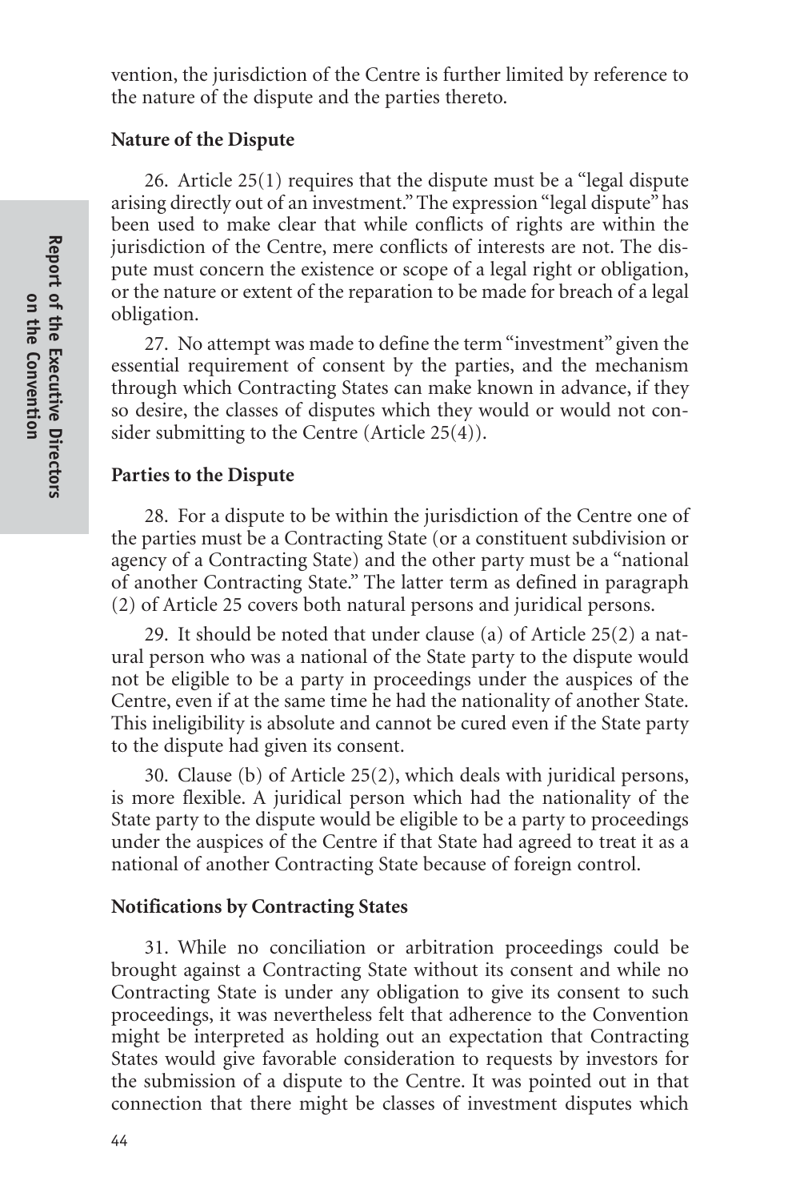vention, the jurisdiction of the Centre is further limited by reference to the nature of the dispute and the parties thereto.

**Nature of the Dispute**

26. Article 25(1) requires that the dispute must be a "legal dispute arising directly out of an investment." The expression "legal dispute" has been used to make clear that while conflicts of rights are within the jurisdiction of the Centre, mere conflicts of interests are not. The dispute must concern the existence or scope of a legal right or obligation, or the nature or extent of the reparation to be made for breach of a legal obligation.

27. No attempt was made to define the term "investment" given the essential requirement of consent by the parties, and the mechanism through which Contracting States can make known in advance, if they so desire, the classes of disputes which they would or would not consider submitting to the Centre (Article 25(4)).

**Parties to the Dispute**

28. For a dispute to be within the jurisdiction of the Centre one of the parties must be a Contracting State (or a constituent subdivision or agency of a Contracting State) and the other party must be a "national of another Contracting State." The latter term as defined in paragraph (2) of Article 25 covers both natural persons and juridical persons.

29. It should be noted that under clause (a) of Article 25(2) a natural person who was a national of the State party to the dispute would not be eligible to be a party in proceedings under the auspices of the Centre, even if at the same time he had the nationality of another State. This ineligibility is absolute and cannot be cured even if the State party to the dispute had given its consent.

30. Clause (b) of Article 25(2), which deals with juridical persons, is more flexible. A juridical person which had the nationality of the State party to the dispute would be eligible to be a party to proceedings under the auspices of the Centre if that State had agreed to treat it as a national of another Contracting State because of foreign control.

**Notifications by Contracting States**

31. While no conciliation or arbitration proceedings could be brought against a Contracting State without its consent and while no Contracting State is under any obligation to give its consent to such proceedings, it was nevertheless felt that adherence to the Convention might be interpreted as holding out an expectation that Contracting States would give favorable consideration to requests by investors for the submission of a dispute to the Centre. It was pointed out in that connection that there might be classes of investment disputes which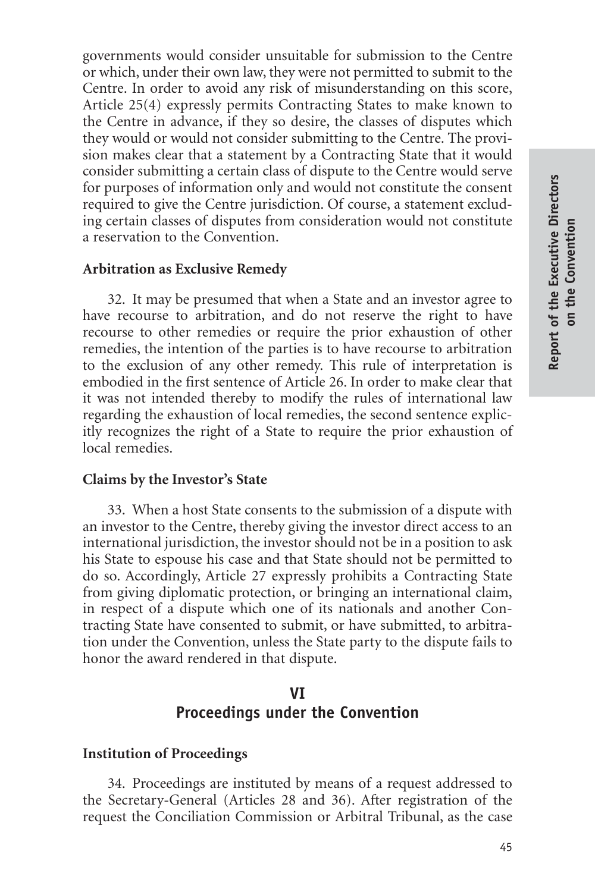governments would consider unsuitable for submission to the Centre or which, under their own law, they were not permitted to submit to the Centre. In order to avoid any risk of misunderstanding on this score, Article 25(4) expressly permits Contracting States to make known to the Centre in advance, if they so desire, the classes of disputes which they would or would not consider submitting to the Centre. The provision makes clear that a statement by a Contracting State that it would consider submitting a certain class of dispute to the Centre would serve for purposes of information only and would not constitute the consent required to give the Centre jurisdiction. Of course, a statement excluding certain classes of disputes from consideration would not constitute a reservation to the Convention.

**Arbitration as Exclusive Remedy**

32. It may be presumed that when a State and an investor agree to have recourse to arbitration, and do not reserve the right to have recourse to other remedies or require the prior exhaustion of other remedies, the intention of the parties is to have recourse to arbitration to the exclusion of any other remedy. This rule of interpretation is embodied in the first sentence of Article 26. In order to make clear that it was not intended thereby to modify the rules of international law regarding the exhaustion of local remedies, the second sentence explicitly recognizes the right of a State to require the prior exhaustion of local remedies.

**Claims by the Investor's State**

33. When a host State consents to the submission of a dispute with an investor to the Centre, thereby giving the investor direct access to an international jurisdiction, the investor should not be in a position to ask his State to espouse his case and that State should not be permitted to do so. Accordingly, Article 27 expressly prohibits a Contracting State from giving diplomatic protection, or bringing an international claim, in respect of a dispute which one of its nationals and another Contracting State have consented to submit, or have submitted, to arbitration under the Convention, unless the State party to the dispute fails to honor the award rendered in that dispute.

## VI
## Proceedings under the Convention

**Institution of Proceedings**

34. Proceedings are instituted by means of a request addressed to the Secretary-General (Articles 28 and 36). After registration of the request the Conciliation Commission or Arbitral Tribunal, as the case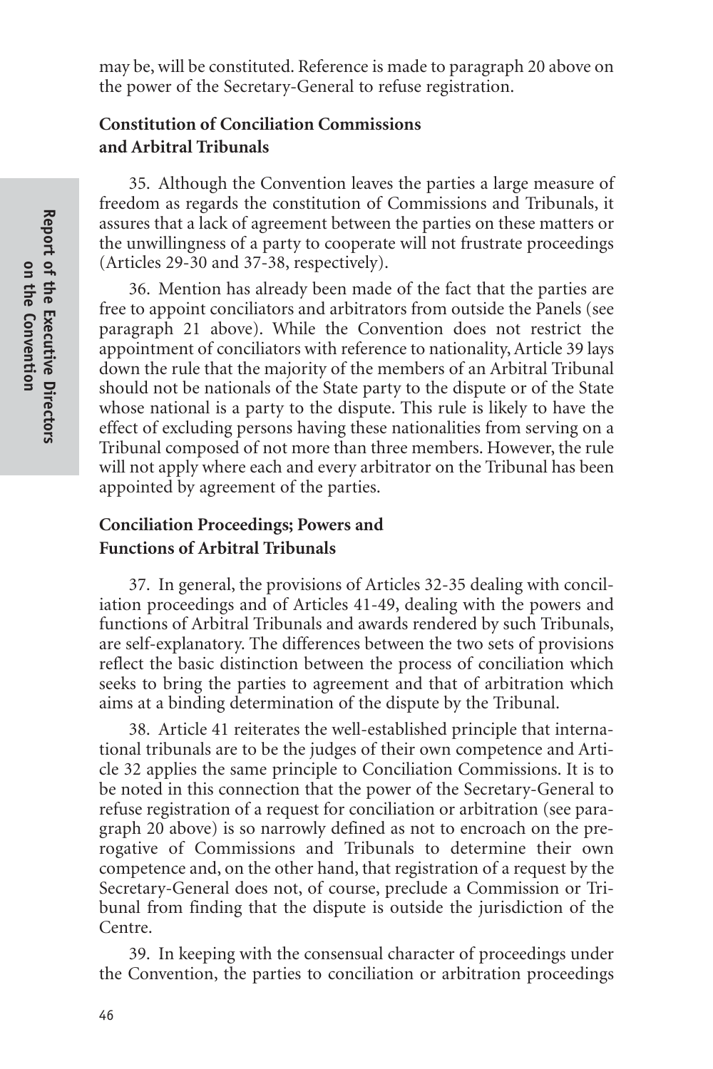may be, will be constituted. Reference is made to paragraph 20 above on the power of the Secretary-General to refuse registration.

### Constitution of Conciliation Commissions and Arbitral Tribunals

35. Although the Convention leaves the parties a large measure of freedom as regards the constitution of Commissions and Tribunals, it assures that a lack of agreement between the parties on these matters or the unwillingness of a party to cooperate will not frustrate proceedings (Articles 29-30 and 37-38, respectively).

36. Mention has already been made of the fact that the parties are free to appoint conciliators and arbitrators from outside the Panels (see paragraph 21 above). While the Convention does not restrict the appointment of conciliators with reference to nationality, Article 39 lays down the rule that the majority of the members of an Arbitral Tribunal should not be nationals of the State party to the dispute or of the State whose national is a party to the dispute. This rule is likely to have the effect of excluding persons having these nationalities from serving on a Tribunal composed of not more than three members. However, the rule will not apply where each and every arbitrator on the Tribunal has been appointed by agreement of the parties.

### Conciliation Proceedings; Powers and Functions of Arbitral Tribunals

37. In general, the provisions of Articles 32-35 dealing with conciliation proceedings and of Articles 41-49, dealing with the powers and functions of Arbitral Tribunals and awards rendered by such Tribunals, are self-explanatory. The differences between the two sets of provisions reflect the basic distinction between the process of conciliation which seeks to bring the parties to agreement and that of arbitration which aims at a binding determination of the dispute by the Tribunal.

38. Article 41 reiterates the well-established principle that international tribunals are to be the judges of their own competence and Article 32 applies the same principle to Conciliation Commissions. It is to be noted in this connection that the power of the Secretary-General to refuse registration of a request for conciliation or arbitration (see paragraph 20 above) is so narrowly defined as not to encroach on the prerogative of Commissions and Tribunals to determine their own competence and, on the other hand, that registration of a request by the Secretary-General does not, of course, preclude a Commission or Tribunal from finding that the dispute is outside the jurisdiction of the Centre.

39. In keeping with the consensual character of proceedings under the Convention, the parties to conciliation or arbitration proceedings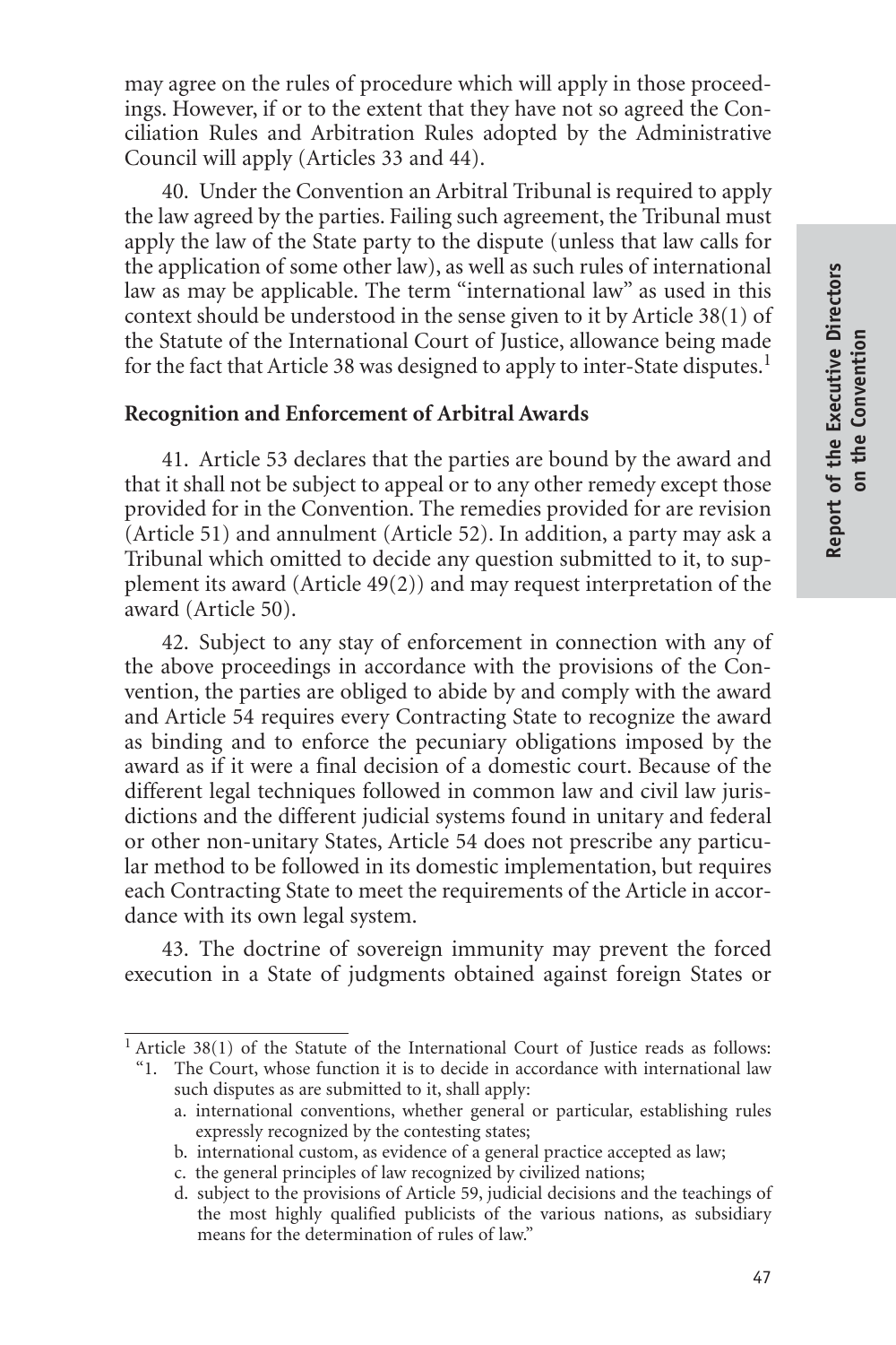may agree on the rules of procedure which will apply in those proceedings. However, if or to the extent that they have not so agreed the Conciliation Rules and Arbitration Rules adopted by the Administrative Council will apply (Articles 33 and 44).

40. Under the Convention an Arbitral Tribunal is required to apply the law agreed by the parties. Failing such agreement, the Tribunal must apply the law of the State party to the dispute (unless that law calls for the application of some other law), as well as such rules of international law as may be applicable. The term "international law" as used in this context should be understood in the sense given to it by Article 38(1) of the Statute of the International Court of Justice, allowance being made for the fact that Article 38 was designed to apply to inter-State disputes.[1]

**Recognition and Enforcement of Arbitral Awards**

41. Article 53 declares that the parties are bound by the award and that it shall not be subject to appeal or to any other remedy except those provided for in the Convention. The remedies provided for are revision (Article 51) and annulment (Article 52). In addition, a party may ask a Tribunal which omitted to decide any question submitted to it, to supplement its award (Article 49(2)) and may request interpretation of the award (Article 50).

42. Subject to any stay of enforcement in connection with any of the above proceedings in accordance with the provisions of the Convention, the parties are obliged to abide by and comply with the award and Article 54 requires every Contracting State to recognize the award as binding and to enforce the pecuniary obligations imposed by the award as if it were a final decision of a domestic court. Because of the different legal techniques followed in common law and civil law jurisdictions and the different judicial systems found in unitary and federal or other non-unitary States, Article 54 does not prescribe any particular method to be followed in its domestic implementation, but requires each Contracting State to meet the requirements of the Article in accordance with its own legal system.

43. The doctrine of sovereign immunity may prevent the forced execution in a State of judgments obtained against foreign States or

---

[1] Article 38(1) of the Statute of the International Court of Justice reads as follows:

"1. The Court, whose function it is to decide in accordance with international law such disputes as are submitted to it, shall apply:

a. international conventions, whether general or particular, establishing rules expressly recognized by the contesting states;

b. international custom, as evidence of a general practice accepted as law;

c. the general principles of law recognized by civilized nations;

d. subject to the provisions of Article 59, judicial decisions and the teachings of the most highly qualified publicists of the various nations, as subsidiary means for the determination of rules of law."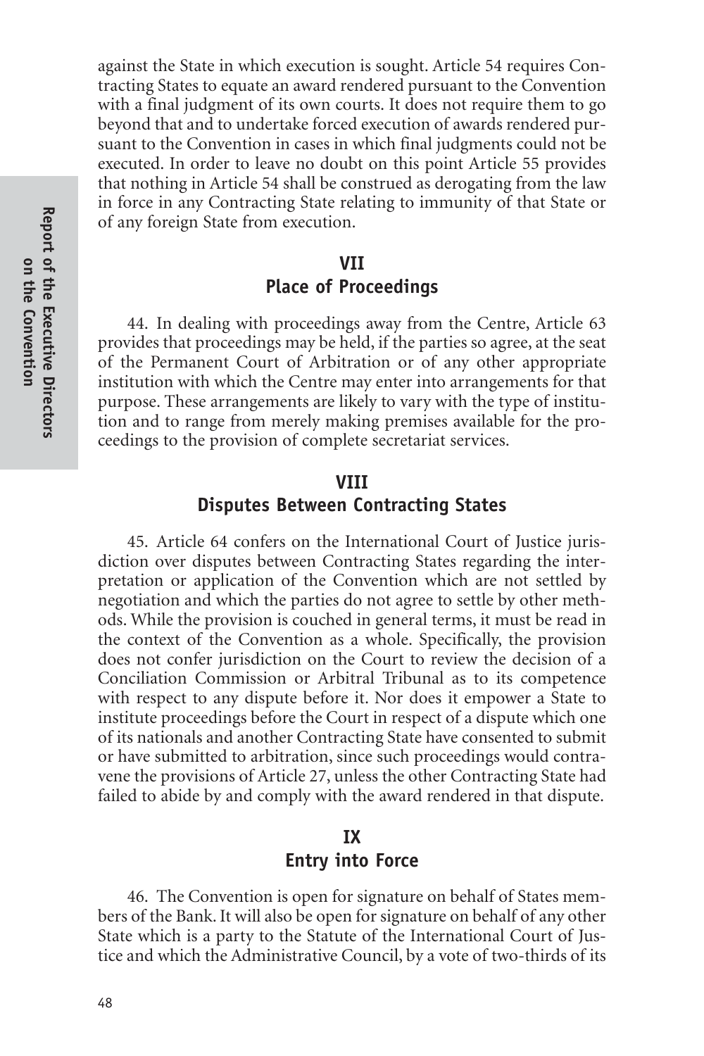against the State in which execution is sought. Article 54 requires Contracting States to equate an award rendered pursuant to the Convention with a final judgment of its own courts. It does not require them to go beyond that and to undertake forced execution of awards rendered pursuant to the Convention in cases in which final judgments could not be executed. In order to leave no doubt on this point Article 55 provides that nothing in Article 54 shall be construed as derogating from the law in force in any Contracting State relating to immunity of that State or of any foreign State from execution.

## VII
## Place of Proceedings

44. In dealing with proceedings away from the Centre, Article 63 provides that proceedings may be held, if the parties so agree, at the seat of the Permanent Court of Arbitration or of any other appropriate institution with which the Centre may enter into arrangements for that purpose. These arrangements are likely to vary with the type of institution and to range from merely making premises available for the proceedings to the provision of complete secretariat services.

## VIII
## Disputes Between Contracting States

45. Article 64 confers on the International Court of Justice jurisdiction over disputes between Contracting States regarding the interpretation or application of the Convention which are not settled by negotiation and which the parties do not agree to settle by other methods. While the provision is couched in general terms, it must be read in the context of the Convention as a whole. Specifically, the provision does not confer jurisdiction on the Court to review the decision of a Conciliation Commission or Arbitral Tribunal as to its competence with respect to any dispute before it. Nor does it empower a State to institute proceedings before the Court in respect of a dispute which one of its nationals and another Contracting State have consented to submit or have submitted to arbitration, since such proceedings would contravene the provisions of Article 27, unless the other Contracting State had failed to abide by and comply with the award rendered in that dispute.

## IX
## Entry into Force

46. The Convention is open for signature on behalf of States members of the Bank. It will also be open for signature on behalf of any other State which is a party to the Statute of the International Court of Justice and which the Administrative Council, by a vote of two-thirds of its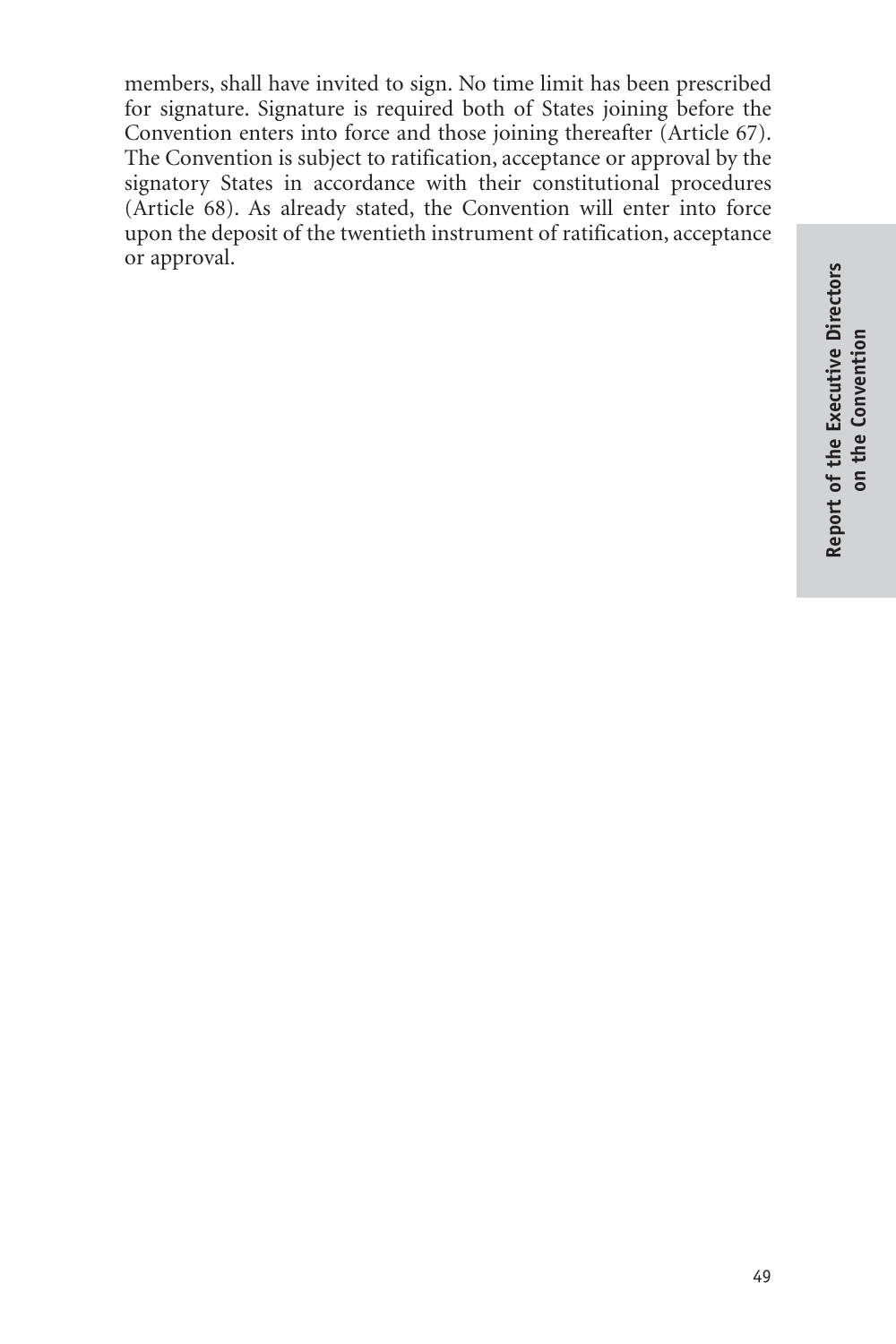members, shall have invited to sign. No time limit has been prescribed for signature. Signature is required both of States joining before the Convention enters into force and those joining thereafter (Article 67). The Convention is subject to ratification, acceptance or approval by the signatory States in accordance with their constitutional procedures (Article 68). As already stated, the Convention will enter into force upon the deposit of the twentieth instrument of ratification, acceptance or approval.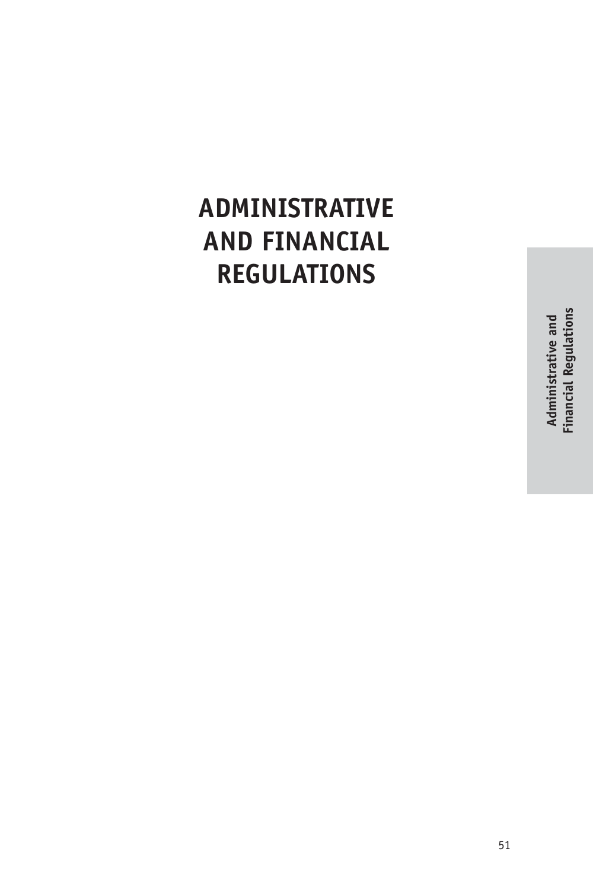# ADMINISTRATIVE AND FINANCIAL REGULATIONS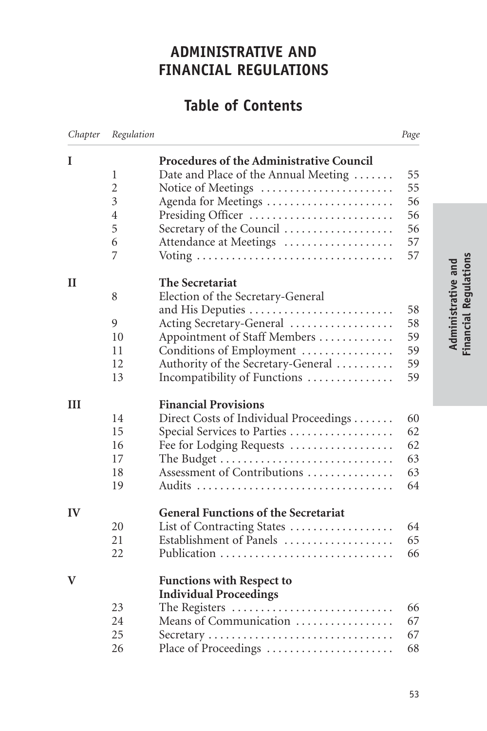# ADMINISTRATIVE AND FINANCIAL REGULATIONS

## Table of Contents

| *Chapter* | *Regulation* | | *Page* |
|---|---|---|---|
| **I** | | **Procedures of the Administrative Council** | |
| | 1 | Date and Place of the Annual Meeting | 55 |
| | 2 | Notice of Meetings | 55 |
| | 3 | Agenda for Meetings | 56 |
| | 4 | Presiding Officer | 56 |
| | 5 | Secretary of the Council | 56 |
| | 6 | Attendance at Meetings | 57 |
| | 7 | Voting | 57 |
| **II** | | **The Secretariat** | |
| | 8 | Election of the Secretary-General and His Deputies | 58 |
| | 9 | Acting Secretary-General | 58 |
| | 10 | Appointment of Staff Members | 59 |
| | 11 | Conditions of Employment | 59 |
| | 12 | Authority of the Secretary-General | 59 |
| | 13 | Incompatibility of Functions | 59 |
| **III** | | **Financial Provisions** | |
| | 14 | Direct Costs of Individual Proceedings | 60 |
| | 15 | Special Services to Parties | 62 |
| | 16 | Fee for Lodging Requests | 62 |
| | 17 | The Budget | 63 |
| | 18 | Assessment of Contributions | 63 |
| | 19 | Audits | 64 |
| **IV** | | **General Functions of the Secretariat** | |
| | 20 | List of Contracting States | 64 |
| | 21 | Establishment of Panels | 65 |
| | 22 | Publication | 66 |
| **V** | | **Functions with Respect to Individual Proceedings** | |
| | 23 | The Registers | 66 |
| | 24 | Means of Communication | 67 |
| | 25 | Secretary | 67 |
| | 26 | Place of Proceedings | 68 |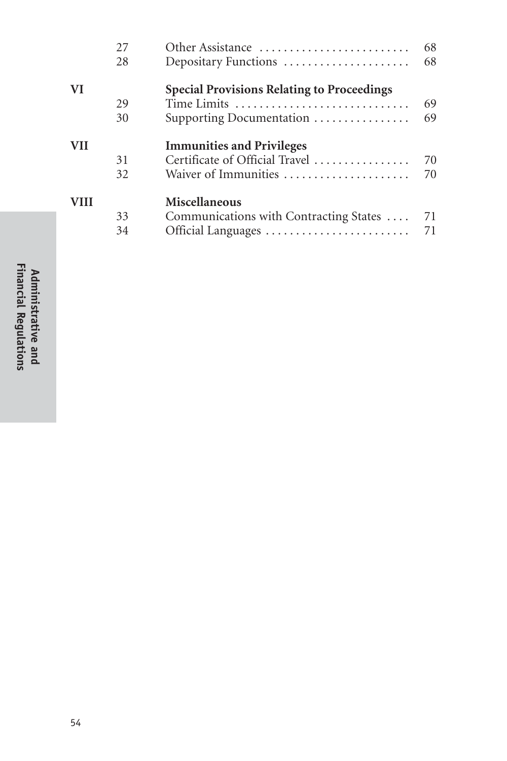| | | | |
|---|---|---|---|
| | 27 | Other Assistance | 68 |
| | 28 | Depositary Functions | 68 |
| **VI** | | **Special Provisions Relating to Proceedings** | |
| | 29 | Time Limits | 69 |
| | 30 | Supporting Documentation | 69 |
| **VII** | | **Immunities and Privileges** | |
| | 31 | Certificate of Official Travel | 70 |
| | 32 | Waiver of Immunities | 70 |
| **VIII** | | **Miscellaneous** | |
| | 33 | Communications with Contracting States | 71 |
| | 34 | Official Languages | 71 |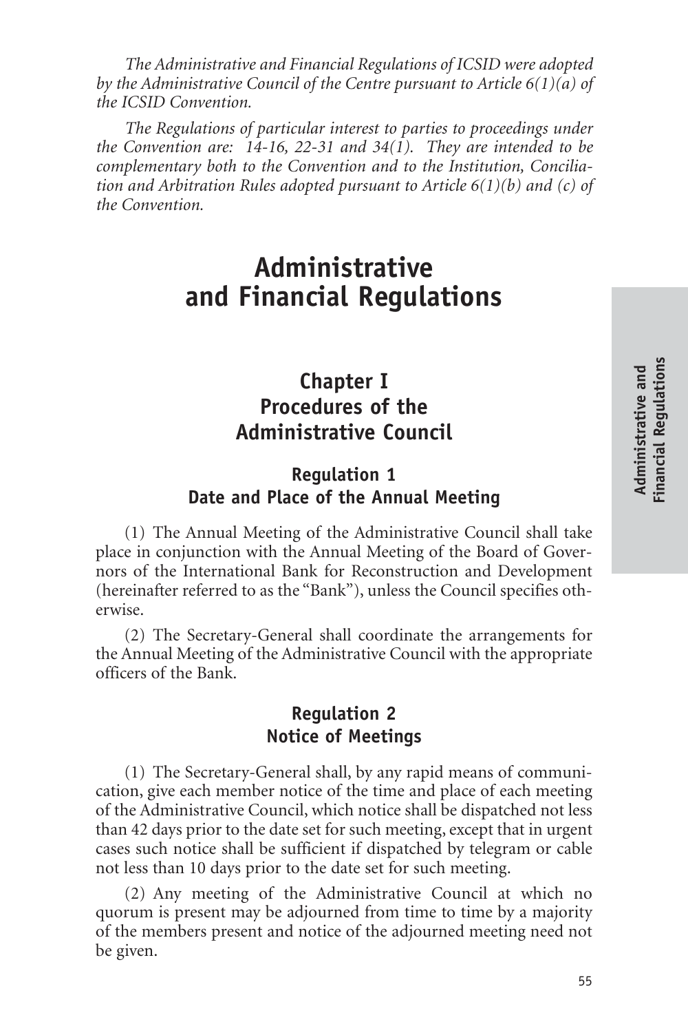*The Administrative and Financial Regulations of ICSID were adopted by the Administrative Council of the Centre pursuant to Article 6(1)(a) of the ICSID Convention.*

*The Regulations of particular interest to parties to proceedings under the Convention are: 14-16, 22-31 and 34(1). They are intended to be complementary both to the Convention and to the Institution, Conciliation and Arbitration Rules adopted pursuant to Article 6(1)(b) and (c) of the Convention.*

# Administrative and Financial Regulations

## Chapter I Procedures of the Administrative Council

### Regulation 1 Date and Place of the Annual Meeting

(1) The Annual Meeting of the Administrative Council shall take place in conjunction with the Annual Meeting of the Board of Governors of the International Bank for Reconstruction and Development (hereinafter referred to as the "Bank"), unless the Council specifies otherwise.

(2) The Secretary-General shall coordinate the arrangements for the Annual Meeting of the Administrative Council with the appropriate officers of the Bank.

### Regulation 2 Notice of Meetings

(1) The Secretary-General shall, by any rapid means of communication, give each member notice of the time and place of each meeting of the Administrative Council, which notice shall be dispatched not less than 42 days prior to the date set for such meeting, except that in urgent cases such notice shall be sufficient if dispatched by telegram or cable not less than 10 days prior to the date set for such meeting.

(2) Any meeting of the Administrative Council at which no quorum is present may be adjourned from time to time by a majority of the members present and notice of the adjourned meeting need not be given.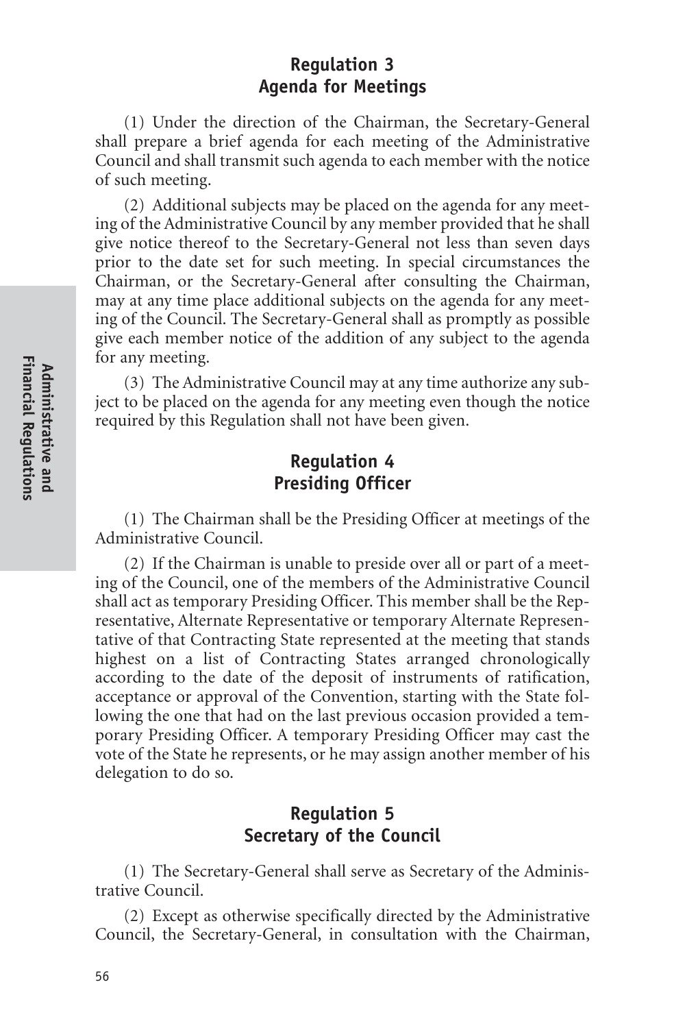## Regulation 3
## Agenda for Meetings

(1) Under the direction of the Chairman, the Secretary-General shall prepare a brief agenda for each meeting of the Administrative Council and shall transmit such agenda to each member with the notice of such meeting.

(2) Additional subjects may be placed on the agenda for any meeting of the Administrative Council by any member provided that he shall give notice thereof to the Secretary-General not less than seven days prior to the date set for such meeting. In special circumstances the Chairman, or the Secretary-General after consulting the Chairman, may at any time place additional subjects on the agenda for any meeting of the Council. The Secretary-General shall as promptly as possible give each member notice of the addition of any subject to the agenda for any meeting.

(3) The Administrative Council may at any time authorize any subject to be placed on the agenda for any meeting even though the notice required by this Regulation shall not have been given.

## Regulation 4
## Presiding Officer

(1) The Chairman shall be the Presiding Officer at meetings of the Administrative Council.

(2) If the Chairman is unable to preside over all or part of a meeting of the Council, one of the members of the Administrative Council shall act as temporary Presiding Officer. This member shall be the Representative, Alternate Representative or temporary Alternate Representative of that Contracting State represented at the meeting that stands highest on a list of Contracting States arranged chronologically according to the date of the deposit of instruments of ratification, acceptance or approval of the Convention, starting with the State following the one that had on the last previous occasion provided a temporary Presiding Officer. A temporary Presiding Officer may cast the vote of the State he represents, or he may assign another member of his delegation to do so.

## Regulation 5
## Secretary of the Council

(1) The Secretary-General shall serve as Secretary of the Administrative Council.

(2) Except as otherwise specifically directed by the Administrative Council, the Secretary-General, in consultation with the Chairman,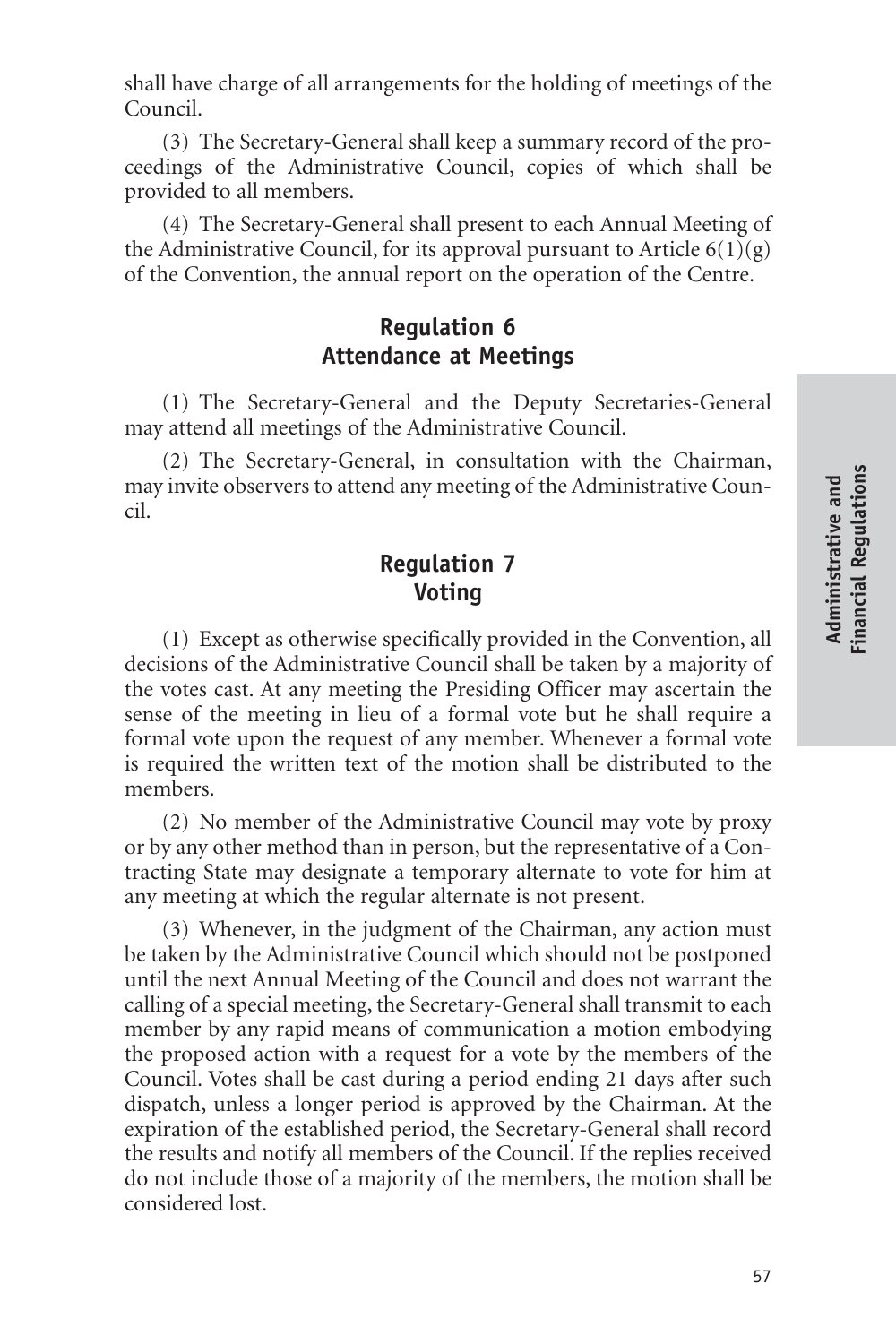shall have charge of all arrangements for the holding of meetings of the Council.

(3) The Secretary-General shall keep a summary record of the proceedings of the Administrative Council, copies of which shall be provided to all members.

(4) The Secretary-General shall present to each Annual Meeting of the Administrative Council, for its approval pursuant to Article 6(1)(g) of the Convention, the annual report on the operation of the Centre.

## Regulation 6
## Attendance at Meetings

(1) The Secretary-General and the Deputy Secretaries-General may attend all meetings of the Administrative Council.

(2) The Secretary-General, in consultation with the Chairman, may invite observers to attend any meeting of the Administrative Council.

## Regulation 7
## Voting

(1) Except as otherwise specifically provided in the Convention, all decisions of the Administrative Council shall be taken by a majority of the votes cast. At any meeting the Presiding Officer may ascertain the sense of the meeting in lieu of a formal vote but he shall require a formal vote upon the request of any member. Whenever a formal vote is required the written text of the motion shall be distributed to the members.

(2) No member of the Administrative Council may vote by proxy or by any other method than in person, but the representative of a Contracting State may designate a temporary alternate to vote for him at any meeting at which the regular alternate is not present.

(3) Whenever, in the judgment of the Chairman, any action must be taken by the Administrative Council which should not be postponed until the next Annual Meeting of the Council and does not warrant the calling of a special meeting, the Secretary-General shall transmit to each member by any rapid means of communication a motion embodying the proposed action with a request for a vote by the members of the Council. Votes shall be cast during a period ending 21 days after such dispatch, unless a longer period is approved by the Chairman. At the expiration of the established period, the Secretary-General shall record the results and notify all members of the Council. If the replies received do not include those of a majority of the members, the motion shall be considered lost.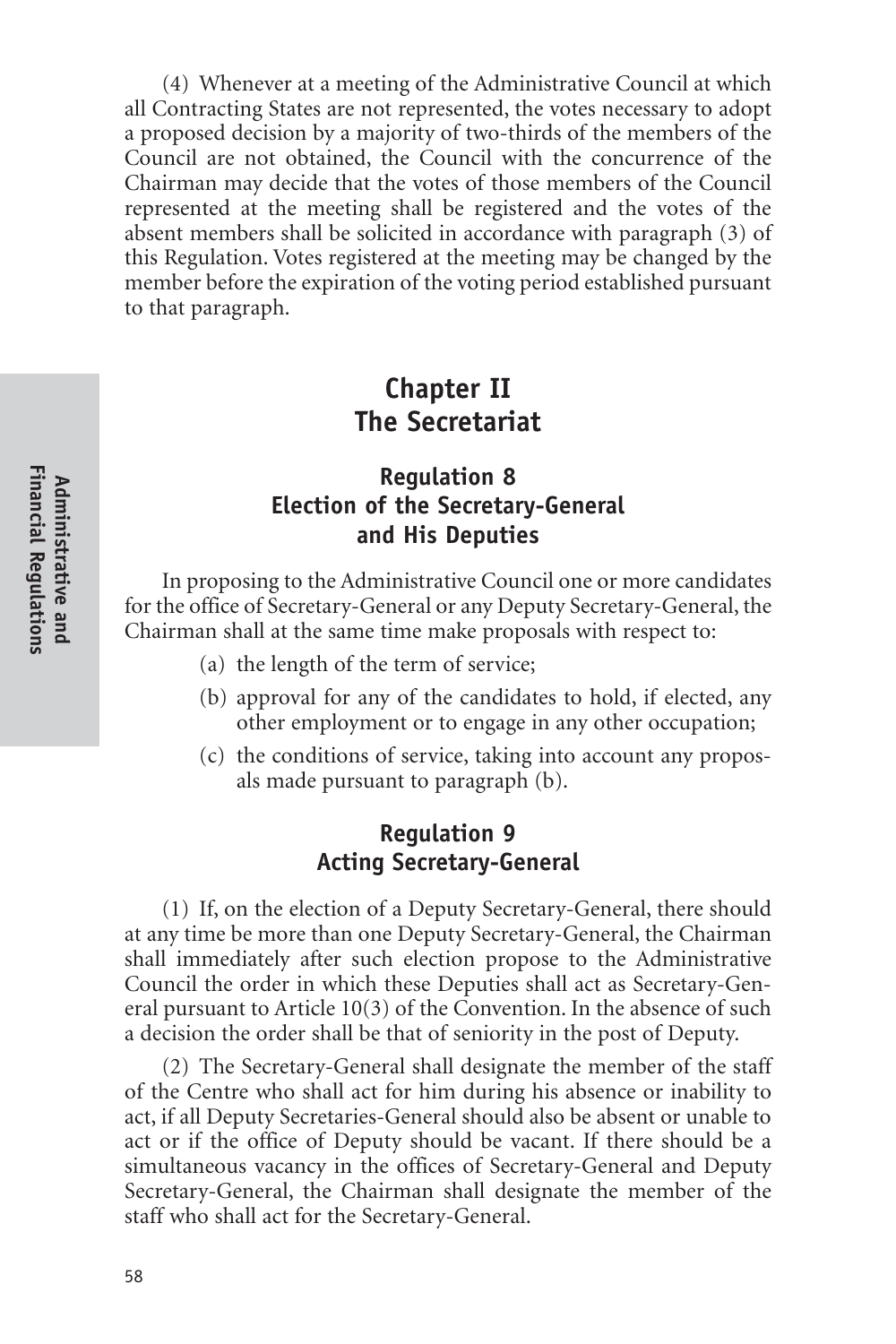(4) Whenever at a meeting of the Administrative Council at which all Contracting States are not represented, the votes necessary to adopt a proposed decision by a majority of two-thirds of the members of the Council are not obtained, the Council with the concurrence of the Chairman may decide that the votes of those members of the Council represented at the meeting shall be registered and the votes of the absent members shall be solicited in accordance with paragraph (3) of this Regulation. Votes registered at the meeting may be changed by the member before the expiration of the voting period established pursuant to that paragraph.

## Chapter II
## The Secretariat

### Regulation 8
### Election of the Secretary-General and His Deputies

In proposing to the Administrative Council one or more candidates for the office of Secretary-General or any Deputy Secretary-General, the Chairman shall at the same time make proposals with respect to:

(a) the length of the term of service;

(b) approval for any of the candidates to hold, if elected, any other employment or to engage in any other occupation;

(c) the conditions of service, taking into account any proposals made pursuant to paragraph (b).

### Regulation 9
### Acting Secretary-General

(1) If, on the election of a Deputy Secretary-General, there should at any time be more than one Deputy Secretary-General, the Chairman shall immediately after such election propose to the Administrative Council the order in which these Deputies shall act as Secretary-General pursuant to Article 10(3) of the Convention. In the absence of such a decision the order shall be that of seniority in the post of Deputy.

(2) The Secretary-General shall designate the member of the staff of the Centre who shall act for him during his absence or inability to act, if all Deputy Secretaries-General should also be absent or unable to act or if the office of Deputy should be vacant. If there should be a simultaneous vacancy in the offices of Secretary-General and Deputy Secretary-General, the Chairman shall designate the member of the staff who shall act for the Secretary-General.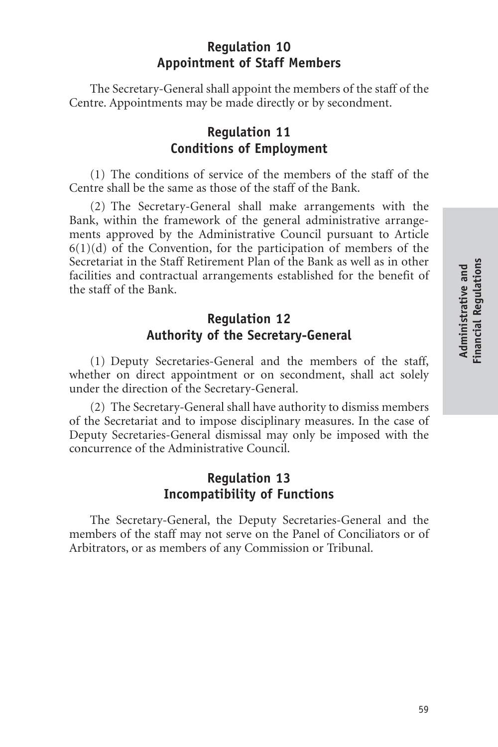## Regulation 10
## Appointment of Staff Members

The Secretary-General shall appoint the members of the staff of the Centre. Appointments may be made directly or by secondment.

## Regulation 11
## Conditions of Employment

(1) The conditions of service of the members of the staff of the Centre shall be the same as those of the staff of the Bank.

(2) The Secretary-General shall make arrangements with the Bank, within the framework of the general administrative arrangements approved by the Administrative Council pursuant to Article 6(1)(d) of the Convention, for the participation of members of the Secretariat in the Staff Retirement Plan of the Bank as well as in other facilities and contractual arrangements established for the benefit of the staff of the Bank.

## Regulation 12
## Authority of the Secretary-General

(1) Deputy Secretaries-General and the members of the staff, whether on direct appointment or on secondment, shall act solely under the direction of the Secretary-General.

(2) The Secretary-General shall have authority to dismiss members of the Secretariat and to impose disciplinary measures. In the case of Deputy Secretaries-General dismissal may only be imposed with the concurrence of the Administrative Council.

## Regulation 13
## Incompatibility of Functions

The Secretary-General, the Deputy Secretaries-General and the members of the staff may not serve on the Panel of Conciliators or of Arbitrators, or as members of any Commission or Tribunal.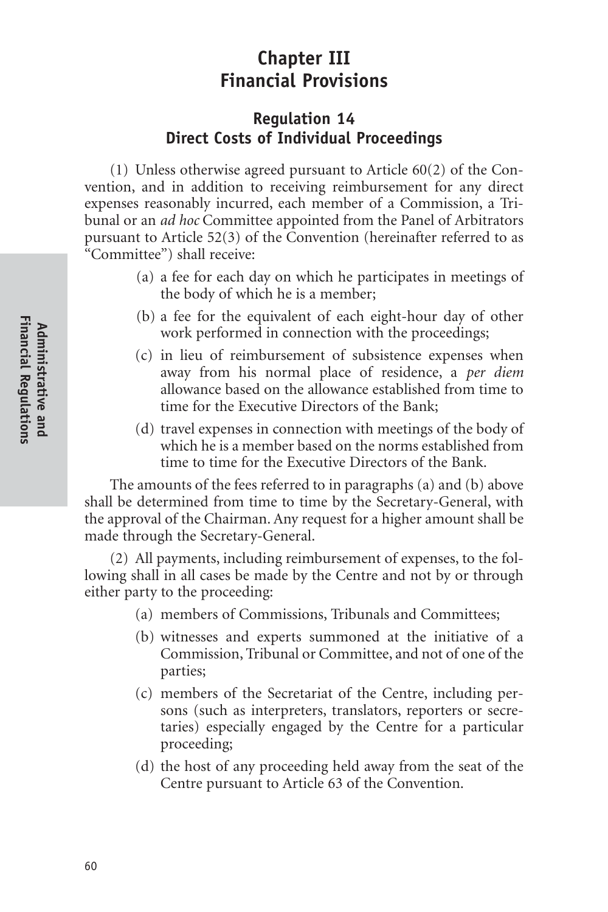# Chapter III
# Financial Provisions

## Regulation 14
## Direct Costs of Individual Proceedings

(1) Unless otherwise agreed pursuant to Article 60(2) of the Convention, and in addition to receiving reimbursement for any direct expenses reasonably incurred, each member of a Commission, a Tribunal or an *ad hoc* Committee appointed from the Panel of Arbitrators pursuant to Article 52(3) of the Convention (hereinafter referred to as "Committee") shall receive:

(a) a fee for each day on which he participates in meetings of the body of which he is a member;

(b) a fee for the equivalent of each eight-hour day of other work performed in connection with the proceedings;

(c) in lieu of reimbursement of subsistence expenses when away from his normal place of residence, a *per diem* allowance based on the allowance established from time to time for the Executive Directors of the Bank;

(d) travel expenses in connection with meetings of the body of which he is a member based on the norms established from time to time for the Executive Directors of the Bank.

The amounts of the fees referred to in paragraphs (a) and (b) above shall be determined from time to time by the Secretary-General, with the approval of the Chairman. Any request for a higher amount shall be made through the Secretary-General.

(2) All payments, including reimbursement of expenses, to the following shall in all cases be made by the Centre and not by or through either party to the proceeding:

(a) members of Commissions, Tribunals and Committees;

(b) witnesses and experts summoned at the initiative of a Commission, Tribunal or Committee, and not of one of the parties;

(c) members of the Secretariat of the Centre, including persons (such as interpreters, translators, reporters or secretaries) especially engaged by the Centre for a particular proceeding;

(d) the host of any proceeding held away from the seat of the Centre pursuant to Article 63 of the Convention.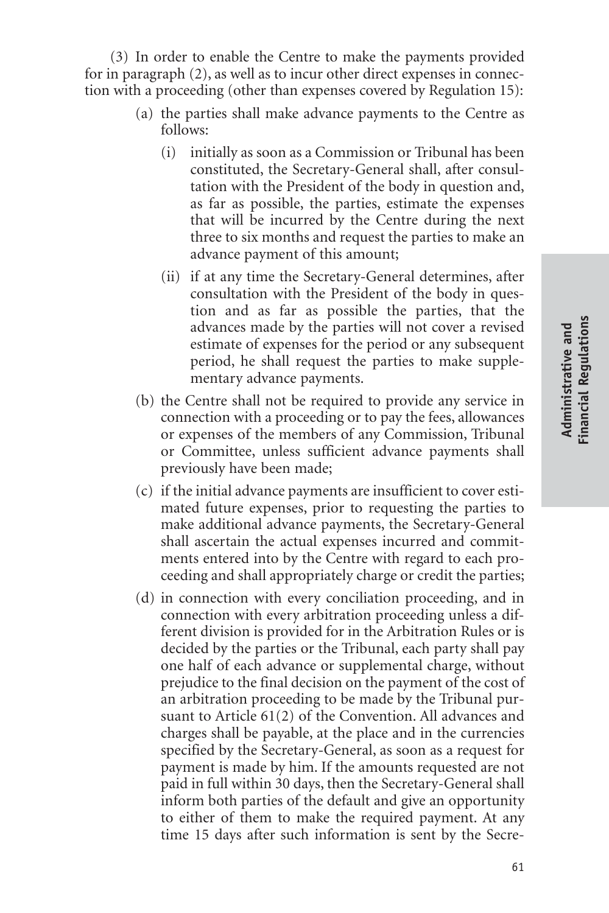(3) In order to enable the Centre to make the payments provided for in paragraph (2), as well as to incur other direct expenses in connection with a proceeding (other than expenses covered by Regulation 15):

(a) the parties shall make advance payments to the Centre as follows:

   (i) initially as soon as a Commission or Tribunal has been constituted, the Secretary-General shall, after consultation with the President of the body in question and, as far as possible, the parties, estimate the expenses that will be incurred by the Centre during the next three to six months and request the parties to make an advance payment of this amount;

   (ii) if at any time the Secretary-General determines, after consultation with the President of the body in question and as far as possible the parties, that the advances made by the parties will not cover a revised estimate of expenses for the period or any subsequent period, he shall request the parties to make supplementary advance payments.

(b) the Centre shall not be required to provide any service in connection with a proceeding or to pay the fees, allowances or expenses of the members of any Commission, Tribunal or Committee, unless sufficient advance payments shall previously have been made;

(c) if the initial advance payments are insufficient to cover estimated future expenses, prior to requesting the parties to make additional advance payments, the Secretary-General shall ascertain the actual expenses incurred and commitments entered into by the Centre with regard to each proceeding and shall appropriately charge or credit the parties;

(d) in connection with every conciliation proceeding, and in connection with every arbitration proceeding unless a different division is provided for in the Arbitration Rules or is decided by the parties or the Tribunal, each party shall pay one half of each advance or supplemental charge, without prejudice to the final decision on the payment of the cost of an arbitration proceeding to be made by the Tribunal pursuant to Article 61(2) of the Convention. All advances and charges shall be payable, at the place and in the currencies specified by the Secretary-General, as soon as a request for payment is made by him. If the amounts requested are not paid in full within 30 days, then the Secretary-General shall inform both parties of the default and give an opportunity to either of them to make the required payment. At any time 15 days after such information is sent by the Secre-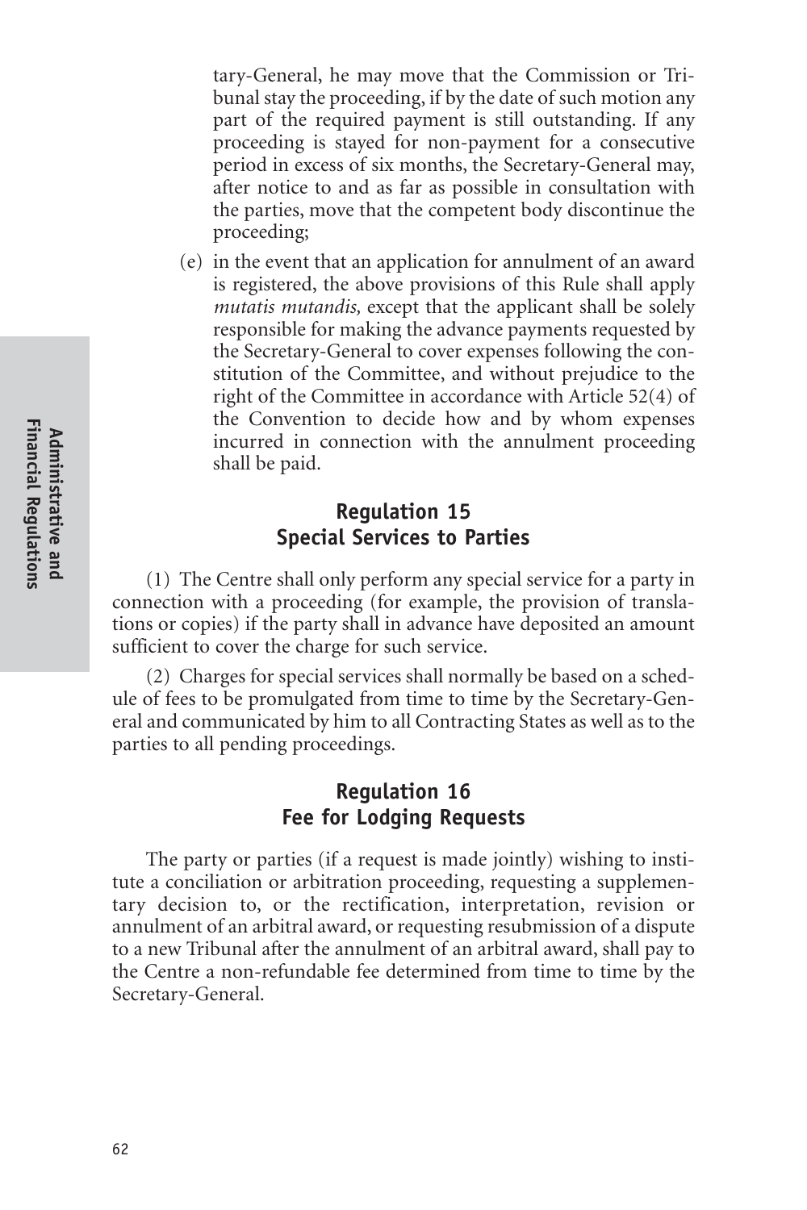tary-General, he may move that the Commission or Tribunal stay the proceeding, if by the date of such motion any part of the required payment is still outstanding. If any proceeding is stayed for non-payment for a consecutive period in excess of six months, the Secretary-General may, after notice to and as far as possible in consultation with the parties, move that the competent body discontinue the proceeding;

(e) in the event that an application for annulment of an award is registered, the above provisions of this Rule shall apply *mutatis mutandis,* except that the applicant shall be solely responsible for making the advance payments requested by the Secretary-General to cover expenses following the constitution of the Committee, and without prejudice to the right of the Committee in accordance with Article 52(4) of the Convention to decide how and by whom expenses incurred in connection with the annulment proceeding shall be paid.

## Regulation 15
## Special Services to Parties

(1) The Centre shall only perform any special service for a party in connection with a proceeding (for example, the provision of translations or copies) if the party shall in advance have deposited an amount sufficient to cover the charge for such service.

(2) Charges for special services shall normally be based on a schedule of fees to be promulgated from time to time by the Secretary-General and communicated by him to all Contracting States as well as to the parties to all pending proceedings.

## Regulation 16
## Fee for Lodging Requests

The party or parties (if a request is made jointly) wishing to institute a conciliation or arbitration proceeding, requesting a supplementary decision to, or the rectification, interpretation, revision or annulment of an arbitral award, or requesting resubmission of a dispute to a new Tribunal after the annulment of an arbitral award, shall pay to the Centre a non-refundable fee determined from time to time by the Secretary-General.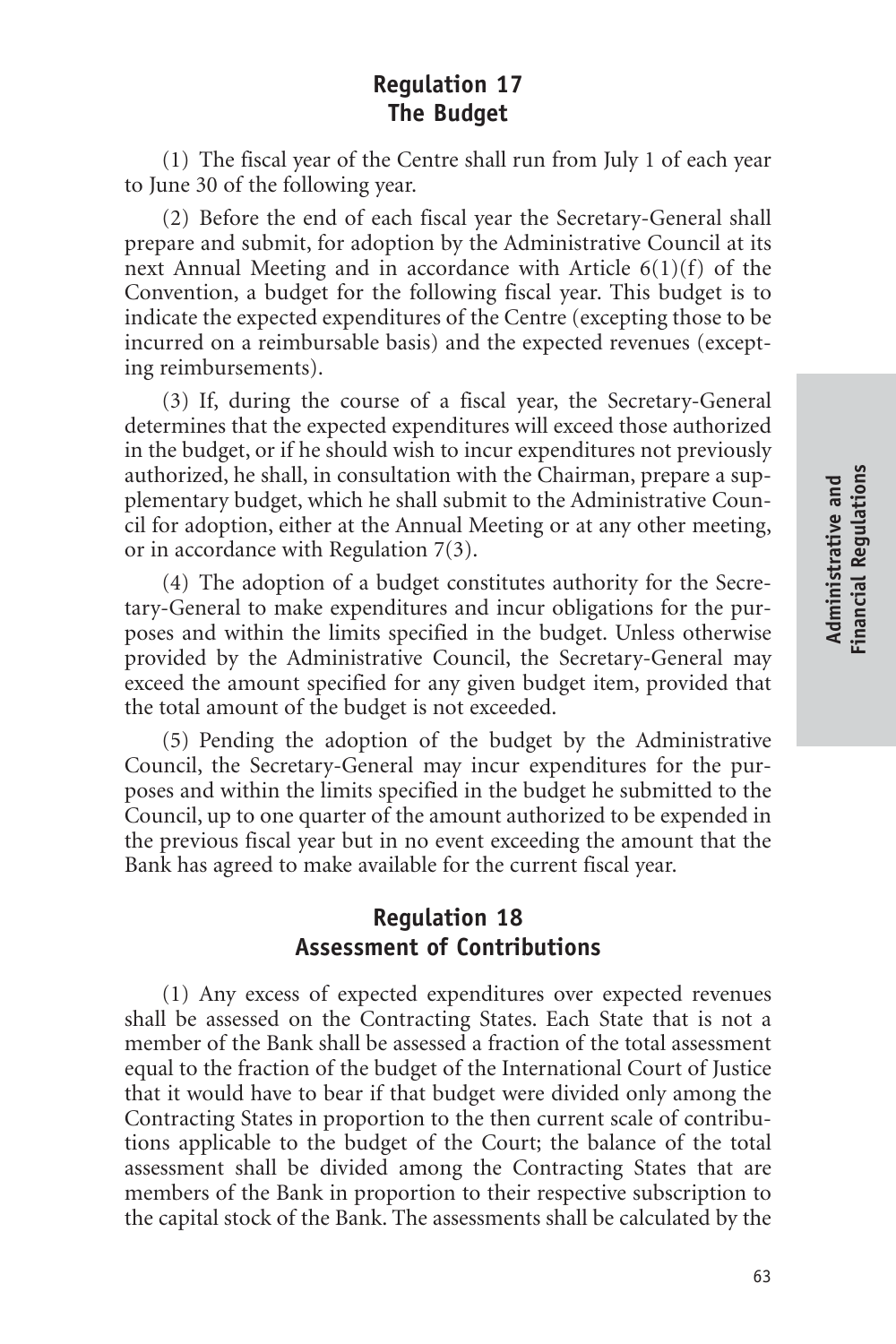## Regulation 17
## The Budget

(1) The fiscal year of the Centre shall run from July 1 of each year to June 30 of the following year.

(2) Before the end of each fiscal year the Secretary-General shall prepare and submit, for adoption by the Administrative Council at its next Annual Meeting and in accordance with Article 6(1)(f) of the Convention, a budget for the following fiscal year. This budget is to indicate the expected expenditures of the Centre (excepting those to be incurred on a reimbursable basis) and the expected revenues (excepting reimbursements).

(3) If, during the course of a fiscal year, the Secretary-General determines that the expected expenditures will exceed those authorized in the budget, or if he should wish to incur expenditures not previously authorized, he shall, in consultation with the Chairman, prepare a supplementary budget, which he shall submit to the Administrative Council for adoption, either at the Annual Meeting or at any other meeting, or in accordance with Regulation 7(3).

(4) The adoption of a budget constitutes authority for the Secretary-General to make expenditures and incur obligations for the purposes and within the limits specified in the budget. Unless otherwise provided by the Administrative Council, the Secretary-General may exceed the amount specified for any given budget item, provided that the total amount of the budget is not exceeded.

(5) Pending the adoption of the budget by the Administrative Council, the Secretary-General may incur expenditures for the purposes and within the limits specified in the budget he submitted to the Council, up to one quarter of the amount authorized to be expended in the previous fiscal year but in no event exceeding the amount that the Bank has agreed to make available for the current fiscal year.

## Regulation 18
## Assessment of Contributions

(1) Any excess of expected expenditures over expected revenues shall be assessed on the Contracting States. Each State that is not a member of the Bank shall be assessed a fraction of the total assessment equal to the fraction of the budget of the International Court of Justice that it would have to bear if that budget were divided only among the Contracting States in proportion to the then current scale of contributions applicable to the budget of the Court; the balance of the total assessment shall be divided among the Contracting States that are members of the Bank in proportion to their respective subscription to the capital stock of the Bank. The assessments shall be calculated by the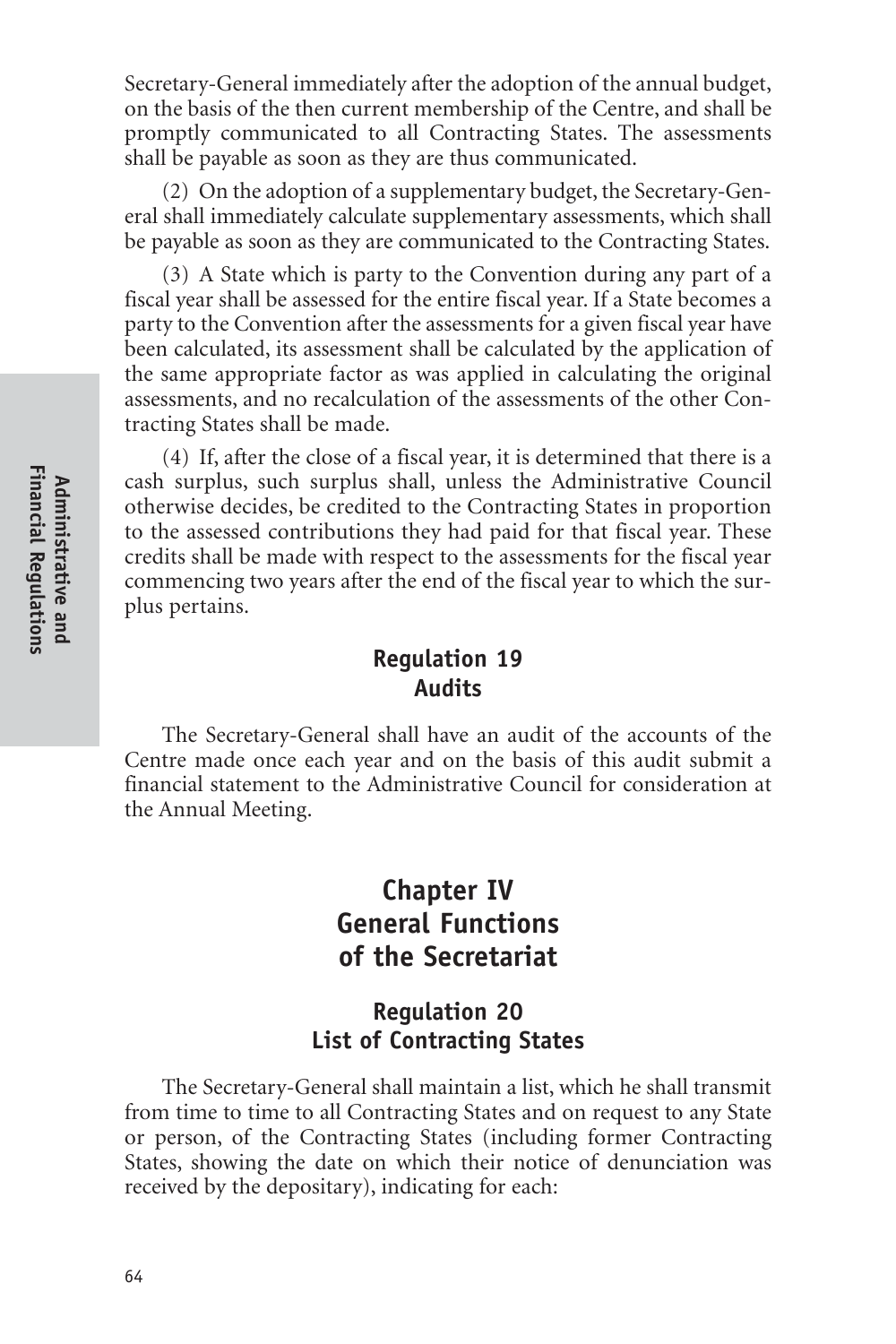Secretary-General immediately after the adoption of the annual budget, on the basis of the then current membership of the Centre, and shall be promptly communicated to all Contracting States. The assessments shall be payable as soon as they are thus communicated.

(2) On the adoption of a supplementary budget, the Secretary-General shall immediately calculate supplementary assessments, which shall be payable as soon as they are communicated to the Contracting States.

(3) A State which is party to the Convention during any part of a fiscal year shall be assessed for the entire fiscal year. If a State becomes a party to the Convention after the assessments for a given fiscal year have been calculated, its assessment shall be calculated by the application of the same appropriate factor as was applied in calculating the original assessments, and no recalculation of the assessments of the other Contracting States shall be made.

(4) If, after the close of a fiscal year, it is determined that there is a cash surplus, such surplus shall, unless the Administrative Council otherwise decides, be credited to the Contracting States in proportion to the assessed contributions they had paid for that fiscal year. These credits shall be made with respect to the assessments for the fiscal year commencing two years after the end of the fiscal year to which the surplus pertains.

### Regulation 19
### Audits

The Secretary-General shall have an audit of the accounts of the Centre made once each year and on the basis of this audit submit a financial statement to the Administrative Council for consideration at the Annual Meeting.

## Chapter IV
## General Functions of the Secretariat

### Regulation 20
### List of Contracting States

The Secretary-General shall maintain a list, which he shall transmit from time to time to all Contracting States and on request to any State or person, of the Contracting States (including former Contracting States, showing the date on which their notice of denunciation was received by the depositary), indicating for each: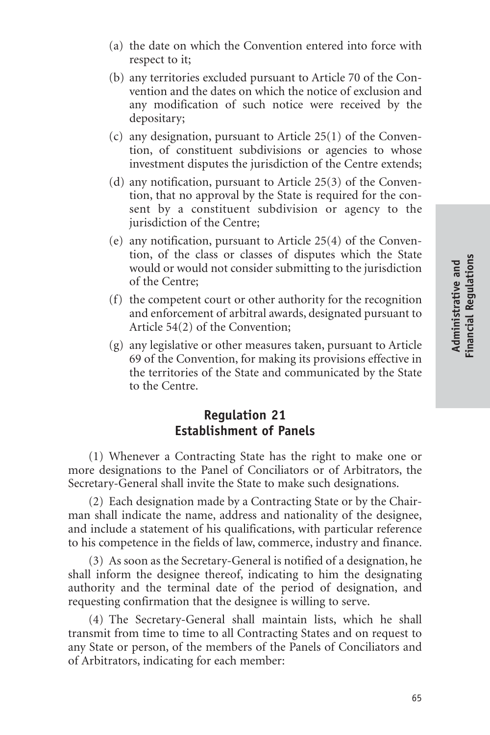(a) the date on which the Convention entered into force with respect to it;

(b) any territories excluded pursuant to Article 70 of the Convention and the dates on which the notice of exclusion and any modification of such notice were received by the depositary;

(c) any designation, pursuant to Article 25(1) of the Convention, of constituent subdivisions or agencies to whose investment disputes the jurisdiction of the Centre extends;

(d) any notification, pursuant to Article 25(3) of the Convention, that no approval by the State is required for the consent by a constituent subdivision or agency to the jurisdiction of the Centre;

(e) any notification, pursuant to Article 25(4) of the Convention, of the class or classes of disputes which the State would or would not consider submitting to the jurisdiction of the Centre;

(f) the competent court or other authority for the recognition and enforcement of arbitral awards, designated pursuant to Article 54(2) of the Convention;

(g) any legislative or other measures taken, pursuant to Article 69 of the Convention, for making its provisions effective in the territories of the State and communicated by the State to the Centre.

## Regulation 21
## Establishment of Panels

(1) Whenever a Contracting State has the right to make one or more designations to the Panel of Conciliators or of Arbitrators, the Secretary-General shall invite the State to make such designations.

(2) Each designation made by a Contracting State or by the Chairman shall indicate the name, address and nationality of the designee, and include a statement of his qualifications, with particular reference to his competence in the fields of law, commerce, industry and finance.

(3) As soon as the Secretary-General is notified of a designation, he shall inform the designee thereof, indicating to him the designating authority and the terminal date of the period of designation, and requesting confirmation that the designee is willing to serve.

(4) The Secretary-General shall maintain lists, which he shall transmit from time to time to all Contracting States and on request to any State or person, of the members of the Panels of Conciliators and of Arbitrators, indicating for each member: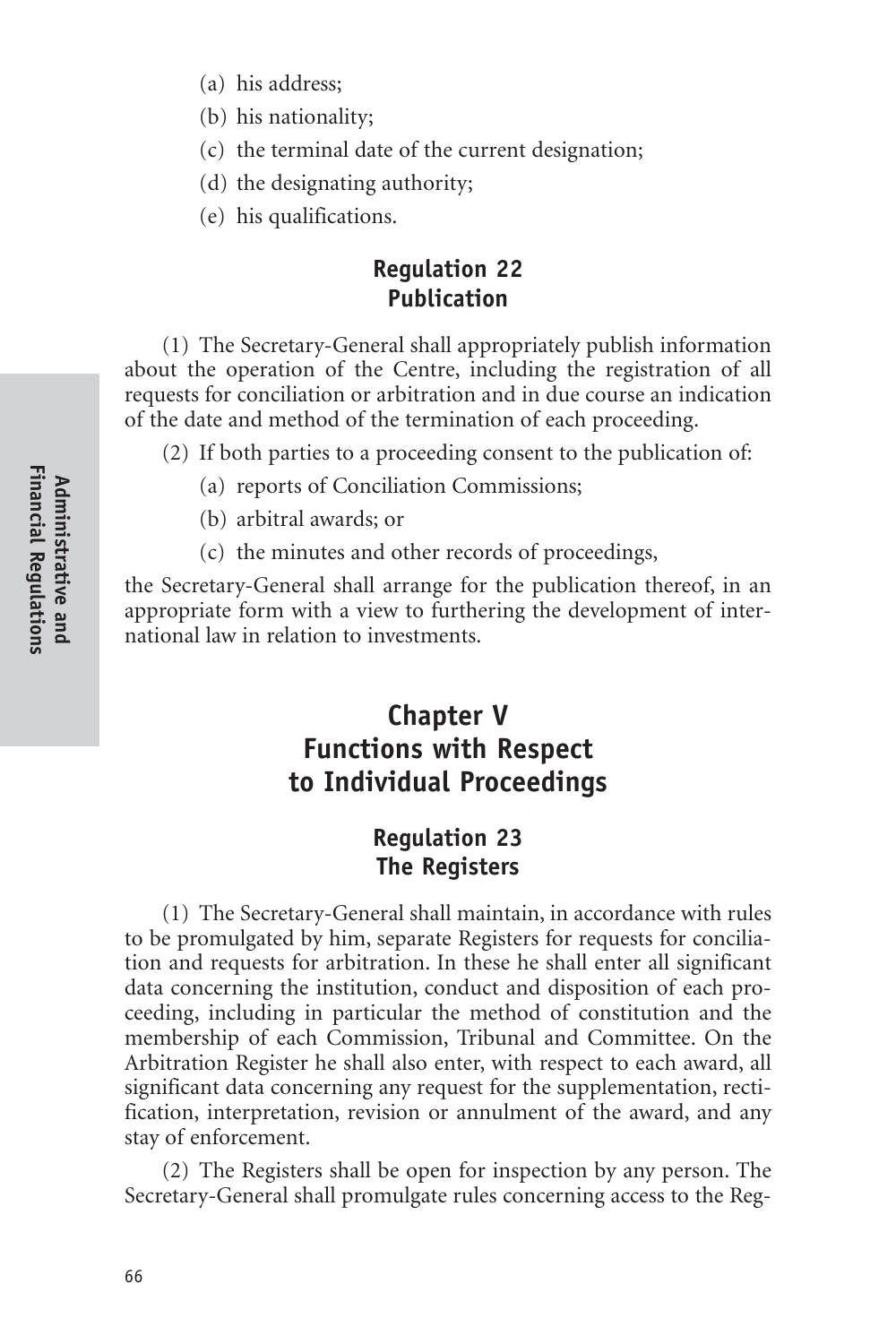(a) his address;

(b) his nationality;

(c) the terminal date of the current designation;

(d) the designating authority;

(e) his qualifications.

## Regulation 22
## Publication

(1) The Secretary-General shall appropriately publish information about the operation of the Centre, including the registration of all requests for conciliation or arbitration and in due course an indication of the date and method of the termination of each proceeding.

(2) If both parties to a proceeding consent to the publication of:

(a) reports of Conciliation Commissions;

(b) arbitral awards; or

(c) the minutes and other records of proceedings,

the Secretary-General shall arrange for the publication thereof, in an appropriate form with a view to furthering the development of international law in relation to investments.

# Chapter V
# Functions with Respect to Individual Proceedings

## Regulation 23
## The Registers

(1) The Secretary-General shall maintain, in accordance with rules to be promulgated by him, separate Registers for requests for conciliation and requests for arbitration. In these he shall enter all significant data concerning the institution, conduct and disposition of each proceeding, including in particular the method of constitution and the membership of each Commission, Tribunal and Committee. On the Arbitration Register he shall also enter, with respect to each award, all significant data concerning any request for the supplementation, rectification, interpretation, revision or annulment of the award, and any stay of enforcement.

(2) The Registers shall be open for inspection by any person. The Secretary-General shall promulgate rules concerning access to the Reg-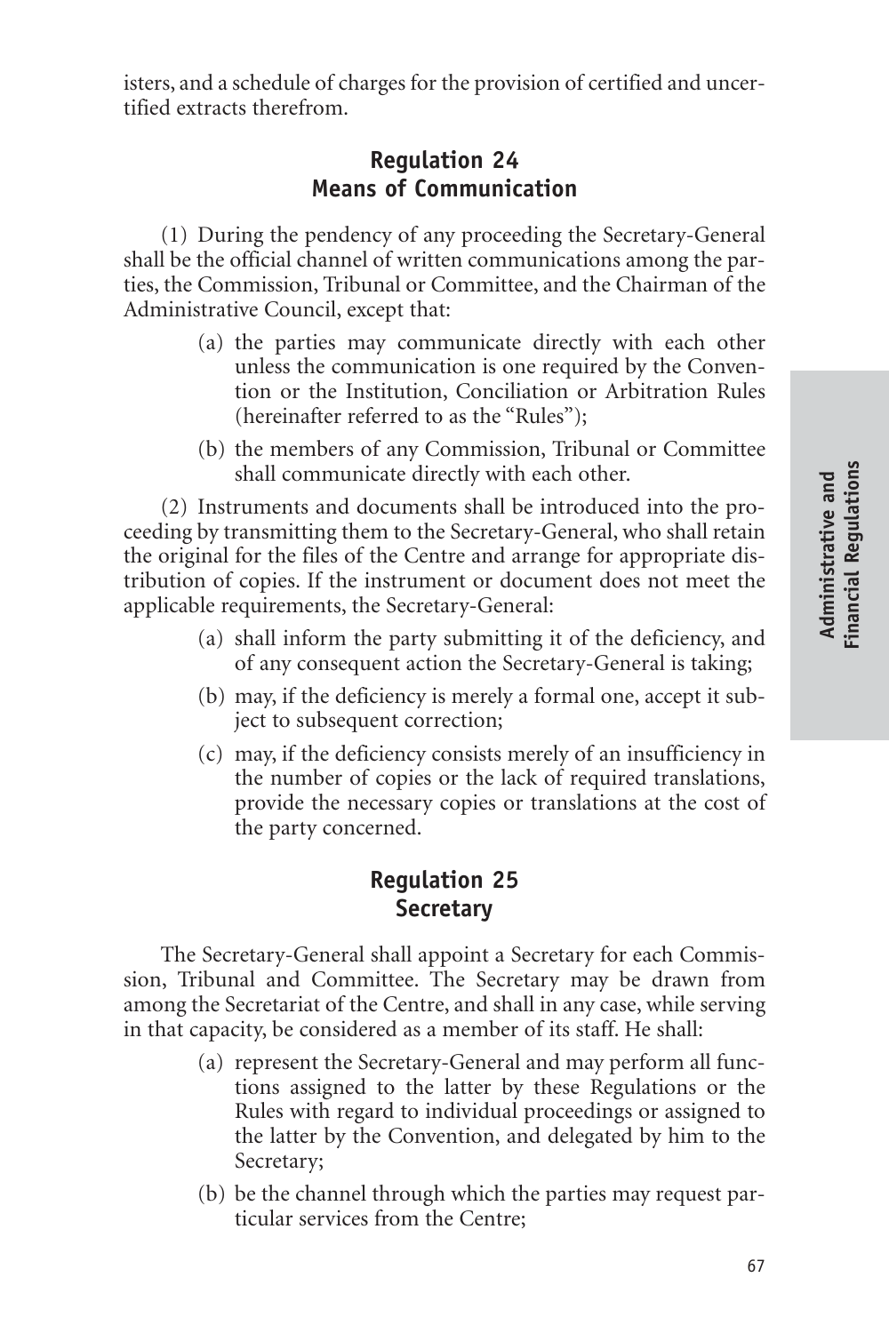isters, and a schedule of charges for the provision of certified and uncertified extracts therefrom.

## Regulation 24
## Means of Communication

(1) During the pendency of any proceeding the Secretary-General shall be the official channel of written communications among the parties, the Commission, Tribunal or Committee, and the Chairman of the Administrative Council, except that:

- (a) the parties may communicate directly with each other unless the communication is one required by the Convention or the Institution, Conciliation or Arbitration Rules (hereinafter referred to as the "Rules");
- (b) the members of any Commission, Tribunal or Committee shall communicate directly with each other.

(2) Instruments and documents shall be introduced into the proceeding by transmitting them to the Secretary-General, who shall retain the original for the files of the Centre and arrange for appropriate distribution of copies. If the instrument or document does not meet the applicable requirements, the Secretary-General:

- (a) shall inform the party submitting it of the deficiency, and of any consequent action the Secretary-General is taking;
- (b) may, if the deficiency is merely a formal one, accept it subject to subsequent correction;
- (c) may, if the deficiency consists merely of an insufficiency in the number of copies or the lack of required translations, provide the necessary copies or translations at the cost of the party concerned.

## Regulation 25
## Secretary

The Secretary-General shall appoint a Secretary for each Commission, Tribunal and Committee. The Secretary may be drawn from among the Secretariat of the Centre, and shall in any case, while serving in that capacity, be considered as a member of its staff. He shall:

- (a) represent the Secretary-General and may perform all functions assigned to the latter by these Regulations or the Rules with regard to individual proceedings or assigned to the latter by the Convention, and delegated by him to the Secretary;
- (b) be the channel through which the parties may request particular services from the Centre;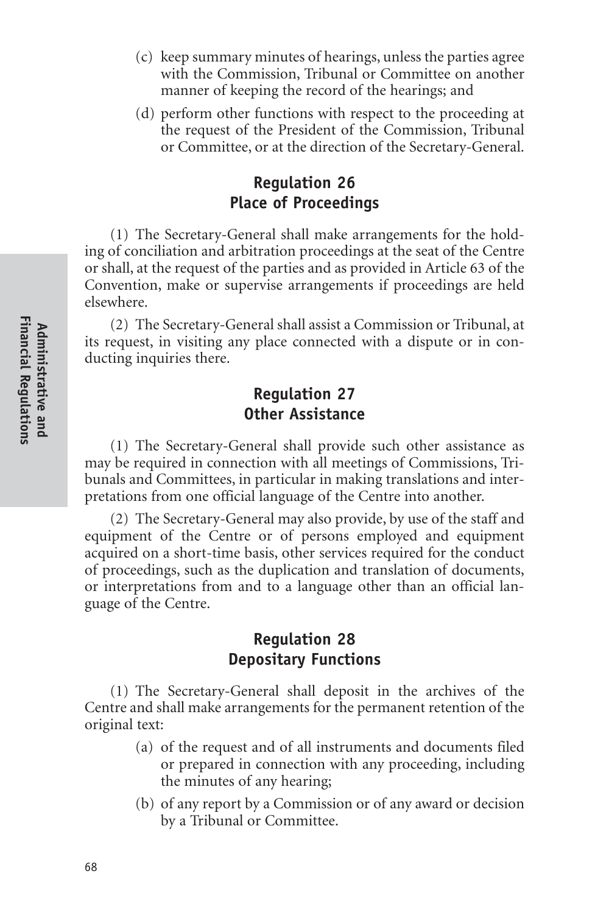(c) keep summary minutes of hearings, unless the parties agree with the Commission, Tribunal or Committee on another manner of keeping the record of the hearings; and

(d) perform other functions with respect to the proceeding at the request of the President of the Commission, Tribunal or Committee, or at the direction of the Secretary-General.

## Regulation 26
## Place of Proceedings

(1) The Secretary-General shall make arrangements for the holding of conciliation and arbitration proceedings at the seat of the Centre or shall, at the request of the parties and as provided in Article 63 of the Convention, make or supervise arrangements if proceedings are held elsewhere.

(2) The Secretary-General shall assist a Commission or Tribunal, at its request, in visiting any place connected with a dispute or in conducting inquiries there.

## Regulation 27
## Other Assistance

(1) The Secretary-General shall provide such other assistance as may be required in connection with all meetings of Commissions, Tribunals and Committees, in particular in making translations and interpretations from one official language of the Centre into another.

(2) The Secretary-General may also provide, by use of the staff and equipment of the Centre or of persons employed and equipment acquired on a short-time basis, other services required for the conduct of proceedings, such as the duplication and translation of documents, or interpretations from and to a language other than an official language of the Centre.

## Regulation 28
## Depositary Functions

(1) The Secretary-General shall deposit in the archives of the Centre and shall make arrangements for the permanent retention of the original text:

(a) of the request and of all instruments and documents filed or prepared in connection with any proceeding, including the minutes of any hearing;

(b) of any report by a Commission or of any award or decision by a Tribunal or Committee.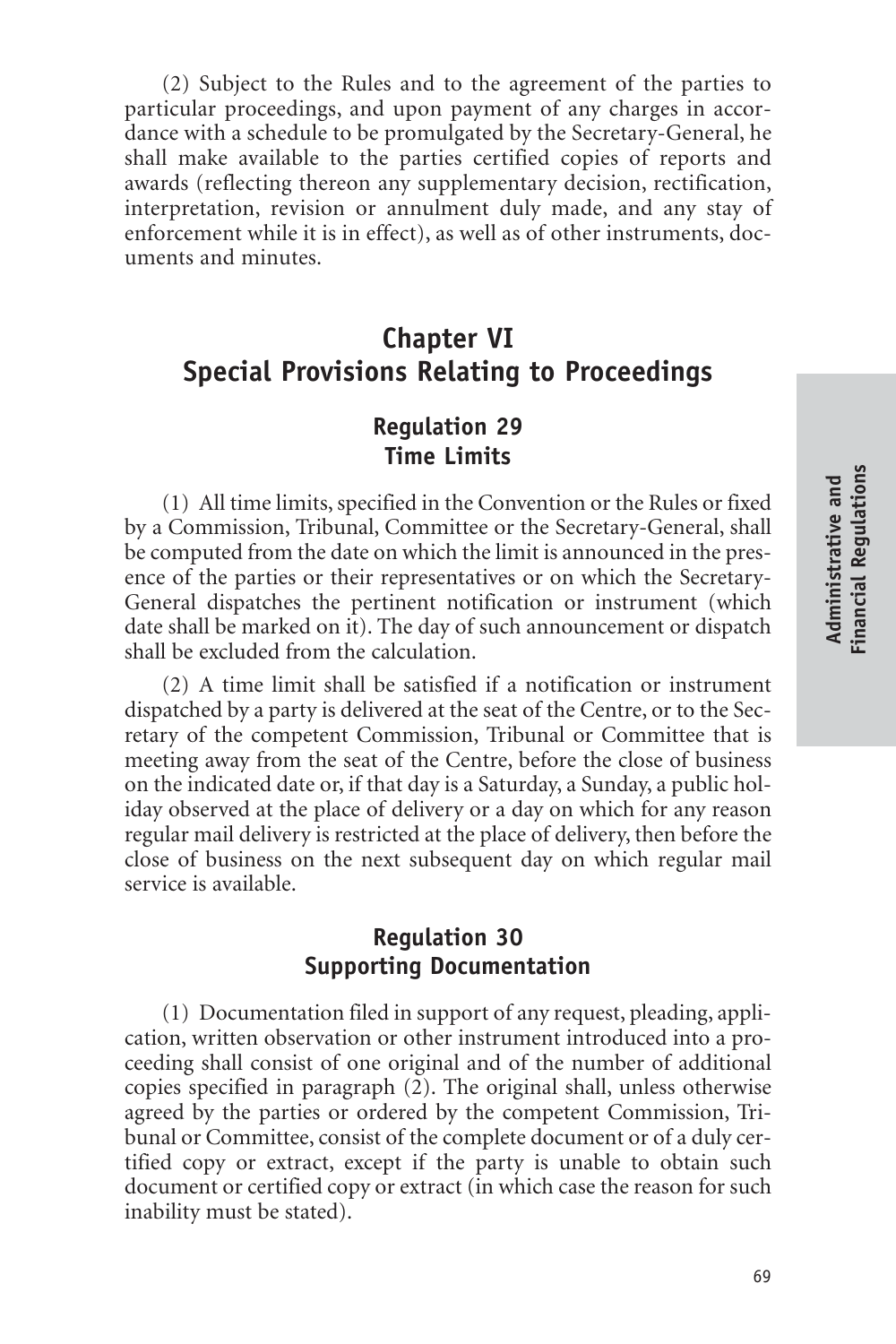(2) Subject to the Rules and to the agreement of the parties to particular proceedings, and upon payment of any charges in accordance with a schedule to be promulgated by the Secretary-General, he shall make available to the parties certified copies of reports and awards (reflecting thereon any supplementary decision, rectification, interpretation, revision or annulment duly made, and any stay of enforcement while it is in effect), as well as of other instruments, documents and minutes.

## Chapter VI
## Special Provisions Relating to Proceedings

### Regulation 29
### Time Limits

(1) All time limits, specified in the Convention or the Rules or fixed by a Commission, Tribunal, Committee or the Secretary-General, shall be computed from the date on which the limit is announced in the presence of the parties or their representatives or on which the Secretary-General dispatches the pertinent notification or instrument (which date shall be marked on it). The day of such announcement or dispatch shall be excluded from the calculation.

(2) A time limit shall be satisfied if a notification or instrument dispatched by a party is delivered at the seat of the Centre, or to the Secretary of the competent Commission, Tribunal or Committee that is meeting away from the seat of the Centre, before the close of business on the indicated date or, if that day is a Saturday, a Sunday, a public holiday observed at the place of delivery or a day on which for any reason regular mail delivery is restricted at the place of delivery, then before the close of business on the next subsequent day on which regular mail service is available.

### Regulation 30
### Supporting Documentation

(1) Documentation filed in support of any request, pleading, application, written observation or other instrument introduced into a proceeding shall consist of one original and of the number of additional copies specified in paragraph (2). The original shall, unless otherwise agreed by the parties or ordered by the competent Commission, Tribunal or Committee, consist of the complete document or of a duly certified copy or extract, except if the party is unable to obtain such document or certified copy or extract (in which case the reason for such inability must be stated).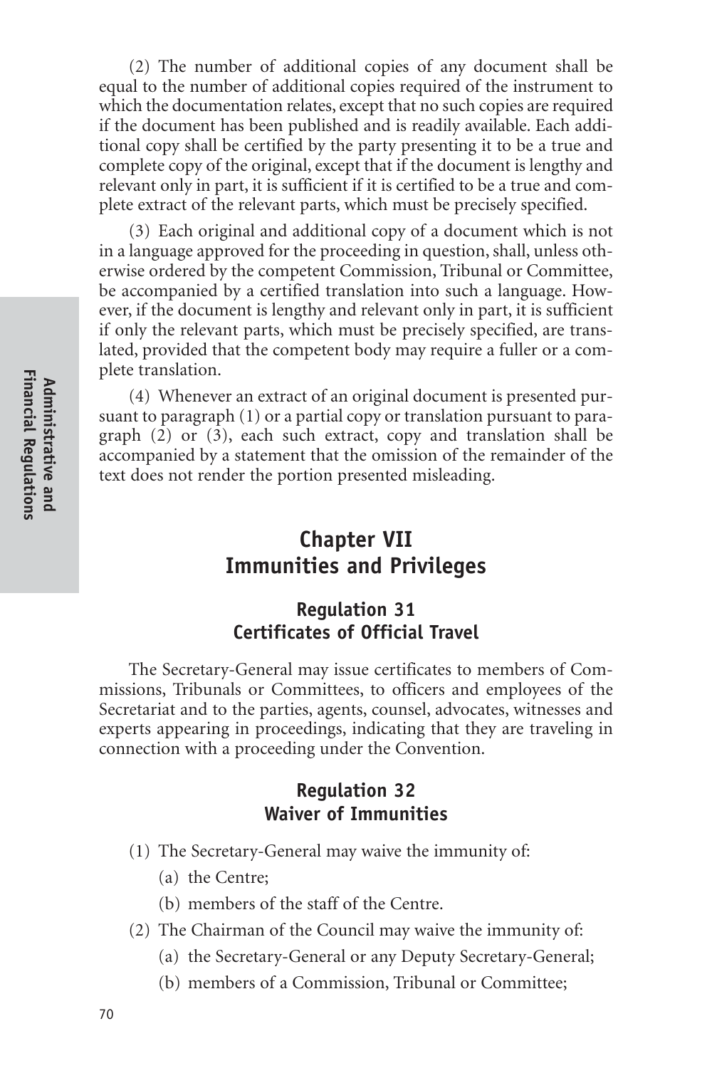(2) The number of additional copies of any document shall be equal to the number of additional copies required of the instrument to which the documentation relates, except that no such copies are required if the document has been published and is readily available. Each additional copy shall be certified by the party presenting it to be a true and complete copy of the original, except that if the document is lengthy and relevant only in part, it is sufficient if it is certified to be a true and complete extract of the relevant parts, which must be precisely specified.

(3) Each original and additional copy of a document which is not in a language approved for the proceeding in question, shall, unless otherwise ordered by the competent Commission, Tribunal or Committee, be accompanied by a certified translation into such a language. However, if the document is lengthy and relevant only in part, it is sufficient if only the relevant parts, which must be precisely specified, are translated, provided that the competent body may require a fuller or a complete translation.

(4) Whenever an extract of an original document is presented pursuant to paragraph (1) or a partial copy or translation pursuant to paragraph (2) or (3), each such extract, copy and translation shall be accompanied by a statement that the omission of the remainder of the text does not render the portion presented misleading.

## Chapter VII
## Immunities and Privileges

### Regulation 31
### Certificates of Official Travel

The Secretary-General may issue certificates to members of Commissions, Tribunals or Committees, to officers and employees of the Secretariat and to the parties, agents, counsel, advocates, witnesses and experts appearing in proceedings, indicating that they are traveling in connection with a proceeding under the Convention.

### Regulation 32
### Waiver of Immunities

(1) The Secretary-General may waive the immunity of:

(a) the Centre;

(b) members of the staff of the Centre.

(2) The Chairman of the Council may waive the immunity of:

(a) the Secretary-General or any Deputy Secretary-General;

(b) members of a Commission, Tribunal or Committee;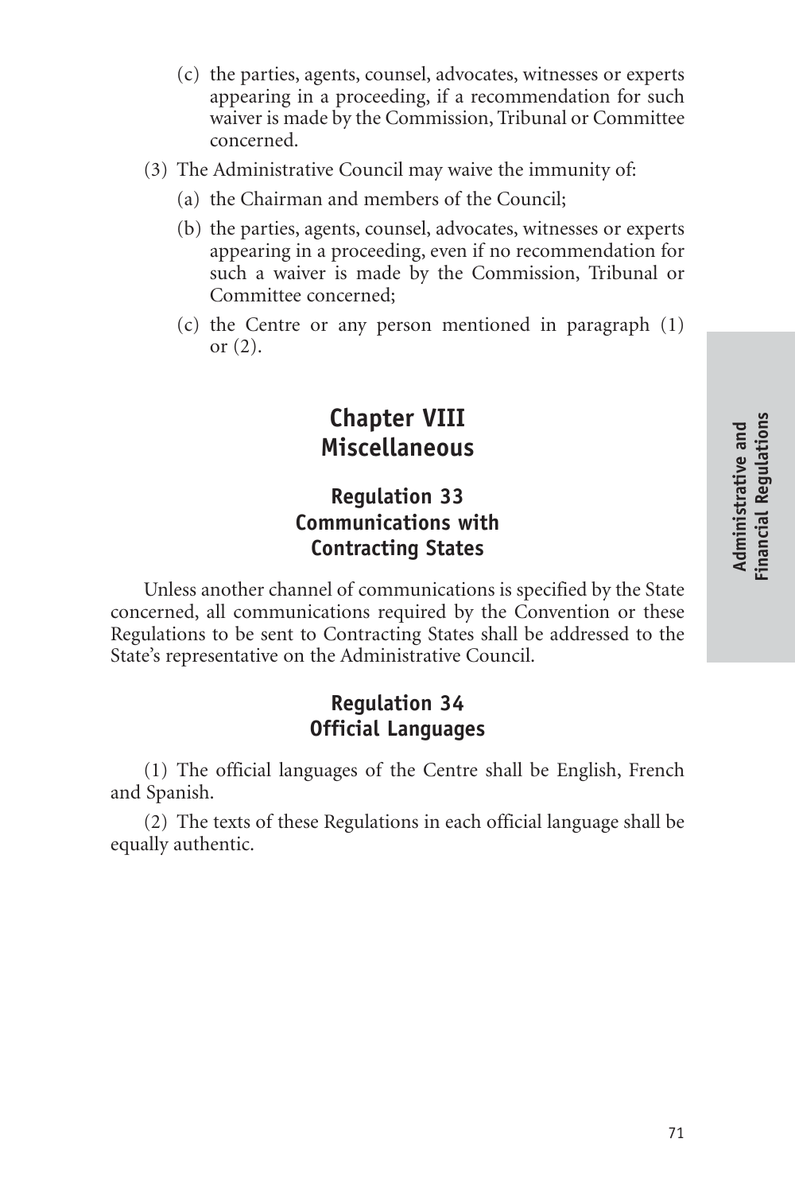(c) the parties, agents, counsel, advocates, witnesses or experts appearing in a proceeding, if a recommendation for such waiver is made by the Commission, Tribunal or Committee concerned.

(3) The Administrative Council may waive the immunity of:

(a) the Chairman and members of the Council;

(b) the parties, agents, counsel, advocates, witnesses or experts appearing in a proceeding, even if no recommendation for such a waiver is made by the Commission, Tribunal or Committee concerned;

(c) the Centre or any person mentioned in paragraph (1) or (2).

## Chapter VIII
## Miscellaneous

### Regulation 33
### Communications with Contracting States

Unless another channel of communications is specified by the State concerned, all communications required by the Convention or these Regulations to be sent to Contracting States shall be addressed to the State's representative on the Administrative Council.

### Regulation 34
### Official Languages

(1) The official languages of the Centre shall be English, French and Spanish.

(2) The texts of these Regulations in each official language shall be equally authentic.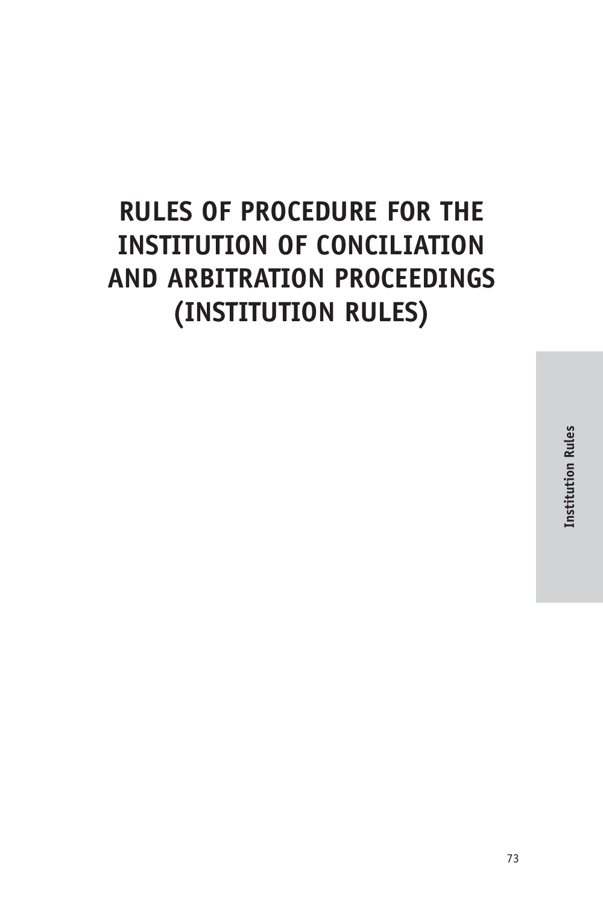# RULES OF PROCEDURE FOR THE INSTITUTION OF CONCILIATION AND ARBITRATION PROCEEDINGS (INSTITUTION RULES)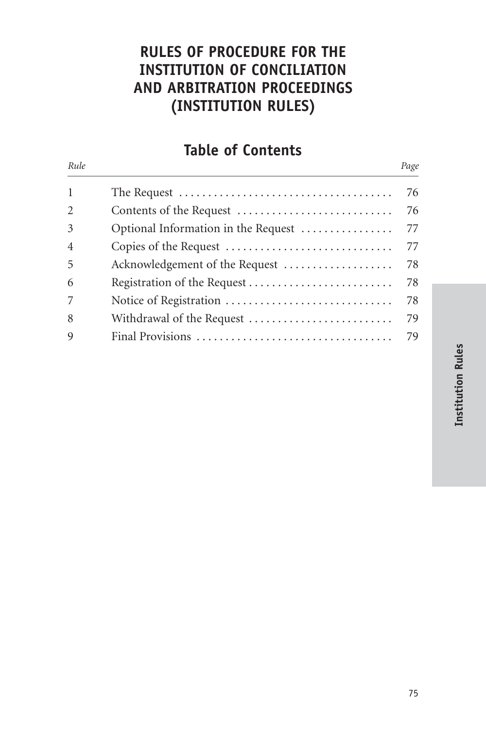# RULES OF PROCEDURE FOR THE INSTITUTION OF CONCILIATION AND ARBITRATION PROCEEDINGS (INSTITUTION RULES)

## Table of Contents

| *Rule* | | *Page* |
|---|---|---|
| 1 | The Request | 76 |
| 2 | Contents of the Request | 76 |
| 3 | Optional Information in the Request | 77 |
| 4 | Copies of the Request | 77 |
| 5 | Acknowledgement of the Request | 78 |
| 6 | Registration of the Request | 78 |
| 7 | Notice of Registration | 78 |
| 8 | Withdrawal of the Request | 79 |
| 9 | Final Provisions | 79 |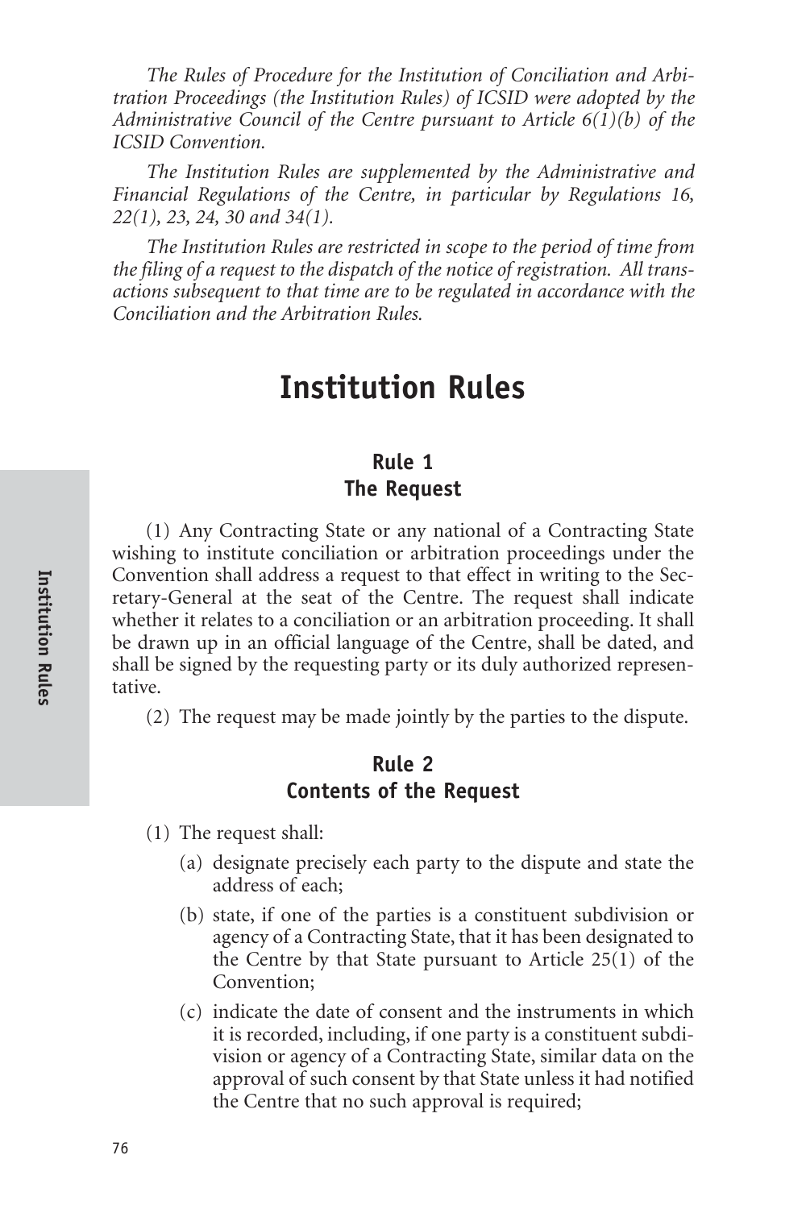*The Rules of Procedure for the Institution of Conciliation and Arbitration Proceedings (the Institution Rules) of ICSID were adopted by the Administrative Council of the Centre pursuant to Article 6(1)(b) of the ICSID Convention.*

*The Institution Rules are supplemented by the Administrative and Financial Regulations of the Centre, in particular by Regulations 16, 22(1), 23, 24, 30 and 34(1).*

*The Institution Rules are restricted in scope to the period of time from the filing of a request to the dispatch of the notice of registration. All transactions subsequent to that time are to be regulated in accordance with the Conciliation and the Arbitration Rules.*

# Institution Rules

## Rule 1
## The Request

(1) Any Contracting State or any national of a Contracting State wishing to institute conciliation or arbitration proceedings under the Convention shall address a request to that effect in writing to the Secretary-General at the seat of the Centre. The request shall indicate whether it relates to a conciliation or an arbitration proceeding. It shall be drawn up in an official language of the Centre, shall be dated, and shall be signed by the requesting party or its duly authorized representative.

(2) The request may be made jointly by the parties to the dispute.

## Rule 2
## Contents of the Request

(1) The request shall:

(a) designate precisely each party to the dispute and state the address of each;

(b) state, if one of the parties is a constituent subdivision or agency of a Contracting State, that it has been designated to the Centre by that State pursuant to Article 25(1) of the Convention;

(c) indicate the date of consent and the instruments in which it is recorded, including, if one party is a constituent subdivision or agency of a Contracting State, similar data on the approval of such consent by that State unless it had notified the Centre that no such approval is required;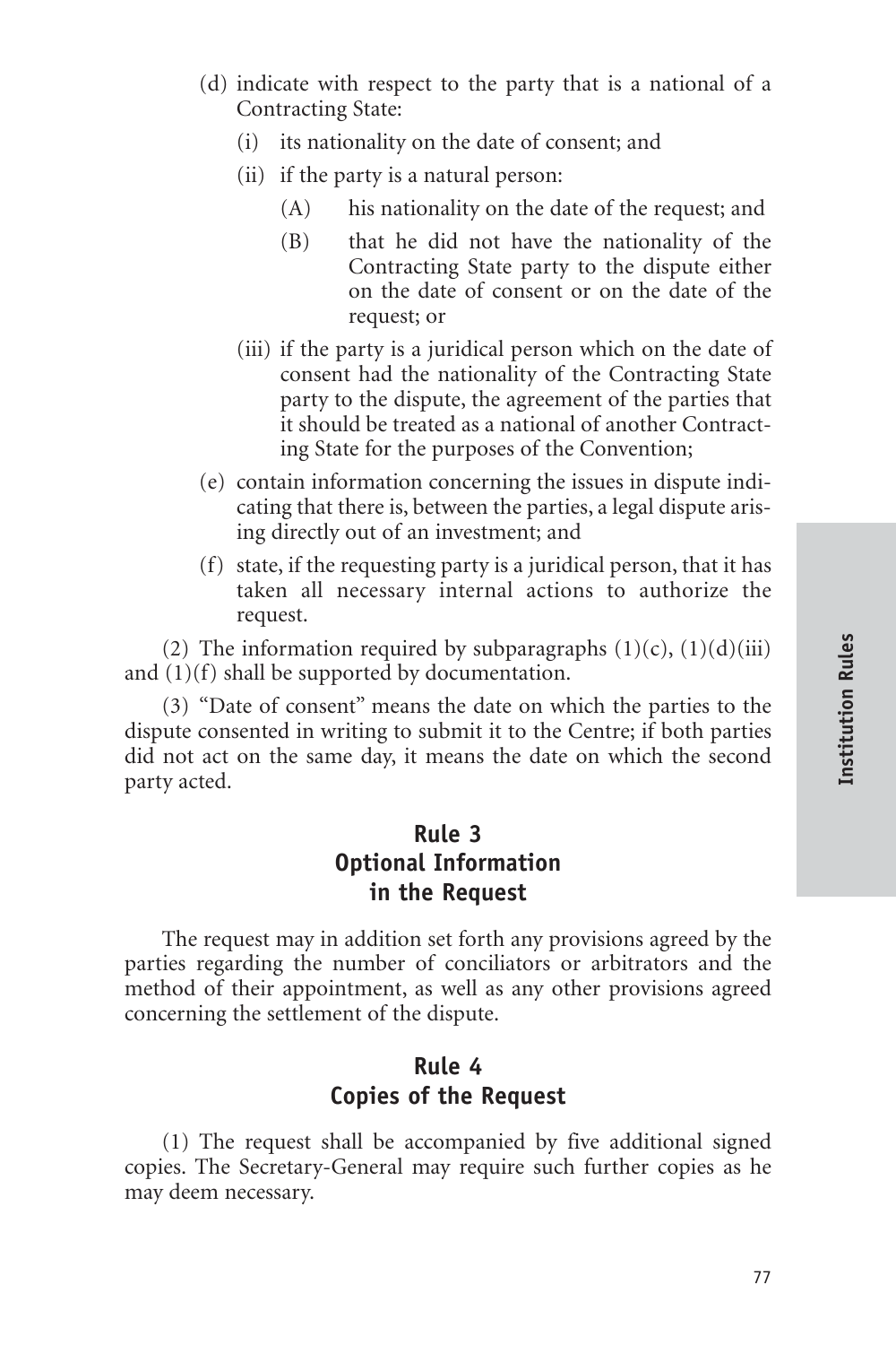(d) indicate with respect to the party that is a national of a Contracting State:

   (i) its nationality on the date of consent; and

   (ii) if the party is a natural person:

      (A) his nationality on the date of the request; and

      (B) that he did not have the nationality of the Contracting State party to the dispute either on the date of consent or on the date of the request; or

   (iii) if the party is a juridical person which on the date of consent had the nationality of the Contracting State party to the dispute, the agreement of the parties that it should be treated as a national of another Contracting State for the purposes of the Convention;

(e) contain information concerning the issues in dispute indicating that there is, between the parties, a legal dispute arising directly out of an investment; and

(f) state, if the requesting party is a juridical person, that it has taken all necessary internal actions to authorize the request.

(2) The information required by subparagraphs (1)(c), (1)(d)(iii) and (1)(f) shall be supported by documentation.

(3) "Date of consent" means the date on which the parties to the dispute consented in writing to submit it to the Centre; if both parties did not act on the same day, it means the date on which the second party acted.

## Rule 3
## Optional Information in the Request

The request may in addition set forth any provisions agreed by the parties regarding the number of conciliators or arbitrators and the method of their appointment, as well as any other provisions agreed concerning the settlement of the dispute.

## Rule 4
## Copies of the Request

(1) The request shall be accompanied by five additional signed copies. The Secretary-General may require such further copies as he may deem necessary.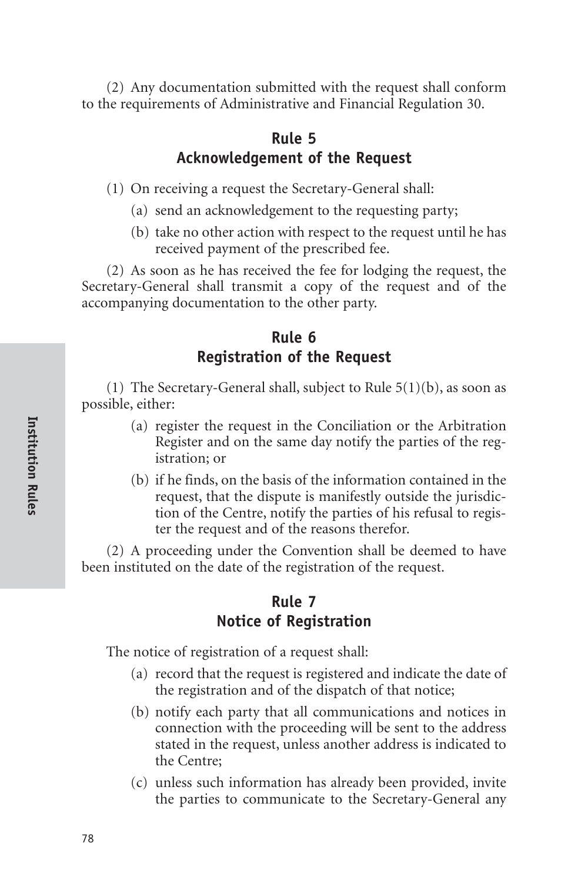(2) Any documentation submitted with the request shall conform to the requirements of Administrative and Financial Regulation 30.

## Rule 5
## Acknowledgement of the Request

(1) On receiving a request the Secretary-General shall:

- (a) send an acknowledgement to the requesting party;
- (b) take no other action with respect to the request until he has received payment of the prescribed fee.

(2) As soon as he has received the fee for lodging the request, the Secretary-General shall transmit a copy of the request and of the accompanying documentation to the other party.

## Rule 6
## Registration of the Request

(1) The Secretary-General shall, subject to Rule 5(1)(b), as soon as possible, either:

- (a) register the request in the Conciliation or the Arbitration Register and on the same day notify the parties of the registration; or
- (b) if he finds, on the basis of the information contained in the request, that the dispute is manifestly outside the jurisdiction of the Centre, notify the parties of his refusal to register the request and of the reasons therefor.

(2) A proceeding under the Convention shall be deemed to have been instituted on the date of the registration of the request.

## Rule 7
## Notice of Registration

The notice of registration of a request shall:

- (a) record that the request is registered and indicate the date of the registration and of the dispatch of that notice;
- (b) notify each party that all communications and notices in connection with the proceeding will be sent to the address stated in the request, unless another address is indicated to the Centre;
- (c) unless such information has already been provided, invite the parties to communicate to the Secretary-General any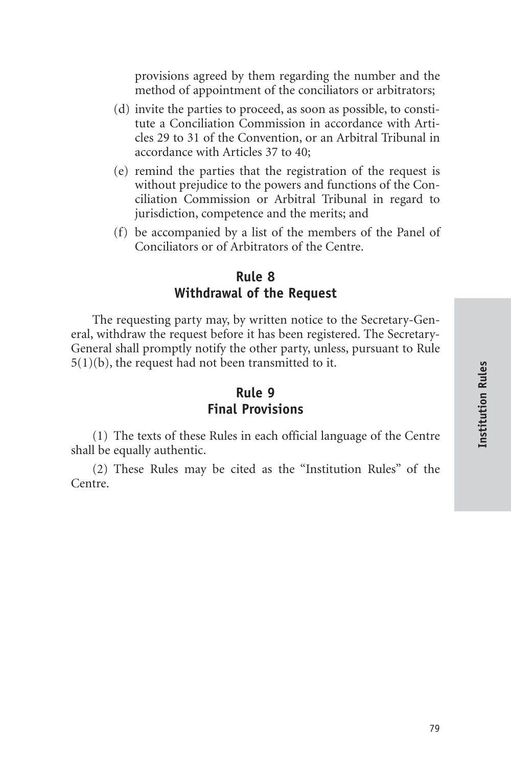provisions agreed by them regarding the number and the method of appointment of the conciliators or arbitrators;

(d) invite the parties to proceed, as soon as possible, to constitute a Conciliation Commission in accordance with Articles 29 to 31 of the Convention, or an Arbitral Tribunal in accordance with Articles 37 to 40;

(e) remind the parties that the registration of the request is without prejudice to the powers and functions of the Conciliation Commission or Arbitral Tribunal in regard to jurisdiction, competence and the merits; and

(f) be accompanied by a list of the members of the Panel of Conciliators or of Arbitrators of the Centre.

## Rule 8
## Withdrawal of the Request

The requesting party may, by written notice to the Secretary-General, withdraw the request before it has been registered. The Secretary-General shall promptly notify the other party, unless, pursuant to Rule 5(1)(b), the request had not been transmitted to it.

## Rule 9
## Final Provisions

(1) The texts of these Rules in each official language of the Centre shall be equally authentic.

(2) These Rules may be cited as the "Institution Rules" of the Centre.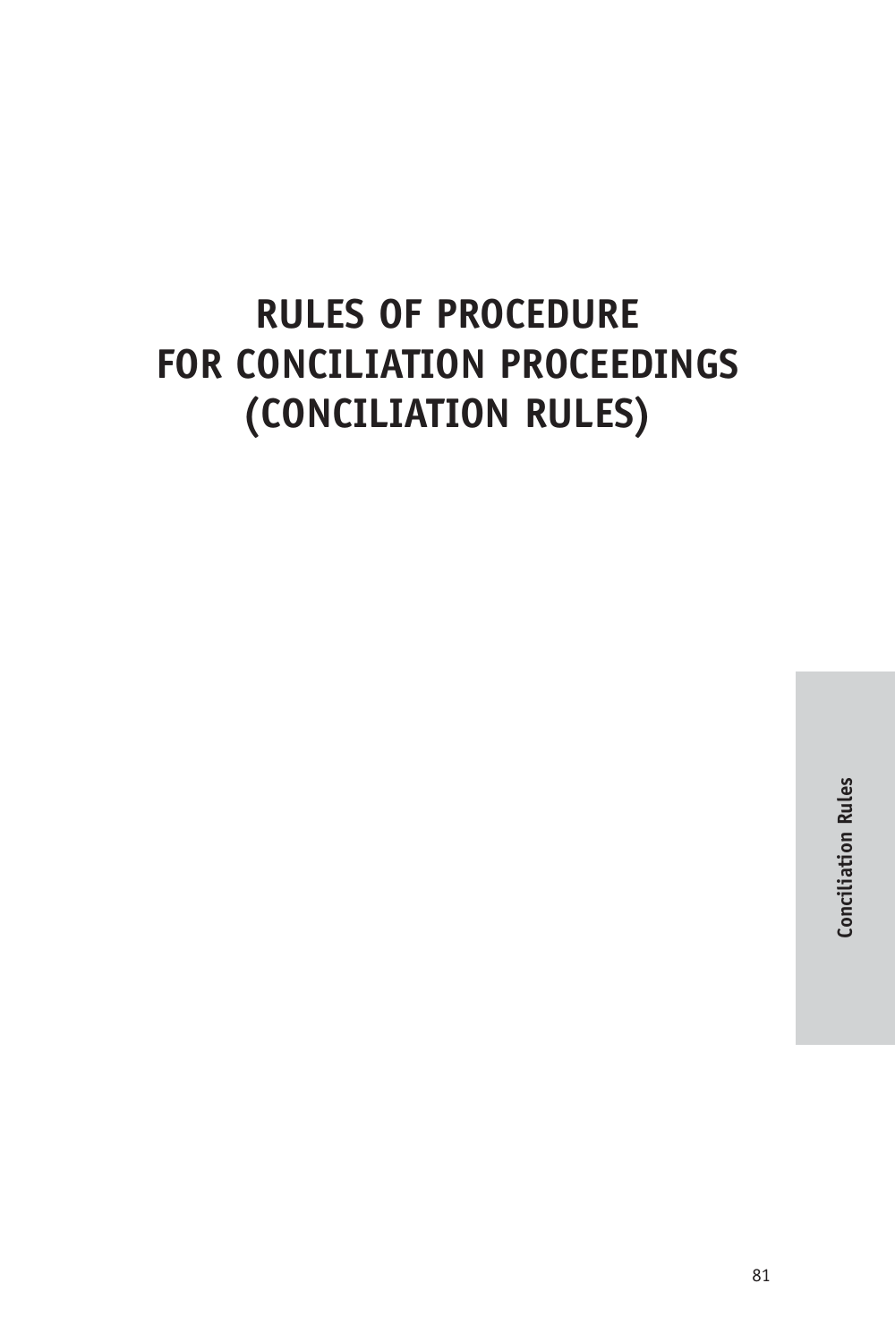# RULES OF PROCEDURE FOR CONCILIATION PROCEEDINGS (CONCILIATION RULES)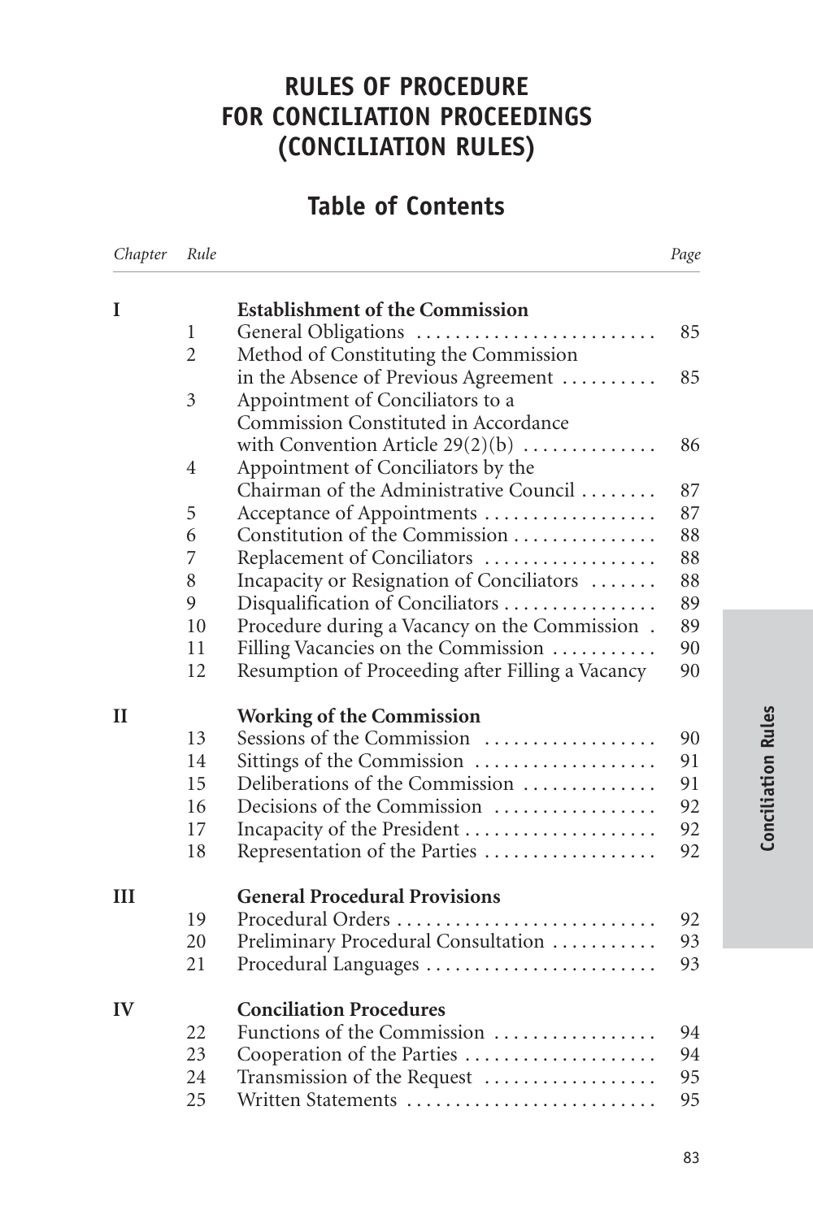# RULES OF PROCEDURE FOR CONCILIATION PROCEEDINGS (CONCILIATION RULES)

## Table of Contents

| *Chapter* | *Rule* | | *Page* |
|---|---|---|---|
| **I** | | **Establishment of the Commission** | |
| | 1 | General Obligations | 85 |
| | 2 | Method of Constituting the Commission in the Absence of Previous Agreement | 85 |
| | 3 | Appointment of Conciliators to a Commission Constituted in Accordance with Convention Article 29(2)(b) | 86 |
| | 4 | Appointment of Conciliators by the Chairman of the Administrative Council | 87 |
| | 5 | Acceptance of Appointments | 87 |
| | 6 | Constitution of the Commission | 88 |
| | 7 | Replacement of Conciliators | 88 |
| | 8 | Incapacity or Resignation of Conciliators | 88 |
| | 9 | Disqualification of Conciliators | 89 |
| | 10 | Procedure during a Vacancy on the Commission | 89 |
| | 11 | Filling Vacancies on the Commission | 90 |
| | 12 | Resumption of Proceeding after Filling a Vacancy | 90 |
| **II** | | **Working of the Commission** | |
| | 13 | Sessions of the Commission | 90 |
| | 14 | Sittings of the Commission | 91 |
| | 15 | Deliberations of the Commission | 91 |
| | 16 | Decisions of the Commission | 92 |
| | 17 | Incapacity of the President | 92 |
| | 18 | Representation of the Parties | 92 |
| **III** | | **General Procedural Provisions** | |
| | 19 | Procedural Orders | 92 |
| | 20 | Preliminary Procedural Consultation | 93 |
| | 21 | Procedural Languages | 93 |
| **IV** | | **Conciliation Procedures** | |
| | 22 | Functions of the Commission | 94 |
| | 23 | Cooperation of the Parties | 94 |
| | 24 | Transmission of the Request | 95 |
| | 25 | Written Statements | 95 |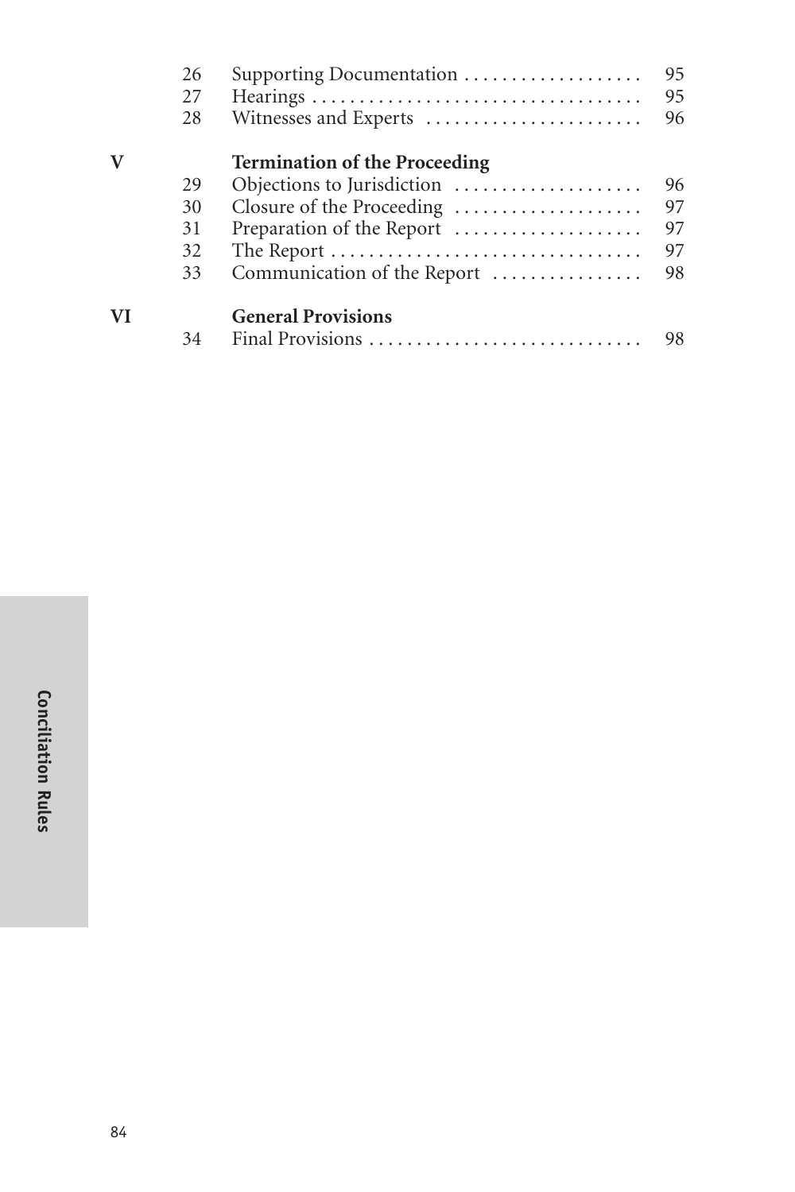| | | | |
|---|---|---|---|
| | 26 | Supporting Documentation | 95 |
| | 27 | Hearings | 95 |
| | 28 | Witnesses and Experts | 96 |
| **V** | | **Termination of the Proceeding** | |
| | 29 | Objections to Jurisdiction | 96 |
| | 30 | Closure of the Proceeding | 97 |
| | 31 | Preparation of the Report | 97 |
| | 32 | The Report | 97 |
| | 33 | Communication of the Report | 98 |
| **VI** | | **General Provisions** | |
| | 34 | Final Provisions | 98 |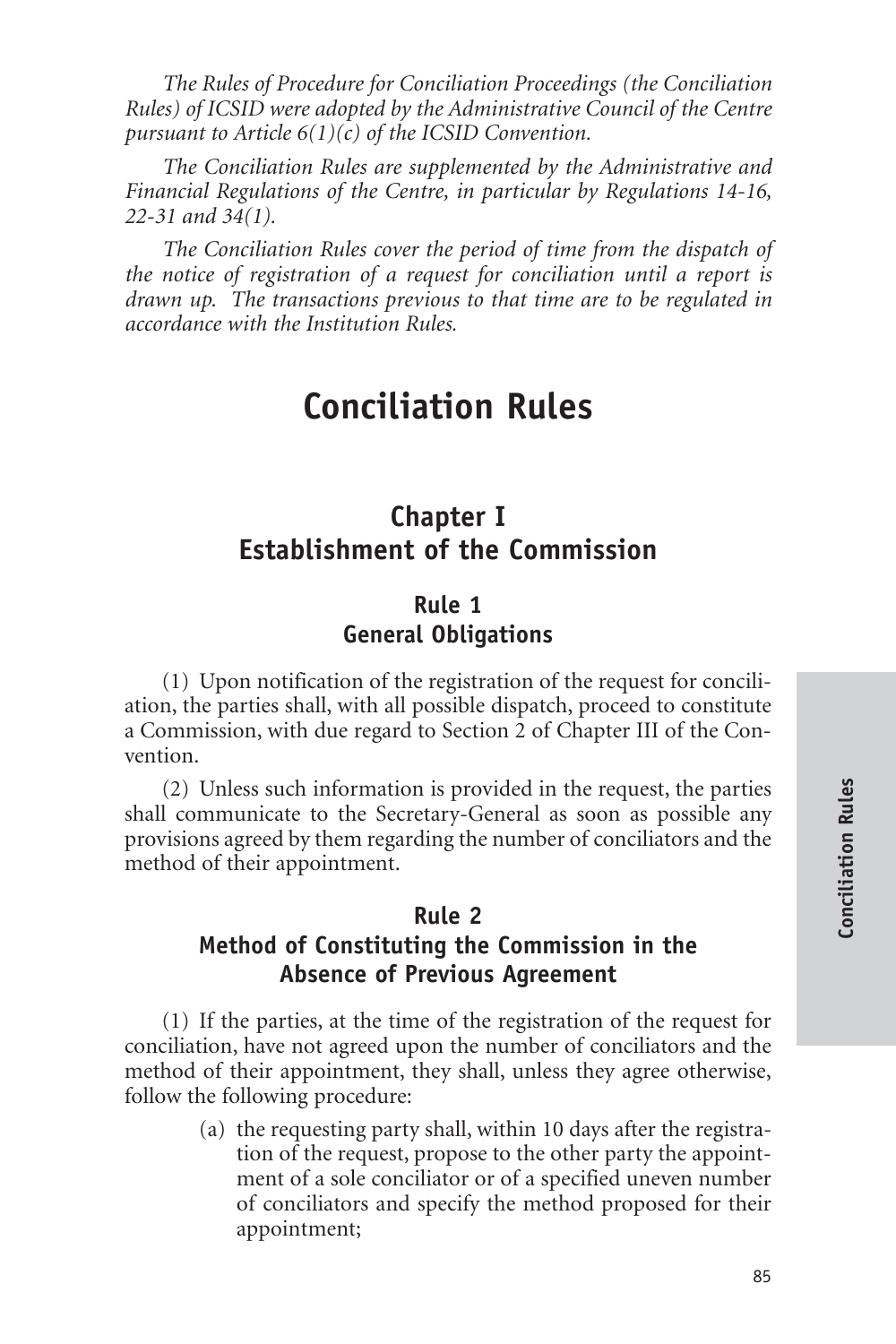*The Rules of Procedure for Conciliation Proceedings (the Conciliation Rules) of ICSID were adopted by the Administrative Council of the Centre pursuant to Article 6(1)(c) of the ICSID Convention.*

*The Conciliation Rules are supplemented by the Administrative and Financial Regulations of the Centre, in particular by Regulations 14-16, 22-31 and 34(1).*

*The Conciliation Rules cover the period of time from the dispatch of the notice of registration of a request for conciliation until a report is drawn up. The transactions previous to that time are to be regulated in accordance with the Institution Rules.*

# Conciliation Rules

## Chapter I
## Establishment of the Commission

### Rule 1
### General Obligations

(1) Upon notification of the registration of the request for conciliation, the parties shall, with all possible dispatch, proceed to constitute a Commission, with due regard to Section 2 of Chapter III of the Convention.

(2) Unless such information is provided in the request, the parties shall communicate to the Secretary-General as soon as possible any provisions agreed by them regarding the number of conciliators and the method of their appointment.

### Rule 2
### Method of Constituting the Commission in the Absence of Previous Agreement

(1) If the parties, at the time of the registration of the request for conciliation, have not agreed upon the number of conciliators and the method of their appointment, they shall, unless they agree otherwise, follow the following procedure:

(a) the requesting party shall, within 10 days after the registration of the request, propose to the other party the appointment of a sole conciliator or of a specified uneven number of conciliators and specify the method proposed for their appointment;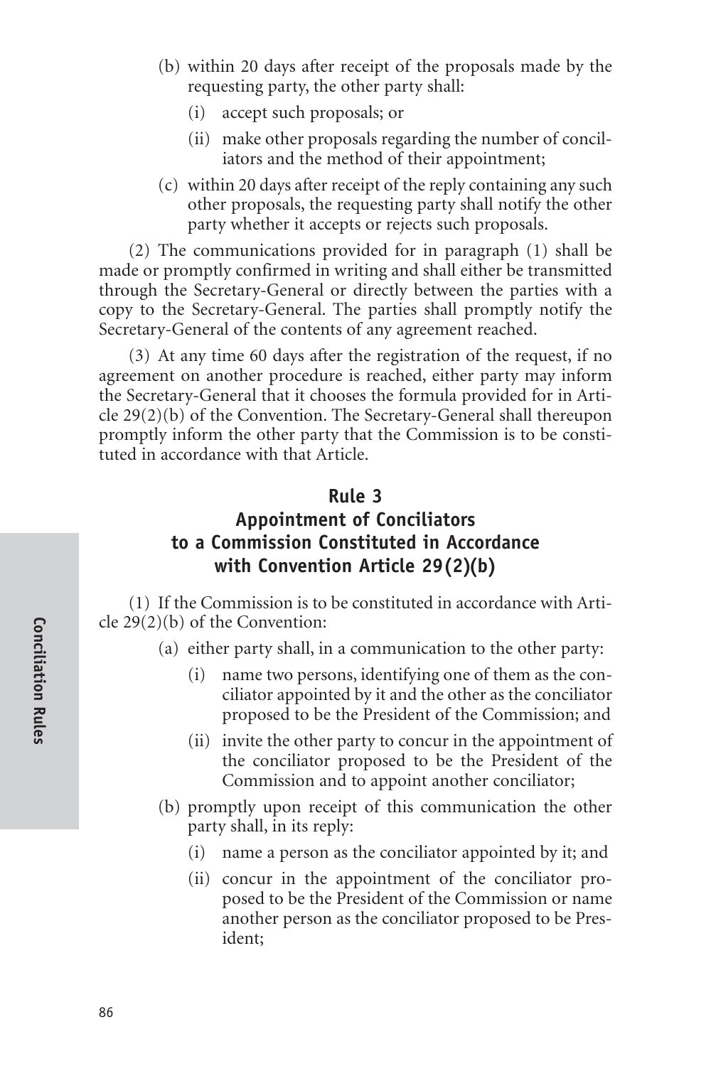(b) within 20 days after receipt of the proposals made by the requesting party, the other party shall:

 (i) accept such proposals; or

 (ii) make other proposals regarding the number of conciliators and the method of their appointment;

(c) within 20 days after receipt of the reply containing any such other proposals, the requesting party shall notify the other party whether it accepts or rejects such proposals.

(2) The communications provided for in paragraph (1) shall be made or promptly confirmed in writing and shall either be transmitted through the Secretary-General or directly between the parties with a copy to the Secretary-General. The parties shall promptly notify the Secretary-General of the contents of any agreement reached.

(3) At any time 60 days after the registration of the request, if no agreement on another procedure is reached, either party may inform the Secretary-General that it chooses the formula provided for in Article 29(2)(b) of the Convention. The Secretary-General shall thereupon promptly inform the other party that the Commission is to be constituted in accordance with that Article.

## Rule 3
## Appointment of Conciliators to a Commission Constituted in Accordance with Convention Article 29(2)(b)

(1) If the Commission is to be constituted in accordance with Article 29(2)(b) of the Convention:

(a) either party shall, in a communication to the other party:

 (i) name two persons, identifying one of them as the conciliator appointed by it and the other as the conciliator proposed to be the President of the Commission; and

 (ii) invite the other party to concur in the appointment of the conciliator proposed to be the President of the Commission and to appoint another conciliator;

(b) promptly upon receipt of this communication the other party shall, in its reply:

 (i) name a person as the conciliator appointed by it; and

 (ii) concur in the appointment of the conciliator proposed to be the President of the Commission or name another person as the conciliator proposed to be President;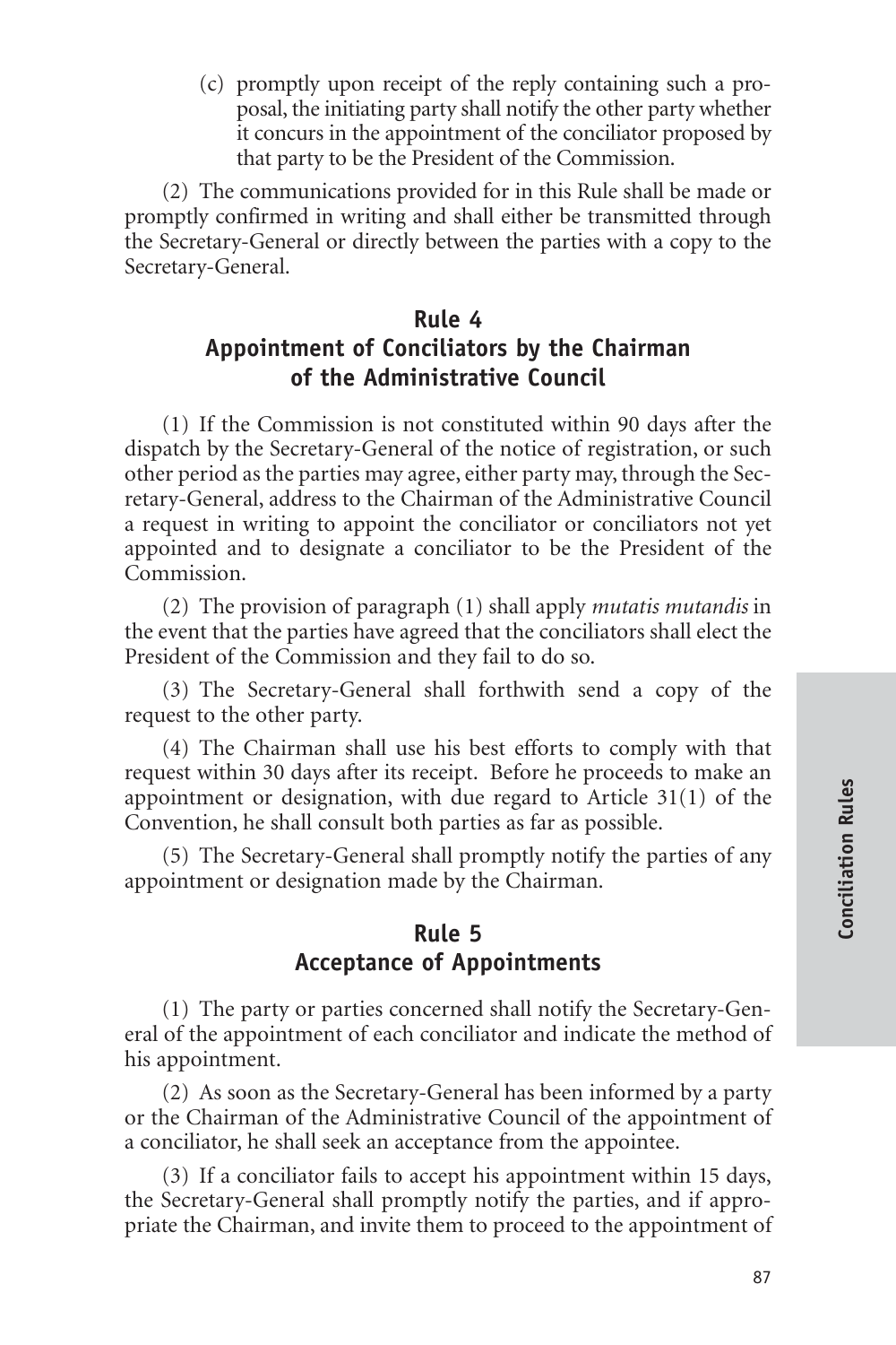(c) promptly upon receipt of the reply containing such a proposal, the initiating party shall notify the other party whether it concurs in the appointment of the conciliator proposed by that party to be the President of the Commission.

(2) The communications provided for in this Rule shall be made or promptly confirmed in writing and shall either be transmitted through the Secretary-General or directly between the parties with a copy to the Secretary-General.

## Rule 4
## Appointment of Conciliators by the Chairman of the Administrative Council

(1) If the Commission is not constituted within 90 days after the dispatch by the Secretary-General of the notice of registration, or such other period as the parties may agree, either party may, through the Secretary-General, address to the Chairman of the Administrative Council a request in writing to appoint the conciliator or conciliators not yet appointed and to designate a conciliator to be the President of the Commission.

(2) The provision of paragraph (1) shall apply *mutatis mutandis* in the event that the parties have agreed that the conciliators shall elect the President of the Commission and they fail to do so.

(3) The Secretary-General shall forthwith send a copy of the request to the other party.

(4) The Chairman shall use his best efforts to comply with that request within 30 days after its receipt. Before he proceeds to make an appointment or designation, with due regard to Article 31(1) of the Convention, he shall consult both parties as far as possible.

(5) The Secretary-General shall promptly notify the parties of any appointment or designation made by the Chairman.

## Rule 5
## Acceptance of Appointments

(1) The party or parties concerned shall notify the Secretary-General of the appointment of each conciliator and indicate the method of his appointment.

(2) As soon as the Secretary-General has been informed by a party or the Chairman of the Administrative Council of the appointment of a conciliator, he shall seek an acceptance from the appointee.

(3) If a conciliator fails to accept his appointment within 15 days, the Secretary-General shall promptly notify the parties, and if appropriate the Chairman, and invite them to proceed to the appointment of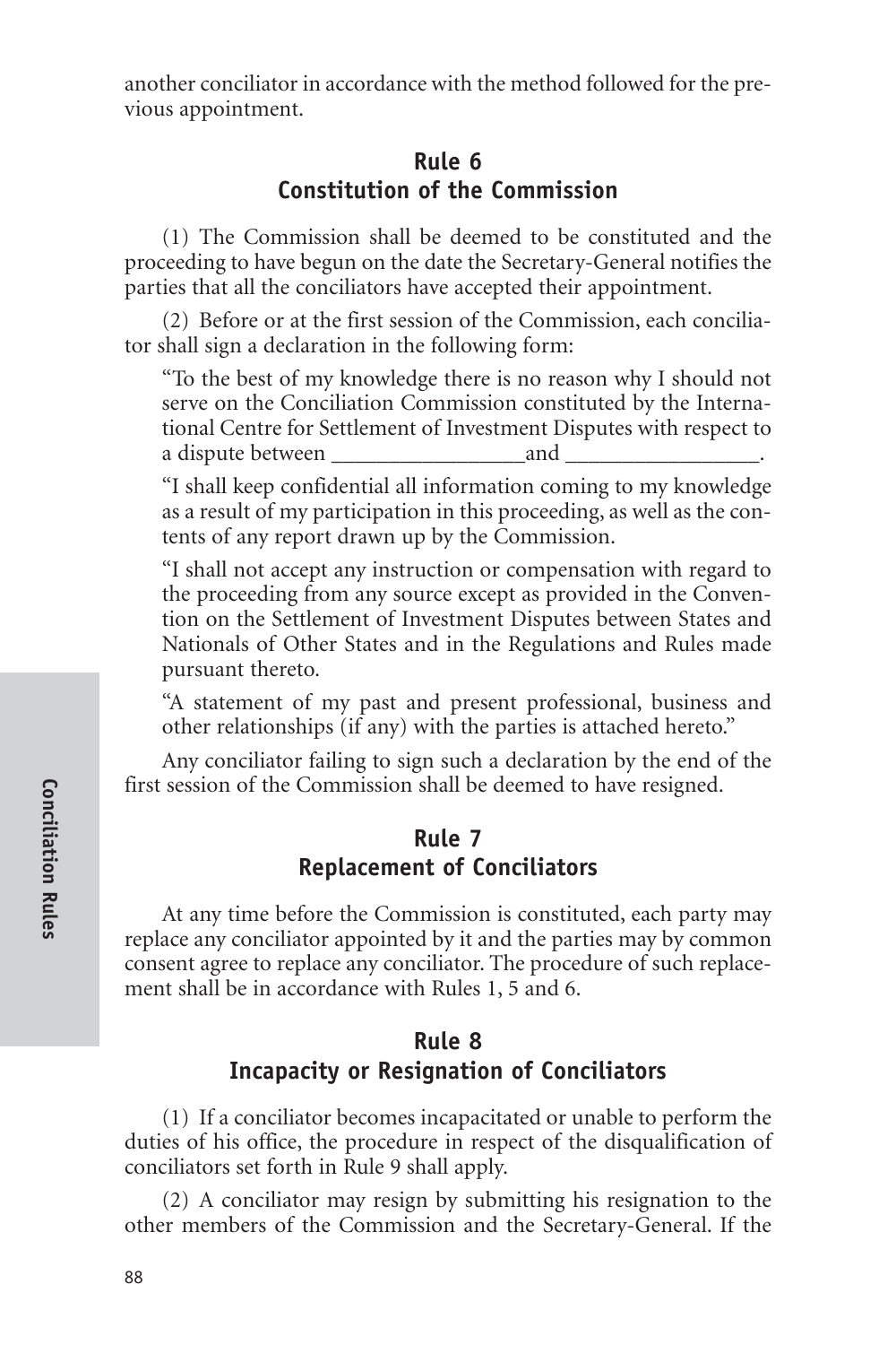another conciliator in accordance with the method followed for the previous appointment.

## Rule 6
## Constitution of the Commission

(1) The Commission shall be deemed to be constituted and the proceeding to have begun on the date the Secretary-General notifies the parties that all the conciliators have accepted their appointment.

(2) Before or at the first session of the Commission, each conciliator shall sign a declaration in the following form:

> "To the best of my knowledge there is no reason why I should not serve on the Conciliation Commission constituted by the International Centre for Settlement of Investment Disputes with respect to a dispute between _________________and _________________.
>
> "I shall keep confidential all information coming to my knowledge as a result of my participation in this proceeding, as well as the contents of any report drawn up by the Commission.
>
> "I shall not accept any instruction or compensation with regard to the proceeding from any source except as provided in the Convention on the Settlement of Investment Disputes between States and Nationals of Other States and in the Regulations and Rules made pursuant thereto.
>
> "A statement of my past and present professional, business and other relationships (if any) with the parties is attached hereto."

Any conciliator failing to sign such a declaration by the end of the first session of the Commission shall be deemed to have resigned.

## Rule 7
## Replacement of Conciliators

At any time before the Commission is constituted, each party may replace any conciliator appointed by it and the parties may by common consent agree to replace any conciliator. The procedure of such replacement shall be in accordance with Rules 1, 5 and 6.

## Rule 8
## Incapacity or Resignation of Conciliators

(1) If a conciliator becomes incapacitated or unable to perform the duties of his office, the procedure in respect of the disqualification of conciliators set forth in Rule 9 shall apply.

(2) A conciliator may resign by submitting his resignation to the other members of the Commission and the Secretary-General. If the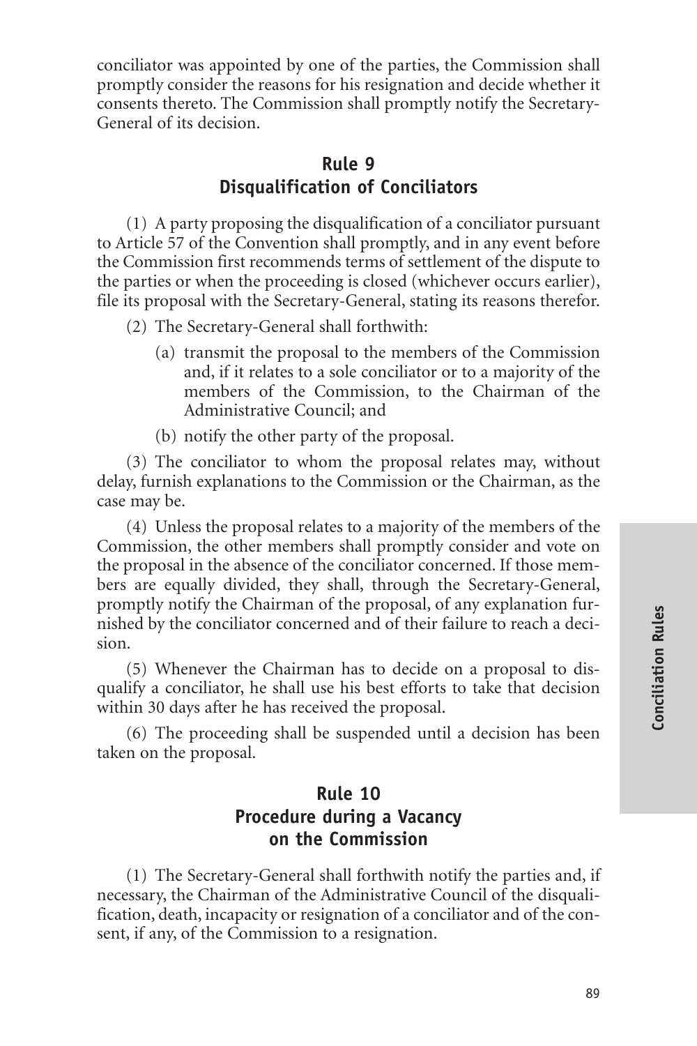conciliator was appointed by one of the parties, the Commission shall promptly consider the reasons for his resignation and decide whether it consents thereto. The Commission shall promptly notify the Secretary-General of its decision.

## Rule 9
## Disqualification of Conciliators

(1) A party proposing the disqualification of a conciliator pursuant to Article 57 of the Convention shall promptly, and in any event before the Commission first recommends terms of settlement of the dispute to the parties or when the proceeding is closed (whichever occurs earlier), file its proposal with the Secretary-General, stating its reasons therefor.

(2) The Secretary-General shall forthwith:

- (a) transmit the proposal to the members of the Commission and, if it relates to a sole conciliator or to a majority of the members of the Commission, to the Chairman of the Administrative Council; and
- (b) notify the other party of the proposal.

(3) The conciliator to whom the proposal relates may, without delay, furnish explanations to the Commission or the Chairman, as the case may be.

(4) Unless the proposal relates to a majority of the members of the Commission, the other members shall promptly consider and vote on the proposal in the absence of the conciliator concerned. If those members are equally divided, they shall, through the Secretary-General, promptly notify the Chairman of the proposal, of any explanation furnished by the conciliator concerned and of their failure to reach a decision.

(5) Whenever the Chairman has to decide on a proposal to disqualify a conciliator, he shall use his best efforts to take that decision within 30 days after he has received the proposal.

(6) The proceeding shall be suspended until a decision has been taken on the proposal.

## Rule 10
## Procedure during a Vacancy on the Commission

(1) The Secretary-General shall forthwith notify the parties and, if necessary, the Chairman of the Administrative Council of the disqualification, death, incapacity or resignation of a conciliator and of the consent, if any, of the Commission to a resignation.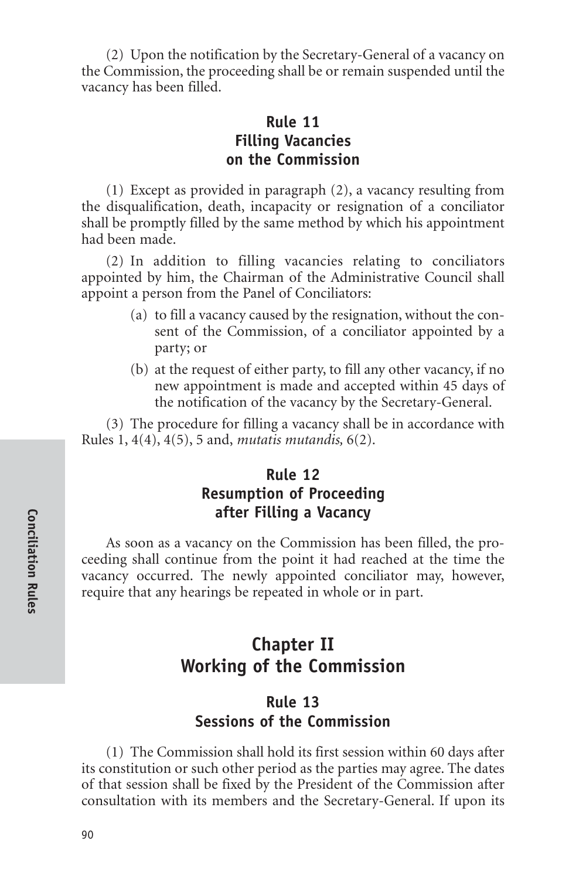(2) Upon the notification by the Secretary-General of a vacancy on the Commission, the proceeding shall be or remain suspended until the vacancy has been filled.

### Rule 11
### Filling Vacancies on the Commission

(1) Except as provided in paragraph (2), a vacancy resulting from the disqualification, death, incapacity or resignation of a conciliator shall be promptly filled by the same method by which his appointment had been made.

(2) In addition to filling vacancies relating to conciliators appointed by him, the Chairman of the Administrative Council shall appoint a person from the Panel of Conciliators:

- (a) to fill a vacancy caused by the resignation, without the consent of the Commission, of a conciliator appointed by a party; or
- (b) at the request of either party, to fill any other vacancy, if no new appointment is made and accepted within 45 days of the notification of the vacancy by the Secretary-General.

(3) The procedure for filling a vacancy shall be in accordance with Rules 1, 4(4), 4(5), 5 and, *mutatis mutandis,* 6(2).

### Rule 12
### Resumption of Proceeding after Filling a Vacancy

As soon as a vacancy on the Commission has been filled, the proceeding shall continue from the point it had reached at the time the vacancy occurred. The newly appointed conciliator may, however, require that any hearings be repeated in whole or in part.

## Chapter II
## Working of the Commission

### Rule 13
### Sessions of the Commission

(1) The Commission shall hold its first session within 60 days after its constitution or such other period as the parties may agree. The dates of that session shall be fixed by the President of the Commission after consultation with its members and the Secretary-General. If upon its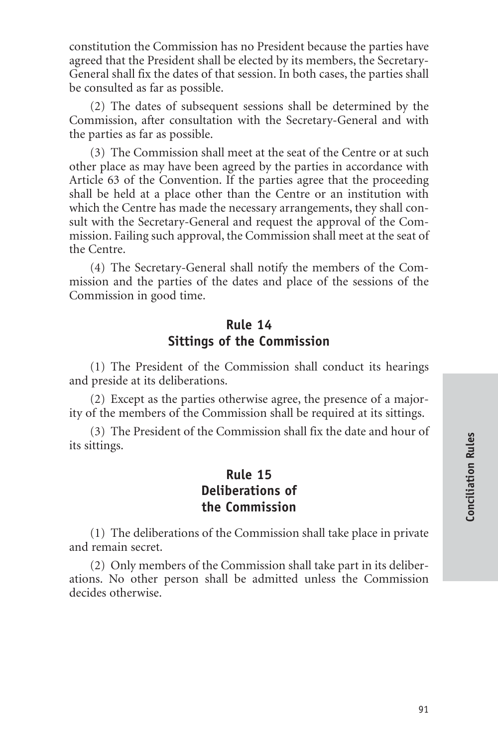constitution the Commission has no President because the parties have agreed that the President shall be elected by its members, the Secretary-General shall fix the dates of that session. In both cases, the parties shall be consulted as far as possible.

(2) The dates of subsequent sessions shall be determined by the Commission, after consultation with the Secretary-General and with the parties as far as possible.

(3) The Commission shall meet at the seat of the Centre or at such other place as may have been agreed by the parties in accordance with Article 63 of the Convention. If the parties agree that the proceeding shall be held at a place other than the Centre or an institution with which the Centre has made the necessary arrangements, they shall consult with the Secretary-General and request the approval of the Commission. Failing such approval, the Commission shall meet at the seat of the Centre.

(4) The Secretary-General shall notify the members of the Commission and the parties of the dates and place of the sessions of the Commission in good time.

## Rule 14
## Sittings of the Commission

(1) The President of the Commission shall conduct its hearings and preside at its deliberations.

(2) Except as the parties otherwise agree, the presence of a majority of the members of the Commission shall be required at its sittings.

(3) The President of the Commission shall fix the date and hour of its sittings.

## Rule 15
## Deliberations of the Commission

(1) The deliberations of the Commission shall take place in private and remain secret.

(2) Only members of the Commission shall take part in its deliberations. No other person shall be admitted unless the Commission decides otherwise.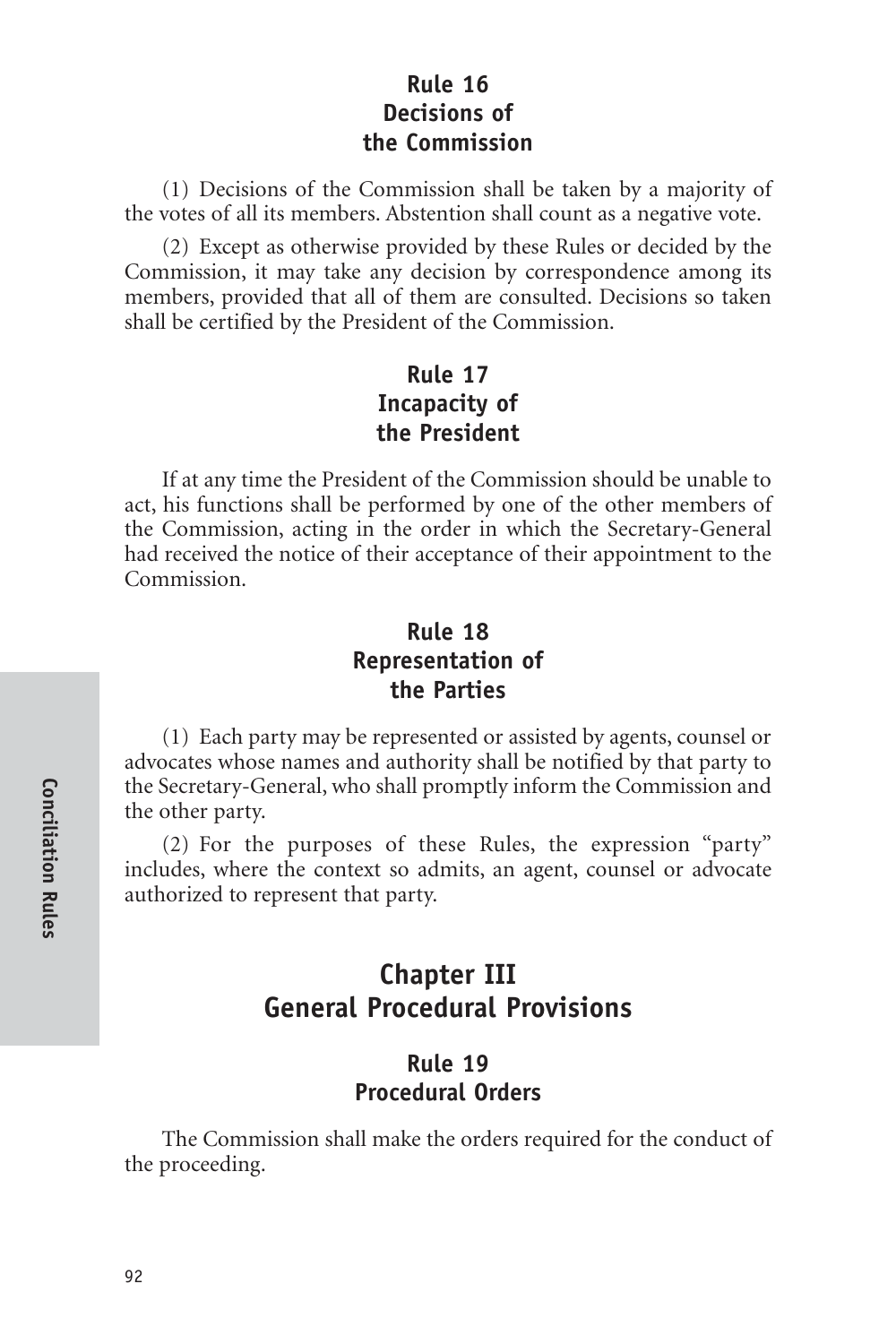### Rule 16
### Decisions of the Commission

(1) Decisions of the Commission shall be taken by a majority of the votes of all its members. Abstention shall count as a negative vote.

(2) Except as otherwise provided by these Rules or decided by the Commission, it may take any decision by correspondence among its members, provided that all of them are consulted. Decisions so taken shall be certified by the President of the Commission.

### Rule 17
### Incapacity of the President

If at any time the President of the Commission should be unable to act, his functions shall be performed by one of the other members of the Commission, acting in the order in which the Secretary-General had received the notice of their acceptance of their appointment to the Commission.

### Rule 18
### Representation of the Parties

(1) Each party may be represented or assisted by agents, counsel or advocates whose names and authority shall be notified by that party to the Secretary-General, who shall promptly inform the Commission and the other party.

(2) For the purposes of these Rules, the expression "party" includes, where the context so admits, an agent, counsel or advocate authorized to represent that party.

## Chapter III
## General Procedural Provisions

### Rule 19
### Procedural Orders

The Commission shall make the orders required for the conduct of the proceeding.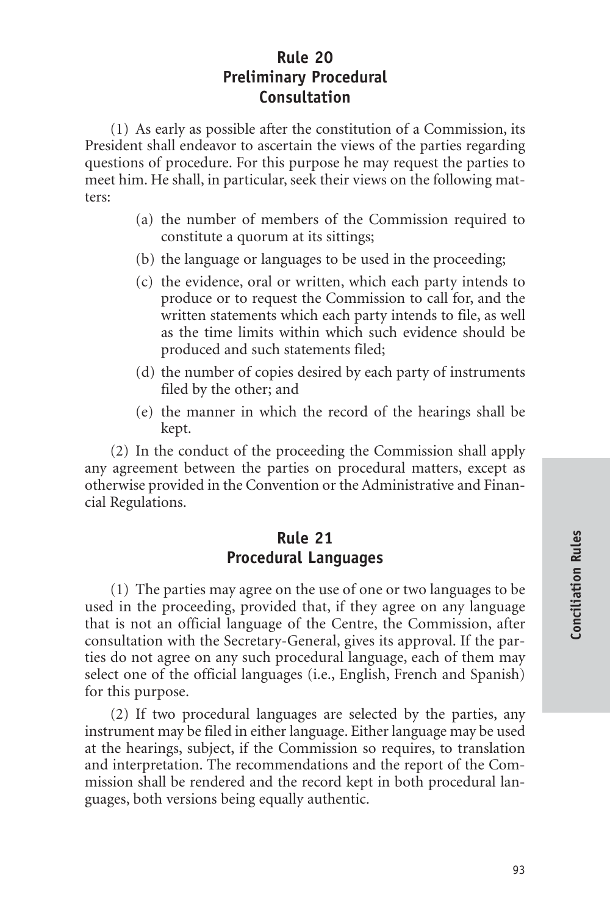## Rule 20
## Preliminary Procedural Consultation

(1) As early as possible after the constitution of a Commission, its President shall endeavor to ascertain the views of the parties regarding questions of procedure. For this purpose he may request the parties to meet him. He shall, in particular, seek their views on the following matters:

(a) the number of members of the Commission required to constitute a quorum at its sittings;

(b) the language or languages to be used in the proceeding;

(c) the evidence, oral or written, which each party intends to produce or to request the Commission to call for, and the written statements which each party intends to file, as well as the time limits within which such evidence should be produced and such statements filed;

(d) the number of copies desired by each party of instruments filed by the other; and

(e) the manner in which the record of the hearings shall be kept.

(2) In the conduct of the proceeding the Commission shall apply any agreement between the parties on procedural matters, except as otherwise provided in the Convention or the Administrative and Financial Regulations.

## Rule 21
## Procedural Languages

(1) The parties may agree on the use of one or two languages to be used in the proceeding, provided that, if they agree on any language that is not an official language of the Centre, the Commission, after consultation with the Secretary-General, gives its approval. If the parties do not agree on any such procedural language, each of them may select one of the official languages (i.e., English, French and Spanish) for this purpose.

(2) If two procedural languages are selected by the parties, any instrument may be filed in either language. Either language may be used at the hearings, subject, if the Commission so requires, to translation and interpretation. The recommendations and the report of the Commission shall be rendered and the record kept in both procedural languages, both versions being equally authentic.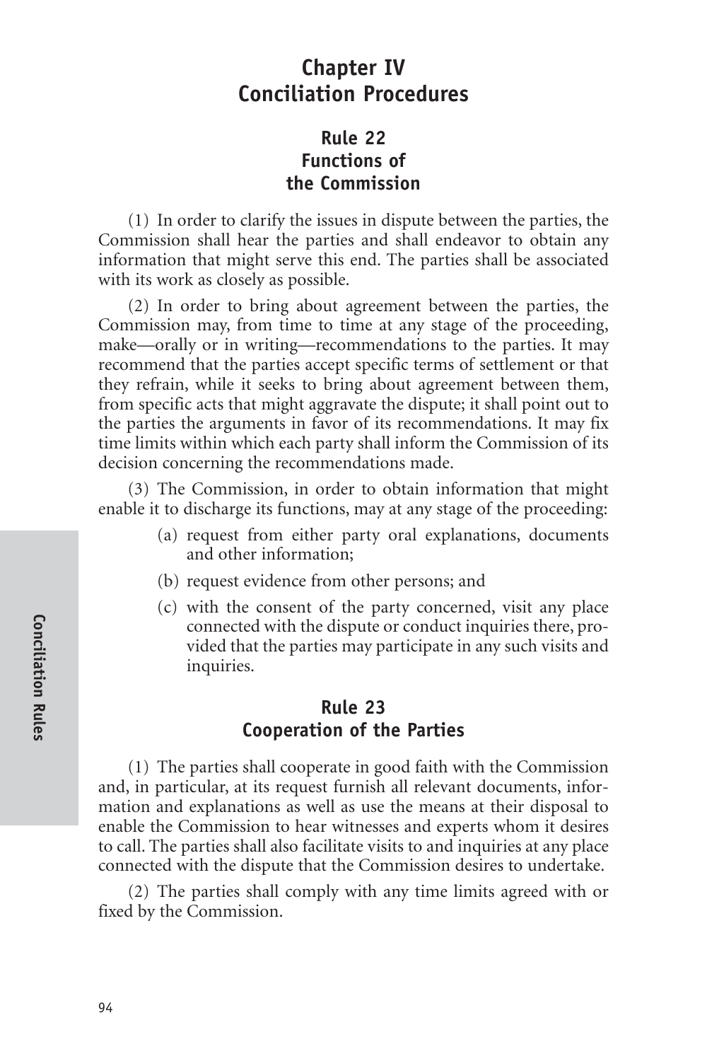# Chapter IV
# Conciliation Procedures

## Rule 22
## Functions of the Commission

(1) In order to clarify the issues in dispute between the parties, the Commission shall hear the parties and shall endeavor to obtain any information that might serve this end. The parties shall be associated with its work as closely as possible.

(2) In order to bring about agreement between the parties, the Commission may, from time to time at any stage of the proceeding, make—orally or in writing—recommendations to the parties. It may recommend that the parties accept specific terms of settlement or that they refrain, while it seeks to bring about agreement between them, from specific acts that might aggravate the dispute; it shall point out to the parties the arguments in favor of its recommendations. It may fix time limits within which each party shall inform the Commission of its decision concerning the recommendations made.

(3) The Commission, in order to obtain information that might enable it to discharge its functions, may at any stage of the proceeding:

(a) request from either party oral explanations, documents and other information;

(b) request evidence from other persons; and

(c) with the consent of the party concerned, visit any place connected with the dispute or conduct inquiries there, provided that the parties may participate in any such visits and inquiries.

## Rule 23
## Cooperation of the Parties

(1) The parties shall cooperate in good faith with the Commission and, in particular, at its request furnish all relevant documents, information and explanations as well as use the means at their disposal to enable the Commission to hear witnesses and experts whom it desires to call. The parties shall also facilitate visits to and inquiries at any place connected with the dispute that the Commission desires to undertake.

(2) The parties shall comply with any time limits agreed with or fixed by the Commission.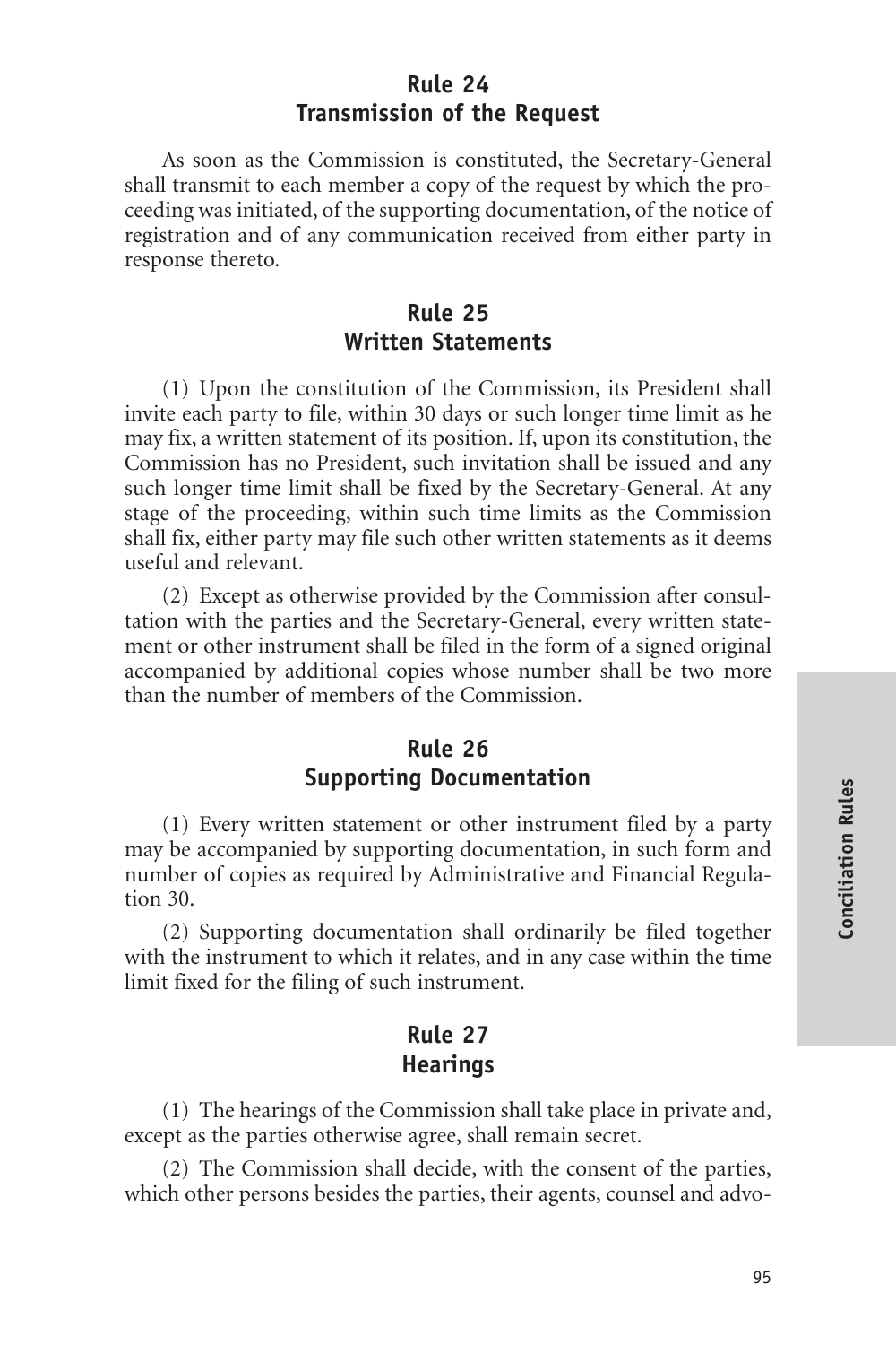## Rule 24
## Transmission of the Request

As soon as the Commission is constituted, the Secretary-General shall transmit to each member a copy of the request by which the proceeding was initiated, of the supporting documentation, of the notice of registration and of any communication received from either party in response thereto.

## Rule 25
## Written Statements

(1) Upon the constitution of the Commission, its President shall invite each party to file, within 30 days or such longer time limit as he may fix, a written statement of its position. If, upon its constitution, the Commission has no President, such invitation shall be issued and any such longer time limit shall be fixed by the Secretary-General. At any stage of the proceeding, within such time limits as the Commission shall fix, either party may file such other written statements as it deems useful and relevant.

(2) Except as otherwise provided by the Commission after consultation with the parties and the Secretary-General, every written statement or other instrument shall be filed in the form of a signed original accompanied by additional copies whose number shall be two more than the number of members of the Commission.

## Rule 26
## Supporting Documentation

(1) Every written statement or other instrument filed by a party may be accompanied by supporting documentation, in such form and number of copies as required by Administrative and Financial Regulation 30.

(2) Supporting documentation shall ordinarily be filed together with the instrument to which it relates, and in any case within the time limit fixed for the filing of such instrument.

## Rule 27
## Hearings

(1) The hearings of the Commission shall take place in private and, except as the parties otherwise agree, shall remain secret.

(2) The Commission shall decide, with the consent of the parties, which other persons besides the parties, their agents, counsel and advo-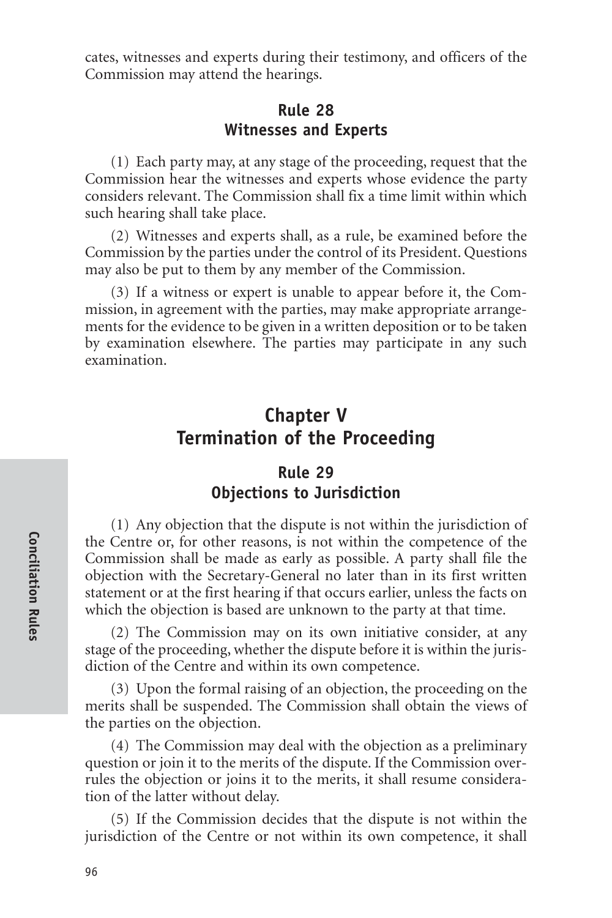cates, witnesses and experts during their testimony, and officers of the Commission may attend the hearings.

### Rule 28
### Witnesses and Experts

(1) Each party may, at any stage of the proceeding, request that the Commission hear the witnesses and experts whose evidence the party considers relevant. The Commission shall fix a time limit within which such hearing shall take place.

(2) Witnesses and experts shall, as a rule, be examined before the Commission by the parties under the control of its President. Questions may also be put to them by any member of the Commission.

(3) If a witness or expert is unable to appear before it, the Commission, in agreement with the parties, may make appropriate arrangements for the evidence to be given in a written deposition or to be taken by examination elsewhere. The parties may participate in any such examination.

## Chapter V
## Termination of the Proceeding

### Rule 29
### Objections to Jurisdiction

(1) Any objection that the dispute is not within the jurisdiction of the Centre or, for other reasons, is not within the competence of the Commission shall be made as early as possible. A party shall file the objection with the Secretary-General no later than in its first written statement or at the first hearing if that occurs earlier, unless the facts on which the objection is based are unknown to the party at that time.

(2) The Commission may on its own initiative consider, at any stage of the proceeding, whether the dispute before it is within the jurisdiction of the Centre and within its own competence.

(3) Upon the formal raising of an objection, the proceeding on the merits shall be suspended. The Commission shall obtain the views of the parties on the objection.

(4) The Commission may deal with the objection as a preliminary question or join it to the merits of the dispute. If the Commission overrules the objection or joins it to the merits, it shall resume consideration of the latter without delay.

(5) If the Commission decides that the dispute is not within the jurisdiction of the Centre or not within its own competence, it shall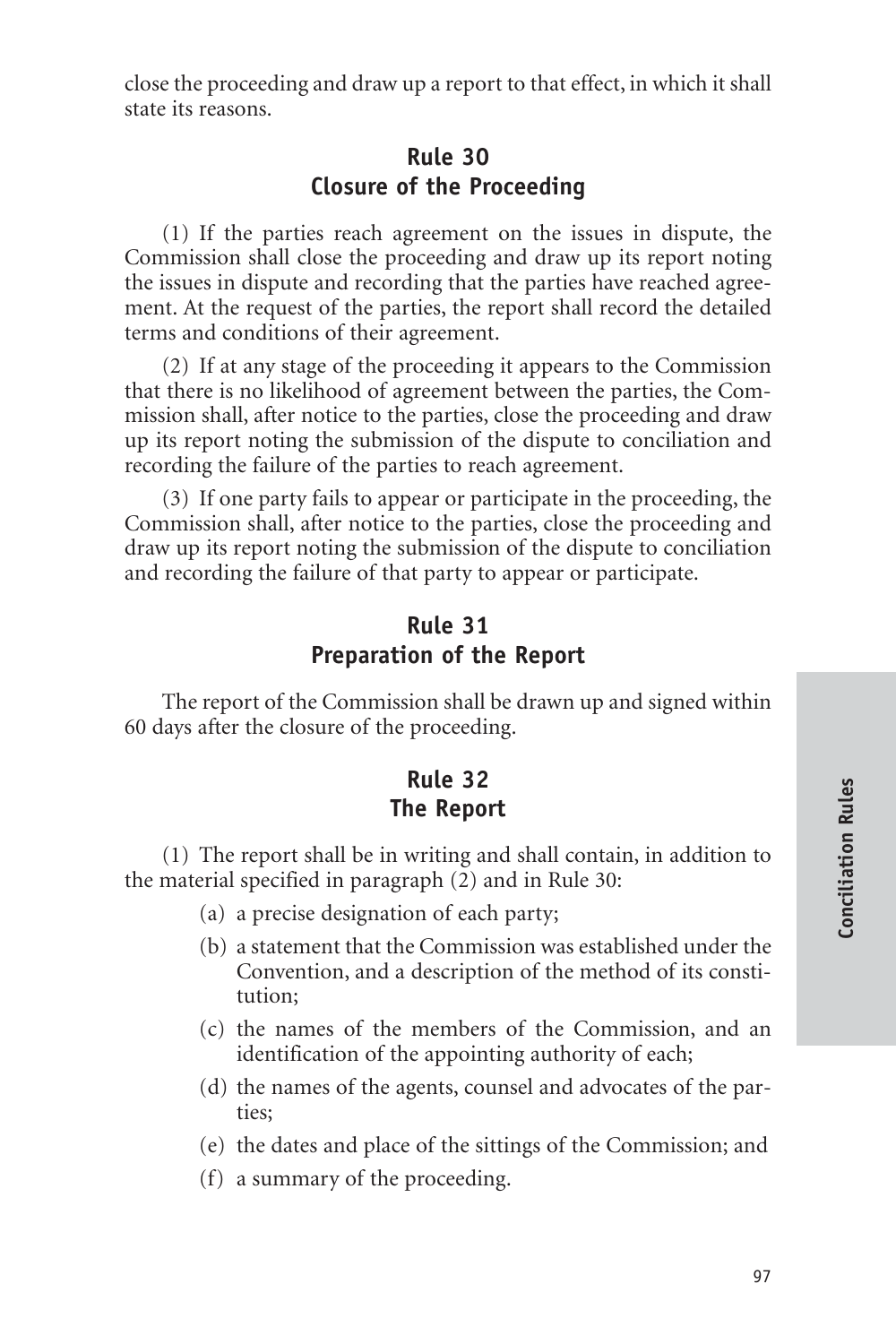close the proceeding and draw up a report to that effect, in which it shall state its reasons.

## Rule 30
## Closure of the Proceeding

(1) If the parties reach agreement on the issues in dispute, the Commission shall close the proceeding and draw up its report noting the issues in dispute and recording that the parties have reached agreement. At the request of the parties, the report shall record the detailed terms and conditions of their agreement.

(2) If at any stage of the proceeding it appears to the Commission that there is no likelihood of agreement between the parties, the Commission shall, after notice to the parties, close the proceeding and draw up its report noting the submission of the dispute to conciliation and recording the failure of the parties to reach agreement.

(3) If one party fails to appear or participate in the proceeding, the Commission shall, after notice to the parties, close the proceeding and draw up its report noting the submission of the dispute to conciliation and recording the failure of that party to appear or participate.

## Rule 31
## Preparation of the Report

The report of the Commission shall be drawn up and signed within 60 days after the closure of the proceeding.

## Rule 32
## The Report

(1) The report shall be in writing and shall contain, in addition to the material specified in paragraph (2) and in Rule 30:

- (a) a precise designation of each party;
- (b) a statement that the Commission was established under the Convention, and a description of the method of its constitution;
- (c) the names of the members of the Commission, and an identification of the appointing authority of each;
- (d) the names of the agents, counsel and advocates of the parties;
- (e) the dates and place of the sittings of the Commission; and
- (f) a summary of the proceeding.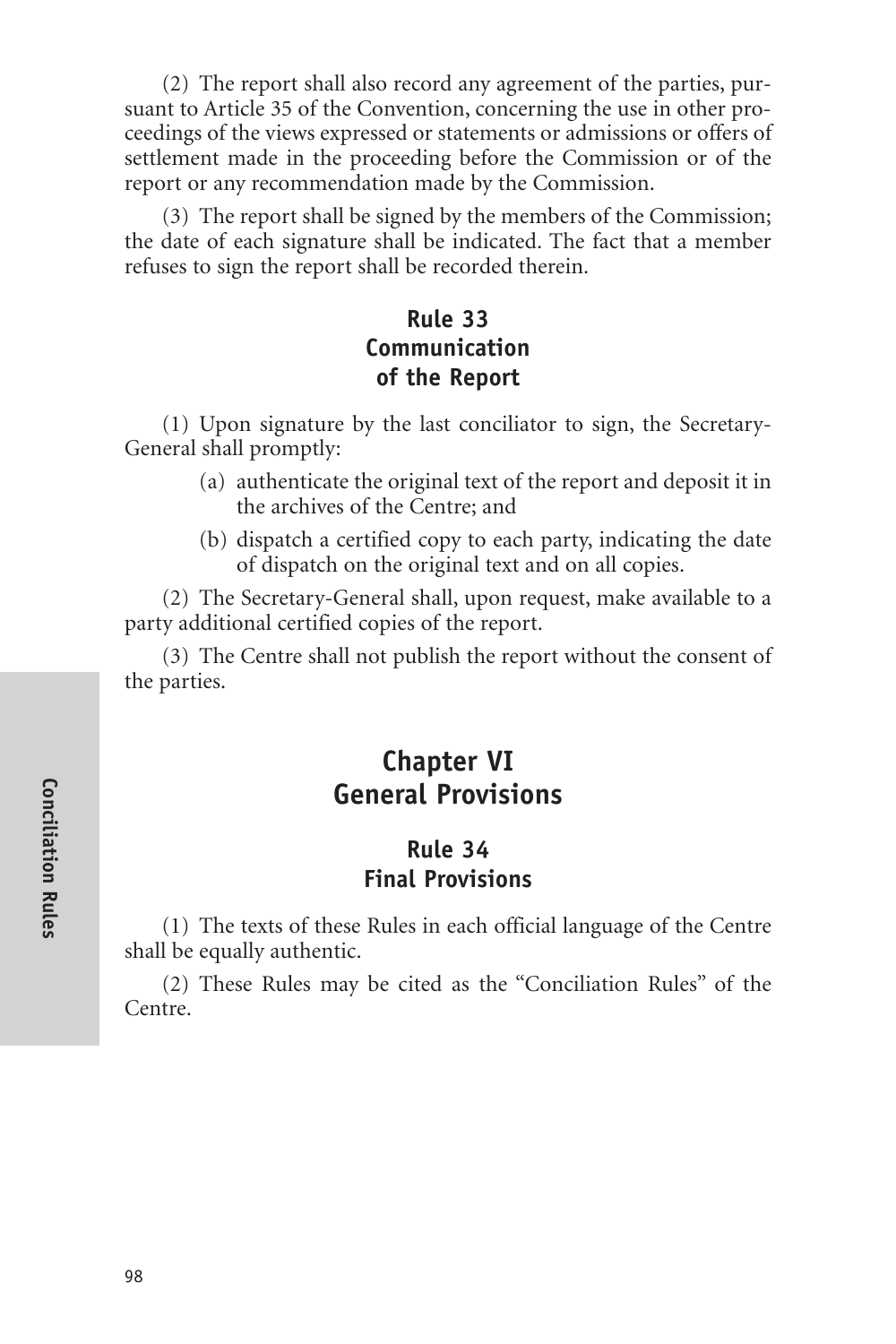(2) The report shall also record any agreement of the parties, pursuant to Article 35 of the Convention, concerning the use in other proceedings of the views expressed or statements or admissions or offers of settlement made in the proceeding before the Commission or of the report or any recommendation made by the Commission.

(3) The report shall be signed by the members of the Commission; the date of each signature shall be indicated. The fact that a member refuses to sign the report shall be recorded therein.

### Rule 33
### Communication of the Report

(1) Upon signature by the last conciliator to sign, the Secretary-General shall promptly:

- (a) authenticate the original text of the report and deposit it in the archives of the Centre; and
- (b) dispatch a certified copy to each party, indicating the date of dispatch on the original text and on all copies.

(2) The Secretary-General shall, upon request, make available to a party additional certified copies of the report.

(3) The Centre shall not publish the report without the consent of the parties.

## Chapter VI
## General Provisions

### Rule 34
### Final Provisions

(1) The texts of these Rules in each official language of the Centre shall be equally authentic.

(2) These Rules may be cited as the "Conciliation Rules" of the Centre.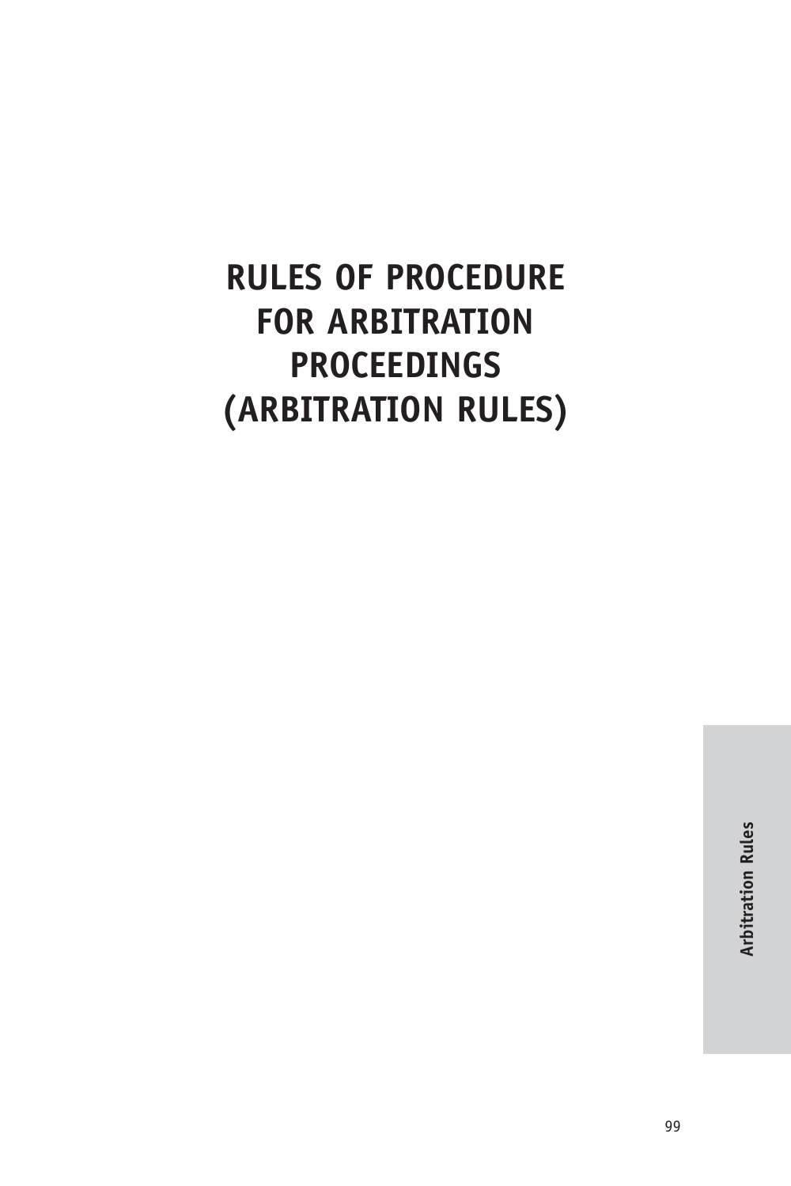# RULES OF PROCEDURE FOR ARBITRATION PROCEEDINGS (ARBITRATION RULES)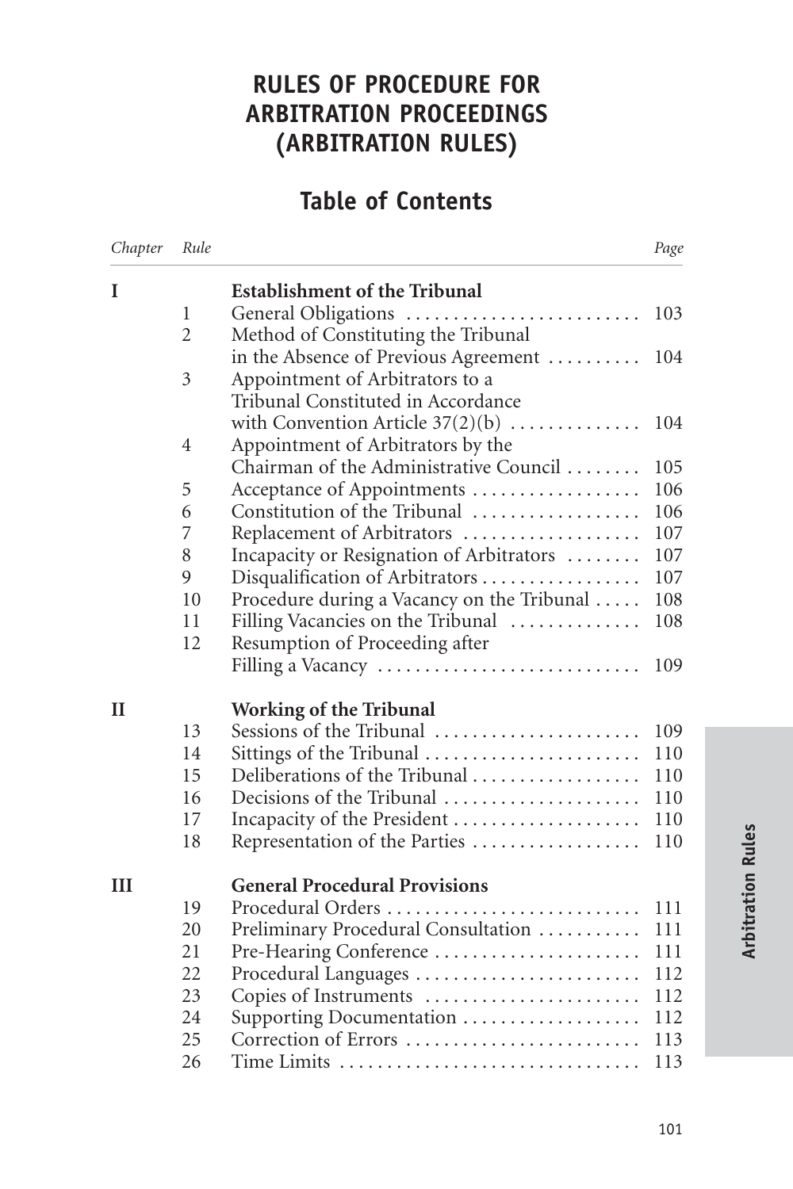# RULES OF PROCEDURE FOR ARBITRATION PROCEEDINGS (ARBITRATION RULES)

## Table of Contents

| Chapter | Rule | | Page |
|---|---|---|---|
| I | | **Establishment of the Tribunal** | |
| | 1 | General Obligations | 103 |
| | 2 | Method of Constituting the Tribunal in the Absence of Previous Agreement | 104 |
| | 3 | Appointment of Arbitrators to a Tribunal Constituted in Accordance with Convention Article 37(2)(b) | 104 |
| | 4 | Appointment of Arbitrators by the Chairman of the Administrative Council | 105 |
| | 5 | Acceptance of Appointments | 106 |
| | 6 | Constitution of the Tribunal | 106 |
| | 7 | Replacement of Arbitrators | 107 |
| | 8 | Incapacity or Resignation of Arbitrators | 107 |
| | 9 | Disqualification of Arbitrators | 107 |
| | 10 | Procedure during a Vacancy on the Tribunal | 108 |
| | 11 | Filling Vacancies on the Tribunal | 108 |
| | 12 | Resumption of Proceeding after Filling a Vacancy | 109 |
| II | | **Working of the Tribunal** | |
| | 13 | Sessions of the Tribunal | 109 |
| | 14 | Sittings of the Tribunal | 110 |
| | 15 | Deliberations of the Tribunal | 110 |
| | 16 | Decisions of the Tribunal | 110 |
| | 17 | Incapacity of the President | 110 |
| | 18 | Representation of the Parties | 110 |
| III | | **General Procedural Provisions** | |
| | 19 | Procedural Orders | 111 |
| | 20 | Preliminary Procedural Consultation | 111 |
| | 21 | Pre-Hearing Conference | 111 |
| | 22 | Procedural Languages | 112 |
| | 23 | Copies of Instruments | 112 |
| | 24 | Supporting Documentation | 112 |
| | 25 | Correction of Errors | 113 |
| | 26 | Time Limits | 113 |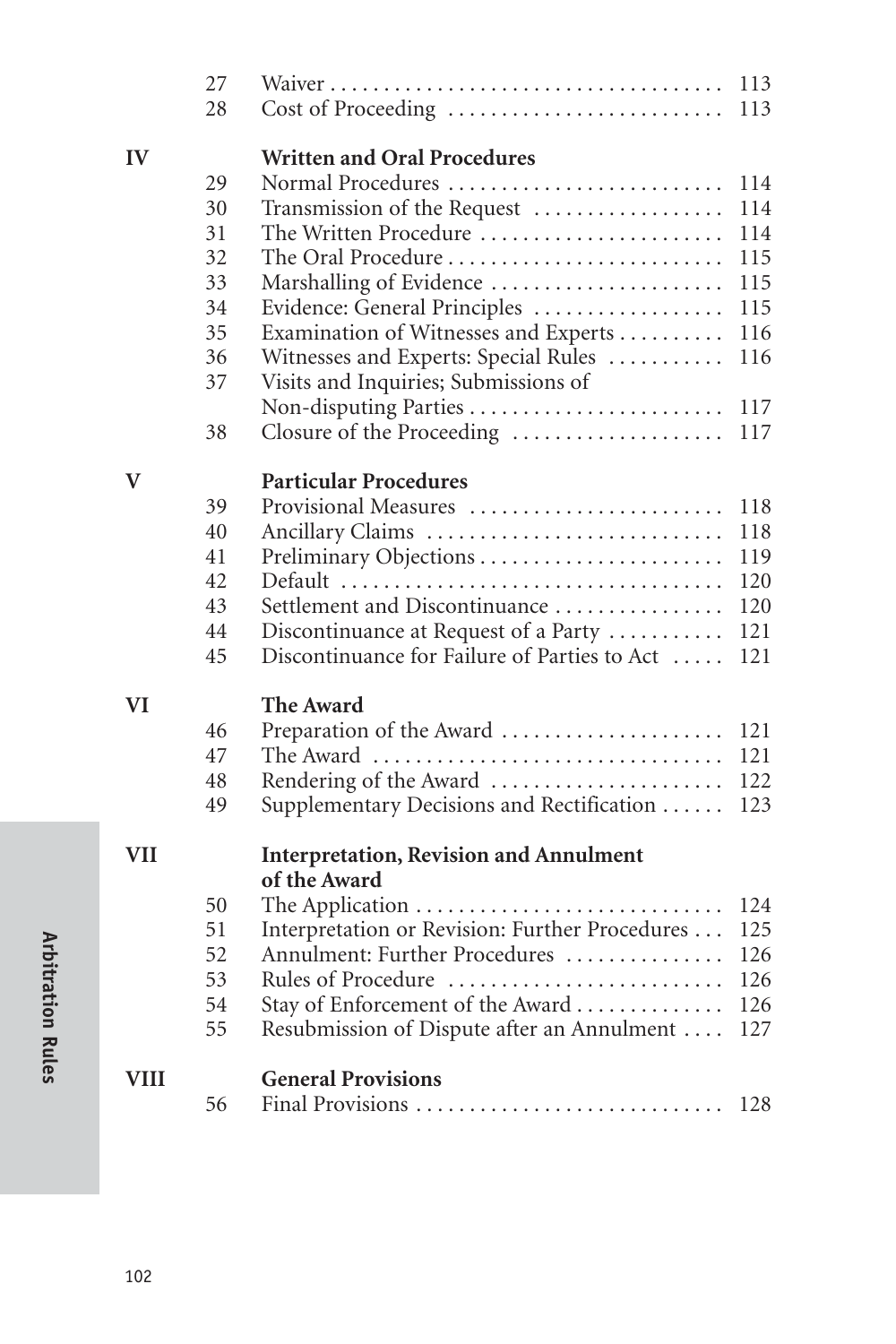| | | | |
|---|---|---|---|
| | 27 | Waiver | 113 |
| | 28 | Cost of Proceeding | 113 |
| **IV** | | **Written and Oral Procedures** | |
| | 29 | Normal Procedures | 114 |
| | 30 | Transmission of the Request | 114 |
| | 31 | The Written Procedure | 114 |
| | 32 | The Oral Procedure | 115 |
| | 33 | Marshalling of Evidence | 115 |
| | 34 | Evidence: General Principles | 115 |
| | 35 | Examination of Witnesses and Experts | 116 |
| | 36 | Witnesses and Experts: Special Rules | 116 |
| | 37 | Visits and Inquiries; Submissions of Non-disputing Parties | 117 |
| | 38 | Closure of the Proceeding | 117 |
| **V** | | **Particular Procedures** | |
| | 39 | Provisional Measures | 118 |
| | 40 | Ancillary Claims | 118 |
| | 41 | Preliminary Objections | 119 |
| | 42 | Default | 120 |
| | 43 | Settlement and Discontinuance | 120 |
| | 44 | Discontinuance at Request of a Party | 121 |
| | 45 | Discontinuance for Failure of Parties to Act | 121 |
| **VI** | | **The Award** | |
| | 46 | Preparation of the Award | 121 |
| | 47 | The Award | 121 |
| | 48 | Rendering of the Award | 122 |
| | 49 | Supplementary Decisions and Rectification | 123 |
| **VII** | | **Interpretation, Revision and Annulment of the Award** | |
| | 50 | The Application | 124 |
| | 51 | Interpretation or Revision: Further Procedures | 125 |
| | 52 | Annulment: Further Procedures | 126 |
| | 53 | Rules of Procedure | 126 |
| | 54 | Stay of Enforcement of the Award | 126 |
| | 55 | Resubmission of Dispute after an Annulment | 127 |
| **VIII** | | **General Provisions** | |
| | 56 | Final Provisions | 128 |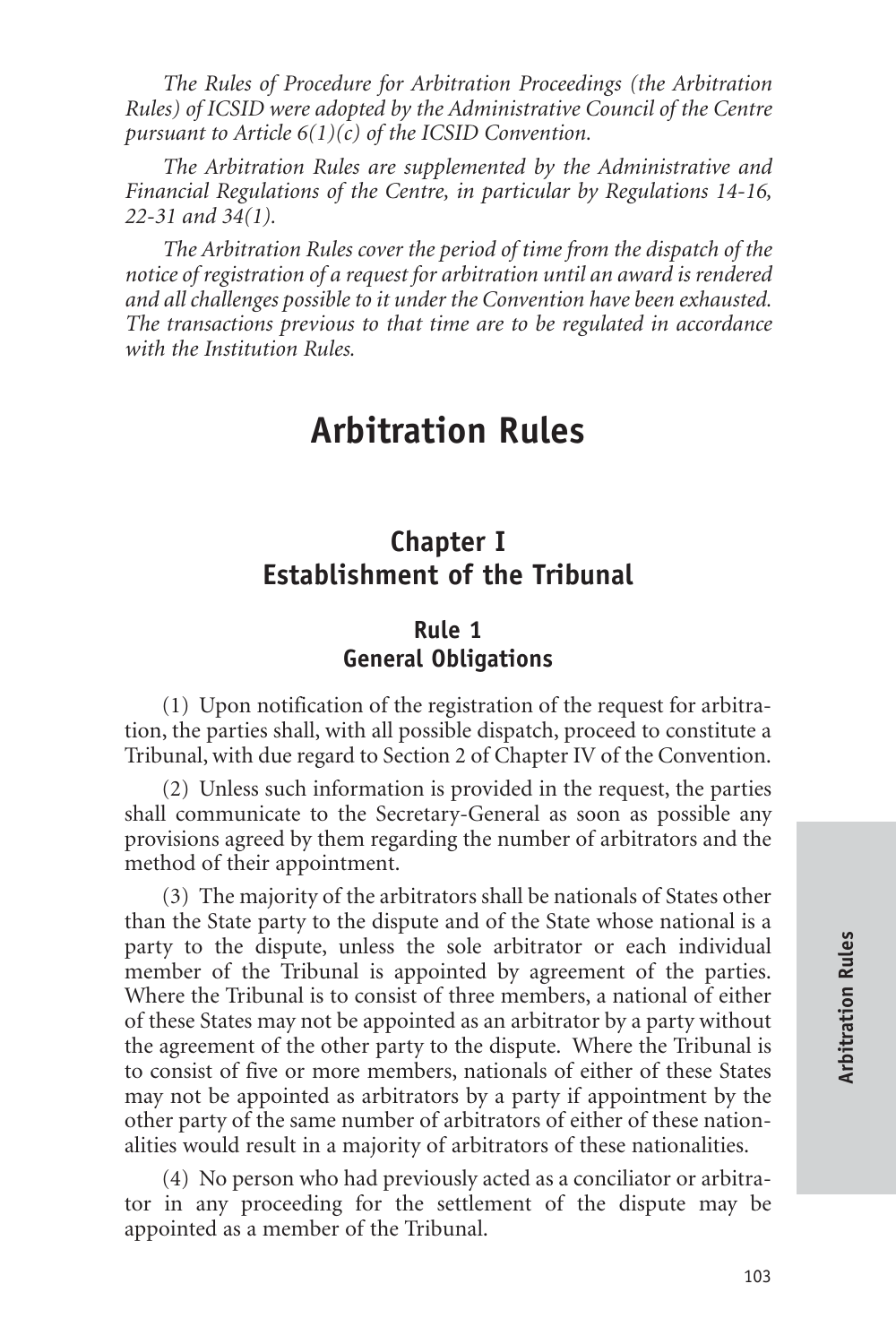*The Rules of Procedure for Arbitration Proceedings (the Arbitration Rules) of ICSID were adopted by the Administrative Council of the Centre pursuant to Article 6(1)(c) of the ICSID Convention.*

*The Arbitration Rules are supplemented by the Administrative and Financial Regulations of the Centre, in particular by Regulations 14-16, 22-31 and 34(1).*

*The Arbitration Rules cover the period of time from the dispatch of the notice of registration of a request for arbitration until an award is rendered and all challenges possible to it under the Convention have been exhausted. The transactions previous to that time are to be regulated in accordance with the Institution Rules.*

# Arbitration Rules

## Chapter I
## Establishment of the Tribunal

### Rule 1
### General Obligations

(1) Upon notification of the registration of the request for arbitration, the parties shall, with all possible dispatch, proceed to constitute a Tribunal, with due regard to Section 2 of Chapter IV of the Convention.

(2) Unless such information is provided in the request, the parties shall communicate to the Secretary-General as soon as possible any provisions agreed by them regarding the number of arbitrators and the method of their appointment.

(3) The majority of the arbitrators shall be nationals of States other than the State party to the dispute and of the State whose national is a party to the dispute, unless the sole arbitrator or each individual member of the Tribunal is appointed by agreement of the parties. Where the Tribunal is to consist of three members, a national of either of these States may not be appointed as an arbitrator by a party without the agreement of the other party to the dispute. Where the Tribunal is to consist of five or more members, nationals of either of these States may not be appointed as arbitrators by a party if appointment by the other party of the same number of arbitrators of either of these nationalities would result in a majority of arbitrators of these nationalities.

(4) No person who had previously acted as a conciliator or arbitrator in any proceeding for the settlement of the dispute may be appointed as a member of the Tribunal.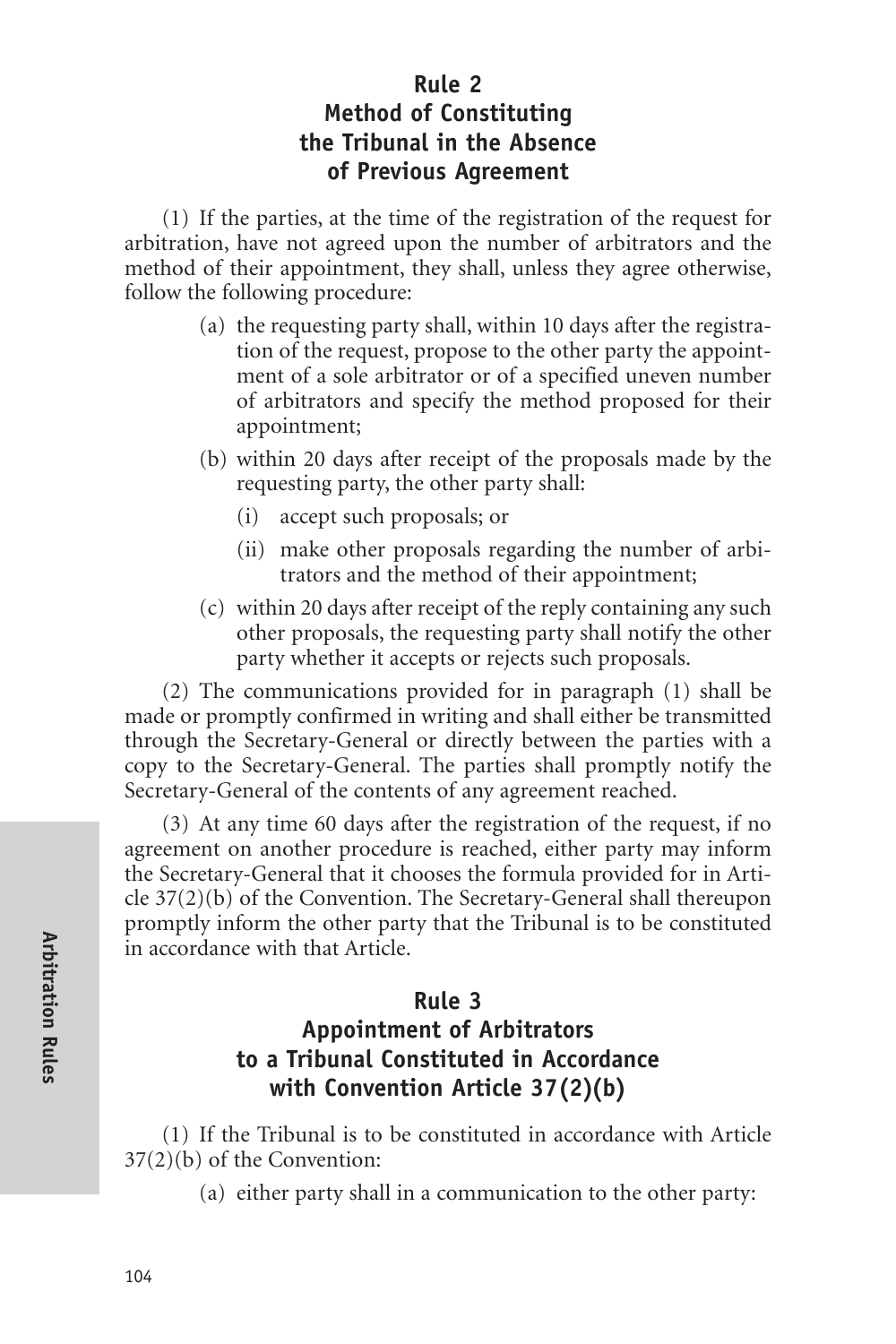## Rule 2
## Method of Constituting the Tribunal in the Absence of Previous Agreement

(1) If the parties, at the time of the registration of the request for arbitration, have not agreed upon the number of arbitrators and the method of their appointment, they shall, unless they agree otherwise, follow the following procedure:

- (a) the requesting party shall, within 10 days after the registration of the request, propose to the other party the appointment of a sole arbitrator or of a specified uneven number of arbitrators and specify the method proposed for their appointment;
- (b) within 20 days after receipt of the proposals made by the requesting party, the other party shall:
  - (i) accept such proposals; or
  - (ii) make other proposals regarding the number of arbitrators and the method of their appointment;
- (c) within 20 days after receipt of the reply containing any such other proposals, the requesting party shall notify the other party whether it accepts or rejects such proposals.

(2) The communications provided for in paragraph (1) shall be made or promptly confirmed in writing and shall either be transmitted through the Secretary-General or directly between the parties with a copy to the Secretary-General. The parties shall promptly notify the Secretary-General of the contents of any agreement reached.

(3) At any time 60 days after the registration of the request, if no agreement on another procedure is reached, either party may inform the Secretary-General that it chooses the formula provided for in Article 37(2)(b) of the Convention. The Secretary-General shall thereupon promptly inform the other party that the Tribunal is to be constituted in accordance with that Article.

## Rule 3
## Appointment of Arbitrators to a Tribunal Constituted in Accordance with Convention Article 37(2)(b)

(1) If the Tribunal is to be constituted in accordance with Article 37(2)(b) of the Convention:

- (a) either party shall in a communication to the other party: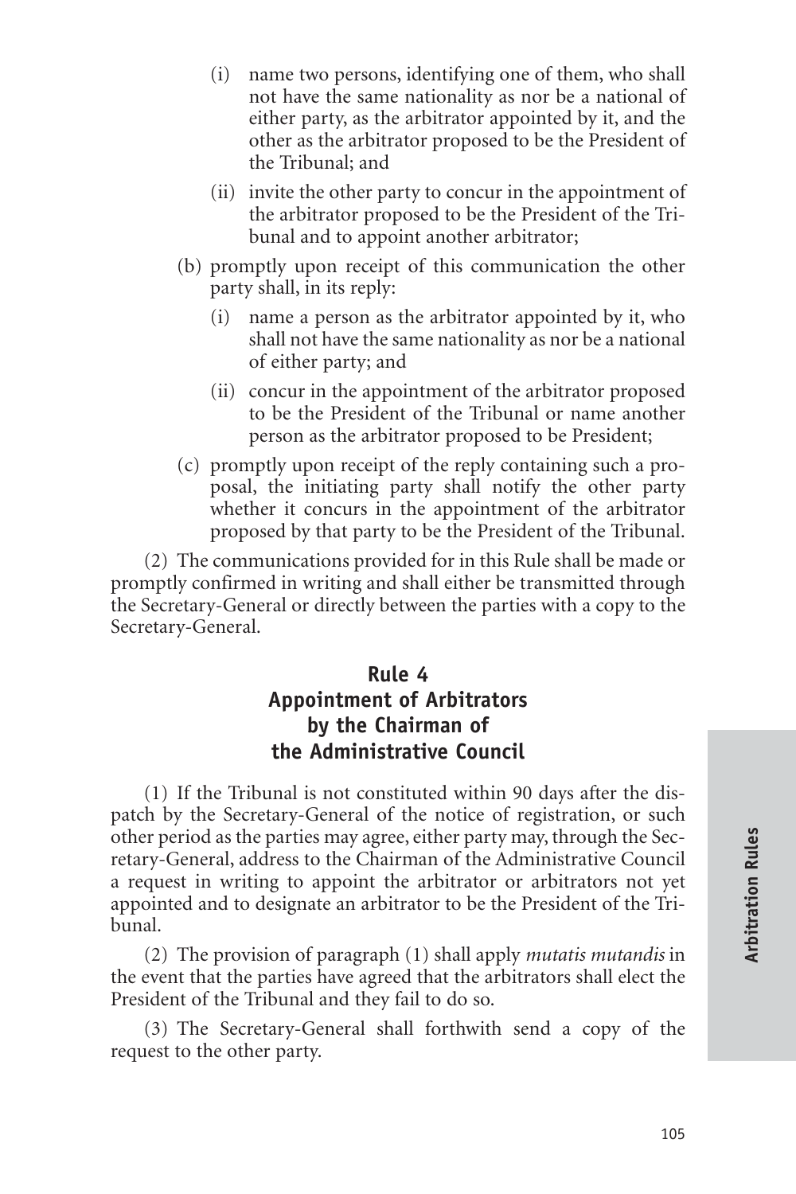(i) name two persons, identifying one of them, who shall not have the same nationality as nor be a national of either party, as the arbitrator appointed by it, and the other as the arbitrator proposed to be the President of the Tribunal; and

(ii) invite the other party to concur in the appointment of the arbitrator proposed to be the President of the Tribunal and to appoint another arbitrator;

(b) promptly upon receipt of this communication the other party shall, in its reply:

(i) name a person as the arbitrator appointed by it, who shall not have the same nationality as nor be a national of either party; and

(ii) concur in the appointment of the arbitrator proposed to be the President of the Tribunal or name another person as the arbitrator proposed to be President;

(c) promptly upon receipt of the reply containing such a proposal, the initiating party shall notify the other party whether it concurs in the appointment of the arbitrator proposed by that party to be the President of the Tribunal.

(2) The communications provided for in this Rule shall be made or promptly confirmed in writing and shall either be transmitted through the Secretary-General or directly between the parties with a copy to the Secretary-General.

## Rule 4
## Appointment of Arbitrators by the Chairman of the Administrative Council

(1) If the Tribunal is not constituted within 90 days after the dispatch by the Secretary-General of the notice of registration, or such other period as the parties may agree, either party may, through the Secretary-General, address to the Chairman of the Administrative Council a request in writing to appoint the arbitrator or arbitrators not yet appointed and to designate an arbitrator to be the President of the Tribunal.

(2) The provision of paragraph (1) shall apply *mutatis mutandis* in the event that the parties have agreed that the arbitrators shall elect the President of the Tribunal and they fail to do so.

(3) The Secretary-General shall forthwith send a copy of the request to the other party.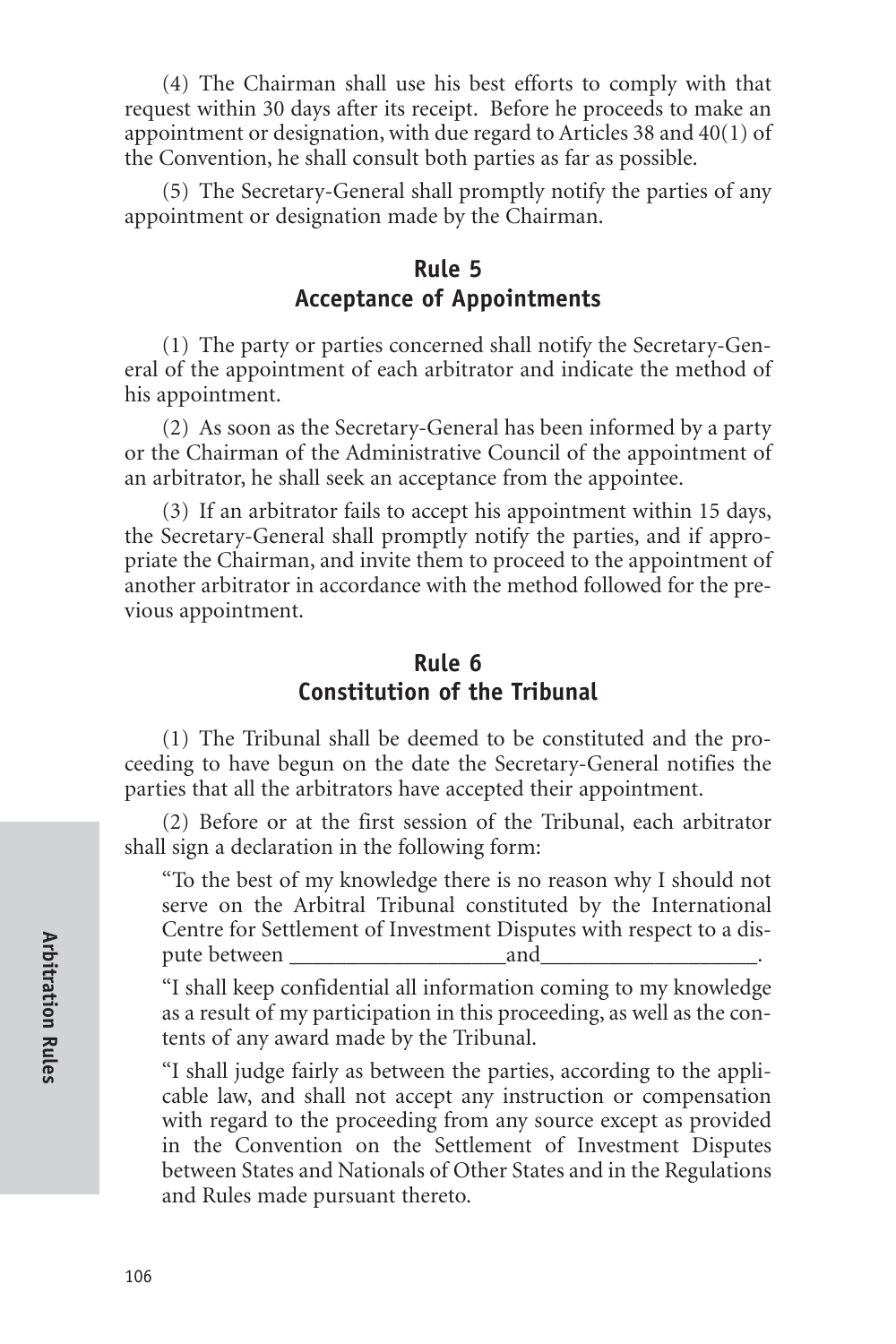(4) The Chairman shall use his best efforts to comply with that request within 30 days after its receipt. Before he proceeds to make an appointment or designation, with due regard to Articles 38 and 40(1) of the Convention, he shall consult both parties as far as possible.

(5) The Secretary-General shall promptly notify the parties of any appointment or designation made by the Chairman.

## Rule 5
## Acceptance of Appointments

(1) The party or parties concerned shall notify the Secretary-General of the appointment of each arbitrator and indicate the method of his appointment.

(2) As soon as the Secretary-General has been informed by a party or the Chairman of the Administrative Council of the appointment of an arbitrator, he shall seek an acceptance from the appointee.

(3) If an arbitrator fails to accept his appointment within 15 days, the Secretary-General shall promptly notify the parties, and if appropriate the Chairman, and invite them to proceed to the appointment of another arbitrator in accordance with the method followed for the previous appointment.

## Rule 6
## Constitution of the Tribunal

(1) The Tribunal shall be deemed to be constituted and the proceeding to have begun on the date the Secretary-General notifies the parties that all the arbitrators have accepted their appointment.

(2) Before or at the first session of the Tribunal, each arbitrator shall sign a declaration in the following form:

> "To the best of my knowledge there is no reason why I should not serve on the Arbitral Tribunal constituted by the International Centre for Settlement of Investment Disputes with respect to a dispute between ___________________and___________________.
>
> "I shall keep confidential all information coming to my knowledge as a result of my participation in this proceeding, as well as the contents of any award made by the Tribunal.
>
> "I shall judge fairly as between the parties, according to the applicable law, and shall not accept any instruction or compensation with regard to the proceeding from any source except as provided in the Convention on the Settlement of Investment Disputes between States and Nationals of Other States and in the Regulations and Rules made pursuant thereto.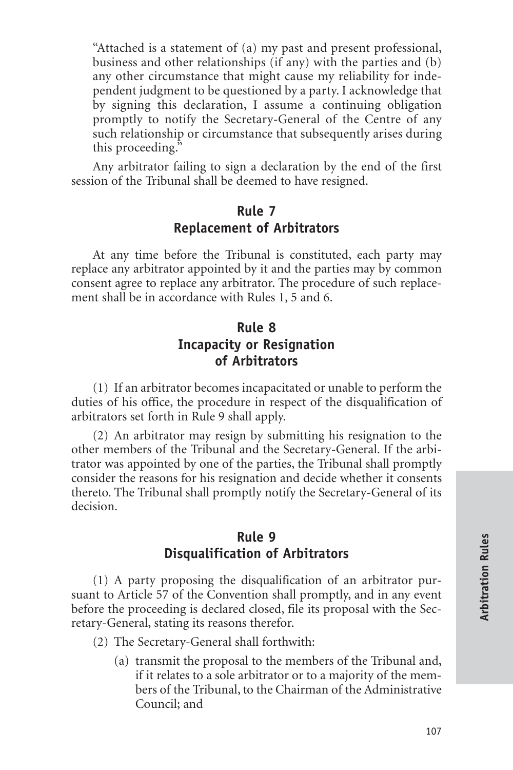"Attached is a statement of (a) my past and present professional, business and other relationships (if any) with the parties and (b) any other circumstance that might cause my reliability for independent judgment to be questioned by a party. I acknowledge that by signing this declaration, I assume a continuing obligation promptly to notify the Secretary-General of the Centre of any such relationship or circumstance that subsequently arises during this proceeding."

Any arbitrator failing to sign a declaration by the end of the first session of the Tribunal shall be deemed to have resigned.

## Rule 7
## Replacement of Arbitrators

At any time before the Tribunal is constituted, each party may replace any arbitrator appointed by it and the parties may by common consent agree to replace any arbitrator. The procedure of such replacement shall be in accordance with Rules 1, 5 and 6.

## Rule 8
## Incapacity or Resignation of Arbitrators

(1) If an arbitrator becomes incapacitated or unable to perform the duties of his office, the procedure in respect of the disqualification of arbitrators set forth in Rule 9 shall apply.

(2) An arbitrator may resign by submitting his resignation to the other members of the Tribunal and the Secretary-General. If the arbitrator was appointed by one of the parties, the Tribunal shall promptly consider the reasons for his resignation and decide whether it consents thereto. The Tribunal shall promptly notify the Secretary-General of its decision.

## Rule 9
## Disqualification of Arbitrators

(1) A party proposing the disqualification of an arbitrator pursuant to Article 57 of the Convention shall promptly, and in any event before the proceeding is declared closed, file its proposal with the Secretary-General, stating its reasons therefor.

(2) The Secretary-General shall forthwith:

(a) transmit the proposal to the members of the Tribunal and, if it relates to a sole arbitrator or to a majority of the members of the Tribunal, to the Chairman of the Administrative Council; and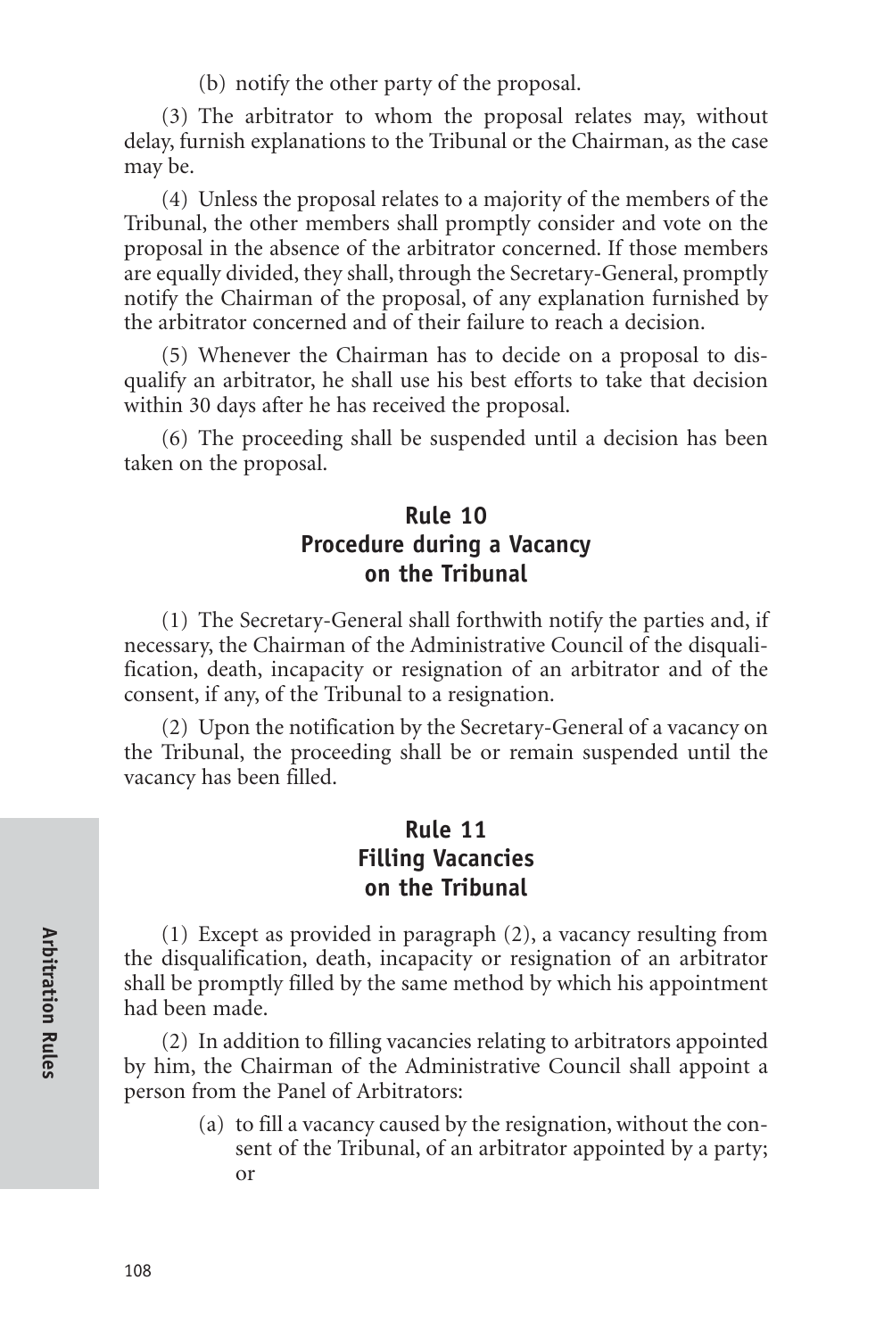(b) notify the other party of the proposal.

(3) The arbitrator to whom the proposal relates may, without delay, furnish explanations to the Tribunal or the Chairman, as the case may be.

(4) Unless the proposal relates to a majority of the members of the Tribunal, the other members shall promptly consider and vote on the proposal in the absence of the arbitrator concerned. If those members are equally divided, they shall, through the Secretary-General, promptly notify the Chairman of the proposal, of any explanation furnished by the arbitrator concerned and of their failure to reach a decision.

(5) Whenever the Chairman has to decide on a proposal to disqualify an arbitrator, he shall use his best efforts to take that decision within 30 days after he has received the proposal.

(6) The proceeding shall be suspended until a decision has been taken on the proposal.

## Rule 10
## Procedure during a Vacancy on the Tribunal

(1) The Secretary-General shall forthwith notify the parties and, if necessary, the Chairman of the Administrative Council of the disqualification, death, incapacity or resignation of an arbitrator and of the consent, if any, of the Tribunal to a resignation.

(2) Upon the notification by the Secretary-General of a vacancy on the Tribunal, the proceeding shall be or remain suspended until the vacancy has been filled.

## Rule 11
## Filling Vacancies on the Tribunal

(1) Except as provided in paragraph (2), a vacancy resulting from the disqualification, death, incapacity or resignation of an arbitrator shall be promptly filled by the same method by which his appointment had been made.

(2) In addition to filling vacancies relating to arbitrators appointed by him, the Chairman of the Administrative Council shall appoint a person from the Panel of Arbitrators:

(a) to fill a vacancy caused by the resignation, without the consent of the Tribunal, of an arbitrator appointed by a party; or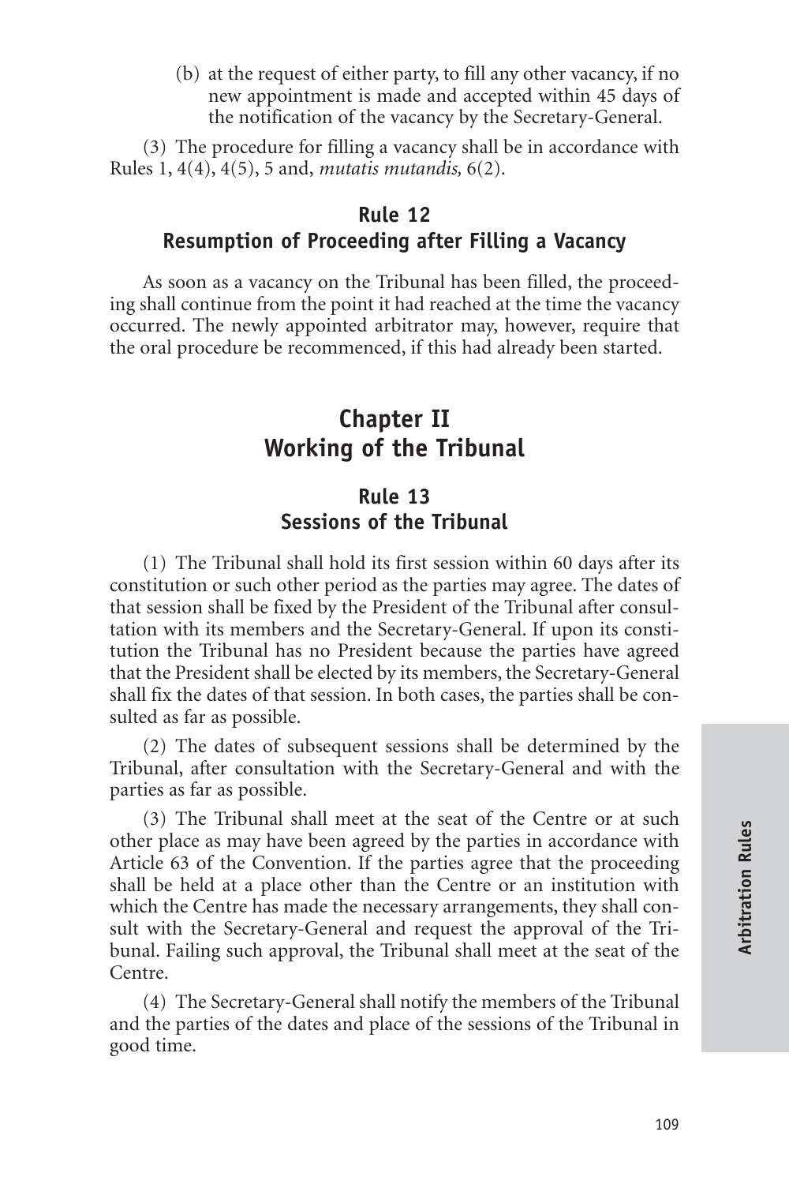(b) at the request of either party, to fill any other vacancy, if no new appointment is made and accepted within 45 days of the notification of the vacancy by the Secretary-General.

(3) The procedure for filling a vacancy shall be in accordance with Rules 1, 4(4), 4(5), 5 and, *mutatis mutandis,* 6(2).

### Rule 12
### Resumption of Proceeding after Filling a Vacancy

As soon as a vacancy on the Tribunal has been filled, the proceeding shall continue from the point it had reached at the time the vacancy occurred. The newly appointed arbitrator may, however, require that the oral procedure be recommenced, if this had already been started.

## Chapter II
## Working of the Tribunal

### Rule 13
### Sessions of the Tribunal

(1) The Tribunal shall hold its first session within 60 days after its constitution or such other period as the parties may agree. The dates of that session shall be fixed by the President of the Tribunal after consultation with its members and the Secretary-General. If upon its constitution the Tribunal has no President because the parties have agreed that the President shall be elected by its members, the Secretary-General shall fix the dates of that session. In both cases, the parties shall be consulted as far as possible.

(2) The dates of subsequent sessions shall be determined by the Tribunal, after consultation with the Secretary-General and with the parties as far as possible.

(3) The Tribunal shall meet at the seat of the Centre or at such other place as may have been agreed by the parties in accordance with Article 63 of the Convention. If the parties agree that the proceeding shall be held at a place other than the Centre or an institution with which the Centre has made the necessary arrangements, they shall consult with the Secretary-General and request the approval of the Tribunal. Failing such approval, the Tribunal shall meet at the seat of the Centre.

(4) The Secretary-General shall notify the members of the Tribunal and the parties of the dates and place of the sessions of the Tribunal in good time.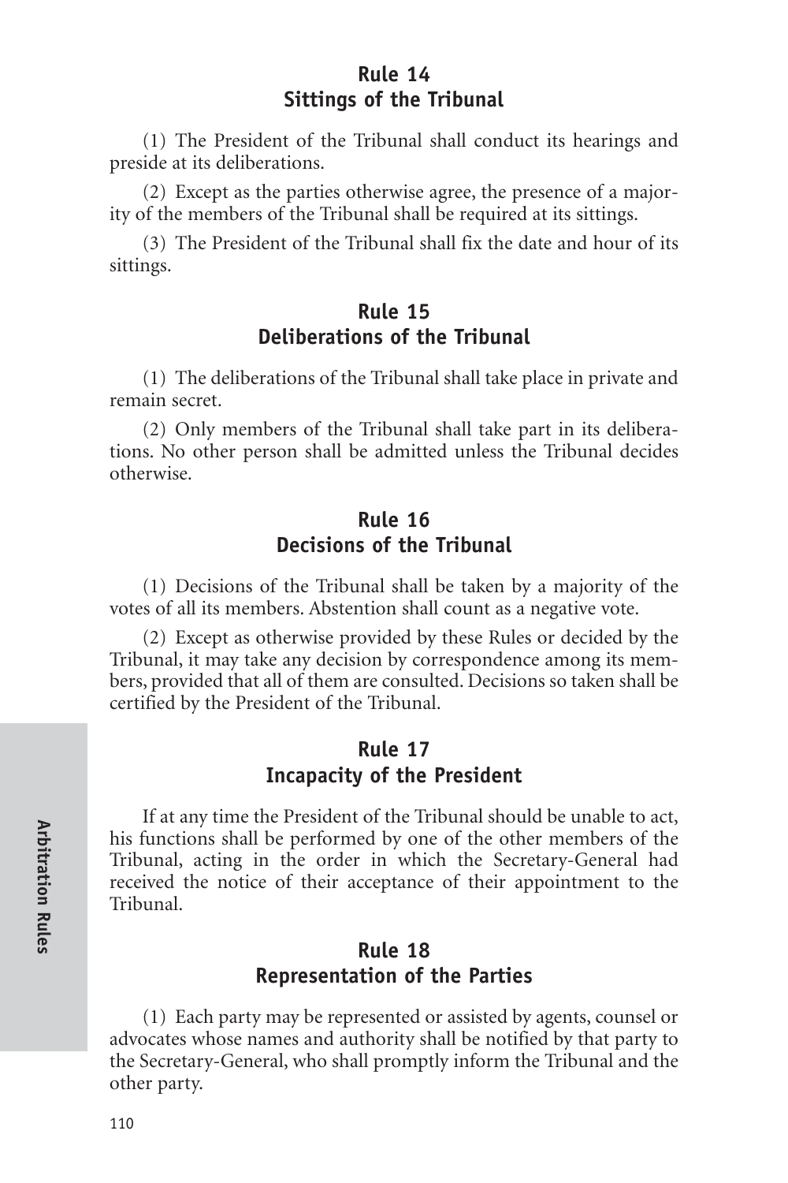## Rule 14
## Sittings of the Tribunal

(1) The President of the Tribunal shall conduct its hearings and preside at its deliberations.

(2) Except as the parties otherwise agree, the presence of a majority of the members of the Tribunal shall be required at its sittings.

(3) The President of the Tribunal shall fix the date and hour of its sittings.

## Rule 15
## Deliberations of the Tribunal

(1) The deliberations of the Tribunal shall take place in private and remain secret.

(2) Only members of the Tribunal shall take part in its deliberations. No other person shall be admitted unless the Tribunal decides otherwise.

## Rule 16
## Decisions of the Tribunal

(1) Decisions of the Tribunal shall be taken by a majority of the votes of all its members. Abstention shall count as a negative vote.

(2) Except as otherwise provided by these Rules or decided by the Tribunal, it may take any decision by correspondence among its members, provided that all of them are consulted. Decisions so taken shall be certified by the President of the Tribunal.

## Rule 17
## Incapacity of the President

If at any time the President of the Tribunal should be unable to act, his functions shall be performed by one of the other members of the Tribunal, acting in the order in which the Secretary-General had received the notice of their acceptance of their appointment to the Tribunal.

## Rule 18
## Representation of the Parties

(1) Each party may be represented or assisted by agents, counsel or advocates whose names and authority shall be notified by that party to the Secretary-General, who shall promptly inform the Tribunal and the other party.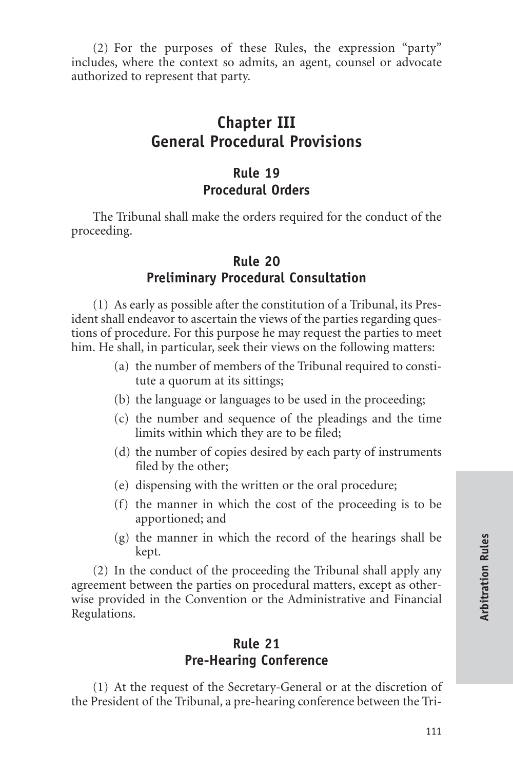(2) For the purposes of these Rules, the expression "party" includes, where the context so admits, an agent, counsel or advocate authorized to represent that party.

# Chapter III
# General Procedural Provisions

## Rule 19
## Procedural Orders

The Tribunal shall make the orders required for the conduct of the proceeding.

## Rule 20
## Preliminary Procedural Consultation

(1) As early as possible after the constitution of a Tribunal, its President shall endeavor to ascertain the views of the parties regarding questions of procedure. For this purpose he may request the parties to meet him. He shall, in particular, seek their views on the following matters:

- (a) the number of members of the Tribunal required to constitute a quorum at its sittings;
- (b) the language or languages to be used in the proceeding;
- (c) the number and sequence of the pleadings and the time limits within which they are to be filed;
- (d) the number of copies desired by each party of instruments filed by the other;
- (e) dispensing with the written or the oral procedure;
- (f) the manner in which the cost of the proceeding is to be apportioned; and
- (g) the manner in which the record of the hearings shall be kept.

(2) In the conduct of the proceeding the Tribunal shall apply any agreement between the parties on procedural matters, except as otherwise provided in the Convention or the Administrative and Financial Regulations.

## Rule 21
## Pre-Hearing Conference

(1) At the request of the Secretary-General or at the discretion of the President of the Tribunal, a pre-hearing conference between the Tri-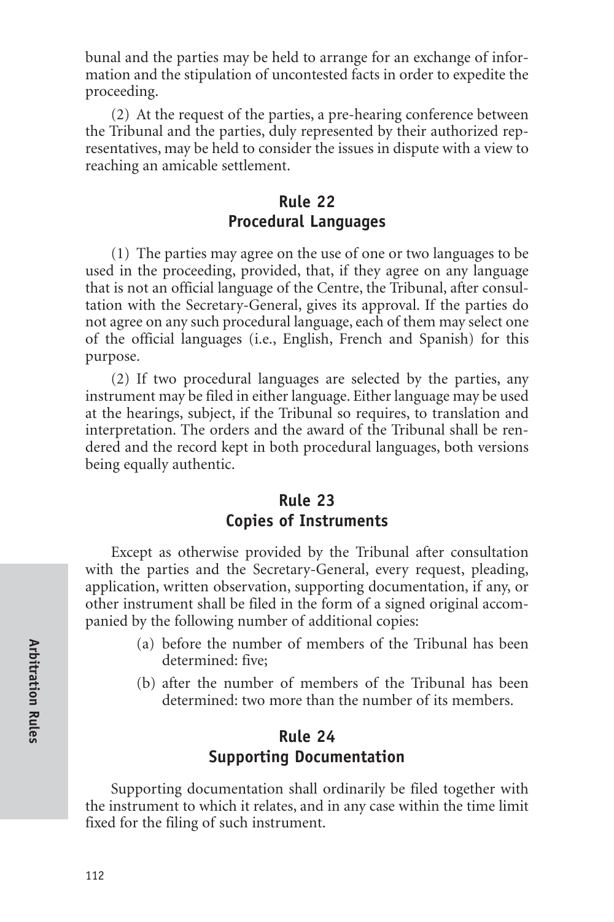bunal and the parties may be held to arrange for an exchange of information and the stipulation of uncontested facts in order to expedite the proceeding.

(2) At the request of the parties, a pre-hearing conference between the Tribunal and the parties, duly represented by their authorized representatives, may be held to consider the issues in dispute with a view to reaching an amicable settlement.

## Rule 22
## Procedural Languages

(1) The parties may agree on the use of one or two languages to be used in the proceeding, provided, that, if they agree on any language that is not an official language of the Centre, the Tribunal, after consultation with the Secretary-General, gives its approval. If the parties do not agree on any such procedural language, each of them may select one of the official languages (i.e., English, French and Spanish) for this purpose.

(2) If two procedural languages are selected by the parties, any instrument may be filed in either language. Either language may be used at the hearings, subject, if the Tribunal so requires, to translation and interpretation. The orders and the award of the Tribunal shall be rendered and the record kept in both procedural languages, both versions being equally authentic.

## Rule 23
## Copies of Instruments

Except as otherwise provided by the Tribunal after consultation with the parties and the Secretary-General, every request, pleading, application, written observation, supporting documentation, if any, or other instrument shall be filed in the form of a signed original accompanied by the following number of additional copies:

(a) before the number of members of the Tribunal has been determined: five;

(b) after the number of members of the Tribunal has been determined: two more than the number of its members.

## Rule 24
## Supporting Documentation

Supporting documentation shall ordinarily be filed together with the instrument to which it relates, and in any case within the time limit fixed for the filing of such instrument.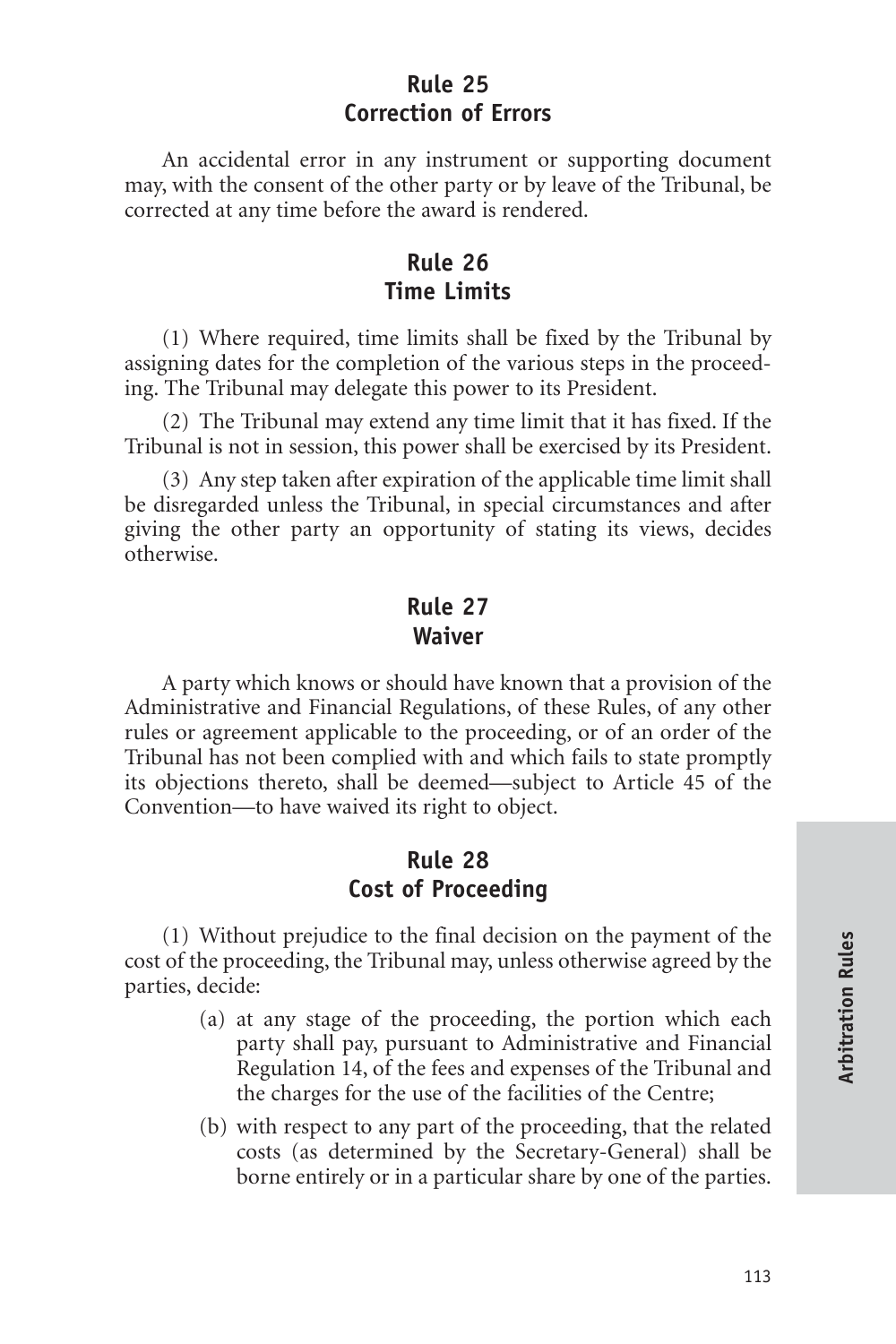## Rule 25
## Correction of Errors

An accidental error in any instrument or supporting document may, with the consent of the other party or by leave of the Tribunal, be corrected at any time before the award is rendered.

## Rule 26
## Time Limits

(1) Where required, time limits shall be fixed by the Tribunal by assigning dates for the completion of the various steps in the proceeding. The Tribunal may delegate this power to its President.

(2) The Tribunal may extend any time limit that it has fixed. If the Tribunal is not in session, this power shall be exercised by its President.

(3) Any step taken after expiration of the applicable time limit shall be disregarded unless the Tribunal, in special circumstances and after giving the other party an opportunity of stating its views, decides otherwise.

## Rule 27
## Waiver

A party which knows or should have known that a provision of the Administrative and Financial Regulations, of these Rules, of any other rules or agreement applicable to the proceeding, or of an order of the Tribunal has not been complied with and which fails to state promptly its objections thereto, shall be deemed—subject to Article 45 of the Convention—to have waived its right to object.

## Rule 28
## Cost of Proceeding

(1) Without prejudice to the final decision on the payment of the cost of the proceeding, the Tribunal may, unless otherwise agreed by the parties, decide:

(a) at any stage of the proceeding, the portion which each party shall pay, pursuant to Administrative and Financial Regulation 14, of the fees and expenses of the Tribunal and the charges for the use of the facilities of the Centre;

(b) with respect to any part of the proceeding, that the related costs (as determined by the Secretary-General) shall be borne entirely or in a particular share by one of the parties.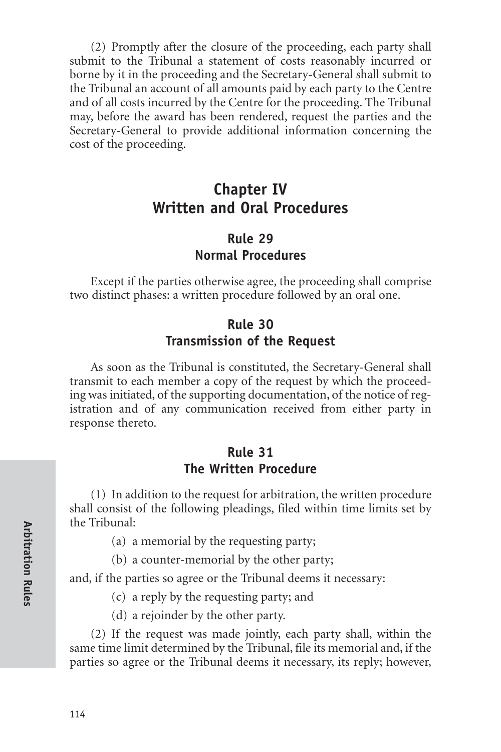(2) Promptly after the closure of the proceeding, each party shall submit to the Tribunal a statement of costs reasonably incurred or borne by it in the proceeding and the Secretary-General shall submit to the Tribunal an account of all amounts paid by each party to the Centre and of all costs incurred by the Centre for the proceeding. The Tribunal may, before the award has been rendered, request the parties and the Secretary-General to provide additional information concerning the cost of the proceeding.

## Chapter IV
## Written and Oral Procedures

### Rule 29
### Normal Procedures

Except if the parties otherwise agree, the proceeding shall comprise two distinct phases: a written procedure followed by an oral one.

### Rule 30
### Transmission of the Request

As soon as the Tribunal is constituted, the Secretary-General shall transmit to each member a copy of the request by which the proceeding was initiated, of the supporting documentation, of the notice of registration and of any communication received from either party in response thereto.

### Rule 31
### The Written Procedure

(1) In addition to the request for arbitration, the written procedure shall consist of the following pleadings, filed within time limits set by the Tribunal:

(a) a memorial by the requesting party;

(b) a counter-memorial by the other party;

and, if the parties so agree or the Tribunal deems it necessary:

(c) a reply by the requesting party; and

(d) a rejoinder by the other party.

(2) If the request was made jointly, each party shall, within the same time limit determined by the Tribunal, file its memorial and, if the parties so agree or the Tribunal deems it necessary, its reply; however,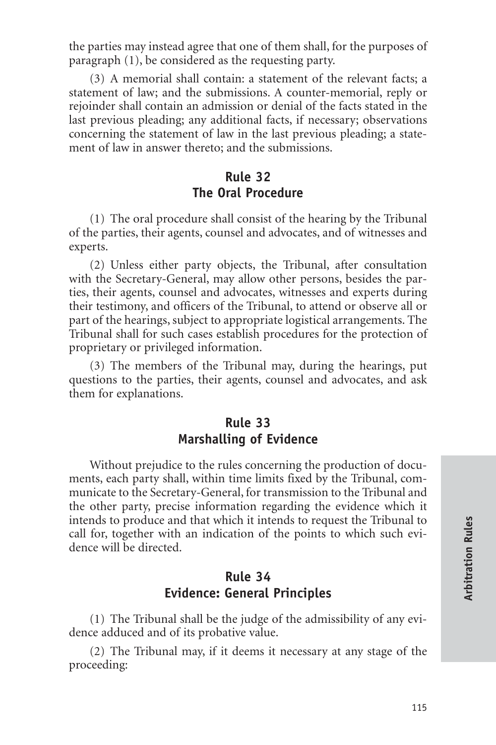the parties may instead agree that one of them shall, for the purposes of paragraph (1), be considered as the requesting party.

(3) A memorial shall contain: a statement of the relevant facts; a statement of law; and the submissions. A counter-memorial, reply or rejoinder shall contain an admission or denial of the facts stated in the last previous pleading; any additional facts, if necessary; observations concerning the statement of law in the last previous pleading; a statement of law in answer thereto; and the submissions.

## Rule 32
## The Oral Procedure

(1) The oral procedure shall consist of the hearing by the Tribunal of the parties, their agents, counsel and advocates, and of witnesses and experts.

(2) Unless either party objects, the Tribunal, after consultation with the Secretary-General, may allow other persons, besides the parties, their agents, counsel and advocates, witnesses and experts during their testimony, and officers of the Tribunal, to attend or observe all or part of the hearings, subject to appropriate logistical arrangements. The Tribunal shall for such cases establish procedures for the protection of proprietary or privileged information.

(3) The members of the Tribunal may, during the hearings, put questions to the parties, their agents, counsel and advocates, and ask them for explanations.

## Rule 33
## Marshalling of Evidence

Without prejudice to the rules concerning the production of documents, each party shall, within time limits fixed by the Tribunal, communicate to the Secretary-General, for transmission to the Tribunal and the other party, precise information regarding the evidence which it intends to produce and that which it intends to request the Tribunal to call for, together with an indication of the points to which such evidence will be directed.

## Rule 34
## Evidence: General Principles

(1) The Tribunal shall be the judge of the admissibility of any evidence adduced and of its probative value.

(2) The Tribunal may, if it deems it necessary at any stage of the proceeding: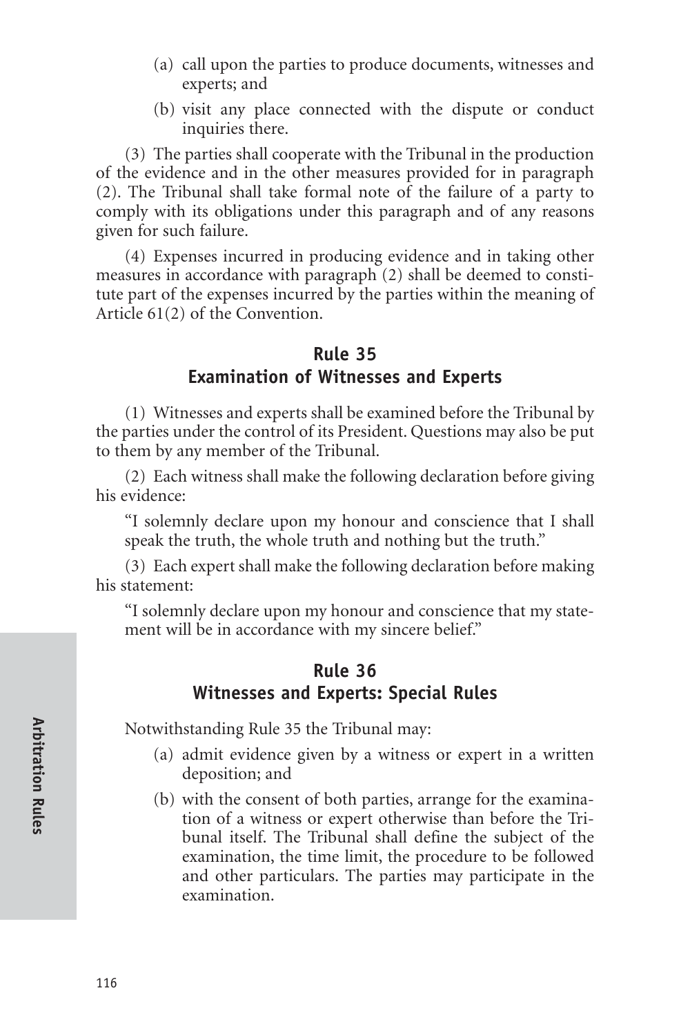(a) call upon the parties to produce documents, witnesses and experts; and

(b) visit any place connected with the dispute or conduct inquiries there.

(3) The parties shall cooperate with the Tribunal in the production of the evidence and in the other measures provided for in paragraph (2). The Tribunal shall take formal note of the failure of a party to comply with its obligations under this paragraph and of any reasons given for such failure.

(4) Expenses incurred in producing evidence and in taking other measures in accordance with paragraph (2) shall be deemed to constitute part of the expenses incurred by the parties within the meaning of Article 61(2) of the Convention.

## Rule 35
## Examination of Witnesses and Experts

(1) Witnesses and experts shall be examined before the Tribunal by the parties under the control of its President. Questions may also be put to them by any member of the Tribunal.

(2) Each witness shall make the following declaration before giving his evidence:

"I solemnly declare upon my honour and conscience that I shall speak the truth, the whole truth and nothing but the truth."

(3) Each expert shall make the following declaration before making his statement:

"I solemnly declare upon my honour and conscience that my statement will be in accordance with my sincere belief."

## Rule 36
## Witnesses and Experts: Special Rules

Notwithstanding Rule 35 the Tribunal may:

(a) admit evidence given by a witness or expert in a written deposition; and

(b) with the consent of both parties, arrange for the examination of a witness or expert otherwise than before the Tribunal itself. The Tribunal shall define the subject of the examination, the time limit, the procedure to be followed and other particulars. The parties may participate in the examination.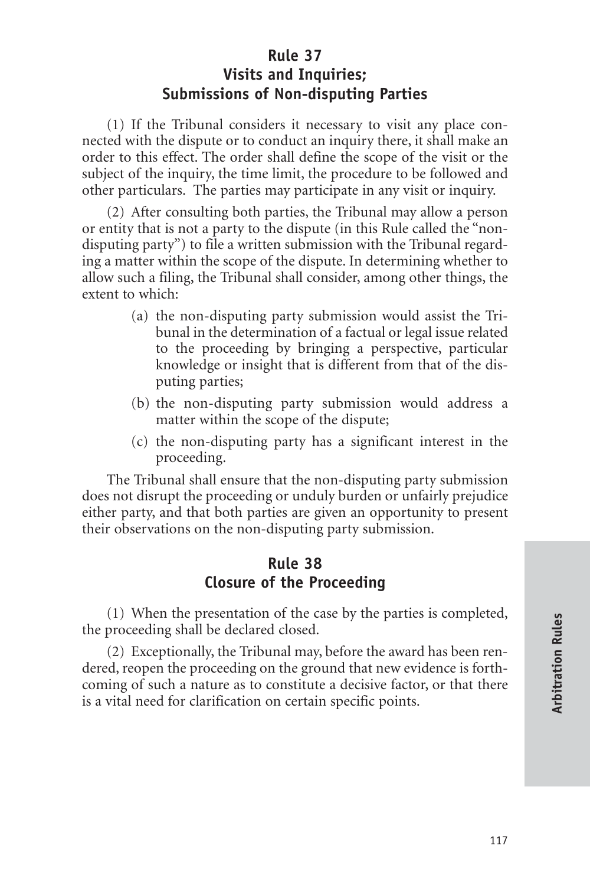## Rule 37
## Visits and Inquiries; Submissions of Non-disputing Parties

(1) If the Tribunal considers it necessary to visit any place connected with the dispute or to conduct an inquiry there, it shall make an order to this effect. The order shall define the scope of the visit or the subject of the inquiry, the time limit, the procedure to be followed and other particulars. The parties may participate in any visit or inquiry.

(2) After consulting both parties, the Tribunal may allow a person or entity that is not a party to the dispute (in this Rule called the "non-disputing party") to file a written submission with the Tribunal regarding a matter within the scope of the dispute. In determining whether to allow such a filing, the Tribunal shall consider, among other things, the extent to which:

- (a) the non-disputing party submission would assist the Tribunal in the determination of a factual or legal issue related to the proceeding by bringing a perspective, particular knowledge or insight that is different from that of the disputing parties;
- (b) the non-disputing party submission would address a matter within the scope of the dispute;
- (c) the non-disputing party has a significant interest in the proceeding.

The Tribunal shall ensure that the non-disputing party submission does not disrupt the proceeding or unduly burden or unfairly prejudice either party, and that both parties are given an opportunity to present their observations on the non-disputing party submission.

## Rule 38
## Closure of the Proceeding

(1) When the presentation of the case by the parties is completed, the proceeding shall be declared closed.

(2) Exceptionally, the Tribunal may, before the award has been rendered, reopen the proceeding on the ground that new evidence is forthcoming of such a nature as to constitute a decisive factor, or that there is a vital need for clarification on certain specific points.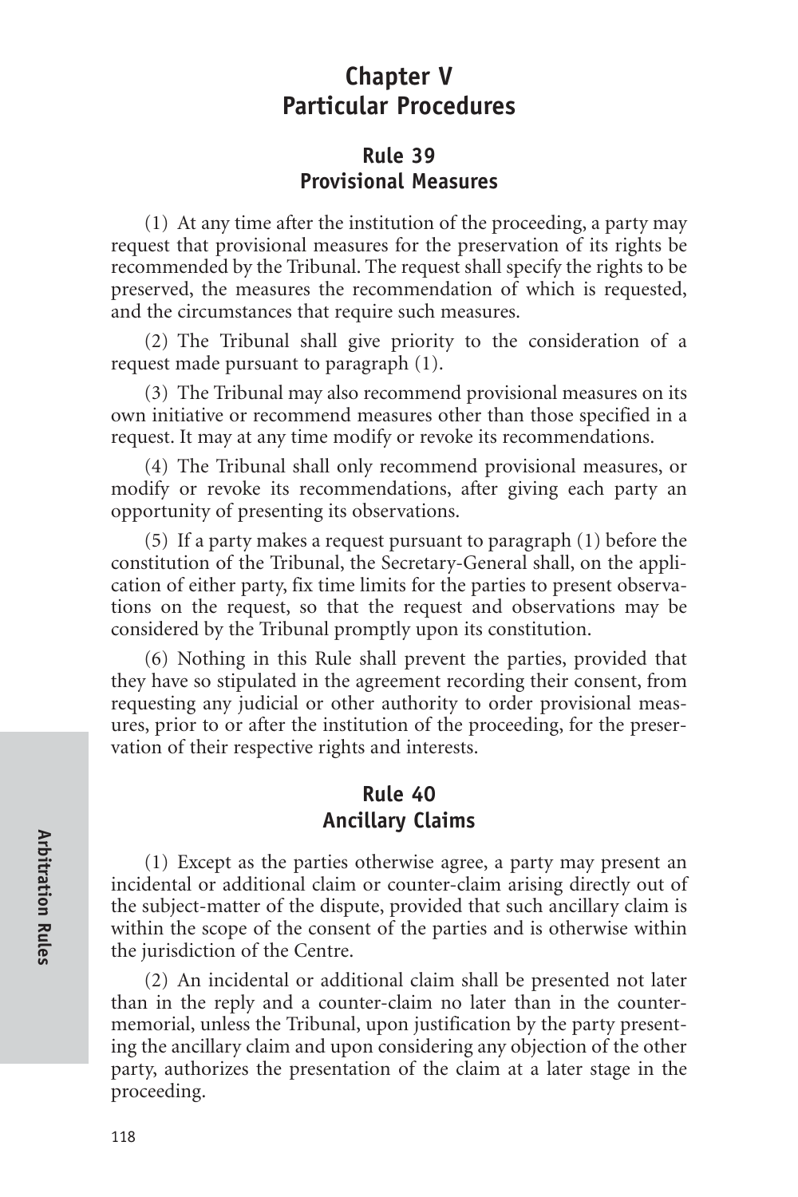# Chapter V
# Particular Procedures

## Rule 39
## Provisional Measures

(1) At any time after the institution of the proceeding, a party may request that provisional measures for the preservation of its rights be recommended by the Tribunal. The request shall specify the rights to be preserved, the measures the recommendation of which is requested, and the circumstances that require such measures.

(2) The Tribunal shall give priority to the consideration of a request made pursuant to paragraph (1).

(3) The Tribunal may also recommend provisional measures on its own initiative or recommend measures other than those specified in a request. It may at any time modify or revoke its recommendations.

(4) The Tribunal shall only recommend provisional measures, or modify or revoke its recommendations, after giving each party an opportunity of presenting its observations.

(5) If a party makes a request pursuant to paragraph (1) before the constitution of the Tribunal, the Secretary-General shall, on the application of either party, fix time limits for the parties to present observations on the request, so that the request and observations may be considered by the Tribunal promptly upon its constitution.

(6) Nothing in this Rule shall prevent the parties, provided that they have so stipulated in the agreement recording their consent, from requesting any judicial or other authority to order provisional measures, prior to or after the institution of the proceeding, for the preservation of their respective rights and interests.

## Rule 40
## Ancillary Claims

(1) Except as the parties otherwise agree, a party may present an incidental or additional claim or counter-claim arising directly out of the subject-matter of the dispute, provided that such ancillary claim is within the scope of the consent of the parties and is otherwise within the jurisdiction of the Centre.

(2) An incidental or additional claim shall be presented not later than in the reply and a counter-claim no later than in the counter-memorial, unless the Tribunal, upon justification by the party presenting the ancillary claim and upon considering any objection of the other party, authorizes the presentation of the claim at a later stage in the proceeding.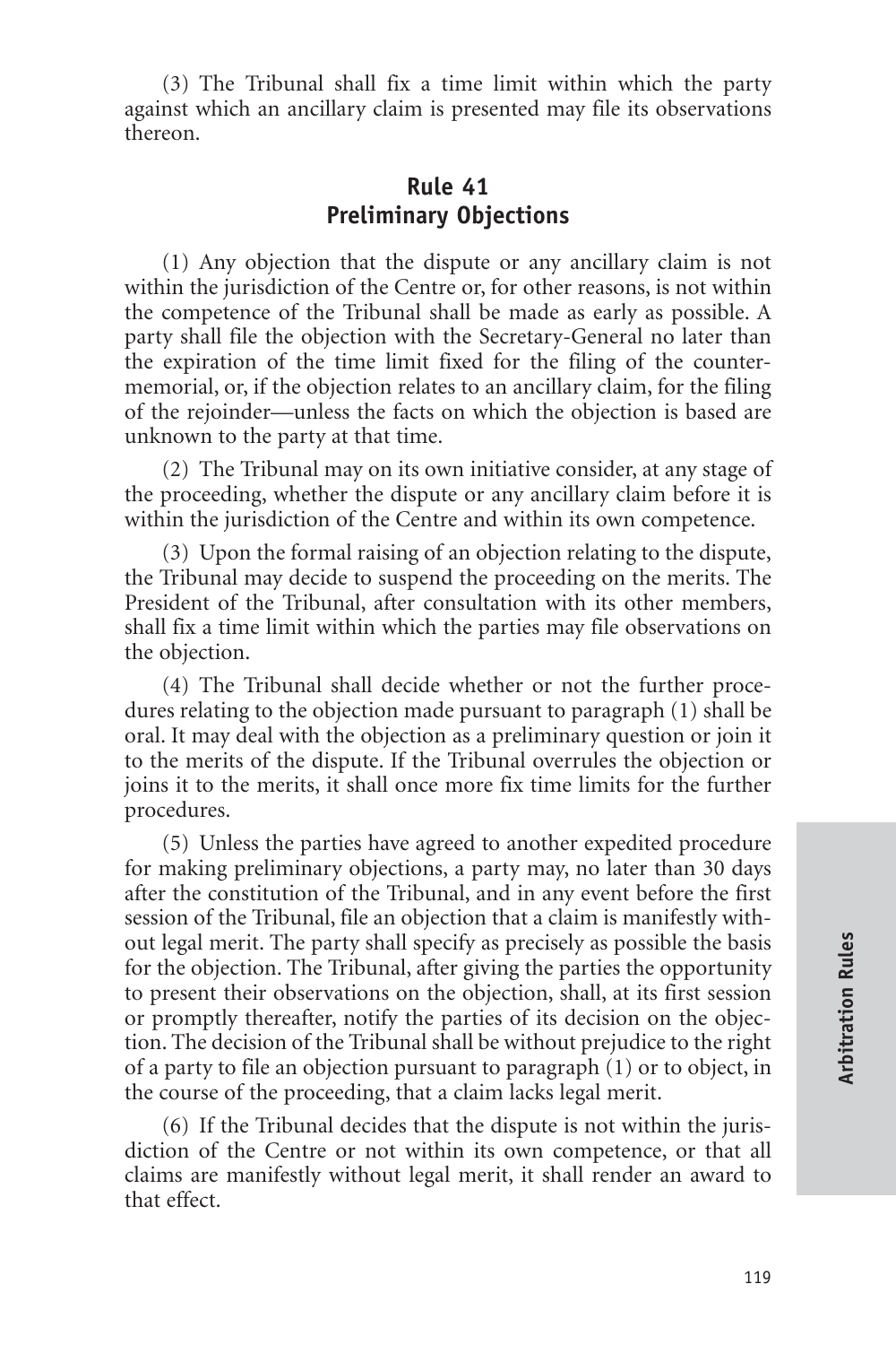(3) The Tribunal shall fix a time limit within which the party against which an ancillary claim is presented may file its observations thereon.

## Rule 41
## Preliminary Objections

(1) Any objection that the dispute or any ancillary claim is not within the jurisdiction of the Centre or, for other reasons, is not within the competence of the Tribunal shall be made as early as possible. A party shall file the objection with the Secretary-General no later than the expiration of the time limit fixed for the filing of the counter-memorial, or, if the objection relates to an ancillary claim, for the filing of the rejoinder—unless the facts on which the objection is based are unknown to the party at that time.

(2) The Tribunal may on its own initiative consider, at any stage of the proceeding, whether the dispute or any ancillary claim before it is within the jurisdiction of the Centre and within its own competence.

(3) Upon the formal raising of an objection relating to the dispute, the Tribunal may decide to suspend the proceeding on the merits. The President of the Tribunal, after consultation with its other members, shall fix a time limit within which the parties may file observations on the objection.

(4) The Tribunal shall decide whether or not the further procedures relating to the objection made pursuant to paragraph (1) shall be oral. It may deal with the objection as a preliminary question or join it to the merits of the dispute. If the Tribunal overrules the objection or joins it to the merits, it shall once more fix time limits for the further procedures.

(5) Unless the parties have agreed to another expedited procedure for making preliminary objections, a party may, no later than 30 days after the constitution of the Tribunal, and in any event before the first session of the Tribunal, file an objection that a claim is manifestly without legal merit. The party shall specify as precisely as possible the basis for the objection. The Tribunal, after giving the parties the opportunity to present their observations on the objection, shall, at its first session or promptly thereafter, notify the parties of its decision on the objection. The decision of the Tribunal shall be without prejudice to the right of a party to file an objection pursuant to paragraph (1) or to object, in the course of the proceeding, that a claim lacks legal merit.

(6) If the Tribunal decides that the dispute is not within the jurisdiction of the Centre or not within its own competence, or that all claims are manifestly without legal merit, it shall render an award to that effect.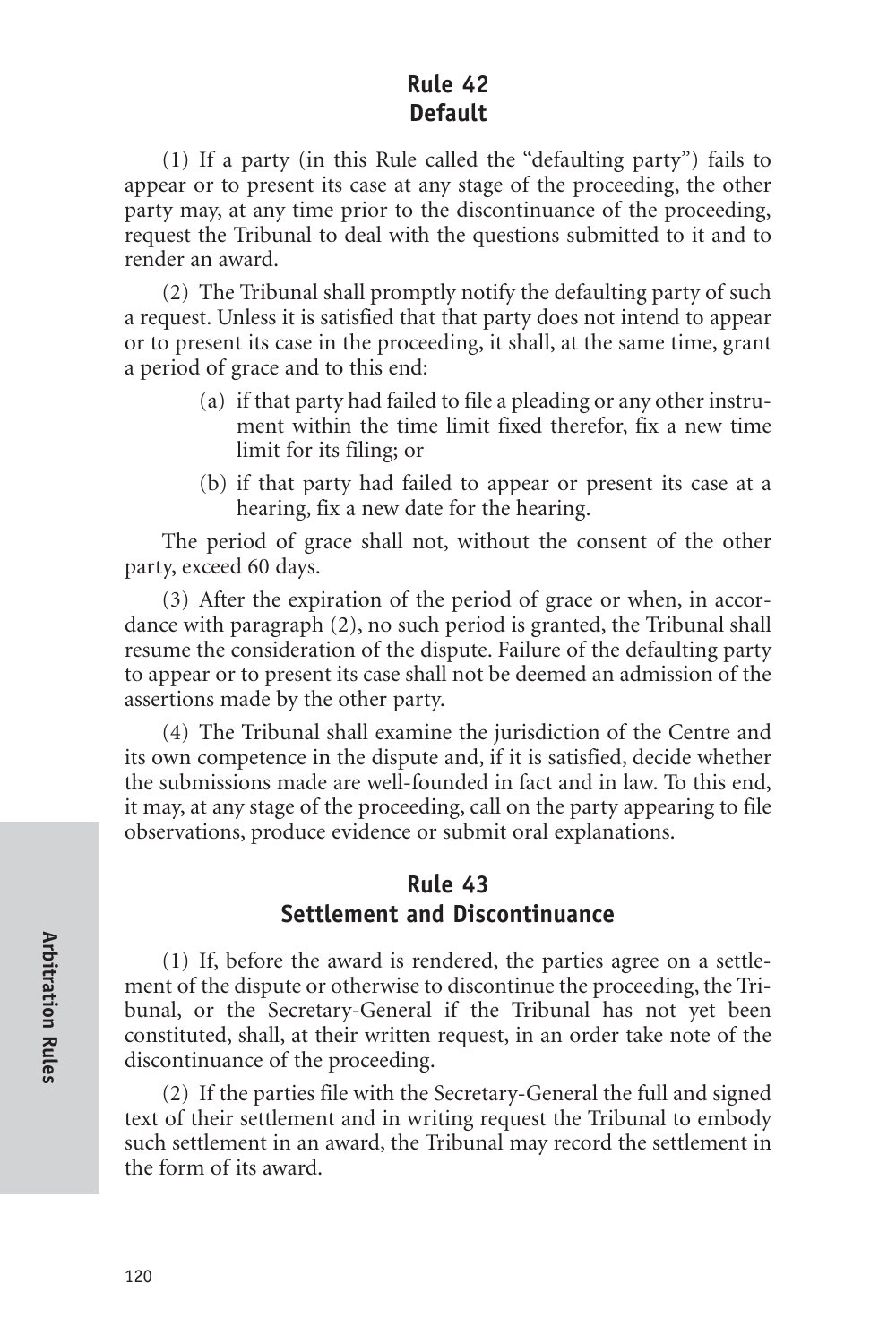## Rule 42
## Default

(1) If a party (in this Rule called the "defaulting party") fails to appear or to present its case at any stage of the proceeding, the other party may, at any time prior to the discontinuance of the proceeding, request the Tribunal to deal with the questions submitted to it and to render an award.

(2) The Tribunal shall promptly notify the defaulting party of such a request. Unless it is satisfied that that party does not intend to appear or to present its case in the proceeding, it shall, at the same time, grant a period of grace and to this end:

- (a) if that party had failed to file a pleading or any other instrument within the time limit fixed therefor, fix a new time limit for its filing; or
- (b) if that party had failed to appear or present its case at a hearing, fix a new date for the hearing.

The period of grace shall not, without the consent of the other party, exceed 60 days.

(3) After the expiration of the period of grace or when, in accordance with paragraph (2), no such period is granted, the Tribunal shall resume the consideration of the dispute. Failure of the defaulting party to appear or to present its case shall not be deemed an admission of the assertions made by the other party.

(4) The Tribunal shall examine the jurisdiction of the Centre and its own competence in the dispute and, if it is satisfied, decide whether the submissions made are well-founded in fact and in law. To this end, it may, at any stage of the proceeding, call on the party appearing to file observations, produce evidence or submit oral explanations.

## Rule 43
## Settlement and Discontinuance

(1) If, before the award is rendered, the parties agree on a settlement of the dispute or otherwise to discontinue the proceeding, the Tribunal, or the Secretary-General if the Tribunal has not yet been constituted, shall, at their written request, in an order take note of the discontinuance of the proceeding.

(2) If the parties file with the Secretary-General the full and signed text of their settlement and in writing request the Tribunal to embody such settlement in an award, the Tribunal may record the settlement in the form of its award.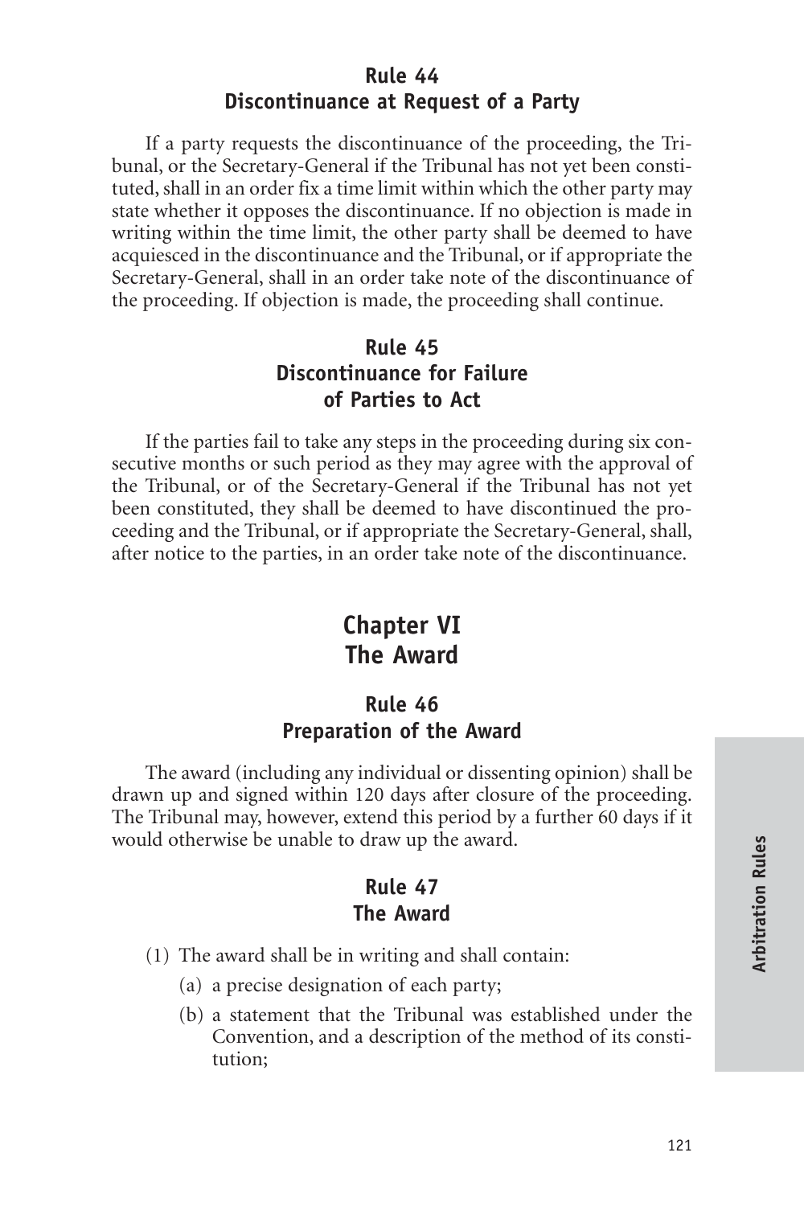### Rule 44
### Discontinuance at Request of a Party

If a party requests the discontinuance of the proceeding, the Tribunal, or the Secretary-General if the Tribunal has not yet been constituted, shall in an order fix a time limit within which the other party may state whether it opposes the discontinuance. If no objection is made in writing within the time limit, the other party shall be deemed to have acquiesced in the discontinuance and the Tribunal, or if appropriate the Secretary-General, shall in an order take note of the discontinuance of the proceeding. If objection is made, the proceeding shall continue.

### Rule 45
### Discontinuance for Failure of Parties to Act

If the parties fail to take any steps in the proceeding during six consecutive months or such period as they may agree with the approval of the Tribunal, or of the Secretary-General if the Tribunal has not yet been constituted, they shall be deemed to have discontinued the proceeding and the Tribunal, or if appropriate the Secretary-General, shall, after notice to the parties, in an order take note of the discontinuance.

## Chapter VI
## The Award

### Rule 46
### Preparation of the Award

The award (including any individual or dissenting opinion) shall be drawn up and signed within 120 days after closure of the proceeding. The Tribunal may, however, extend this period by a further 60 days if it would otherwise be unable to draw up the award.

### Rule 47
### The Award

(1) The award shall be in writing and shall contain:

- (a) a precise designation of each party;
- (b) a statement that the Tribunal was established under the Convention, and a description of the method of its constitution;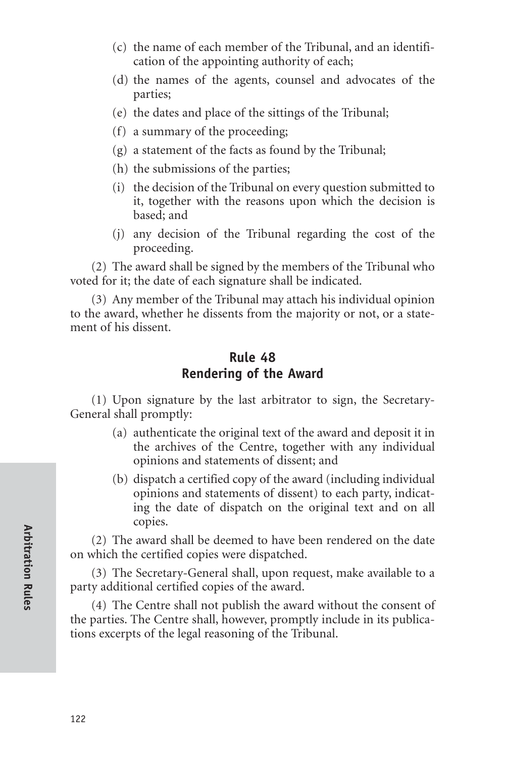(c) the name of each member of the Tribunal, and an identification of the appointing authority of each;

(d) the names of the agents, counsel and advocates of the parties;

(e) the dates and place of the sittings of the Tribunal;

(f) a summary of the proceeding;

(g) a statement of the facts as found by the Tribunal;

(h) the submissions of the parties;

(i) the decision of the Tribunal on every question submitted to it, together with the reasons upon which the decision is based; and

(j) any decision of the Tribunal regarding the cost of the proceeding.

(2) The award shall be signed by the members of the Tribunal who voted for it; the date of each signature shall be indicated.

(3) Any member of the Tribunal may attach his individual opinion to the award, whether he dissents from the majority or not, or a statement of his dissent.

## Rule 48
## Rendering of the Award

(1) Upon signature by the last arbitrator to sign, the Secretary-General shall promptly:

(a) authenticate the original text of the award and deposit it in the archives of the Centre, together with any individual opinions and statements of dissent; and

(b) dispatch a certified copy of the award (including individual opinions and statements of dissent) to each party, indicating the date of dispatch on the original text and on all copies.

(2) The award shall be deemed to have been rendered on the date on which the certified copies were dispatched.

(3) The Secretary-General shall, upon request, make available to a party additional certified copies of the award.

(4) The Centre shall not publish the award without the consent of the parties. The Centre shall, however, promptly include in its publications excerpts of the legal reasoning of the Tribunal.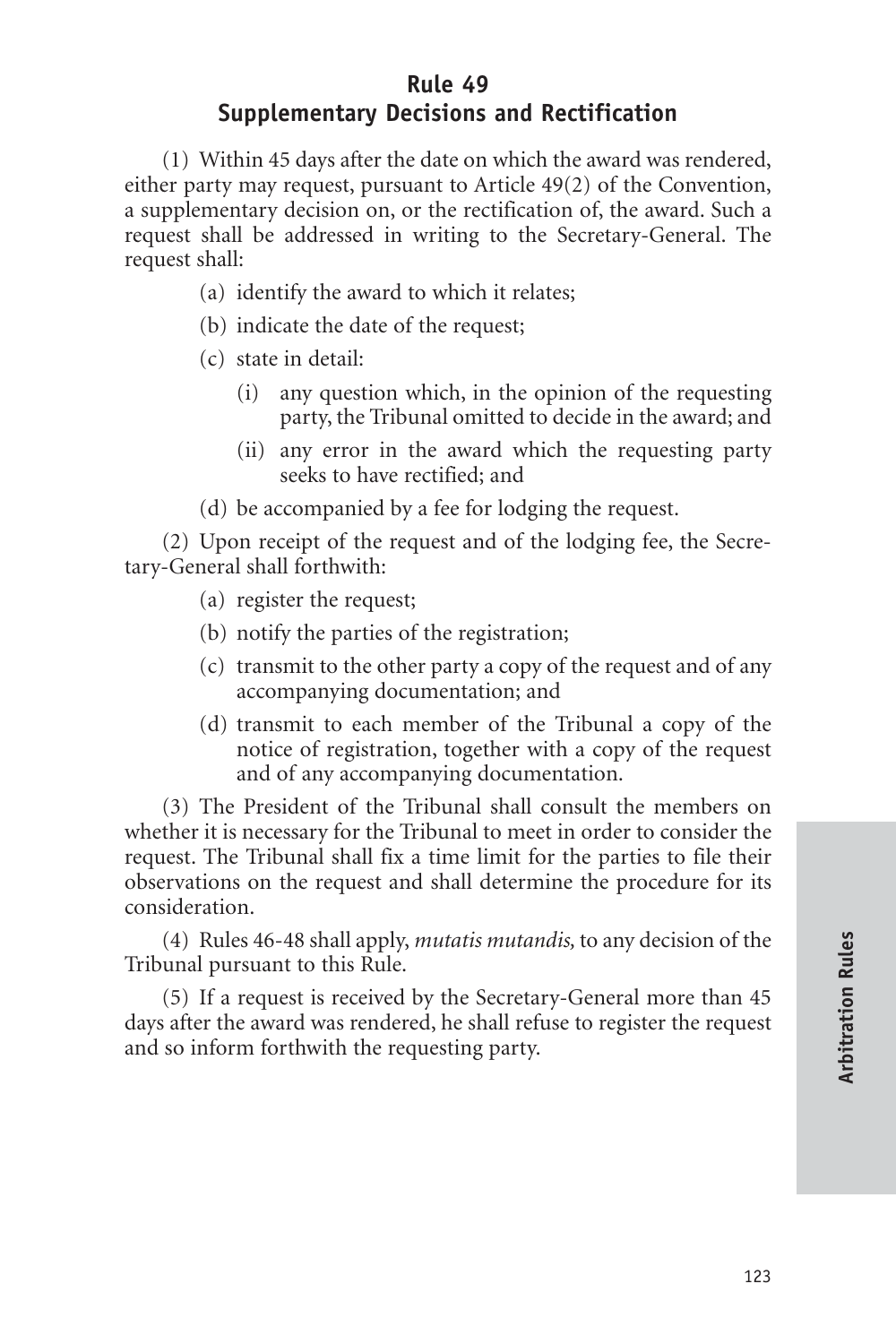## Rule 49
## Supplementary Decisions and Rectification

(1) Within 45 days after the date on which the award was rendered, either party may request, pursuant to Article 49(2) of the Convention, a supplementary decision on, or the rectification of, the award. Such a request shall be addressed in writing to the Secretary-General. The request shall:

(a) identify the award to which it relates;

(b) indicate the date of the request;

(c) state in detail:

  (i) any question which, in the opinion of the requesting party, the Tribunal omitted to decide in the award; and

  (ii) any error in the award which the requesting party seeks to have rectified; and

(d) be accompanied by a fee for lodging the request.

(2) Upon receipt of the request and of the lodging fee, the Secretary-General shall forthwith:

(a) register the request;

(b) notify the parties of the registration;

(c) transmit to the other party a copy of the request and of any accompanying documentation; and

(d) transmit to each member of the Tribunal a copy of the notice of registration, together with a copy of the request and of any accompanying documentation.

(3) The President of the Tribunal shall consult the members on whether it is necessary for the Tribunal to meet in order to consider the request. The Tribunal shall fix a time limit for the parties to file their observations on the request and shall determine the procedure for its consideration.

(4) Rules 46-48 shall apply, *mutatis mutandis,* to any decision of the Tribunal pursuant to this Rule.

(5) If a request is received by the Secretary-General more than 45 days after the award was rendered, he shall refuse to register the request and so inform forthwith the requesting party.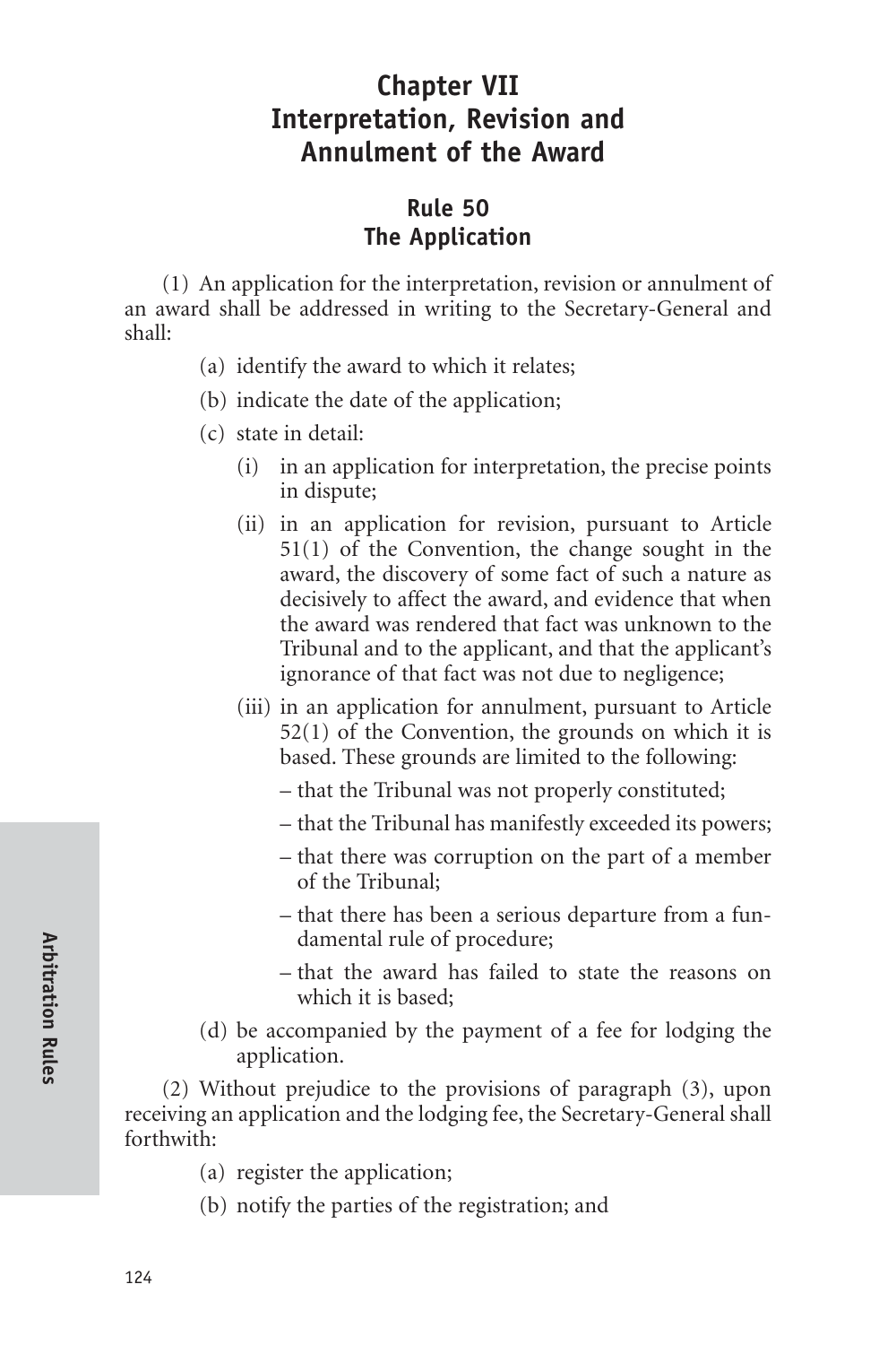# Chapter VII
# Interpretation, Revision and Annulment of the Award

## Rule 50
## The Application

(1) An application for the interpretation, revision or annulment of an award shall be addressed in writing to the Secretary-General and shall:

(a) identify the award to which it relates;

(b) indicate the date of the application;

(c) state in detail:

(i) in an application for interpretation, the precise points in dispute;

(ii) in an application for revision, pursuant to Article 51(1) of the Convention, the change sought in the award, the discovery of some fact of such a nature as decisively to affect the award, and evidence that when the award was rendered that fact was unknown to the Tribunal and to the applicant, and that the applicant's ignorance of that fact was not due to negligence;

(iii) in an application for annulment, pursuant to Article 52(1) of the Convention, the grounds on which it is based. These grounds are limited to the following:

– that the Tribunal was not properly constituted;

– that the Tribunal has manifestly exceeded its powers;

– that there was corruption on the part of a member of the Tribunal;

– that there has been a serious departure from a fundamental rule of procedure;

– that the award has failed to state the reasons on which it is based;

(d) be accompanied by the payment of a fee for lodging the application.

(2) Without prejudice to the provisions of paragraph (3), upon receiving an application and the lodging fee, the Secretary-General shall forthwith:

(a) register the application;

(b) notify the parties of the registration; and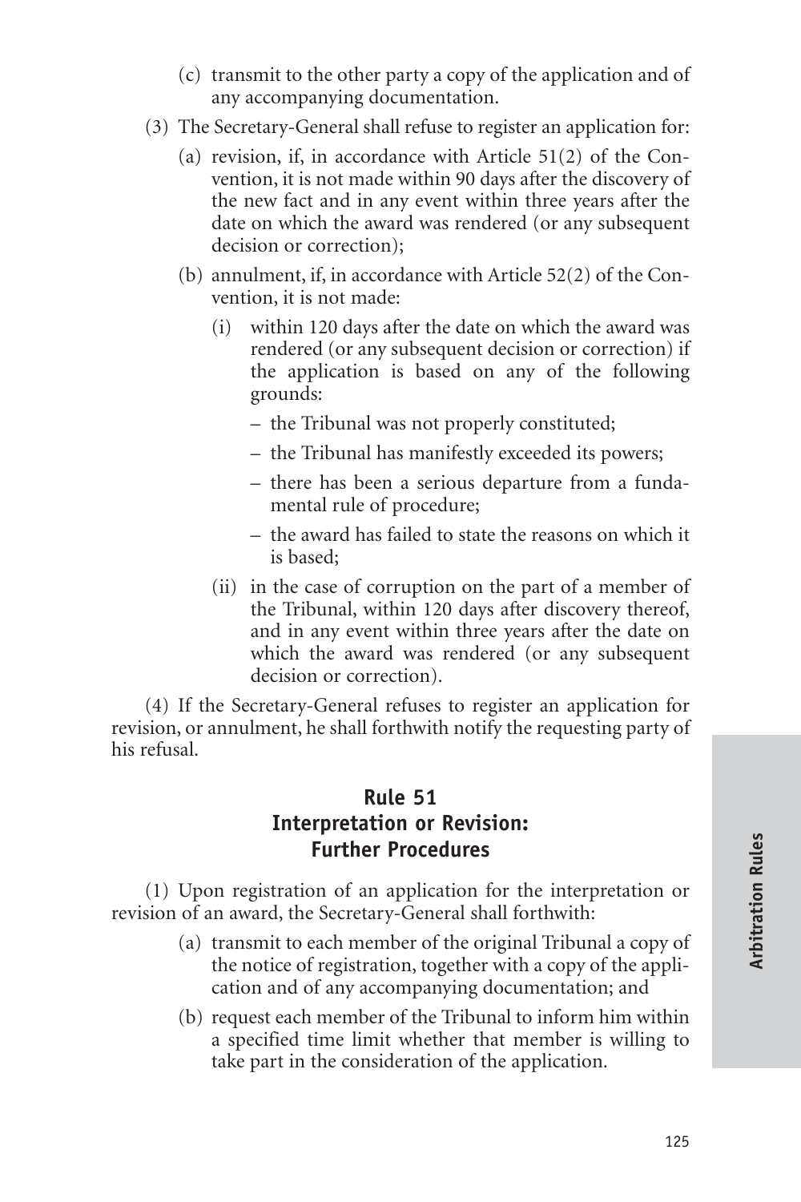(c) transmit to the other party a copy of the application and of any accompanying documentation.

(3) The Secretary-General shall refuse to register an application for:

(a) revision, if, in accordance with Article 51(2) of the Convention, it is not made within 90 days after the discovery of the new fact and in any event within three years after the date on which the award was rendered (or any subsequent decision or correction);

(b) annulment, if, in accordance with Article 52(2) of the Convention, it is not made:

(i) within 120 days after the date on which the award was rendered (or any subsequent decision or correction) if the application is based on any of the following grounds:

– the Tribunal was not properly constituted;

– the Tribunal has manifestly exceeded its powers;

– there has been a serious departure from a fundamental rule of procedure;

– the award has failed to state the reasons on which it is based;

(ii) in the case of corruption on the part of a member of the Tribunal, within 120 days after discovery thereof, and in any event within three years after the date on which the award was rendered (or any subsequent decision or correction).

(4) If the Secretary-General refuses to register an application for revision, or annulment, he shall forthwith notify the requesting party of his refusal.

## Rule 51
## Interpretation or Revision: Further Procedures

(1) Upon registration of an application for the interpretation or revision of an award, the Secretary-General shall forthwith:

(a) transmit to each member of the original Tribunal a copy of the notice of registration, together with a copy of the application and of any accompanying documentation; and

(b) request each member of the Tribunal to inform him within a specified time limit whether that member is willing to take part in the consideration of the application.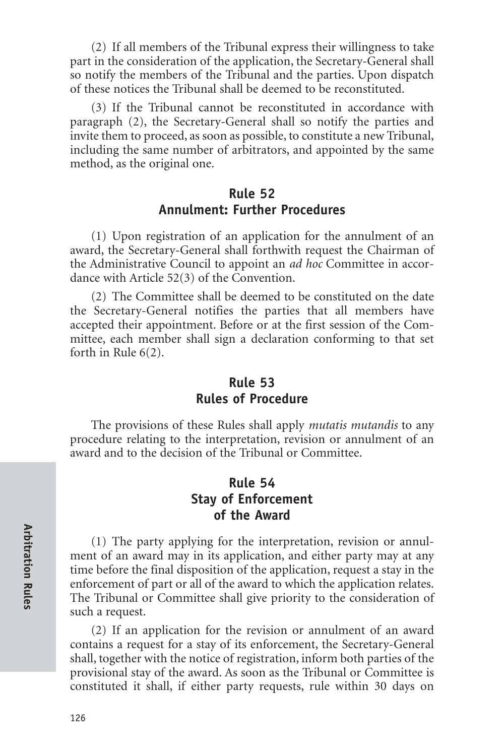(2) If all members of the Tribunal express their willingness to take part in the consideration of the application, the Secretary-General shall so notify the members of the Tribunal and the parties. Upon dispatch of these notices the Tribunal shall be deemed to be reconstituted.

(3) If the Tribunal cannot be reconstituted in accordance with paragraph (2), the Secretary-General shall so notify the parties and invite them to proceed, as soon as possible, to constitute a new Tribunal, including the same number of arbitrators, and appointed by the same method, as the original one.

## Rule 52
## Annulment: Further Procedures

(1) Upon registration of an application for the annulment of an award, the Secretary-General shall forthwith request the Chairman of the Administrative Council to appoint an *ad hoc* Committee in accordance with Article 52(3) of the Convention.

(2) The Committee shall be deemed to be constituted on the date the Secretary-General notifies the parties that all members have accepted their appointment. Before or at the first session of the Committee, each member shall sign a declaration conforming to that set forth in Rule 6(2).

## Rule 53
## Rules of Procedure

The provisions of these Rules shall apply *mutatis mutandis* to any procedure relating to the interpretation, revision or annulment of an award and to the decision of the Tribunal or Committee.

## Rule 54
## Stay of Enforcement of the Award

(1) The party applying for the interpretation, revision or annulment of an award may in its application, and either party may at any time before the final disposition of the application, request a stay in the enforcement of part or all of the award to which the application relates. The Tribunal or Committee shall give priority to the consideration of such a request.

(2) If an application for the revision or annulment of an award contains a request for a stay of its enforcement, the Secretary-General shall, together with the notice of registration, inform both parties of the provisional stay of the award. As soon as the Tribunal or Committee is constituted it shall, if either party requests, rule within 30 days on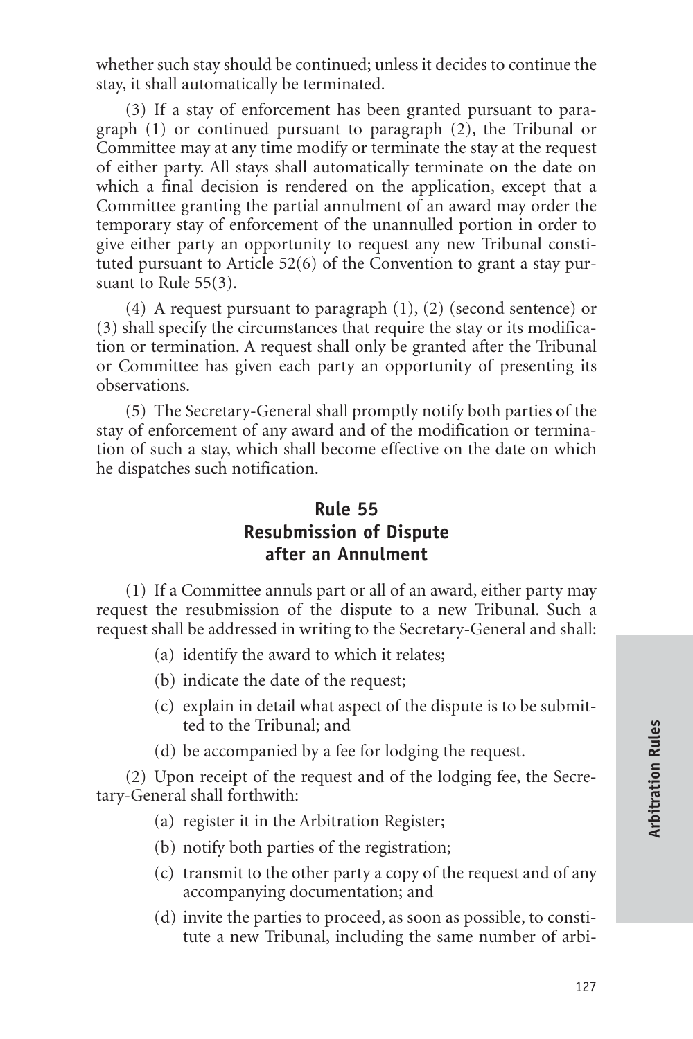whether such stay should be continued; unless it decides to continue the stay, it shall automatically be terminated.

(3) If a stay of enforcement has been granted pursuant to paragraph (1) or continued pursuant to paragraph (2), the Tribunal or Committee may at any time modify or terminate the stay at the request of either party. All stays shall automatically terminate on the date on which a final decision is rendered on the application, except that a Committee granting the partial annulment of an award may order the temporary stay of enforcement of the unannulled portion in order to give either party an opportunity to request any new Tribunal constituted pursuant to Article 52(6) of the Convention to grant a stay pursuant to Rule 55(3).

(4) A request pursuant to paragraph (1), (2) (second sentence) or (3) shall specify the circumstances that require the stay or its modification or termination. A request shall only be granted after the Tribunal or Committee has given each party an opportunity of presenting its observations.

(5) The Secretary-General shall promptly notify both parties of the stay of enforcement of any award and of the modification or termination of such a stay, which shall become effective on the date on which he dispatches such notification.

## Rule 55
## Resubmission of Dispute after an Annulment

(1) If a Committee annuls part or all of an award, either party may request the resubmission of the dispute to a new Tribunal. Such a request shall be addressed in writing to the Secretary-General and shall:

- (a) identify the award to which it relates;
- (b) indicate the date of the request;
- (c) explain in detail what aspect of the dispute is to be submitted to the Tribunal; and
- (d) be accompanied by a fee for lodging the request.

(2) Upon receipt of the request and of the lodging fee, the Secretary-General shall forthwith:

- (a) register it in the Arbitration Register;
- (b) notify both parties of the registration;
- (c) transmit to the other party a copy of the request and of any accompanying documentation; and
- (d) invite the parties to proceed, as soon as possible, to constitute a new Tribunal, including the same number of arbi-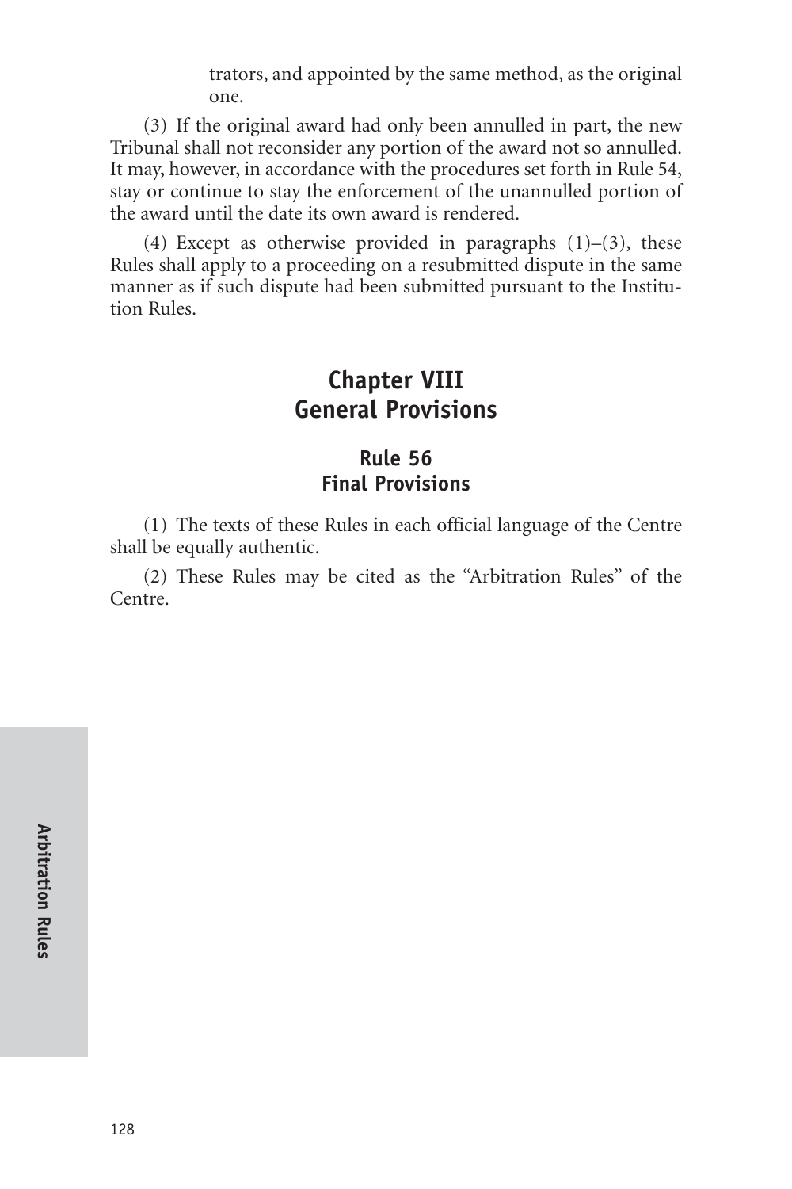trators, and appointed by the same method, as the original one.

(3) If the original award had only been annulled in part, the new Tribunal shall not reconsider any portion of the award not so annulled. It may, however, in accordance with the procedures set forth in Rule 54, stay or continue to stay the enforcement of the unannulled portion of the award until the date its own award is rendered.

(4) Except as otherwise provided in paragraphs (1)–(3), these Rules shall apply to a proceeding on a resubmitted dispute in the same manner as if such dispute had been submitted pursuant to the Institution Rules.

## Chapter VIII
## General Provisions

### Rule 56
### Final Provisions

(1) The texts of these Rules in each official language of the Centre shall be equally authentic.

(2) These Rules may be cited as the "Arbitration Rules" of the Centre.